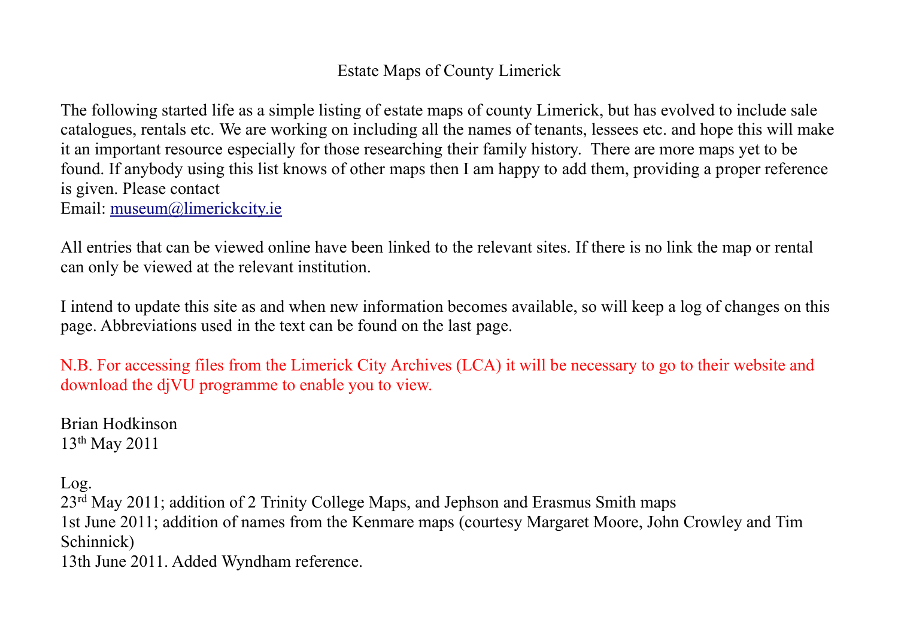# Estate Maps of County Limerick

The following started life as a simple listing of estate maps of county Limerick, but has evolved to include sale catalogues, rentals etc. We are working on including all the names of tenants, lessees etc. and hope this will make it an important resource especially for those researching their family history. There are more maps yet to be found. If anybody using this list knows of other maps then I am happy to add them, providing a proper reference is given. Please contact
Email: [museum@limerickcity.ie](mailto:museum@limerickcity.ie)

All entries that can be viewed online have been linked to the relevant sites. If there is no link the map or rental can only be viewed at the relevant institution.

I intend to update this site as and when new information becomes available, so will keep a log of changes on this page. Abbreviations used in the text can be found on the last page.

N.B. For accessing files from the Limerick City Archives (LCA) it will be necessary to go to their website and download the djVU programme to enable you to view.

Brian Hodkinson
13th May 2011

Log.
23rd May 2011; addition of 2 Trinity College Maps, and Jephson and Erasmus Smith maps
1st June 2011; addition of names from the Kenmare maps (courtesy Margaret Moore, John Crowley and Tim Schinnick)
13th June 2011. Added Wyndham reference.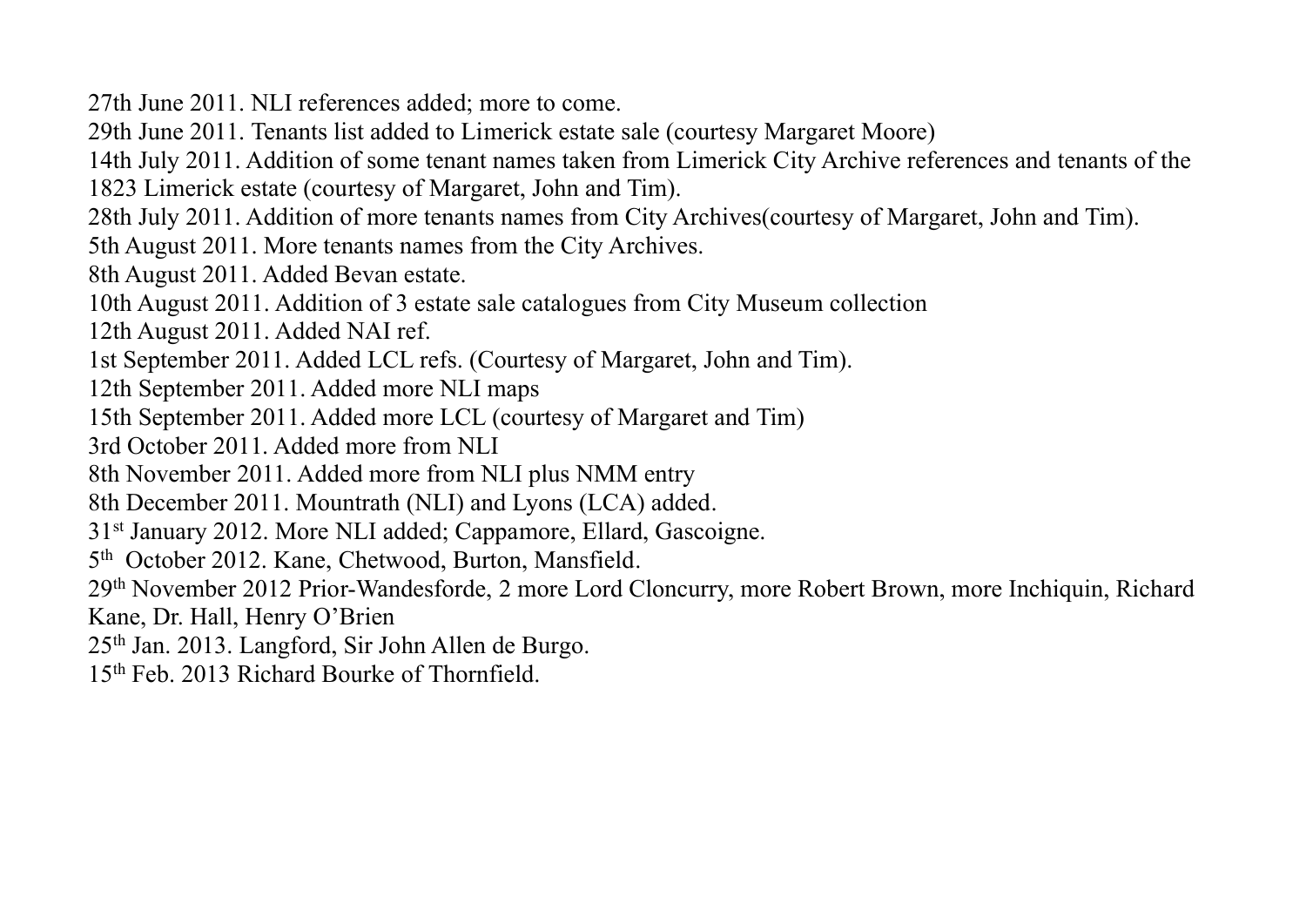27th June 2011. NLI references added; more to come.

29th June 2011. Tenants list added to Limerick estate sale (courtesy Margaret Moore)

14th July 2011. Addition of some tenant names taken from Limerick City Archive references and tenants of the 1823 Limerick estate (courtesy of Margaret, John and Tim).

28th July 2011. Addition of more tenants names from City Archives(courtesy of Margaret, John and Tim).

5th August 2011. More tenants names from the City Archives.

8th August 2011. Added Bevan estate.

10th August 2011. Addition of 3 estate sale catalogues from City Museum collection

12th August 2011. Added NAI ref.

1st September 2011. Added LCL refs. (Courtesy of Margaret, John and Tim).

12th September 2011. Added more NLI maps

15th September 2011. Added more LCL (courtesy of Margaret and Tim)

3rd October 2011. Added more from NLI

8th November 2011. Added more from NLI plus NMM entry

8th December 2011. Mountrath (NLI) and Lyons (LCA) added.

31st January 2012. More NLI added; Cappamore, Ellard, Gascoigne.

5th October 2012. Kane, Chetwood, Burton, Mansfield.

29th November 2012 Prior-Wandesforde, 2 more Lord Cloncurry, more Robert Brown, more Inchiquin, Richard Kane, Dr. Hall, Henry O'Brien

25th Jan. 2013. Langford, Sir John Allen de Burgo.

15th Feb. 2013 Richard Bourke of Thornfield.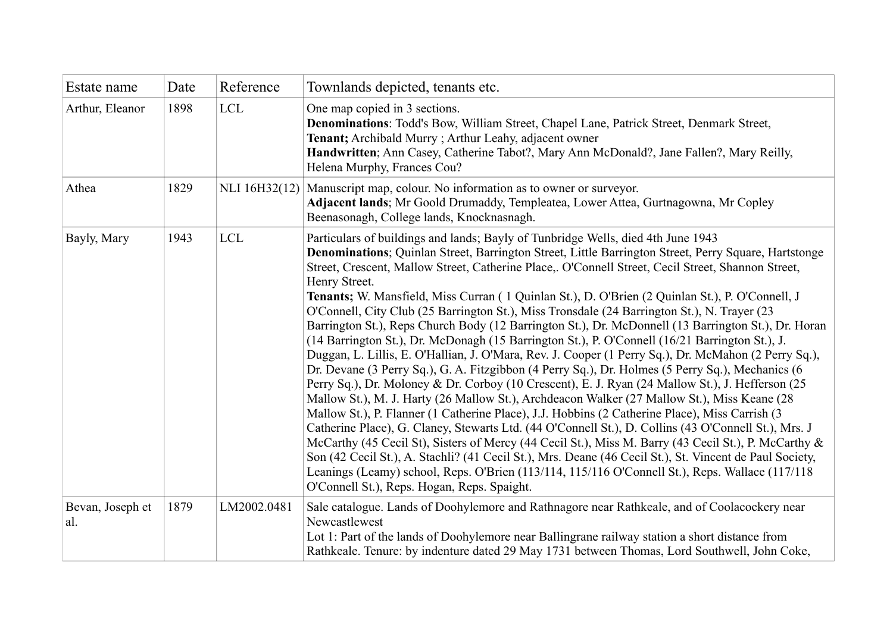| Estate name | Date | Reference | Townlands depicted, tenants etc. |
|---|---|---|---|
| Arthur, Eleanor | 1898 | LCL | One map copied in 3 sections.<br>**Denominations**: Todd's Bow, William Street, Chapel Lane, Patrick Street, Denmark Street,<br>**Tenant;** Archibald Murry ; Arthur Leahy, adjacent owner<br>**Handwritten**; Ann Casey, Catherine Tabot?, Mary Ann McDonald?, Jane Fallen?, Mary Reilly, Helena Murphy, Frances Cou? |
| Athea | 1829 | NLI 16H32(12) | Manuscript map, colour. No information as to owner or surveyor.<br>**Adjacent lands**; Mr Goold Drumaddy, Templeatea, Lower Attea, Gurtnagowna, Mr Copley Beenasonagh, College lands, Knocknasnagh. |
| Bayly, Mary | 1943 | LCL | Particulars of buildings and lands; Bayly of Tunbridge Wells, died 4th June 1943<br>**Denominations**; Quinlan Street, Barrington Street, Little Barrington Street, Perry Square, Hartstonge Street, Crescent, Mallow Street, Catherine Place,. O'Connell Street, Cecil Street, Shannon Street, Henry Street.<br>**Tenants;** W. Mansfield, Miss Curran ( 1 Quinlan St.), D. O'Brien (2 Quinlan St.), P. O'Connell, J O'Connell, City Club (25 Barrington St.), Miss Tronsdale (24 Barrington St.), N. Trayer (23 Barrington St.), Reps Church Body (12 Barrington St.), Dr. McDonnell (13 Barrington St.), Dr. Horan (14 Barrington St.), Dr. McDonagh (15 Barrington St.), P. O'Connell (16/21 Barrington St.), J. Duggan, L. Lillis, E. O'Hallian, J. O'Mara, Rev. J. Cooper (1 Perry Sq.), Dr. McMahon (2 Perry Sq.), Dr. Devane (3 Perry Sq.), G. A. Fitzgibbon (4 Perry Sq.), Dr. Holmes (5 Perry Sq.), Mechanics (6 Perry Sq.), Dr. Moloney & Dr. Corboy (10 Crescent), E. J. Ryan (24 Mallow St.), J. Hefferson (25 Mallow St.), M. J. Harty (26 Mallow St.), Archdeacon Walker (27 Mallow St.), Miss Keane (28 Mallow St.), P. Flanner (1 Catherine Place), J.J. Hobbins (2 Catherine Place), Miss Carrish (3 Catherine Place), G. Claney, Stewarts Ltd. (44 O'Connell St.), D. Collins (43 O'Connell St.), Mrs. J McCarthy (45 Cecil St), Sisters of Mercy (44 Cecil St.), Miss M. Barry (43 Cecil St.), P. McCarthy & Son (42 Cecil St.), A. Stachli? (41 Cecil St.), Mrs. Deane (46 Cecil St.), St. Vincent de Paul Society, Leanings (Leamy) school, Reps. O'Brien (113/114, 115/116 O'Connell St.), Reps. Wallace (117/118 O'Connell St.), Reps. Hogan, Reps. Spaight. |
| Bevan, Joseph et al. | 1879 | LM2002.0481 | Sale catalogue. Lands of Doohylemore and Rathnagore near Rathkeale, and of Coolacockery near Newcastlewest<br>Lot 1: Part of the lands of Doohylemore near Ballingrane railway station a short distance from Rathkeale. Tenure: by indenture dated 29 May 1731 between Thomas, Lord Southwell, John Coke, |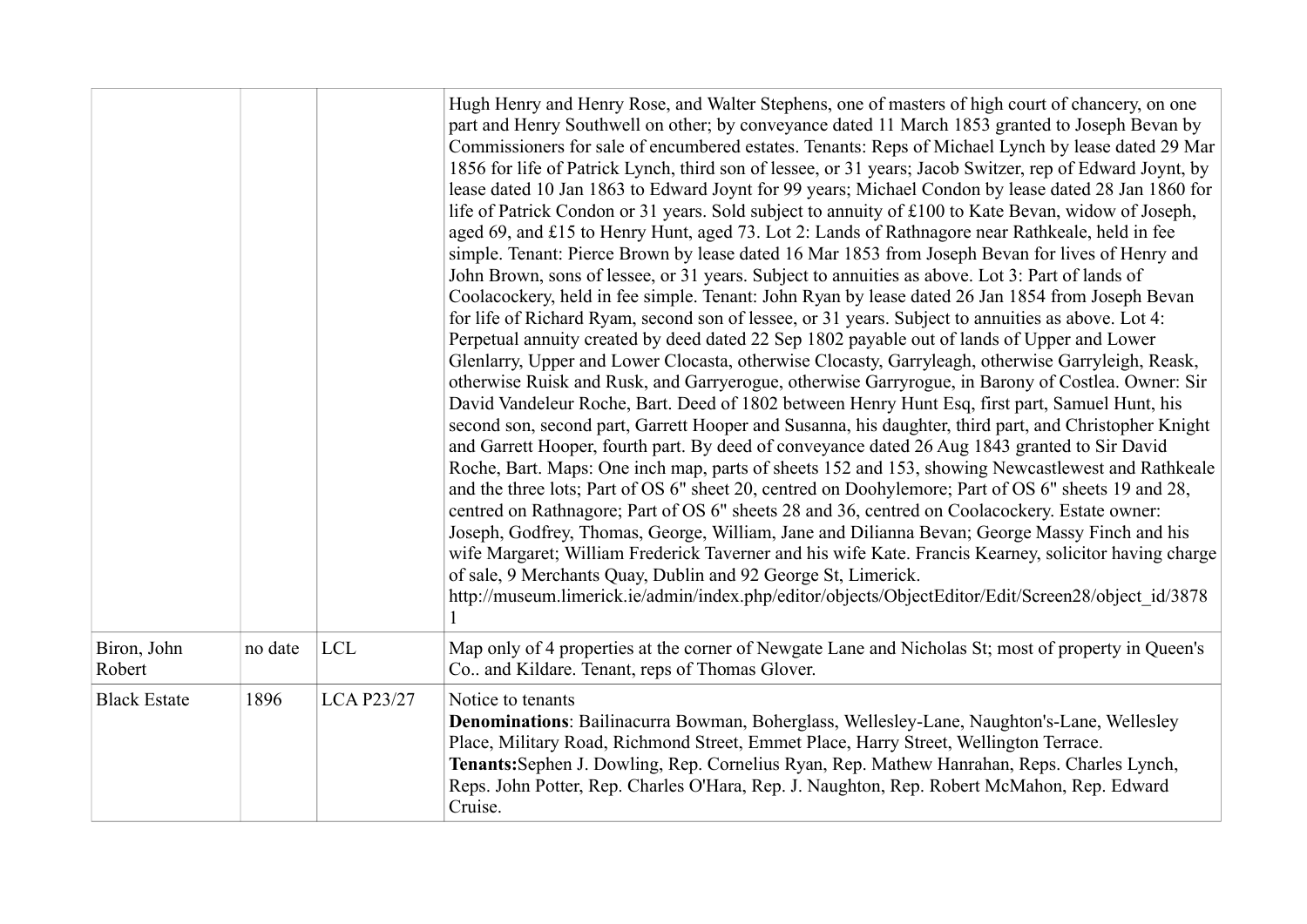| | | | |
|---|---|---|---|
| | | | Hugh Henry and Henry Rose, and Walter Stephens, one of masters of high court of chancery, on one part and Henry Southwell on other; by conveyance dated 11 March 1853 granted to Joseph Bevan by Commissioners for sale of encumbered estates. Tenants: Reps of Michael Lynch by lease dated 29 Mar 1856 for life of Patrick Lynch, third son of lessee, or 31 years; Jacob Switzer, rep of Edward Joynt, by lease dated 10 Jan 1863 to Edward Joynt for 99 years; Michael Condon by lease dated 28 Jan 1860 for life of Patrick Condon or 31 years. Sold subject to annuity of £100 to Kate Bevan, widow of Joseph, aged 69, and £15 to Henry Hunt, aged 73. Lot 2: Lands of Rathnagore near Rathkeale, held in fee simple. Tenant: Pierce Brown by lease dated 16 Mar 1853 from Joseph Bevan for lives of Henry and John Brown, sons of lessee, or 31 years. Subject to annuities as above. Lot 3: Part of lands of Coolacockery, held in fee simple. Tenant: John Ryan by lease dated 26 Jan 1854 from Joseph Bevan for life of Richard Ryam, second son of lessee, or 31 years. Subject to annuities as above. Lot 4: Perpetual annuity created by deed dated 22 Sep 1802 payable out of lands of Upper and Lower Glenlarry, Upper and Lower Clocasta, otherwise Clocasty, Garryleagh, otherwise Garryleigh, Reask, otherwise Ruisk and Rusk, and Garryerogue, otherwise Garryrogue, in Barony of Costlea. Owner: Sir David Vandeleur Roche, Bart. Deed of 1802 between Henry Hunt Esq, first part, Samuel Hunt, his second son, second part, Garrett Hooper and Susanna, his daughter, third part, and Christopher Knight and Garrett Hooper, fourth part. By deed of conveyance dated 26 Aug 1843 granted to Sir David Roche, Bart. Maps: One inch map, parts of sheets 152 and 153, showing Newcastlewest and Rathkeale and the three lots; Part of OS 6" sheet 20, centred on Doohylemore; Part of OS 6" sheets 19 and 28, centred on Rathnagore; Part of OS 6" sheets 28 and 36, centred on Coolacockery. Estate owner: Joseph, Godfrey, Thomas, George, William, Jane and Dilianna Bevan; George Massy Finch and his wife Margaret; William Frederick Taverner and his wife Kate. Francis Kearney, solicitor having charge of sale, 9 Merchants Quay, Dublin and 92 George St, Limerick. http://museum.limerick.ie/admin/index.php/editor/objects/ObjectEditor/Edit/Screen28/object_id/38781 |
| Biron, John Robert | no date | LCL | Map only of 4 properties at the corner of Newgate Lane and Nicholas St; most of property in Queen's Co.. and Kildare. Tenant, reps of Thomas Glover. |
| Black Estate | 1896 | LCA P23/27 | Notice to tenants<br>**Denominations**: Bailinacurra Bowman, Boherglass, Wellesley-Lane, Naughton's-Lane, Wellesley Place, Military Road, Richmond Street, Emmet Place, Harry Street, Wellington Terrace.<br>**Tenants:**Sephen J. Dowling, Rep. Cornelius Ryan, Rep. Mathew Hanrahan, Reps. Charles Lynch, Reps. John Potter, Rep. Charles O'Hara, Rep. J. Naughton, Rep. Robert McMahon, Rep. Edward Cruise. |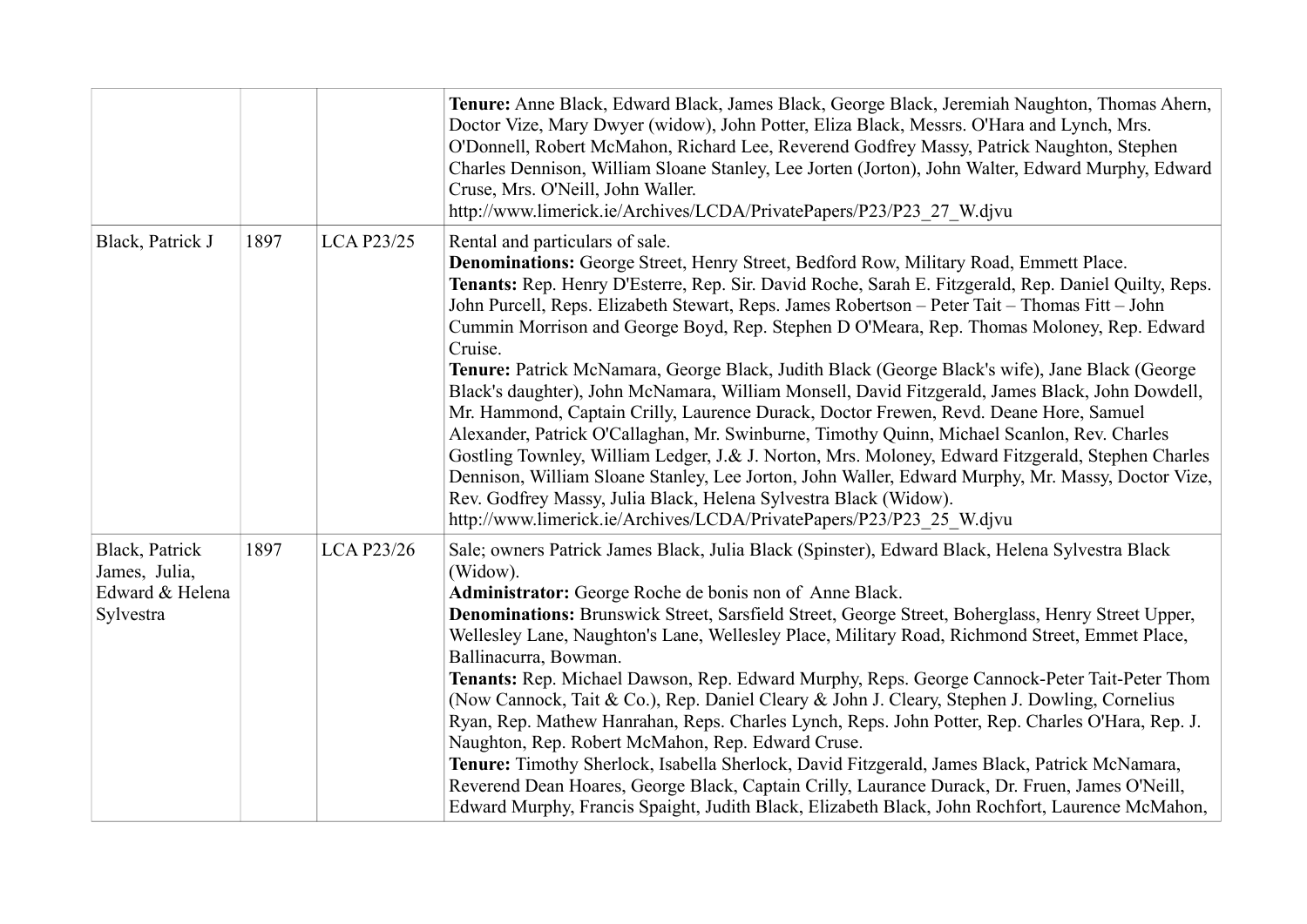| | | | |
|---|---|---|---|
| | | | **Tenure:** Anne Black, Edward Black, James Black, George Black, Jeremiah Naughton, Thomas Ahern, Doctor Vize, Mary Dwyer (widow), John Potter, Eliza Black, Messrs. O'Hara and Lynch, Mrs. O'Donnell, Robert McMahon, Richard Lee, Reverend Godfrey Massy, Patrick Naughton, Stephen Charles Dennison, William Sloane Stanley, Lee Jorten (Jorton), John Walter, Edward Murphy, Edward Cruse, Mrs. O'Neill, John Waller.<br>http://www.limerick.ie/Archives/LCDA/PrivatePapers/P23/P23_27_W.djvu |
| Black, Patrick J | 1897 | LCA P23/25 | Rental and particulars of sale.<br>**Denominations:** George Street, Henry Street, Bedford Row, Military Road, Emmett Place.<br>**Tenants:** Rep. Henry D'Esterre, Rep. Sir. David Roche, Sarah E. Fitzgerald, Rep. Daniel Quilty, Reps. John Purcell, Reps. Elizabeth Stewart, Reps. James Robertson – Peter Tait – Thomas Fitt – John Cummin Morrison and George Boyd, Rep. Stephen D O'Meara, Rep. Thomas Moloney, Rep. Edward Cruise.<br>**Tenure:** Patrick McNamara, George Black, Judith Black (George Black's wife), Jane Black (George Black's daughter), John McNamara, William Monsell, David Fitzgerald, James Black, John Dowdell, Mr. Hammond, Captain Crilly, Laurence Durack, Doctor Frewen, Revd. Deane Hore, Samuel Alexander, Patrick O'Callaghan, Mr. Swinburne, Timothy Quinn, Michael Scanlon, Rev. Charles Gostling Townley, William Ledger, J.& J. Norton, Mrs. Moloney, Edward Fitzgerald, Stephen Charles Dennison, William Sloane Stanley, Lee Jorton, John Waller, Edward Murphy, Mr. Massy, Doctor Vize, Rev. Godfrey Massy, Julia Black, Helena Sylvestra Black (Widow).<br>http://www.limerick.ie/Archives/LCDA/PrivatePapers/P23/P23_25_W.djvu |
| Black, Patrick James, Julia, Edward & Helena Sylvestra | 1897 | LCA P23/26 | Sale; owners Patrick James Black, Julia Black (Spinster), Edward Black, Helena Sylvestra Black (Widow).<br>**Administrator:** George Roche de bonis non of Anne Black.<br>**Denominations:** Brunswick Street, Sarsfield Street, George Street, Boherglass, Henry Street Upper, Wellesley Lane, Naughton's Lane, Wellesley Place, Military Road, Richmond Street, Emmet Place, Ballinacurra, Bowman.<br>**Tenants:** Rep. Michael Dawson, Rep. Edward Murphy, Reps. George Cannock-Peter Tait-Peter Thom (Now Cannock, Tait & Co.), Rep. Daniel Cleary & John J. Cleary, Stephen J. Dowling, Cornelius Ryan, Rep. Mathew Hanrahan, Reps. Charles Lynch, Reps. John Potter, Rep. Charles O'Hara, Rep. J. Naughton, Rep. Robert McMahon, Rep. Edward Cruse.<br>**Tenure:** Timothy Sherlock, Isabella Sherlock, David Fitzgerald, James Black, Patrick McNamara, Reverend Dean Hoares, George Black, Captain Crilly, Laurance Durack, Dr. Fruen, James O'Neill, Edward Murphy, Francis Spaight, Judith Black, Elizabeth Black, John Rochfort, Laurence McMahon, |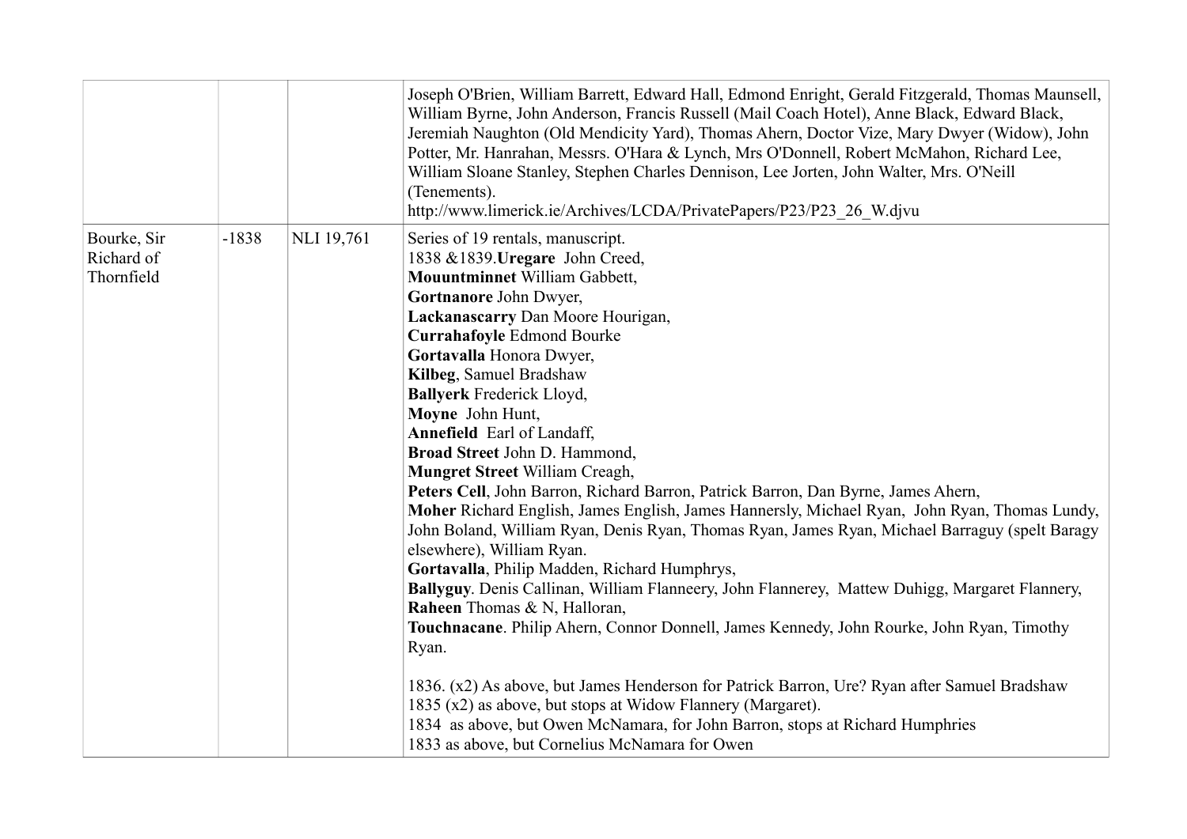| | | | |
|---|---|---|---|
| | | | Joseph O'Brien, William Barrett, Edward Hall, Edmond Enright, Gerald Fitzgerald, Thomas Maunsell, William Byrne, John Anderson, Francis Russell (Mail Coach Hotel), Anne Black, Edward Black, Jeremiah Naughton (Old Mendicity Yard), Thomas Ahern, Doctor Vize, Mary Dwyer (Widow), John Potter, Mr. Hanrahan, Messrs. O'Hara & Lynch, Mrs O'Donnell, Robert McMahon, Richard Lee, William Sloane Stanley, Stephen Charles Dennison, Lee Jorten, John Walter, Mrs. O'Neill (Tenements).<br>http://www.limerick.ie/Archives/LCDA/PrivatePapers/P23/P23_26_W.djvu |
| Bourke, Sir Richard of Thornfield | -1838 | NLI 19,761 | Series of 19 rentals, manuscript.<br>1838 &1839.**Uregare** John Creed,<br>**Mouuntminnet** William Gabbett,<br>**Gortnanore** John Dwyer,<br>**Lackanascarry** Dan Moore Hourigan,<br>**Currahafoyle** Edmond Bourke<br>**Gortavalla** Honora Dwyer,<br>**Kilbeg**, Samuel Bradshaw<br>**Ballyerk** Frederick Lloyd,<br>**Moyne** John Hunt,<br>**Annefield** Earl of Landaff,<br>**Broad Street** John D. Hammond,<br>**Mungret Street** William Creagh,<br>**Peters Cell**, John Barron, Richard Barron, Patrick Barron, Dan Byrne, James Ahern,<br>**Moher** Richard English, James English, James Hannersly, Michael Ryan, John Ryan, Thomas Lundy, John Boland, William Ryan, Denis Ryan, Thomas Ryan, James Ryan, Michael Barraguy (spelt Baragy elsewhere), William Ryan.<br>**Gortavalla**, Philip Madden, Richard Humphrys,<br>**Ballyguy**. Denis Callinan, William Flanneery, John Flannerey, Mattew Duhigg, Margaret Flannery,<br>**Raheen** Thomas & N, Halloran,<br>**Touchnacane**. Philip Ahern, Connor Donnell, James Kennedy, John Rourke, John Ryan, Timothy Ryan.<br><br>1836. (x2) As above, but James Henderson for Patrick Barron, Ure? Ryan after Samuel Bradshaw<br>1835 (x2) as above, but stops at Widow Flannery (Margaret).<br>1834 as above, but Owen McNamara, for John Barron, stops at Richard Humphries<br>1833 as above, but Cornelius McNamara for Owen |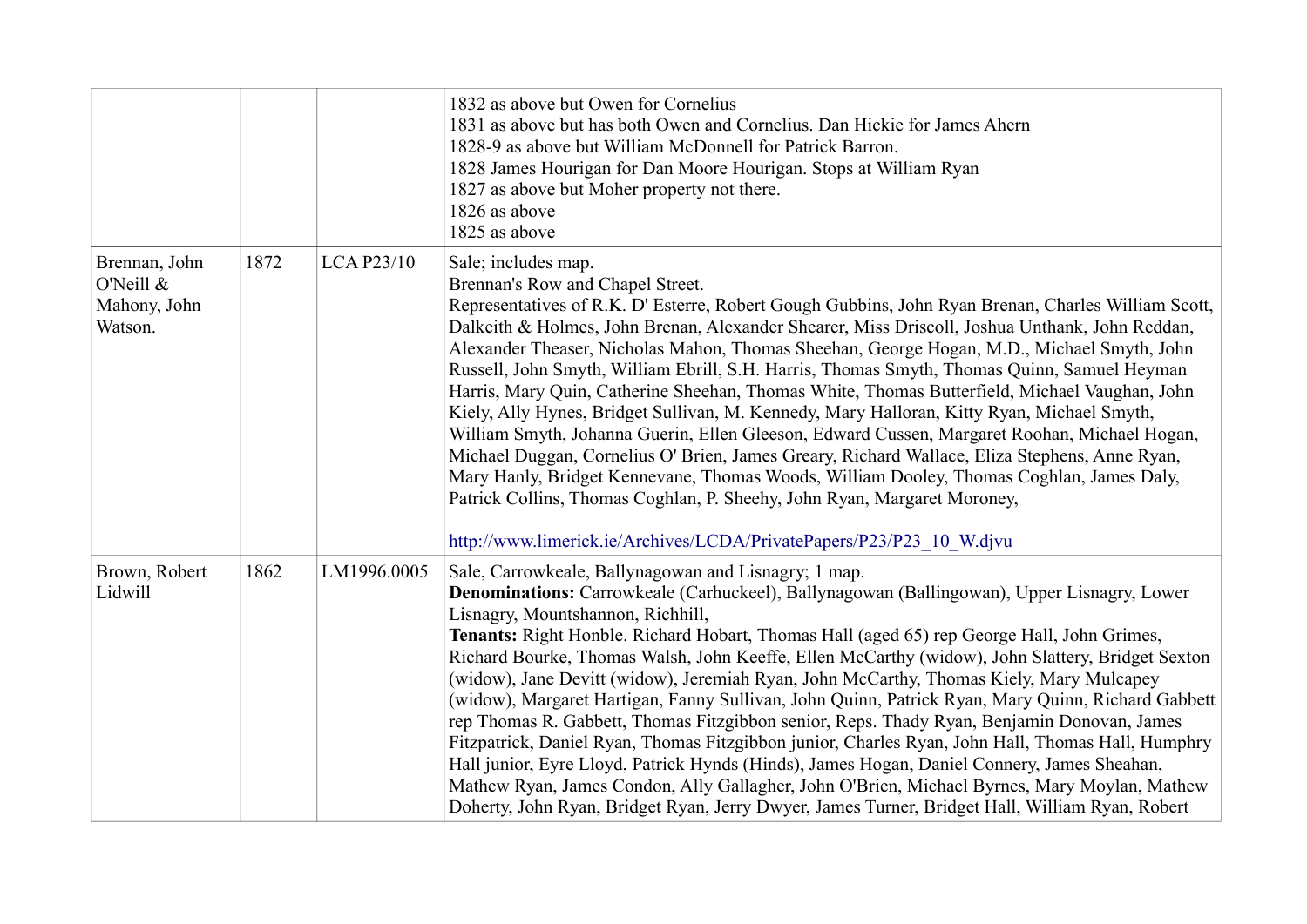| | | | |
|---|---|---|---|
| | | | 1832 as above but Owen for Cornelius<br>1831 as above but has both Owen and Cornelius. Dan Hickie for James Ahern<br>1828-9 as above but William McDonnell for Patrick Barron.<br>1828 James Hourigan for Dan Moore Hourigan. Stops at William Ryan<br>1827 as above but Moher property not there.<br>1826 as above<br>1825 as above |
| Brennan, John O'Neill & Mahony, John Watson. | 1872 | LCA P23/10 | Sale; includes map.<br>Brennan's Row and Chapel Street.<br>Representatives of R.K. D' Esterre, Robert Gough Gubbins, John Ryan Brenan, Charles William Scott, Dalkeith & Holmes, John Brenan, Alexander Shearer, Miss Driscoll, Joshua Unthank, John Reddan, Alexander Theaser, Nicholas Mahon, Thomas Sheehan, George Hogan, M.D., Michael Smyth, John Russell, John Smyth, William Ebrill, S.H. Harris, Thomas Smyth, Thomas Quinn, Samuel Heyman Harris, Mary Quin, Catherine Sheehan, Thomas White, Thomas Butterfield, Michael Vaughan, John Kiely, Ally Hynes, Bridget Sullivan, M. Kennedy, Mary Halloran, Kitty Ryan, Michael Smyth, William Smyth, Johanna Guerin, Ellen Gleeson, Edward Cussen, Margaret Roohan, Michael Hogan, Michael Duggan, Cornelius O' Brien, James Greary, Richard Wallace, Eliza Stephens, Anne Ryan, Mary Hanly, Bridget Kennevane, Thomas Woods, William Dooley, Thomas Coghlan, James Daly, Patrick Collins, Thomas Coghlan, P. Sheehy, John Ryan, Margaret Moroney,<br><br>http://www.limerick.ie/Archives/LCDA/PrivatePapers/P23/P23_10_W.djvu |
| Brown, Robert Lidwill | 1862 | LM1996.0005 | Sale, Carrowkeale, Ballynagowan and Lisnagry; 1 map.<br>**Denominations:** Carrowkeale (Carhuckeel), Ballynagowan (Ballingowan), Upper Lisnagry, Lower Lisnagry, Mountshannon, Richhill,<br>**Tenants:** Right Honble. Richard Hobart, Thomas Hall (aged 65) rep George Hall, John Grimes, Richard Bourke, Thomas Walsh, John Keeffe, Ellen McCarthy (widow), John Slattery, Bridget Sexton (widow), Jane Devitt (widow), Jeremiah Ryan, John McCarthy, Thomas Kiely, Mary Mulcapey (widow), Margaret Hartigan, Fanny Sullivan, John Quinn, Patrick Ryan, Mary Quinn, Richard Gabbett rep Thomas R. Gabbett, Thomas Fitzgibbon senior, Reps. Thady Ryan, Benjamin Donovan, James Fitzpatrick, Daniel Ryan, Thomas Fitzgibbon junior, Charles Ryan, John Hall, Thomas Hall, Humphry Hall junior, Eyre Lloyd, Patrick Hynds (Hinds), James Hogan, Daniel Connery, James Sheahan, Mathew Ryan, James Condon, Ally Gallagher, John O'Brien, Michael Byrnes, Mary Moylan, Mathew Doherty, John Ryan, Bridget Ryan, Jerry Dwyer, James Turner, Bridget Hall, William Ryan, Robert |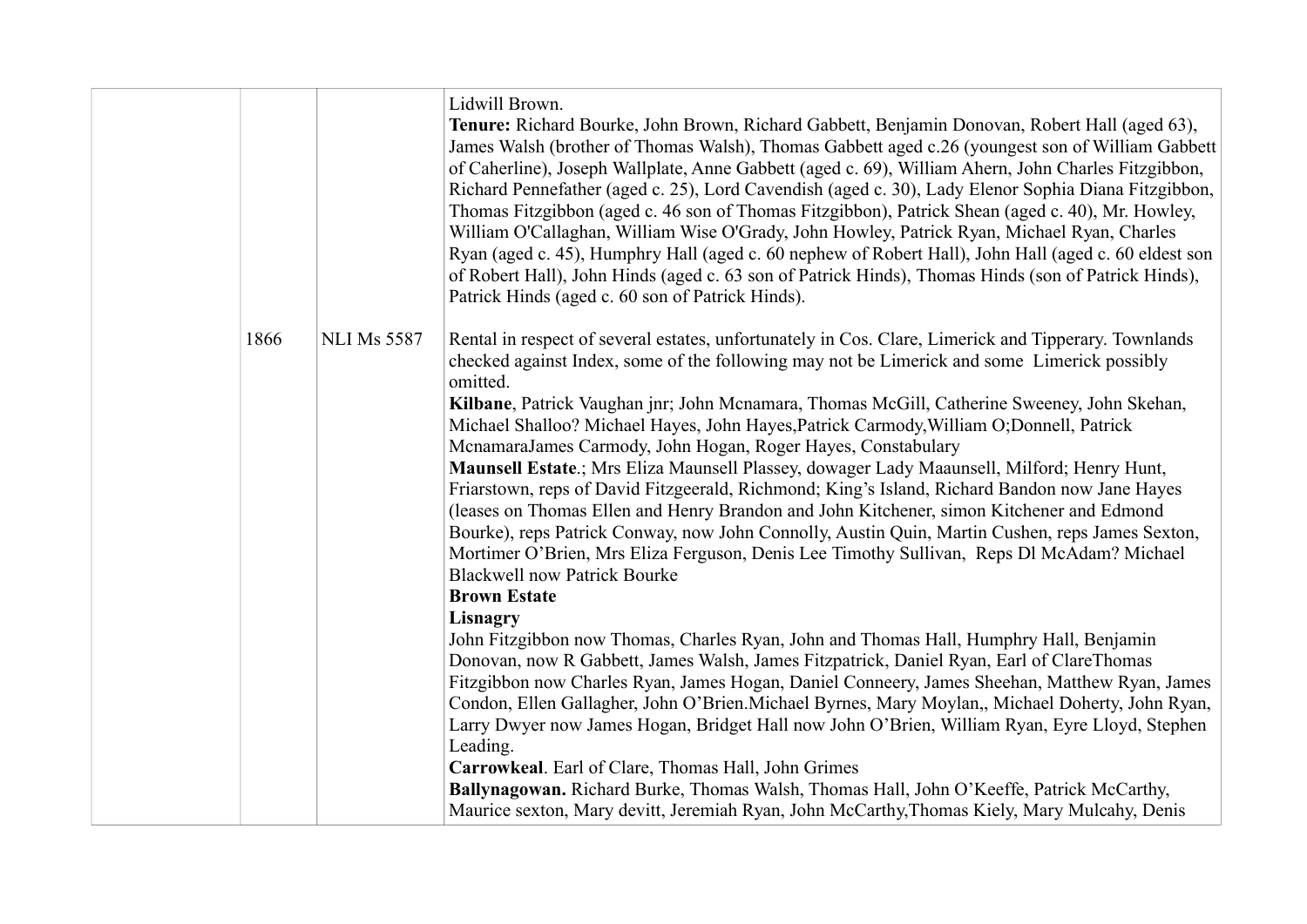| | | | |
|---|---|---|---|
| | | | Lidwill Brown.<br>**Tenure:** Richard Bourke, John Brown, Richard Gabbett, Benjamin Donovan, Robert Hall (aged 63), James Walsh (brother of Thomas Walsh), Thomas Gabbett aged c.26 (youngest son of William Gabbett of Caherline), Joseph Wallplate, Anne Gabbett (aged c. 69), William Ahern, John Charles Fitzgibbon, Richard Pennefather (aged c. 25), Lord Cavendish (aged c. 30), Lady Elenor Sophia Diana Fitzgibbon, Thomas Fitzgibbon (aged c. 46 son of Thomas Fitzgibbon), Patrick Shean (aged c. 40), Mr. Howley, William O'Callaghan, William Wise O'Grady, John Howley, Patrick Ryan, Michael Ryan, Charles Ryan (aged c. 45), Humphry Hall (aged c. 60 nephew of Robert Hall), John Hall (aged c. 60 eldest son of Robert Hall), John Hinds (aged c. 63 son of Patrick Hinds), Thomas Hinds (son of Patrick Hinds), Patrick Hinds (aged c. 60 son of Patrick Hinds). |
| | 1866 | NLI Ms 5587 | Rental in respect of several estates, unfortunately in Cos. Clare, Limerick and Tipperary. Townlands checked against Index, some of the following may not be Limerick and some Limerick possibly omitted.<br>**Kilbane**, Patrick Vaughan jnr; John Mcnamara, Thomas McGill, Catherine Sweeney, John Skehan, Michael Shalloo? Michael Hayes, John Hayes,Patrick Carmody,William O;Donnell, Patrick McnamaraJames Carmody, John Hogan, Roger Hayes, Constabulary<br>**Maunsell Estate**.; Mrs Eliza Maunsell Plassey, dowager Lady Maaunsell, Milford; Henry Hunt, Friarstown, reps of David Fitzgeerald, Richmond; King's Island, Richard Bandon now Jane Hayes (leases on Thomas Ellen and Henry Brandon and John Kitchener, simon Kitchener and Edmond Bourke), reps Patrick Conway, now John Connolly, Austin Quin, Martin Cushen, reps James Sexton, Mortimer O'Brien, Mrs Eliza Ferguson, Denis Lee Timothy Sullivan, Reps Dl McAdam? Michael Blackwell now Patrick Bourke<br>**Brown Estate**<br>**Lisnagry**<br>John Fitzgibbon now Thomas, Charles Ryan, John and Thomas Hall, Humphry Hall, Benjamin Donovan, now R Gabbett, James Walsh, James Fitzpatrick, Daniel Ryan, Earl of ClareThomas Fitzgibbon now Charles Ryan, James Hogan, Daniel Conneery, James Sheehan, Matthew Ryan, James Condon, Ellen Gallagher, John O'Brien.Michael Byrnes, Mary Moylan,, Michael Doherty, John Ryan, Larry Dwyer now James Hogan, Bridget Hall now John O'Brien, William Ryan, Eyre Lloyd, Stephen Leading.<br>**Carrowkeal**. Earl of Clare, Thomas Hall, John Grimes<br>**Ballynagowan.** Richard Burke, Thomas Walsh, Thomas Hall, John O'Keeffe, Patrick McCarthy, Maurice sexton, Mary devitt, Jeremiah Ryan, John McCarthy,Thomas Kiely, Mary Mulcahy, Denis |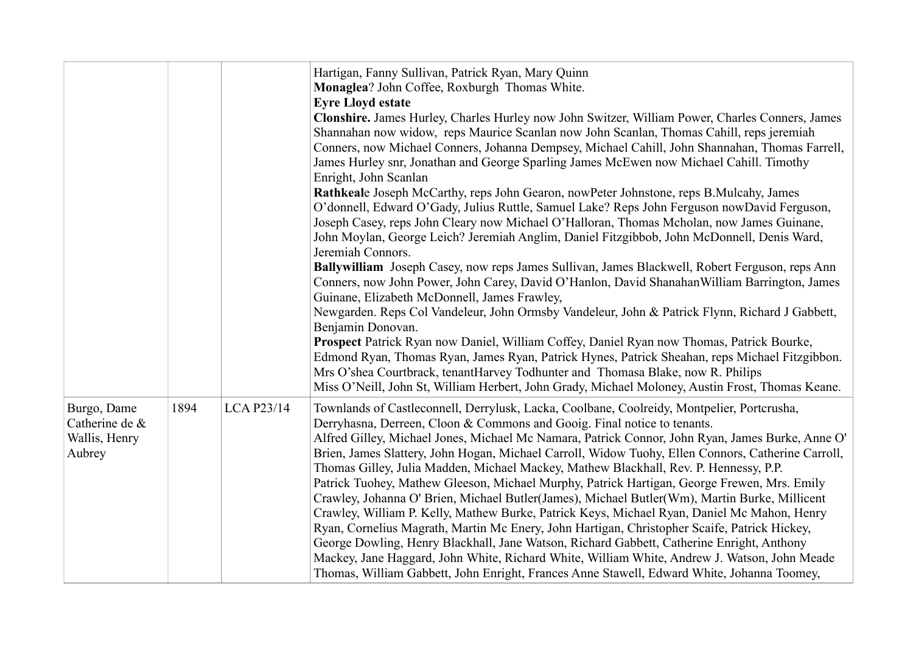| | | | |
|---|---|---|---|
| | | | Hartigan, Fanny Sullivan, Patrick Ryan, Mary Quinn<br>**Monaglea**? John Coffee, Roxburgh Thomas White.<br>**Eyre Lloyd estate**<br>**Clonshire.** James Hurley, Charles Hurley now John Switzer, William Power, Charles Conners, James Shannahan now widow, reps Maurice Scanlan now John Scanlan, Thomas Cahill, reps jeremiah Conners, now Michael Conners, Johanna Dempsey, Michael Cahill, John Shannahan, Thomas Farrell, James Hurley snr, Jonathan and George Sparling James McEwen now Michael Cahill. Timothy Enright, John Scanlan<br>**Rathkeal**e Joseph McCarthy, reps John Gearon, nowPeter Johnstone, reps B.Mulcahy, James O'donnell, Edward O'Gady, Julius Ruttle, Samuel Lake? Reps John Ferguson nowDavid Ferguson, Joseph Casey, reps John Cleary now Michael O'Halloran, Thomas Mcholan, now James Guinane, John Moylan, George Leich? Jeremiah Anglim, Daniel Fitzgibbob, John McDonnell, Denis Ward, Jeremiah Connors.<br>**Ballywilliam** Joseph Casey, now reps James Sullivan, James Blackwell, Robert Ferguson, reps Ann Conners, now John Power, John Carey, David O'Hanlon, David ShanahanWilliam Barrington, James Guinane, Elizabeth McDonnell, James Frawley,<br>Newgarden. Reps Col Vandeleur, John Ormsby Vandeleur, John & Patrick Flynn, Richard J Gabbett, Benjamin Donovan.<br>**Prospect** Patrick Ryan now Daniel, William Coffey, Daniel Ryan now Thomas, Patrick Bourke, Edmond Ryan, Thomas Ryan, James Ryan, Patrick Hynes, Patrick Sheahan, reps Michael Fitzgibbon. Mrs O'shea Courtbrack, tenantHarvey Todhunter and Thomasa Blake, now R. Philips<br>Miss O'Neill, John St, William Herbert, John Grady, Michael Moloney, Austin Frost, Thomas Keane. |
| Burgo, Dame Catherine de & Wallis, Henry Aubrey | 1894 | LCA P23/14 | Townlands of Castleconnell, Derrylusk, Lacka, Coolbane, Coolreidy, Montpelier, Portcrusha, Derryhasna, Derreen, Cloon & Commons and Gooig. Final notice to tenants.<br>Alfred Gilley, Michael Jones, Michael Mc Namara, Patrick Connor, John Ryan, James Burke, Anne O' Brien, James Slattery, John Hogan, Michael Carroll, Widow Tuohy, Ellen Connors, Catherine Carroll, Thomas Gilley, Julia Madden, Michael Mackey, Mathew Blackhall, Rev. P. Hennessy, P.P.<br>Patrick Tuohey, Mathew Gleeson, Michael Murphy, Patrick Hartigan, George Frewen, Mrs. Emily Crawley, Johanna O' Brien, Michael Butler(James), Michael Butler(Wm), Martin Burke, Millicent Crawley, William P. Kelly, Mathew Burke, Patrick Keys, Michael Ryan, Daniel Mc Mahon, Henry Ryan, Cornelius Magrath, Martin Mc Enery, John Hartigan, Christopher Scaife, Patrick Hickey, George Dowling, Henry Blackhall, Jane Watson, Richard Gabbett, Catherine Enright, Anthony Mackey, Jane Haggard, John White, Richard White, William White, Andrew J. Watson, John Meade Thomas, William Gabbett, John Enright, Frances Anne Stawell, Edward White, Johanna Toomey, |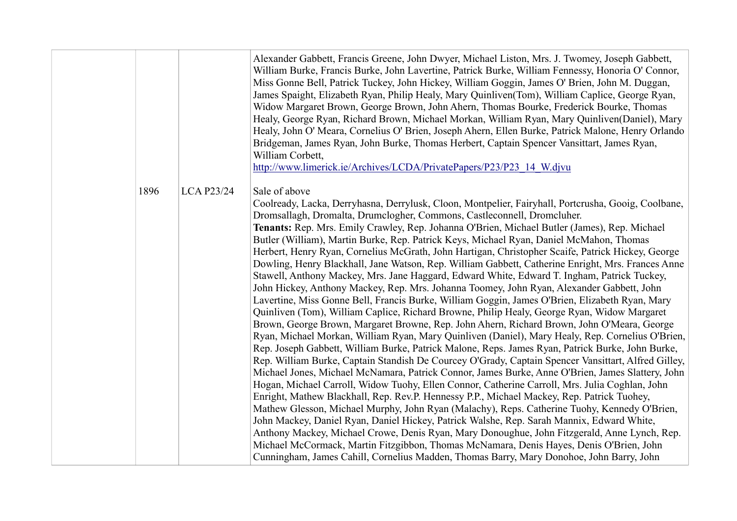|  |  |  |  |
|---|---|---|---|
|  |  |  | Alexander Gabbett, Francis Greene, John Dwyer, Michael Liston, Mrs. J. Twomey, Joseph Gabbett, William Burke, Francis Burke, John Lavertine, Patrick Burke, William Fennessy, Honoria O' Connor, Miss Gonne Bell, Patrick Tuckey, John Hickey, William Goggin, James O' Brien, John M. Duggan, James Spaight, Elizabeth Ryan, Philip Healy, Mary Quinliven(Tom), William Caplice, George Ryan, Widow Margaret Brown, George Brown, John Ahern, Thomas Bourke, Frederick Bourke, Thomas Healy, George Ryan, Richard Brown, Michael Morkan, William Ryan, Mary Quinliven(Daniel), Mary Healy, John O' Meara, Cornelius O' Brien, Joseph Ahern, Ellen Burke, Patrick Malone, Henry Orlando Bridgeman, James Ryan, John Burke, Thomas Herbert, Captain Spencer Vansittart, James Ryan, William Corbett,<br>http://www.limerick.ie/Archives/LCDA/PrivatePapers/P23/P23_14_W.djvu |
|  | 1896 | LCA P23/24 | Sale of above<br>Coolready, Lacka, Derryhasna, Derrylusk, Cloon, Montpelier, Fairyhall, Portcrusha, Gooig, Coolbane, Dromsallagh, Dromalta, Drumclogher, Commons, Castleconnell, Dromcluher.<br>**Tenants:** Rep. Mrs. Emily Crawley, Rep. Johanna O'Brien, Michael Butler (James), Rep. Michael Butler (William), Martin Burke, Rep. Patrick Keys, Michael Ryan, Daniel McMahon, Thomas Herbert, Henry Ryan, Cornelius McGrath, John Hartigan, Christopher Scaife, Patrick Hickey, George Dowling, Henry Blackhall, Jane Watson, Rep. William Gabbett, Catherine Enright, Mrs. Frances Anne Stawell, Anthony Mackey, Mrs. Jane Haggard, Edward White, Edward T. Ingham, Patrick Tuckey, John Hickey, Anthony Mackey, Rep. Mrs. Johanna Toomey, John Ryan, Alexander Gabbett, John Lavertine, Miss Gonne Bell, Francis Burke, William Goggin, James O'Brien, Elizabeth Ryan, Mary Quinliven (Tom), William Caplice, Richard Browne, Philip Healy, George Ryan, Widow Margaret Brown, George Brown, Margaret Browne, Rep. John Ahern, Richard Brown, John O'Meara, George Ryan, Michael Morkan, William Ryan, Mary Quinliven (Daniel), Mary Healy, Rep. Cornelius O'Brien, Rep. Joseph Gabbett, William Burke, Patrick Malone, Reps. James Ryan, Patrick Burke, John Burke, Rep. William Burke, Captain Standish De Courcey O'Grady, Captain Spencer Vansittart, Alfred Gilley, Michael Jones, Michael McNamara, Patrick Connor, James Burke, Anne O'Brien, James Slattery, John Hogan, Michael Carroll, Widow Tuohy, Ellen Connor, Catherine Carroll, Mrs. Julia Coghlan, John Enright, Mathew Blackhall, Rep. Rev.P. Hennessy P.P., Michael Mackey, Rep. Patrick Tuohey, Mathew Glesson, Michael Murphy, John Ryan (Malachy), Reps. Catherine Tuohy, Kennedy O'Brien, John Mackey, Daniel Ryan, Daniel Hickey, Patrick Walshe, Rep. Sarah Mannix, Edward White, Anthony Mackey, Michael Crowe, Denis Ryan, Mary Donoughue, John Fitzgerald, Anne Lynch, Rep. Michael McCormack, Martin Fitzgibbon, Thomas McNamara, Denis Hayes, Denis O'Brien, John Cunningham, James Cahill, Cornelius Madden, Thomas Barry, Mary Donohoe, John Barry, John |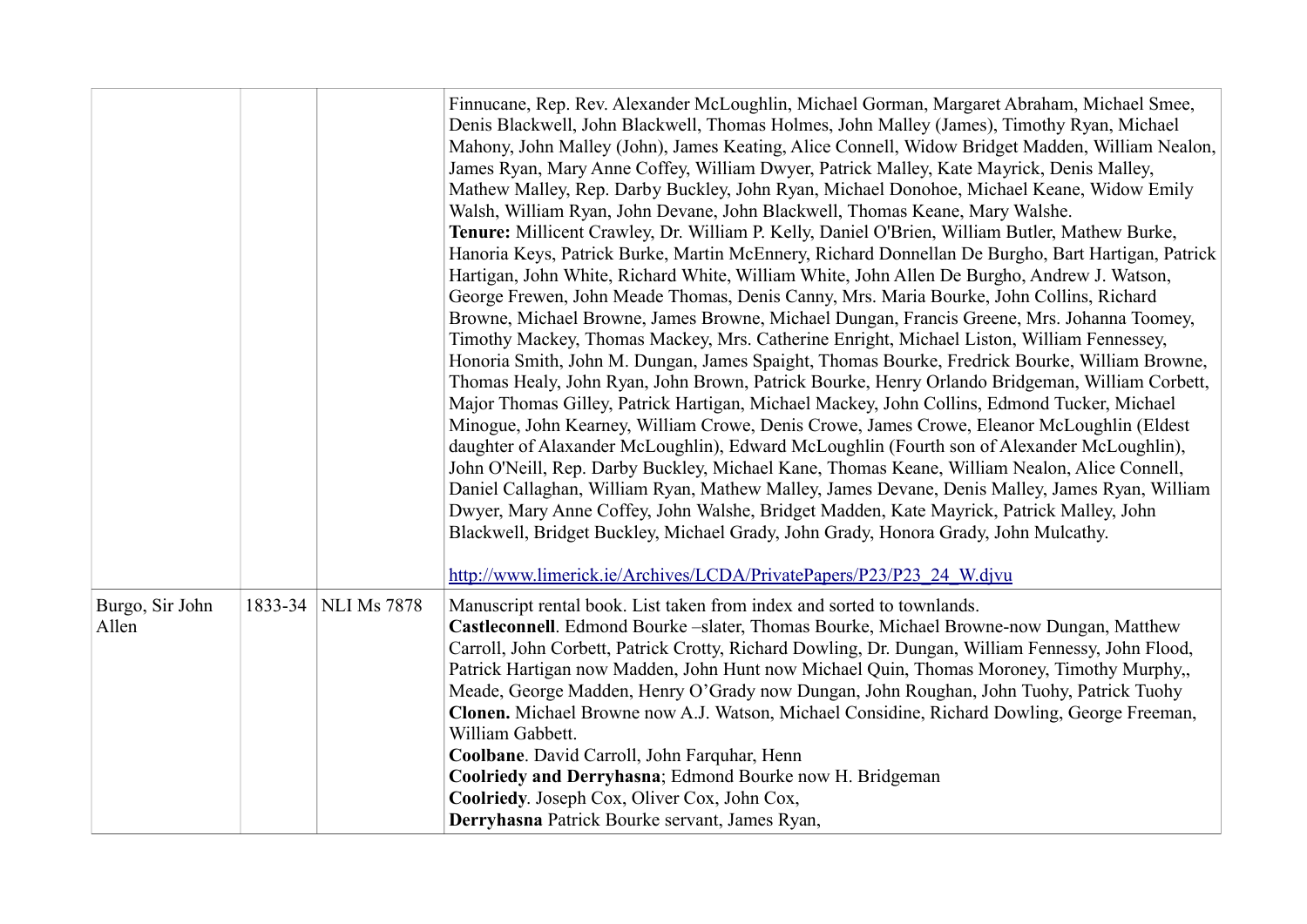| | | | |
|---|---|---|---|
| | | | Finnucane, Rep. Rev. Alexander McLoughlin, Michael Gorman, Margaret Abraham, Michael Smee, Denis Blackwell, John Blackwell, Thomas Holmes, John Malley (James), Timothy Ryan, Michael Mahony, John Malley (John), James Keating, Alice Connell, Widow Bridget Madden, William Nealon, James Ryan, Mary Anne Coffey, William Dwyer, Patrick Malley, Kate Mayrick, Denis Malley, Mathew Malley, Rep. Darby Buckley, John Ryan, Michael Donohoe, Michael Keane, Widow Emily Walsh, William Ryan, John Devane, John Blackwell, Thomas Keane, Mary Walshe.<br>**Tenure:** Millicent Crawley, Dr. William P. Kelly, Daniel O'Brien, William Butler, Mathew Burke, Hanoria Keys, Patrick Burke, Martin McEnnery, Richard Donnellan De Burgho, Bart Hartigan, Patrick Hartigan, John White, Richard White, William White, John Allen De Burgho, Andrew J. Watson, George Frewen, John Meade Thomas, Denis Canny, Mrs. Maria Bourke, John Collins, Richard Browne, Michael Browne, James Browne, Michael Dungan, Francis Greene, Mrs. Johanna Toomey, Timothy Mackey, Thomas Mackey, Mrs. Catherine Enright, Michael Liston, William Fennessey, Honoria Smith, John M. Dungan, James Spaight, Thomas Bourke, Fredrick Bourke, William Browne, Thomas Healy, John Ryan, John Brown, Patrick Bourke, Henry Orlando Bridgeman, William Corbett, Major Thomas Gilley, Patrick Hartigan, Michael Mackey, John Collins, Edmond Tucker, Michael Minogue, John Kearney, William Crowe, Denis Crowe, James Crowe, Eleanor McLoughlin (Eldest daughter of Alaxander McLoughlin), Edward McLoughlin (Fourth son of Alexander McLoughlin), John O'Neill, Rep. Darby Buckley, Michael Kane, Thomas Keane, William Nealon, Alice Connell, Daniel Callaghan, William Ryan, Mathew Malley, James Devane, Denis Malley, James Ryan, William Dwyer, Mary Anne Coffey, John Walshe, Bridget Madden, Kate Mayrick, Patrick Malley, John Blackwell, Bridget Buckley, Michael Grady, John Grady, Honora Grady, John Mulcathy.<br><br>http://www.limerick.ie/Archives/LCDA/PrivatePapers/P23/P23_24_W.djvu |
| Burgo, Sir John Allen | 1833-34 | NLI Ms 7878 | Manuscript rental book. List taken from index and sorted to townlands.<br>**Castleconnell**. Edmond Bourke –slater, Thomas Bourke, Michael Browne-now Dungan, Matthew Carroll, John Corbett, Patrick Crotty, Richard Dowling, Dr. Dungan, William Fennessy, John Flood, Patrick Hartigan now Madden, John Hunt now Michael Quin, Thomas Moroney, Timothy Murphy,, Meade, George Madden, Henry O'Grady now Dungan, John Roughan, John Tuohy, Patrick Tuohy<br>**Clonen.** Michael Browne now A.J. Watson, Michael Considine, Richard Dowling, George Freeman, William Gabbett.<br>**Coolbane**. David Carroll, John Farquhar, Henn<br>**Coolriedy and Derryhasna**; Edmond Bourke now H. Bridgeman<br>**Coolriedy**. Joseph Cox, Oliver Cox, John Cox,<br>**Derryhasna** Patrick Bourke servant, James Ryan, |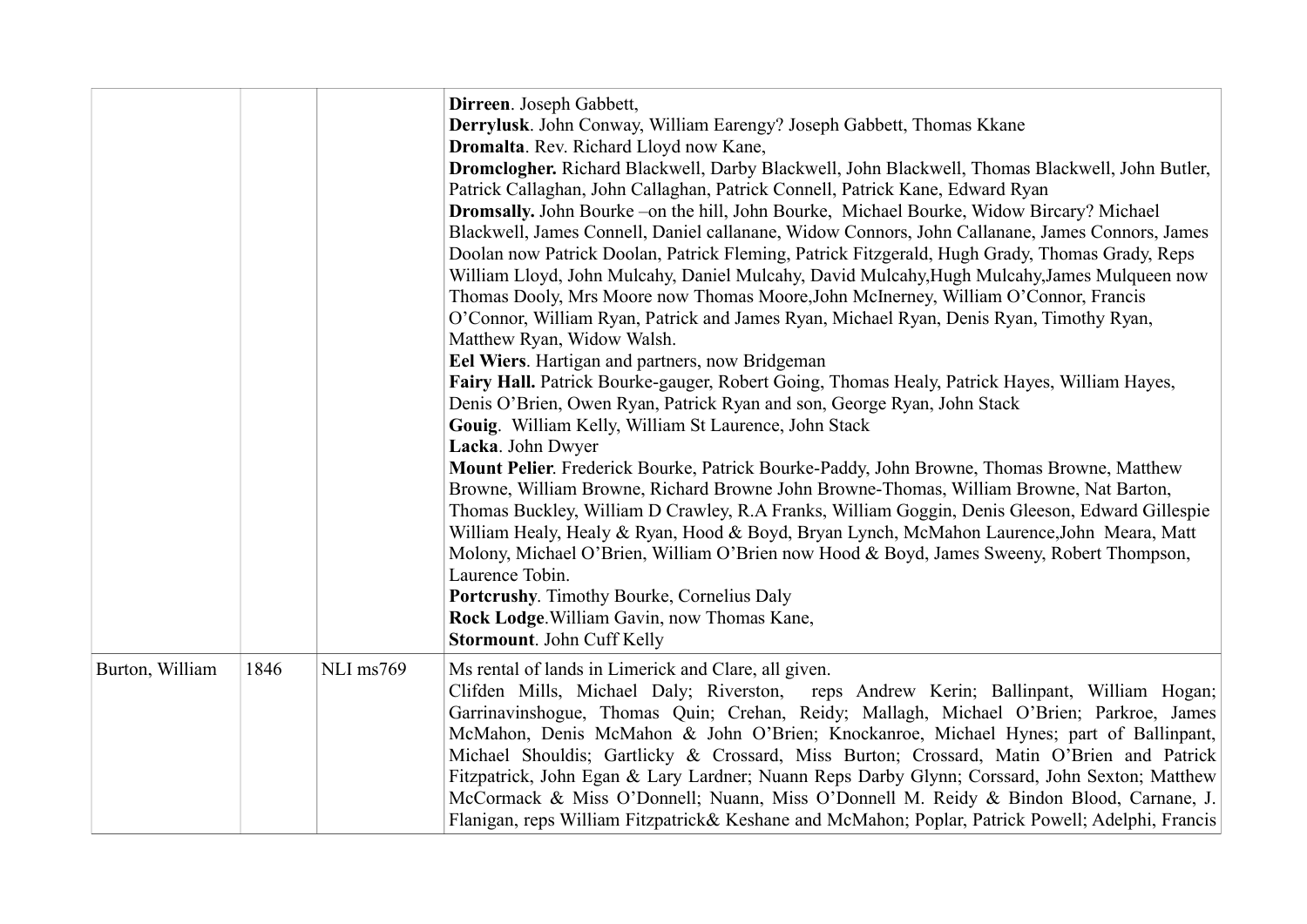| | | | |
|---|---|---|---|
| | | | **Dirreen**. Joseph Gabbett, **Derrylusk**. John Conway, William Earengy? Joseph Gabbett, Thomas Kkane **Dromalta**. Rev. Richard Lloyd now Kane, **Dromclogher.** Richard Blackwell, Darby Blackwell, John Blackwell, Thomas Blackwell, John Butler, Patrick Callaghan, John Callaghan, Patrick Connell, Patrick Kane, Edward Ryan **Dromsally.** John Bourke –on the hill, John Bourke, Michael Bourke, Widow Bircary? Michael Blackwell, James Connell, Daniel callanane, Widow Connors, John Callanane, James Connors, James Doolan now Patrick Doolan, Patrick Fleming, Patrick Fitzgerald, Hugh Grady, Thomas Grady, Reps William Lloyd, John Mulcahy, Daniel Mulcahy, David Mulcahy,Hugh Mulcahy,James Mulqueen now Thomas Dooly, Mrs Moore now Thomas Moore,John McInerney, William O'Connor, Francis O'Connor, William Ryan, Patrick and James Ryan, Michael Ryan, Denis Ryan, Timothy Ryan, Matthew Ryan, Widow Walsh. **Eel Wiers**. Hartigan and partners, now Bridgeman **Fairy Hall.** Patrick Bourke-gauger, Robert Going, Thomas Healy, Patrick Hayes, William Hayes, Denis O'Brien, Owen Ryan, Patrick Ryan and son, George Ryan, John Stack **Gouig**. William Kelly, William St Laurence, John Stack **Lacka**. John Dwyer **Mount Pelier**. Frederick Bourke, Patrick Bourke-Paddy, John Browne, Thomas Browne, Matthew Browne, William Browne, Richard Browne John Browne-Thomas, William Browne, Nat Barton, Thomas Buckley, William D Crawley, R.A Franks, William Goggin, Denis Gleeson, Edward Gillespie William Healy, Healy & Ryan, Hood & Boyd, Bryan Lynch, McMahon Laurence,John Meara, Matt Molony, Michael O'Brien, William O'Brien now Hood & Boyd, James Sweeny, Robert Thompson, Laurence Tobin. **Portcrushy**. Timothy Bourke, Cornelius Daly **Rock Lodge**.William Gavin, now Thomas Kane, **Stormount**. John Cuff Kelly |
| Burton, William | 1846 | NLI ms769 | Ms rental of lands in Limerick and Clare, all given. Clifden Mills, Michael Daly; Riverston, reps Andrew Kerin; Ballinpant, William Hogan; Garrinavinshogue, Thomas Quin; Crehan, Reidy; Mallagh, Michael O'Brien; Parkroe, James McMahon, Denis McMahon & John O'Brien; Knockanroe, Michael Hynes; part of Ballinpant, Michael Shouldis; Gartlicky & Crossard, Miss Burton; Crossard, Matin O'Brien and Patrick Fitzpatrick, John Egan & Lary Lardner; Nuann Reps Darby Glynn; Corssard, John Sexton; Matthew McCormack & Miss O'Donnell; Nuann, Miss O'Donnell M. Reidy & Bindon Blood, Carnane, J. Flanigan, reps William Fitzpatrick& Keshane and McMahon; Poplar, Patrick Powell; Adelphi, Francis |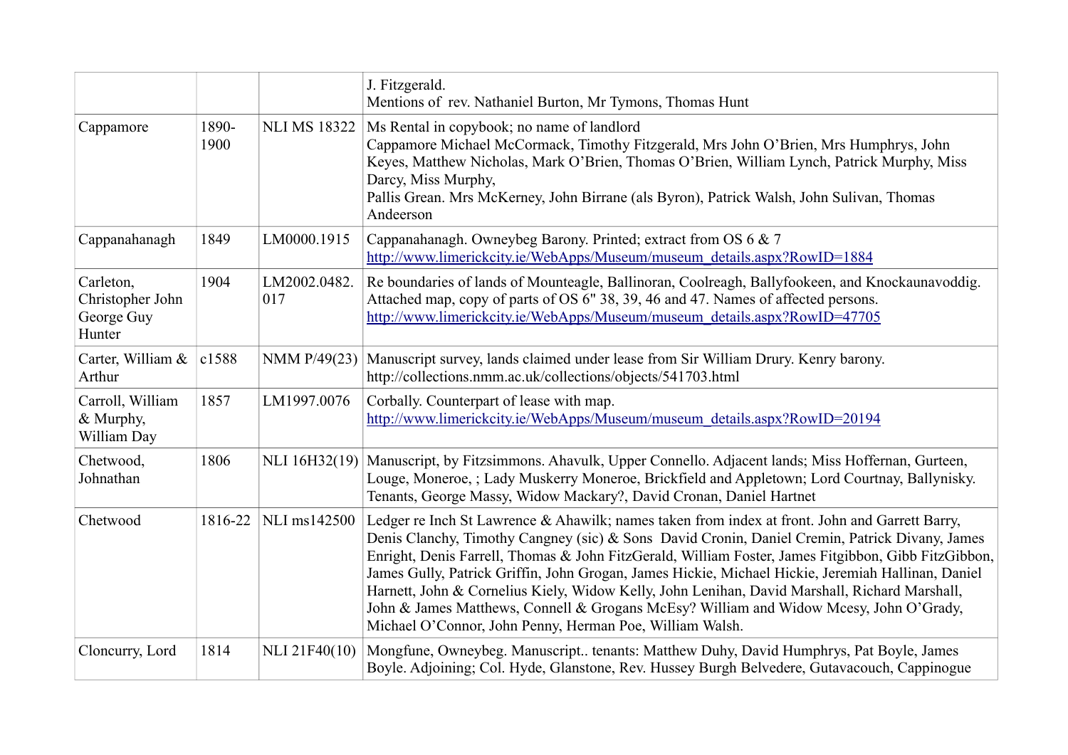| | | | |
|---|---|---|---|
| | | | J. Fitzgerald.<br>Mentions of rev. Nathaniel Burton, Mr Tymons, Thomas Hunt |
| Cappamore | 1890-1900 | NLI MS 18322 | Ms Rental in copybook; no name of landlord<br>Cappamore Michael McCormack, Timothy Fitzgerald, Mrs John O'Brien, Mrs Humphrys, John Keyes, Matthew Nicholas, Mark O'Brien, Thomas O'Brien, William Lynch, Patrick Murphy, Miss Darcy, Miss Murphy,<br>Pallis Grean. Mrs McKerney, John Birrane (als Byron), Patrick Walsh, John Sulivan, Thomas Andeerson |
| Cappanahanagh | 1849 | LM0000.1915 | Cappanahanagh. Owneybeg Barony. Printed; extract from OS 6 & 7<br>http://www.limerickcity.ie/WebApps/Museum/museum_details.aspx?RowID=1884 |
| Carleton, Christopher John George Guy Hunter | 1904 | LM2002.0482.017 | Re boundaries of lands of Mounteagle, Ballinoran, Coolreagh, Ballyfookeen, and Knockaunavoddig. Attached map, copy of parts of OS 6" 38, 39, 46 and 47. Names of affected persons.<br>http://www.limerickcity.ie/WebApps/Museum/museum_details.aspx?RowID=47705 |
| Carter, William & Arthur | c1588 | NMM P/49(23) | Manuscript survey, lands claimed under lease from Sir William Drury. Kenry barony.<br>http://collections.nmm.ac.uk/collections/objects/541703.html |
| Carroll, William & Murphy, William Day | 1857 | LM1997.0076 | Corbally. Counterpart of lease with map.<br>http://www.limerickcity.ie/WebApps/Museum/museum_details.aspx?RowID=20194 |
| Chetwood, Johnathan | 1806 | NLI 16H32(19) | Manuscript, by Fitzsimmons. Ahavulk, Upper Connello. Adjacent lands; Miss Hoffernan, Gurteen, Louge, Moneroe, ; Lady Muskerry Moneroe, Brickfield and Appletown; Lord Courtnay, Ballynisky. Tenants, George Massy, Widow Mackary?, David Cronan, Daniel Hartnet |
| Chetwood | 1816-22 | NLI ms142500 | Ledger re Inch St Lawrence & Ahawilk; names taken from index at front. John and Garrett Barry, Denis Clanchy, Timothy Cangney (sic) & Sons David Cronin, Daniel Cremin, Patrick Divany, James Enright, Denis Farrell, Thomas & John FitzGerald, William Foster, James Fitgibbon, Gibb FitzGibbon, James Gully, Patrick Griffin, John Grogan, James Hickie, Michael Hickie, Jeremiah Hallinan, Daniel Harnett, John & Cornelius Kiely, Widow Kelly, John Lenihan, David Marshall, Richard Marshall, John & James Matthews, Connell & Grogans McEsy? William and Widow Mcesy, John O'Grady, Michael O'Connor, John Penny, Herman Poe, William Walsh. |
| Cloncurry, Lord | 1814 | NLI 21F40(10) | Mongfune, Owneybeg. Manuscript.. tenants: Matthew Duhy, David Humphrys, Pat Boyle, James Boyle. Adjoining; Col. Hyde, Glanstone, Rev. Hussey Burgh Belvedere, Gutavacouch, Cappinogue |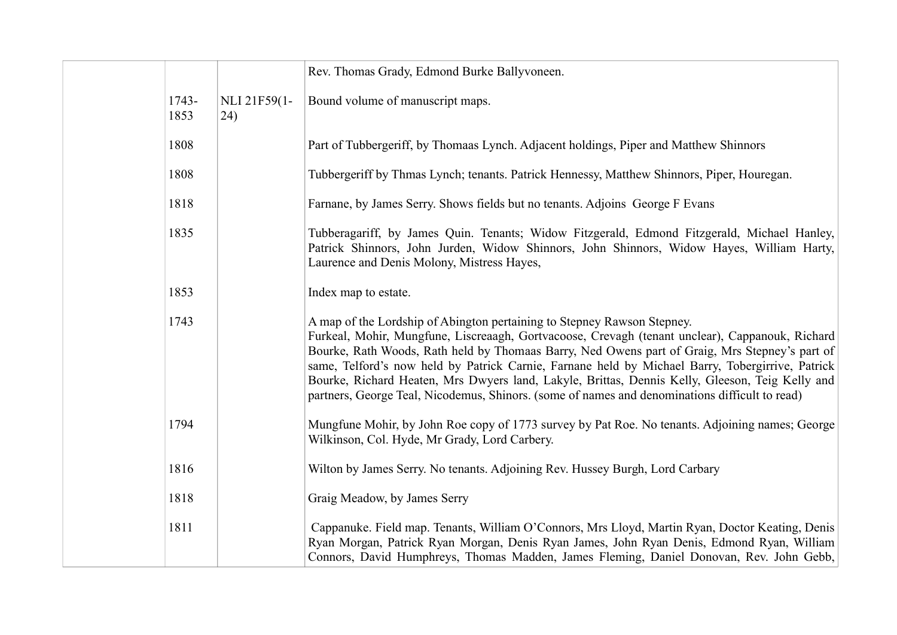| | | | |
|---|---|---|---|
| | | | Rev. Thomas Grady, Edmond Burke Ballyvoneen. |
| | 1743-1853 | NLI 21F59(1-24) | Bound volume of manuscript maps. |
| | 1808 | | Part of Tubbergeriff, by Thomaas Lynch. Adjacent holdings, Piper and Matthew Shinnors |
| | 1808 | | Tubbergeriff by Thmas Lynch; tenants. Patrick Hennessy, Matthew Shinnors, Piper, Houregan. |
| | 1818 | | Farnane, by James Serry. Shows fields but no tenants. Adjoins George F Evans |
| | 1835 | | Tubberagariff, by James Quin. Tenants; Widow Fitzgerald, Edmond Fitzgerald, Michael Hanley, Patrick Shinnors, John Jurden, Widow Shinnors, John Shinnors, Widow Hayes, William Harty, Laurence and Denis Molony, Mistress Hayes, |
| | 1853 | | Index map to estate. |
| | 1743 | | A map of the Lordship of Abington pertaining to Stepney Rawson Stepney. Furkeal, Mohir, Mungfune, Liscreaagh, Gortvacoose, Crevagh (tenant unclear), Cappanouk, Richard Bourke, Rath Woods, Rath held by Thomaas Barry, Ned Owens part of Graig, Mrs Stepney's part of same, Telford's now held by Patrick Carnie, Farnane held by Michael Barry, Tobergirrive, Patrick Bourke, Richard Heaten, Mrs Dwyers land, Lakyle, Brittas, Dennis Kelly, Gleeson, Teig Kelly and partners, George Teal, Nicodemus, Shinors. (some of names and denominations difficult to read) |
| | 1794 | | Mungfune Mohir, by John Roe copy of 1773 survey by Pat Roe. No tenants. Adjoining names; George Wilkinson, Col. Hyde, Mr Grady, Lord Carbery. |
| | 1816 | | Wilton by James Serry. No tenants. Adjoining Rev. Hussey Burgh, Lord Carbary |
| | 1818 | | Graig Meadow, by James Serry |
| | 1811 | | Cappanuke. Field map. Tenants, William O'Connors, Mrs Lloyd, Martin Ryan, Doctor Keating, Denis Ryan Morgan, Patrick Ryan Morgan, Denis Ryan James, John Ryan Denis, Edmond Ryan, William Connors, David Humphreys, Thomas Madden, James Fleming, Daniel Donovan, Rev. John Gebb, |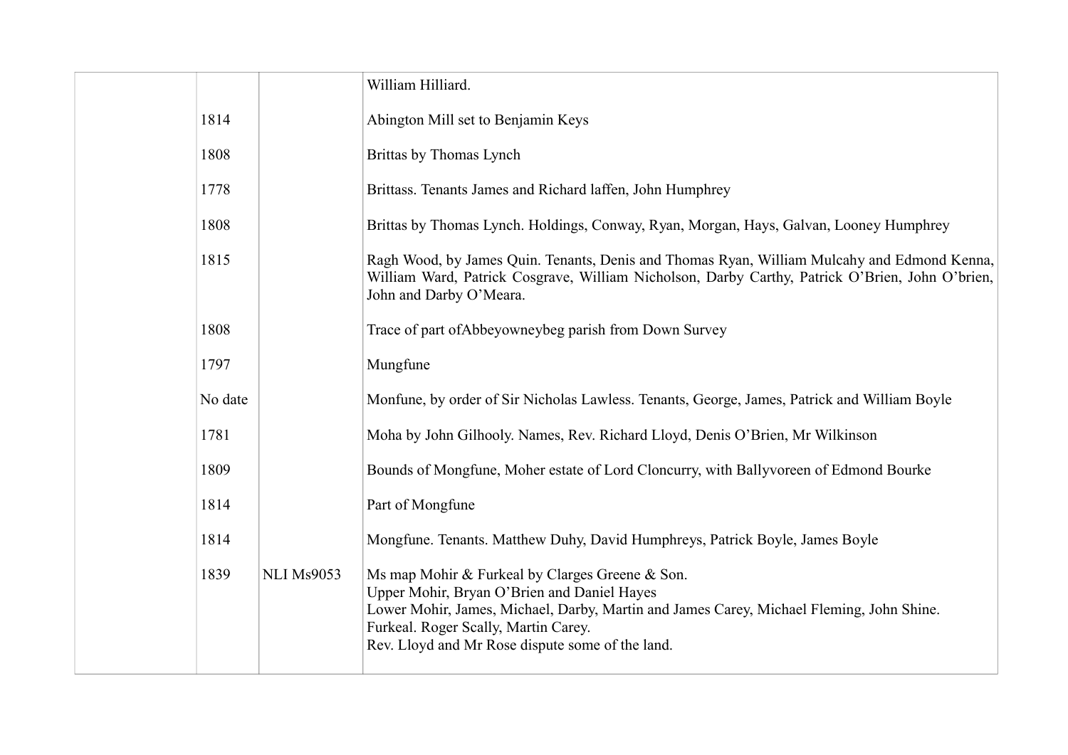| | | | |
|---|---|---|---|
| | | | William Hilliard. |
| | 1814 | | Abington Mill set to Benjamin Keys |
| | 1808 | | Brittas by Thomas Lynch |
| | 1778 | | Brittass. Tenants James and Richard laffen, John Humphrey |
| | 1808 | | Brittas by Thomas Lynch. Holdings, Conway, Ryan, Morgan, Hays, Galvan, Looney Humphrey |
| | 1815 | | Ragh Wood, by James Quin. Tenants, Denis and Thomas Ryan, William Mulcahy and Edmond Kenna, William Ward, Patrick Cosgrave, William Nicholson, Darby Carthy, Patrick O'Brien, John O'brien, John and Darby O'Meara. |
| | 1808 | | Trace of part ofAbbeyowneybeg parish from Down Survey |
| | 1797 | | Mungfune |
| | No date | | Monfune, by order of Sir Nicholas Lawless. Tenants, George, James, Patrick and William Boyle |
| | 1781 | | Moha by John Gilhooly. Names, Rev. Richard Lloyd, Denis O'Brien, Mr Wilkinson |
| | 1809 | | Bounds of Mongfune, Moher estate of Lord Cloncurry, with Ballyvoreen of Edmond Bourke |
| | 1814 | | Part of Mongfune |
| | 1814 | | Mongfune. Tenants. Matthew Duhy, David Humphreys, Patrick Boyle, James Boyle |
| | 1839 | NLI Ms9053 | Ms map Mohir & Furkeal by Clarges Greene & Son.<br>Upper Mohir, Bryan O'Brien and Daniel Hayes<br>Lower Mohir, James, Michael, Darby, Martin and James Carey, Michael Fleming, John Shine.<br>Furkeal. Roger Scally, Martin Carey.<br>Rev. Lloyd and Mr Rose dispute some of the land. |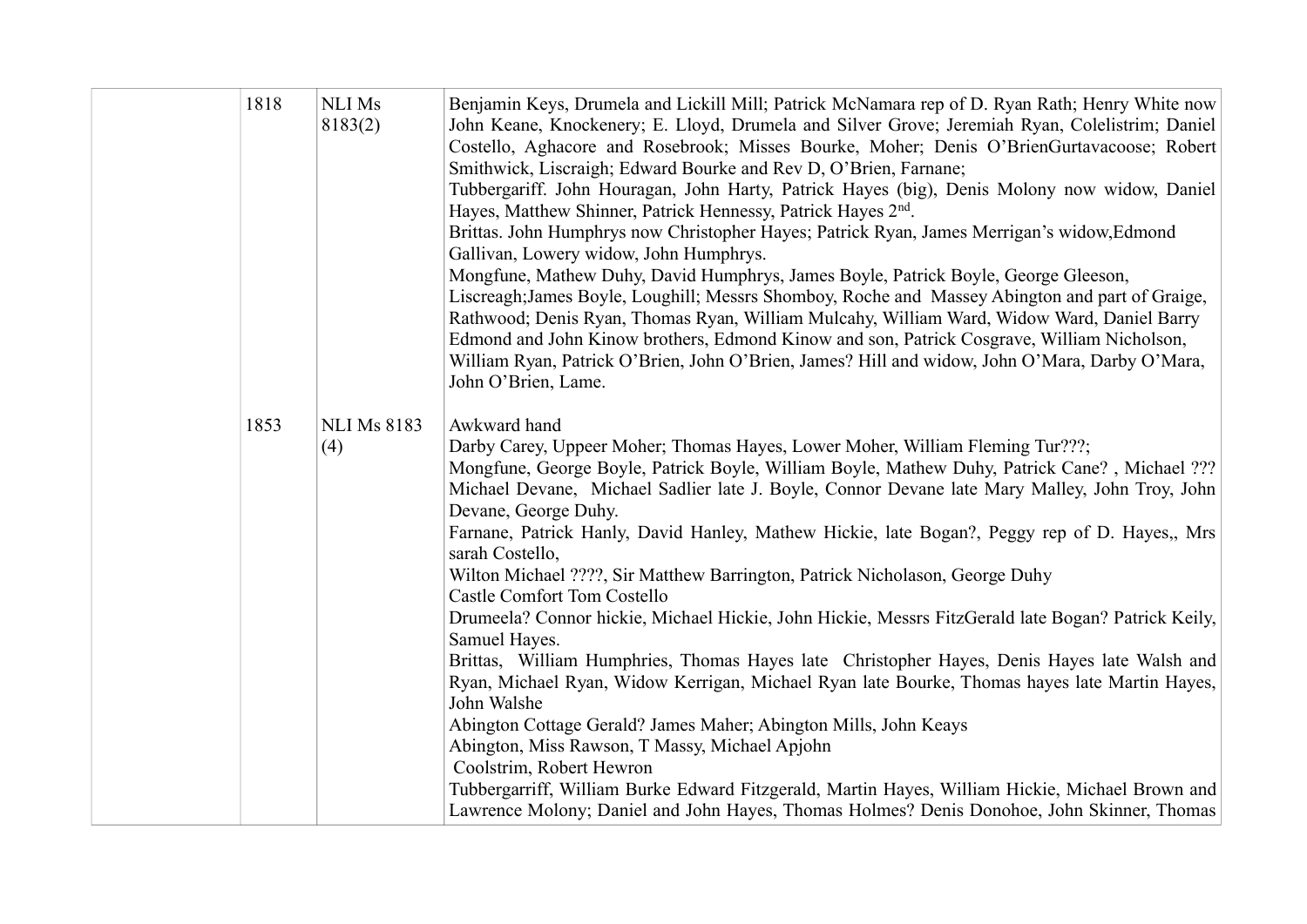| | | | |
|---|---|---|---|
| | 1818 | NLI Ms 8183(2) | Benjamin Keys, Drumela and Lickill Mill; Patrick McNamara rep of D. Ryan Rath; Henry White now John Keane, Knockenery; E. Lloyd, Drumela and Silver Grove; Jeremiah Ryan, Colelistrim; Daniel Costello, Aghacore and Rosebrook; Misses Bourke, Moher; Denis O'BrienGurtavacoose; Robert Smithwick, Liscraigh; Edward Bourke and Rev D, O'Brien, Farnane;<br>Tubbergariff. John Houragan, John Harty, Patrick Hayes (big), Denis Molony now widow, Daniel Hayes, Matthew Shinner, Patrick Hennessy, Patrick Hayes 2nd.<br>Brittas. John Humphrys now Christopher Hayes; Patrick Ryan, James Merrigan's widow,Edmond Gallivan, Lowery widow, John Humphrys.<br>Mongfune, Mathew Duhy, David Humphrys, James Boyle, Patrick Boyle, George Gleeson, Liscreagh;James Boyle, Loughill; Messrs Shomboy, Roche and Massey Abington and part of Graige, Rathwood; Denis Ryan, Thomas Ryan, William Mulcahy, William Ward, Widow Ward, Daniel Barry Edmond and John Kinow brothers, Edmond Kinow and son, Patrick Cosgrave, William Nicholson, William Ryan, Patrick O'Brien, John O'Brien, James? Hill and widow, John O'Mara, Darby O'Mara, John O'Brien, Lame. |
| | 1853 | NLI Ms 8183 (4) | Awkward hand<br>Darby Carey, Uppeer Moher; Thomas Hayes, Lower Moher, William Fleming Tur???;<br>Mongfune, George Boyle, Patrick Boyle, William Boyle, Mathew Duhy, Patrick Cane? , Michael ??? Michael Devane, Michael Sadlier late J. Boyle, Connor Devane late Mary Malley, John Troy, John Devane, George Duhy.<br>Farnane, Patrick Hanly, David Hanley, Mathew Hickie, late Bogan?, Peggy rep of D. Hayes,, Mrs sarah Costello,<br>Wilton Michael ????, Sir Matthew Barrington, Patrick Nicholason, George Duhy<br>Castle Comfort Tom Costello<br>Drumeela? Connor hickie, Michael Hickie, John Hickie, Messrs FitzGerald late Bogan? Patrick Keily, Samuel Hayes.<br>Brittas, William Humphries, Thomas Hayes late Christopher Hayes, Denis Hayes late Walsh and Ryan, Michael Ryan, Widow Kerrigan, Michael Ryan late Bourke, Thomas hayes late Martin Hayes, John Walshe<br>Abington Cottage Gerald? James Maher; Abington Mills, John Keays<br>Abington, Miss Rawson, T Massy, Michael Apjohn<br>Coolstrim, Robert Hewron<br>Tubbergarriff, William Burke Edward Fitzgerald, Martin Hayes, William Hickie, Michael Brown and Lawrence Molony; Daniel and John Hayes, Thomas Holmes? Denis Donohoe, John Skinner, Thomas |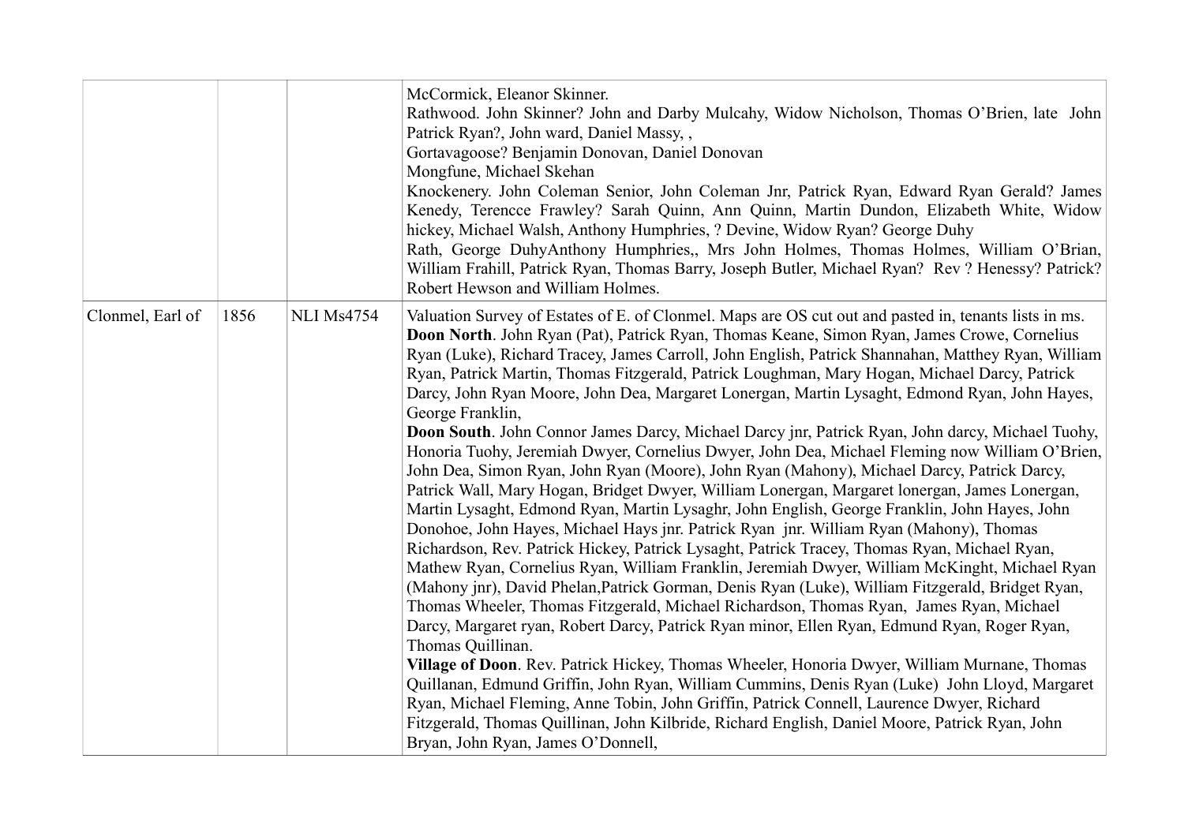| | | | |
|---|---|---|---|
| | | | McCormick, Eleanor Skinner.<br>Rathwood. John Skinner? John and Darby Mulcahy, Widow Nicholson, Thomas O'Brien, late John Patrick Ryan?, John ward, Daniel Massy, ,<br>Gortavagoose? Benjamin Donovan, Daniel Donovan<br>Mongfune, Michael Skehan<br>Knockenery. John Coleman Senior, John Coleman Jnr, Patrick Ryan, Edward Ryan Gerald? James Kenedy, Terencce Frawley? Sarah Quinn, Ann Quinn, Martin Dundon, Elizabeth White, Widow hickey, Michael Walsh, Anthony Humphries, ? Devine, Widow Ryan? George Duhy<br>Rath, George DuhyAnthony Humphries,, Mrs John Holmes, Thomas Holmes, William O'Brian, William Frahill, Patrick Ryan, Thomas Barry, Joseph Butler, Michael Ryan? Rev ? Henessy? Patrick? Robert Hewson and William Holmes. |
| Clonmel, Earl of | 1856 | NLI Ms4754 | Valuation Survey of Estates of E. of Clonmel. Maps are OS cut out and pasted in, tenants lists in ms.<br>**Doon North**. John Ryan (Pat), Patrick Ryan, Thomas Keane, Simon Ryan, James Crowe, Cornelius Ryan (Luke), Richard Tracey, James Carroll, John English, Patrick Shannahan, Matthey Ryan, William Ryan, Patrick Martin, Thomas Fitzgerald, Patrick Loughman, Mary Hogan, Michael Darcy, Patrick Darcy, John Ryan Moore, John Dea, Margaret Lonergan, Martin Lysaght, Edmond Ryan, John Hayes, George Franklin,<br>**Doon South**. John Connor James Darcy, Michael Darcy jnr, Patrick Ryan, John darcy, Michael Tuohy, Honoria Tuohy, Jeremiah Dwyer, Cornelius Dwyer, John Dea, Michael Fleming now William O'Brien, John Dea, Simon Ryan, John Ryan (Moore), John Ryan (Mahony), Michael Darcy, Patrick Darcy, Patrick Wall, Mary Hogan, Bridget Dwyer, William Lonergan, Margaret lonergan, James Lonergan, Martin Lysaght, Edmond Ryan, Martin Lysaghr, John English, George Franklin, John Hayes, John Donohoe, John Hayes, Michael Hays jnr. Patrick Ryan jnr. William Ryan (Mahony), Thomas Richardson, Rev. Patrick Hickey, Patrick Lysaght, Patrick Tracey, Thomas Ryan, Michael Ryan, Mathew Ryan, Cornelius Ryan, William Franklin, Jeremiah Dwyer, William McKinght, Michael Ryan (Mahony jnr), David Phelan,Patrick Gorman, Denis Ryan (Luke), William Fitzgerald, Bridget Ryan, Thomas Wheeler, Thomas Fitzgerald, Michael Richardson, Thomas Ryan, James Ryan, Michael Darcy, Margaret ryan, Robert Darcy, Patrick Ryan minor, Ellen Ryan, Edmund Ryan, Roger Ryan, Thomas Quillinan.<br>**Village of Doon**. Rev. Patrick Hickey, Thomas Wheeler, Honoria Dwyer, William Murnane, Thomas Quillanan, Edmund Griffin, John Ryan, William Cummins, Denis Ryan (Luke) John Lloyd, Margaret Ryan, Michael Fleming, Anne Tobin, John Griffin, Patrick Connell, Laurence Dwyer, Richard Fitzgerald, Thomas Quillinan, John Kilbride, Richard English, Daniel Moore, Patrick Ryan, John Bryan, John Ryan, James O'Donnell, |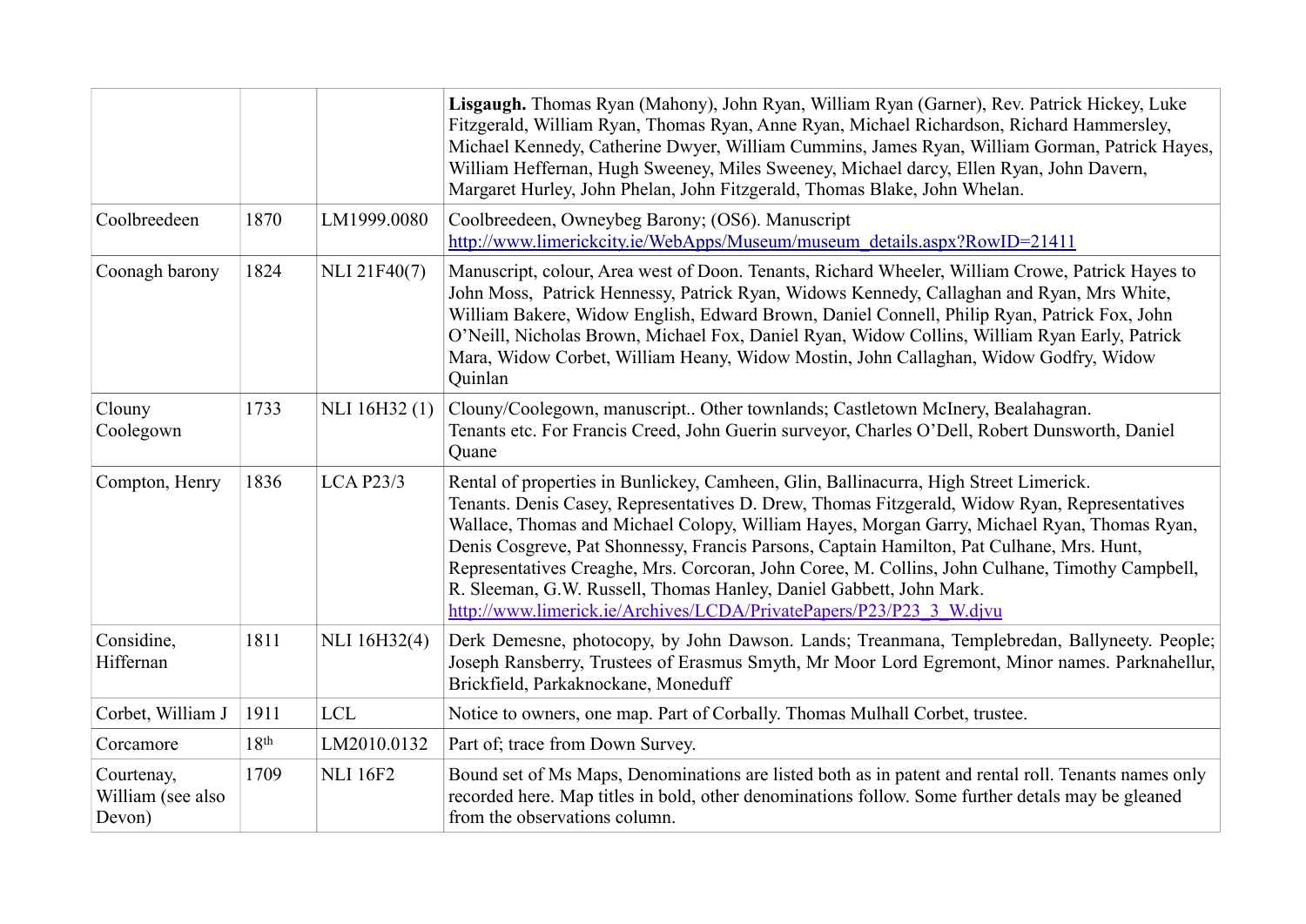| | | | |
|---|---|---|---|
| | | | **Lisgaugh.** Thomas Ryan (Mahony), John Ryan, William Ryan (Garner), Rev. Patrick Hickey, Luke Fitzgerald, William Ryan, Thomas Ryan, Anne Ryan, Michael Richardson, Richard Hammersley, Michael Kennedy, Catherine Dwyer, William Cummins, James Ryan, William Gorman, Patrick Hayes, William Heffernan, Hugh Sweeney, Miles Sweeney, Michael darcy, Ellen Ryan, John Davern, Margaret Hurley, John Phelan, John Fitzgerald, Thomas Blake, John Whelan. |
| Coolbreedeen | 1870 | LM1999.0080 | Coolbreedeen, Owneybeg Barony; (OS6). Manuscript http://www.limerickcity.ie/WebApps/Museum/museum_details.aspx?RowID=21411 |
| Coonagh barony | 1824 | NLI 21F40(7) | Manuscript, colour, Area west of Doon. Tenants, Richard Wheeler, William Crowe, Patrick Hayes to John Moss, Patrick Hennessy, Patrick Ryan, Widows Kennedy, Callaghan and Ryan, Mrs White, William Bakere, Widow English, Edward Brown, Daniel Connell, Philip Ryan, Patrick Fox, John O'Neill, Nicholas Brown, Michael Fox, Daniel Ryan, Widow Collins, William Ryan Early, Patrick Mara, Widow Corbet, William Heany, Widow Mostin, John Callaghan, Widow Godfry, Widow Quinlan |
| Clouny Coolegown | 1733 | NLI 16H32 (1) | Clouny/Coolegown, manuscript.. Other townlands; Castletown McInery, Bealahagran. Tenants etc. For Francis Creed, John Guerin surveyor, Charles O'Dell, Robert Dunsworth, Daniel Quane |
| Compton, Henry | 1836 | LCA P23/3 | Rental of properties in Bunlickey, Camheen, Glin, Ballinacurra, High Street Limerick. Tenants. Denis Casey, Representatives D. Drew, Thomas Fitzgerald, Widow Ryan, Representatives Wallace, Thomas and Michael Colopy, William Hayes, Morgan Garry, Michael Ryan, Thomas Ryan, Denis Cosgreve, Pat Shonnessy, Francis Parsons, Captain Hamilton, Pat Culhane, Mrs. Hunt, Representatives Creaghe, Mrs. Corcoran, John Coree, M. Collins, John Culhane, Timothy Campbell, R. Sleeman, G.W. Russell, Thomas Hanley, Daniel Gabbett, John Mark. http://www.limerick.ie/Archives/LCDA/PrivatePapers/P23/P23_3_W.djvu |
| Considine, Hiffernan | 1811 | NLI 16H32(4) | Derk Demesne, photocopy, by John Dawson. Lands; Treanmana, Templebredan, Ballyneety. People; Joseph Ransberry, Trustees of Erasmus Smyth, Mr Moor Lord Egremont, Minor names. Parknahellur, Brickfield, Parkaknockane, Moneduff |
| Corbet, William J | 1911 | LCL | Notice to owners, one map. Part of Corbally. Thomas Mulhall Corbet, trustee. |
| Corcamore | 18th | LM2010.0132 | Part of; trace from Down Survey. |
| Courtenay, William (see also Devon) | 1709 | NLI 16F2 | Bound set of Ms Maps, Denominations are listed both as in patent and rental roll. Tenants names only recorded here. Map titles in bold, other denominations follow. Some further detals may be gleaned from the observations column. |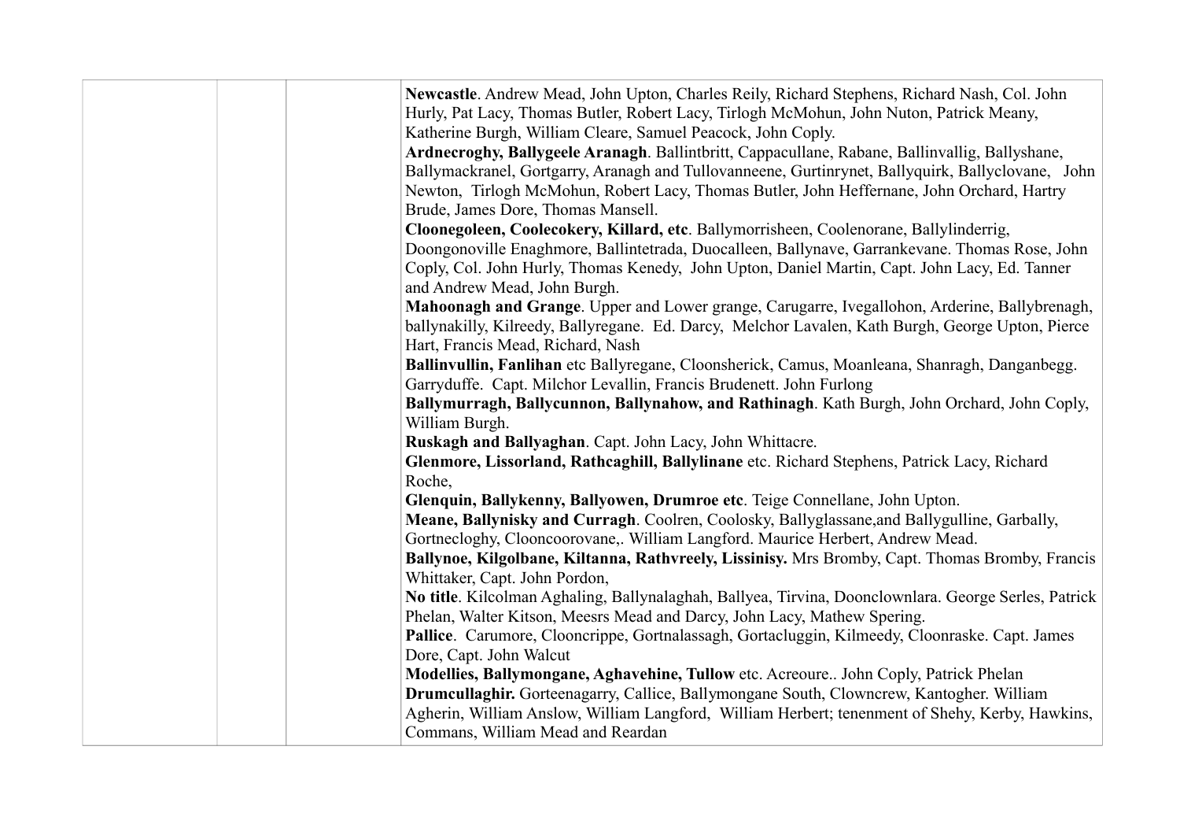| | | | |
|---|---|---|---|
| | | | **Newcastle**. Andrew Mead, John Upton, Charles Reily, Richard Stephens, Richard Nash, Col. John Hurly, Pat Lacy, Thomas Butler, Robert Lacy, Tirlogh McMohun, John Nuton, Patrick Meany, Katherine Burgh, William Cleare, Samuel Peacock, John Coply. **Ardnecroghy, Ballygeele Aranagh**. Ballintbritt, Cappacullane, Rabane, Ballinvallig, Ballyshane, Ballymackranel, Gortgarry, Aranagh and Tullovanneene, Gurtinrynet, Ballyquirk, Ballyclovane, John Newton, Tirlogh McMohun, Robert Lacy, Thomas Butler, John Heffernane, John Orchard, Hartry Brude, James Dore, Thomas Mansell. **Cloonegoleen, Coolecokery, Killard, etc**. Ballymorrisheen, Coolenorane, Ballylinderrig, Doongonoville Enaghmore, Ballintetrada, Duocalleen, Ballynave, Garrankevane. Thomas Rose, John Coply, Col. John Hurly, Thomas Kenedy, John Upton, Daniel Martin, Capt. John Lacy, Ed. Tanner and Andrew Mead, John Burgh. **Mahoonagh and Grange**. Upper and Lower grange, Carugarre, Ivegallohon, Arderine, Ballybrenagh, ballynakilly, Kilreedy, Ballyregane. Ed. Darcy, Melchor Lavalen, Kath Burgh, George Upton, Pierce Hart, Francis Mead, Richard, Nash **Ballinvullin, Fanlihan** etc Ballyregane, Cloonsherick, Camus, Moanleana, Shanragh, Danganbegg. Garryduffe. Capt. Milchor Levallin, Francis Brudenett. John Furlong **Ballymurragh, Ballycunnon, Ballynahow, and Rathinagh**. Kath Burgh, John Orchard, John Coply, William Burgh. **Ruskagh and Ballyaghan**. Capt. John Lacy, John Whittacre. **Glenmore, Lissorland, Rathcaghill, Ballylinane** etc. Richard Stephens, Patrick Lacy, Richard Roche, **Glenquin, Ballykenny, Ballyowen, Drumroe etc**. Teige Connellane, John Upton. **Meane, Ballynisky and Curragh**. Coolren, Coolosky, Ballyglassane,and Ballygulline, Garbally, Gortnecloghy, Clooncoorovane,. William Langford. Maurice Herbert, Andrew Mead. **Ballynoe, Kilgolbane, Kiltanna, Rathvreely, Lissinisy.** Mrs Bromby, Capt. Thomas Bromby, Francis Whittaker, Capt. John Pordon, **No title**. Kilcolman Aghaling, Ballynalaghah, Ballyea, Tirvina, Doonclownlara. George Serles, Patrick Phelan, Walter Kitson, Meesrs Mead and Darcy, John Lacy, Mathew Spering. **Pallice**. Carumore, Clooncrippe, Gortnalassagh, Gortacluggin, Kilmeedy, Cloonraske. Capt. James Dore, Capt. John Walcut **Modellies, Ballymongane, Aghavehine, Tullow** etc. Acreoure.. John Coply, Patrick Phelan **Drumcullaghir.** Gorteenagarry, Callice, Ballymongane South, Clowncrew, Kantogher. William Agherin, William Anslow, William Langford, William Herbert; tenenment of Shehy, Kerby, Hawkins, Commans, William Mead and Reardan |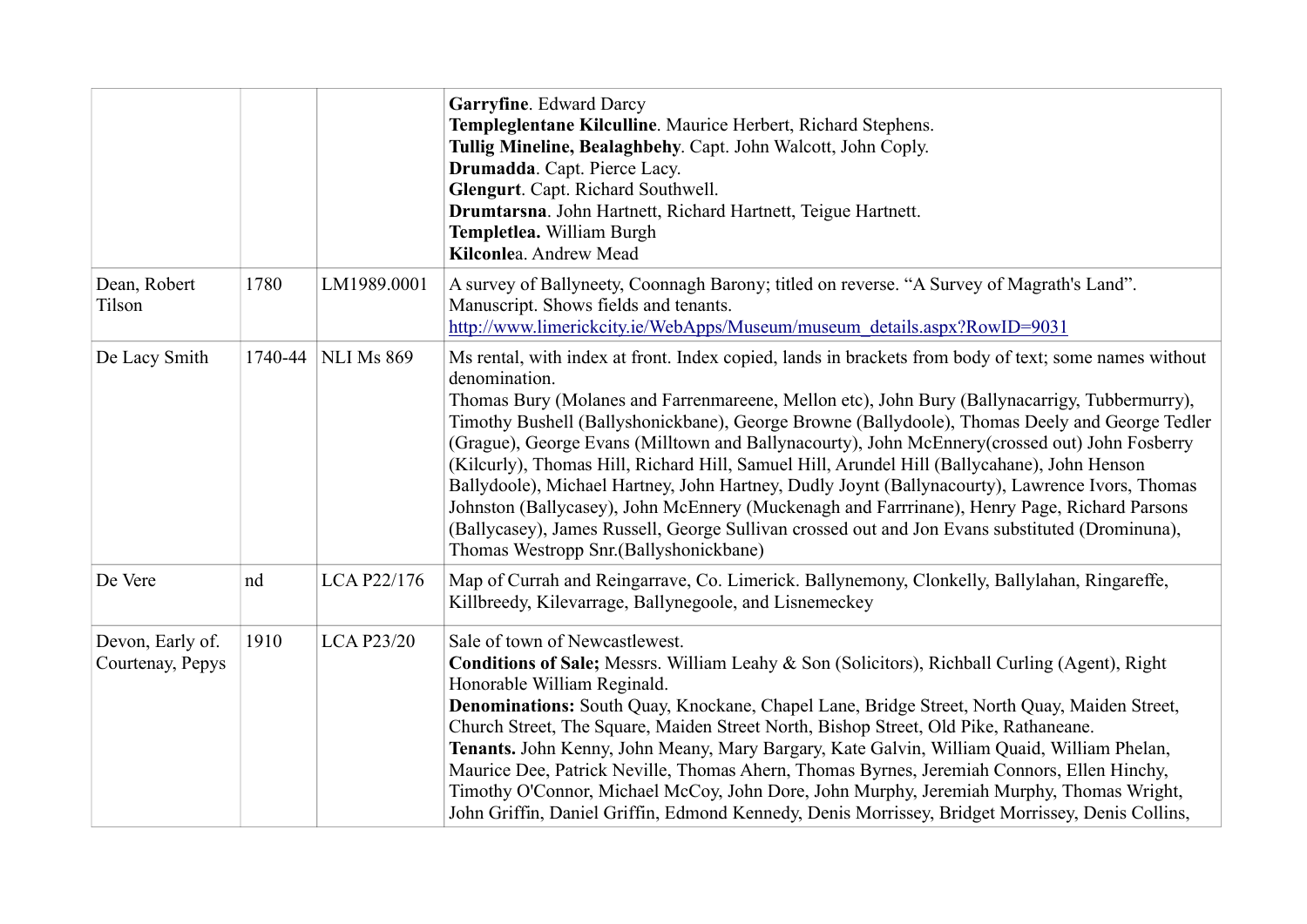| | | | |
|---|---|---|---|
| | | | **Garryfine**. Edward Darcy<br>**Templeglentane Kilculline**. Maurice Herbert, Richard Stephens.<br>**Tullig Mineline, Bealaghbehy**. Capt. John Walcott, John Coply.<br>**Drumadda**. Capt. Pierce Lacy.<br>**Glengurt**. Capt. Richard Southwell.<br>**Drumtarsna**. John Hartnett, Richard Hartnett, Teigue Hartnett.<br>**Templetlea.** William Burgh<br>**Kilconle**a. Andrew Mead |
| Dean, Robert Tilson | 1780 | LM1989.0001 | A survey of Ballyneety, Coonnagh Barony; titled on reverse. "A Survey of Magrath's Land". Manuscript. Shows fields and tenants. http://www.limerickcity.ie/WebApps/Museum/museum_details.aspx?RowID=9031 |
| De Lacy Smith | 1740-44 | NLI Ms 869 | Ms rental, with index at front. Index copied, lands in brackets from body of text; some names without denomination.<br>Thomas Bury (Molanes and Farrenmareene, Mellon etc), John Bury (Ballynacarrigy, Tubbermurry), Timothy Bushell (Ballyshonickbane), George Browne (Ballydoole), Thomas Deely and George Tedler (Grague), George Evans (Milltown and Ballynacourty), John McEnnery(crossed out) John Fosberry (Kilcurly), Thomas Hill, Richard Hill, Samuel Hill, Arundel Hill (Ballycahane), John Henson Ballydoole), Michael Hartney, John Hartney, Dudly Joynt (Ballynacourty), Lawrence Ivors, Thomas Johnston (Ballycasey), John McEnnery (Muckenagh and Farrrinane), Henry Page, Richard Parsons (Ballycasey), James Russell, George Sullivan crossed out and Jon Evans substituted (Drominuna), Thomas Westropp Snr.(Ballyshonickbane) |
| De Vere | nd | LCA P22/176 | Map of Currah and Reingarrave, Co. Limerick. Ballynemony, Clonkelly, Ballylahan, Ringareffe, Killbreedy, Kilevarrage, Ballynegoole, and Lisnemeckey |
| Devon, Early of. Courtenay, Pepys | 1910 | LCA P23/20 | Sale of town of Newcastlewest.<br>**Conditions of Sale;** Messrs. William Leahy & Son (Solicitors), Richball Curling (Agent), Right Honorable William Reginald.<br>**Denominations:** South Quay, Knockane, Chapel Lane, Bridge Street, North Quay, Maiden Street, Church Street, The Square, Maiden Street North, Bishop Street, Old Pike, Rathaneane.<br>**Tenants.** John Kenny, John Meany, Mary Bargary, Kate Galvin, William Quaid, William Phelan, Maurice Dee, Patrick Neville, Thomas Ahern, Thomas Byrnes, Jeremiah Connors, Ellen Hinchy, Timothy O'Connor, Michael McCoy, John Dore, John Murphy, Jeremiah Murphy, Thomas Wright, John Griffin, Daniel Griffin, Edmond Kennedy, Denis Morrissey, Bridget Morrissey, Denis Collins, |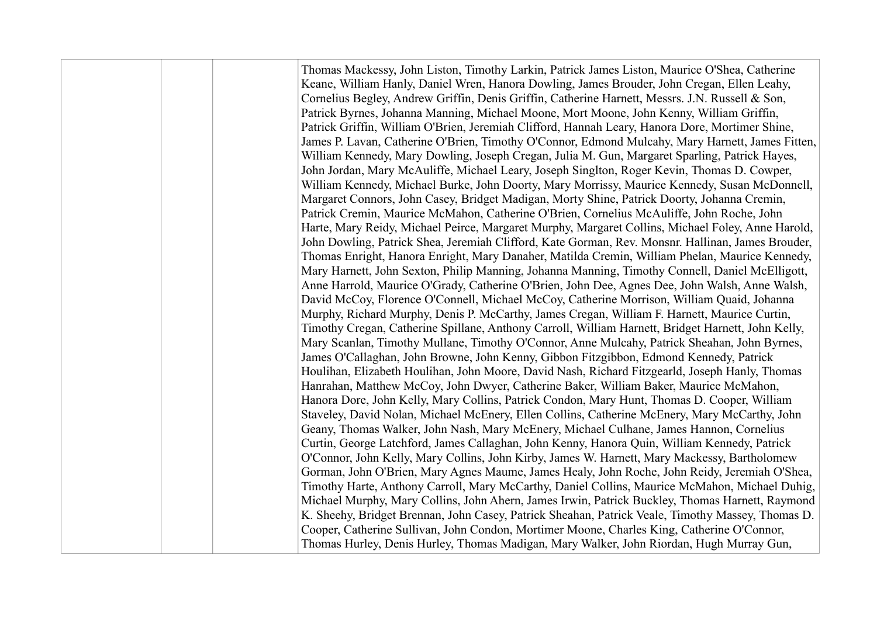| | | | |
|---|---|---|---|
| | | | Thomas Mackessy, John Liston, Timothy Larkin, Patrick James Liston, Maurice O'Shea, Catherine Keane, William Hanly, Daniel Wren, Hanora Dowling, James Brouder, John Cregan, Ellen Leahy, Cornelius Begley, Andrew Griffin, Denis Griffin, Catherine Harnett, Messrs. J.N. Russell & Son, Patrick Byrnes, Johanna Manning, Michael Moone, Mort Moone, John Kenny, William Griffin, Patrick Griffin, William O'Brien, Jeremiah Clifford, Hannah Leary, Hanora Dore, Mortimer Shine, James P. Lavan, Catherine O'Brien, Timothy O'Connor, Edmond Mulcahy, Mary Harnett, James Fitten, William Kennedy, Mary Dowling, Joseph Cregan, Julia M. Gun, Margaret Sparling, Patrick Hayes, John Jordan, Mary McAuliffe, Michael Leary, Joseph Singlton, Roger Kevin, Thomas D. Cowper, William Kennedy, Michael Burke, John Doorty, Mary Morrissy, Maurice Kennedy, Susan McDonnell, Margaret Connors, John Casey, Bridget Madigan, Morty Shine, Patrick Doorty, Johanna Cremin, Patrick Cremin, Maurice McMahon, Catherine O'Brien, Cornelius McAuliffe, John Roche, John Harte, Mary Reidy, Michael Peirce, Margaret Murphy, Margaret Collins, Michael Foley, Anne Harold, John Dowling, Patrick Shea, Jeremiah Clifford, Kate Gorman, Rev. Monsnr. Hallinan, James Brouder, Thomas Enright, Hanora Enright, Mary Danaher, Matilda Cremin, William Phelan, Maurice Kennedy, Mary Harnett, John Sexton, Philip Manning, Johanna Manning, Timothy Connell, Daniel McElligott, Anne Harrold, Maurice O'Grady, Catherine O'Brien, John Dee, Agnes Dee, John Walsh, Anne Walsh, David McCoy, Florence O'Connell, Michael McCoy, Catherine Morrison, William Quaid, Johanna Murphy, Richard Murphy, Denis P. McCarthy, James Cregan, William F. Harnett, Maurice Curtin, Timothy Cregan, Catherine Spillane, Anthony Carroll, William Harnett, Bridget Harnett, John Kelly, Mary Scanlan, Timothy Mullane, Timothy O'Connor, Anne Mulcahy, Patrick Sheahan, John Byrnes, James O'Callaghan, John Browne, John Kenny, Gibbon Fitzgibbon, Edmond Kennedy, Patrick Houlihan, Elizabeth Houlihan, John Moore, David Nash, Richard Fitzgearld, Joseph Hanly, Thomas Hanrahan, Matthew McCoy, John Dwyer, Catherine Baker, William Baker, Maurice McMahon, Hanora Dore, John Kelly, Mary Collins, Patrick Condon, Mary Hunt, Thomas D. Cooper, William Staveley, David Nolan, Michael McEnery, Ellen Collins, Catherine McEnery, Mary McCarthy, John Geany, Thomas Walker, John Nash, Mary McEnery, Michael Culhane, James Hannon, Cornelius Curtin, George Latchford, James Callaghan, John Kenny, Hanora Quin, William Kennedy, Patrick O'Connor, John Kelly, Mary Collins, John Kirby, James W. Harnett, Mary Mackessy, Bartholomew Gorman, John O'Brien, Mary Agnes Maume, James Healy, John Roche, John Reidy, Jeremiah O'Shea, Timothy Harte, Anthony Carroll, Mary McCarthy, Daniel Collins, Maurice McMahon, Michael Duhig, Michael Murphy, Mary Collins, John Ahern, James Irwin, Patrick Buckley, Thomas Harnett, Raymond K. Sheehy, Bridget Brennan, John Casey, Patrick Sheahan, Patrick Veale, Timothy Massey, Thomas D. Cooper, Catherine Sullivan, John Condon, Mortimer Moone, Charles King, Catherine O'Connor, Thomas Hurley, Denis Hurley, Thomas Madigan, Mary Walker, John Riordan, Hugh Murray Gun, |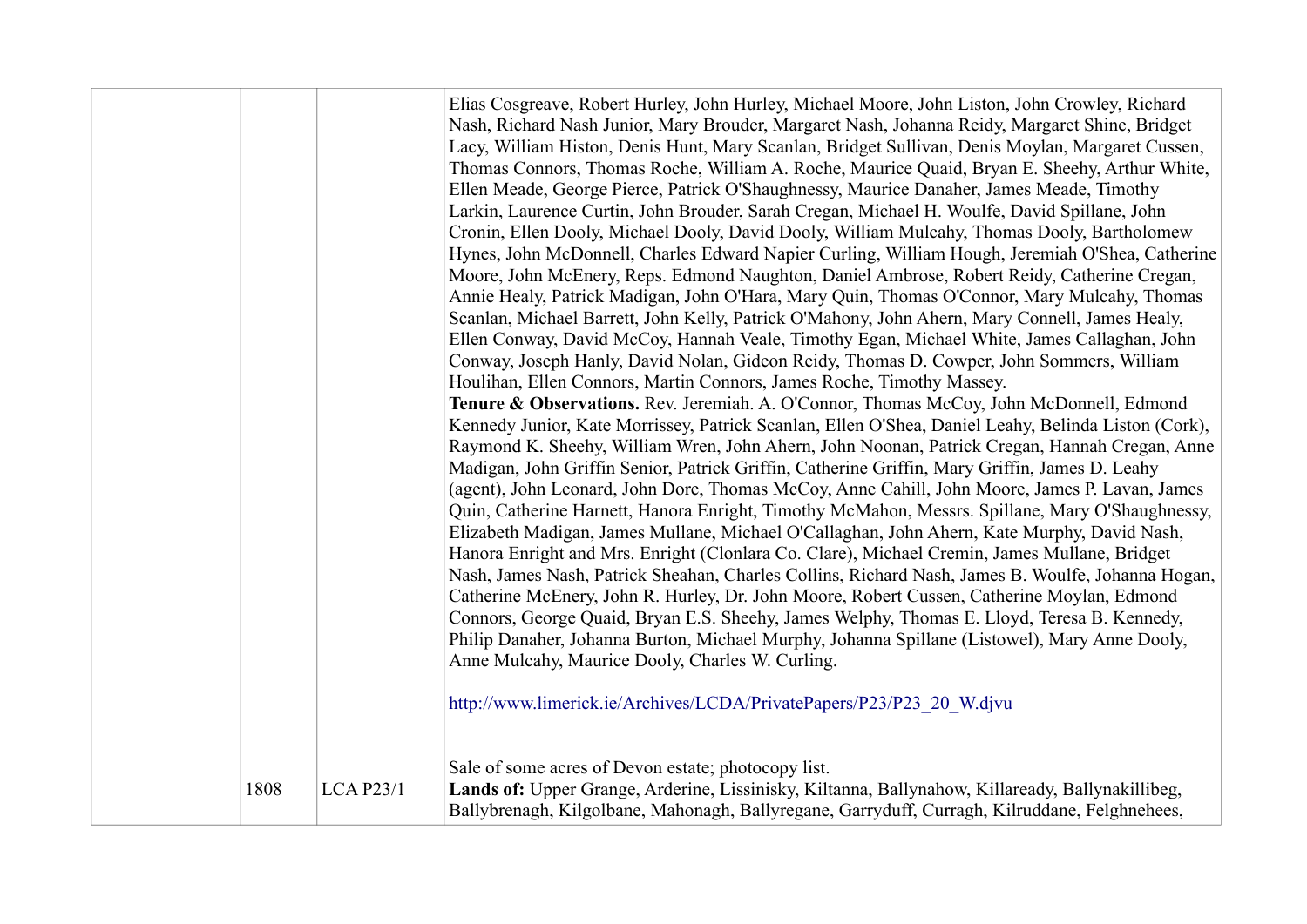| | | | |
|---|---|---|---|
| | | | Elias Cosgreave, Robert Hurley, John Hurley, Michael Moore, John Liston, John Crowley, Richard Nash, Richard Nash Junior, Mary Brouder, Margaret Nash, Johanna Reidy, Margaret Shine, Bridget Lacy, William Histon, Denis Hunt, Mary Scanlan, Bridget Sullivan, Denis Moylan, Margaret Cussen, Thomas Connors, Thomas Roche, William A. Roche, Maurice Quaid, Bryan E. Sheehy, Arthur White, Ellen Meade, George Pierce, Patrick O'Shaughnessy, Maurice Danaher, James Meade, Timothy Larkin, Laurence Curtin, John Brouder, Sarah Cregan, Michael H. Woulfe, David Spillane, John Cronin, Ellen Dooly, Michael Dooly, David Dooly, William Mulcahy, Thomas Dooly, Bartholomew Hynes, John McDonnell, Charles Edward Napier Curling, William Hough, Jeremiah O'Shea, Catherine Moore, John McEnery, Reps. Edmond Naughton, Daniel Ambrose, Robert Reidy, Catherine Cregan, Annie Healy, Patrick Madigan, John O'Hara, Mary Quin, Thomas O'Connor, Mary Mulcahy, Thomas Scanlan, Michael Barrett, John Kelly, Patrick O'Mahony, John Ahern, Mary Connell, James Healy, Ellen Conway, David McCoy, Hannah Veale, Timothy Egan, Michael White, James Callaghan, John Conway, Joseph Hanly, David Nolan, Gideon Reidy, Thomas D. Cowper, John Sommers, William Houlihan, Ellen Connors, Martin Connors, James Roche, Timothy Massey.<br>**Tenure & Observations.** Rev. Jeremiah. A. O'Connor, Thomas McCoy, John McDonnell, Edmond Kennedy Junior, Kate Morrissey, Patrick Scanlan, Ellen O'Shea, Daniel Leahy, Belinda Liston (Cork), Raymond K. Sheehy, William Wren, John Ahern, John Noonan, Patrick Cregan, Hannah Cregan, Anne Madigan, John Griffin Senior, Patrick Griffin, Catherine Griffin, Mary Griffin, James D. Leahy (agent), John Leonard, John Dore, Thomas McCoy, Anne Cahill, John Moore, James P. Lavan, James Quin, Catherine Harnett, Hanora Enright, Timothy McMahon, Messrs. Spillane, Mary O'Shaughnessy, Elizabeth Madigan, James Mullane, Michael O'Callaghan, John Ahern, Kate Murphy, David Nash, Hanora Enright and Mrs. Enright (Clonlara Co. Clare), Michael Cremin, James Mullane, Bridget Nash, James Nash, Patrick Sheahan, Charles Collins, Richard Nash, James B. Woulfe, Johanna Hogan, Catherine McEnery, John R. Hurley, Dr. John Moore, Robert Cussen, Catherine Moylan, Edmond Connors, George Quaid, Bryan E.S. Sheehy, James Welphy, Thomas E. Lloyd, Teresa B. Kennedy, Philip Danaher, Johanna Burton, Michael Murphy, Johanna Spillane (Listowel), Mary Anne Dooly, Anne Mulcahy, Maurice Dooly, Charles W. Curling.<br><br>http://www.limerick.ie/Archives/LCDA/PrivatePapers/P23/P23_20_W.djvu |
| | 1808 | LCA P23/1 | Sale of some acres of Devon estate; photocopy list.<br>**Lands of:** Upper Grange, Arderine, Lissinisky, Kiltanna, Ballynahow, Killaready, Ballynakillibeg, Ballybrenagh, Kilgolbane, Mahonagh, Ballyregane, Garryduff, Curragh, Kilruddane, Felghnehees, |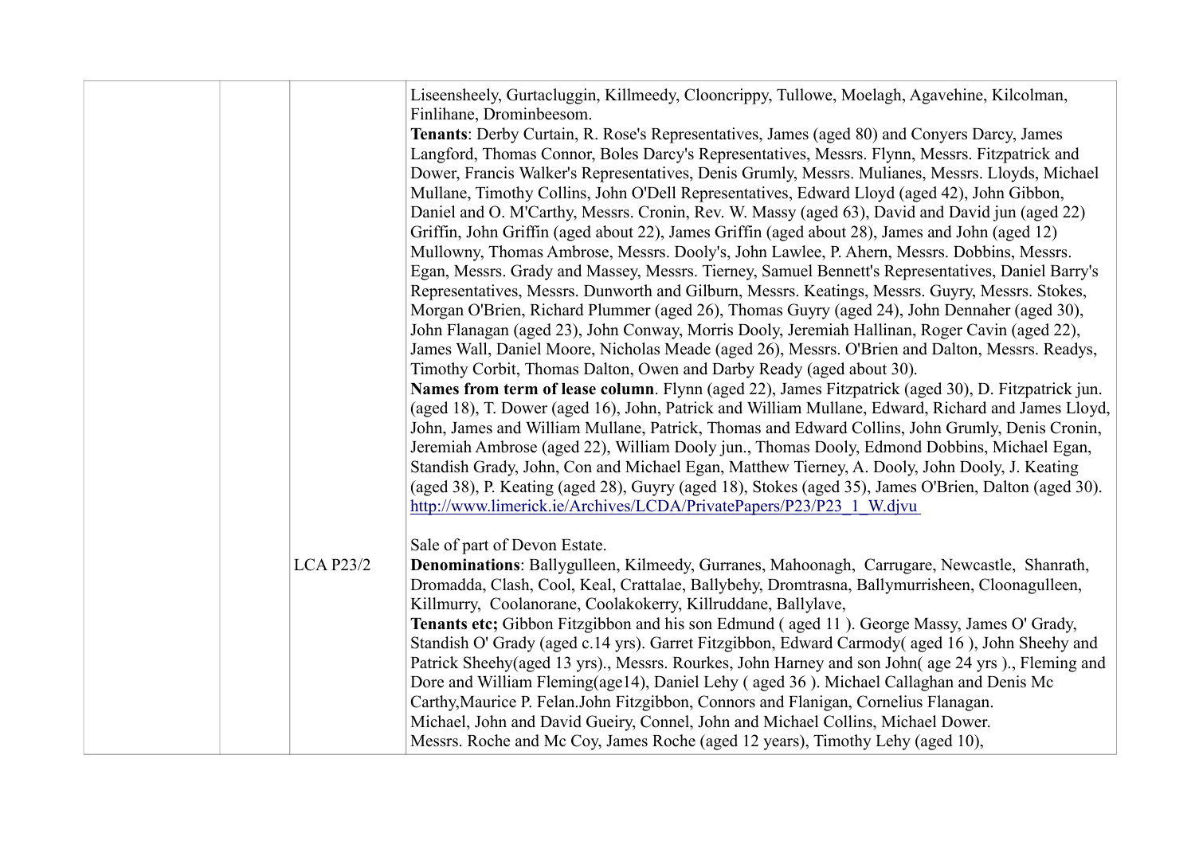| | | | |
|---|---|---|---|
| | | | Liseensheely, Gurtacluggin, Killmeedy, Clooncrippy, Tullowe, Moelagh, Agavehine, Kilcolman, Finlihane, Drominbeesom.<br>**Tenants**: Derby Curtain, R. Rose's Representatives, James (aged 80) and Conyers Darcy, James Langford, Thomas Connor, Boles Darcy's Representatives, Messrs. Flynn, Messrs. Fitzpatrick and Dower, Francis Walker's Representatives, Denis Grumly, Messrs. Mulianes, Messrs. Lloyds, Michael Mullane, Timothy Collins, John O'Dell Representatives, Edward Lloyd (aged 42), John Gibbon, Daniel and O. M'Carthy, Messrs. Cronin, Rev. W. Massy (aged 63), David and David jun (aged 22) Griffin, John Griffin (aged about 22), James Griffin (aged about 28), James and John (aged 12) Mullowny, Thomas Ambrose, Messrs. Dooly's, John Lawlee, P. Ahern, Messrs. Dobbins, Messrs. Egan, Messrs. Grady and Massey, Messrs. Tierney, Samuel Bennett's Representatives, Daniel Barry's Representatives, Messrs. Dunworth and Gilburn, Messrs. Keatings, Messrs. Guyry, Messrs. Stokes, Morgan O'Brien, Richard Plummer (aged 26), Thomas Guyry (aged 24), John Dennaher (aged 30), John Flanagan (aged 23), John Conway, Morris Dooly, Jeremiah Hallinan, Roger Cavin (aged 22), James Wall, Daniel Moore, Nicholas Meade (aged 26), Messrs. O'Brien and Dalton, Messrs. Readys, Timothy Corbit, Thomas Dalton, Owen and Darby Ready (aged about 30).<br>**Names from term of lease column**. Flynn (aged 22), James Fitzpatrick (aged 30), D. Fitzpatrick jun. (aged 18), T. Dower (aged 16), John, Patrick and William Mullane, Edward, Richard and James Lloyd, John, James and William Mullane, Patrick, Thomas and Edward Collins, John Grumly, Denis Cronin, Jeremiah Ambrose (aged 22), William Dooly jun., Thomas Dooly, Edmond Dobbins, Michael Egan, Standish Grady, John, Con and Michael Egan, Matthew Tierney, A. Dooly, John Dooly, J. Keating (aged 38), P. Keating (aged 28), Guyry (aged 18), Stokes (aged 35), James O'Brien, Dalton (aged 30).<br>http://www.limerick.ie/Archives/LCDA/PrivatePapers/P23/P23_1_W.djvu |
| | | LCA P23/2 | Sale of part of Devon Estate.<br>**Denominations**: Ballygulleen, Kilmeedy, Gurranes, Mahoonagh, Carrugare, Newcastle, Shanrath, Dromadda, Clash, Cool, Keal, Crattalae, Ballybehy, Dromtrasna, Ballymurrisheen, Cloonagulleen, Killmurry, Coolanorane, Coolakokerry, Killruddane, Ballylave,<br>**Tenants etc;** Gibbon Fitzgibbon and his son Edmund ( aged 11 ). George Massy, James O' Grady, Standish O' Grady (aged c.14 yrs). Garret Fitzgibbon, Edward Carmody( aged 16 ), John Sheehy and Patrick Sheehy(aged 13 yrs)., Messrs. Rourkes, John Harney and son John( age 24 yrs )., Fleming and Dore and William Fleming(age14), Daniel Lehy ( aged 36 ). Michael Callaghan and Denis Mc Carthy,Maurice P. Felan.John Fitzgibbon, Connors and Flanigan, Cornelius Flanagan.<br>Michael, John and David Gueiry, Connel, John and Michael Collins, Michael Dower.<br>Messrs. Roche and Mc Coy, James Roche (aged 12 years), Timothy Lehy (aged 10), |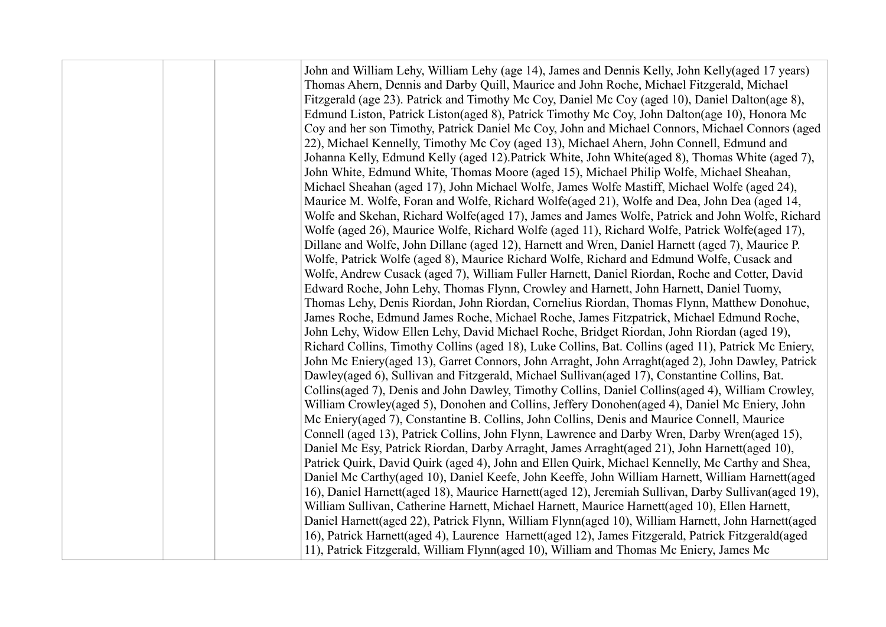| | | | |
|---|---|---|---|
| | | | John and William Lehy, William Lehy (age 14), James and Dennis Kelly, John Kelly(aged 17 years) Thomas Ahern, Dennis and Darby Quill, Maurice and John Roche, Michael Fitzgerald, Michael Fitzgerald (age 23). Patrick and Timothy Mc Coy, Daniel Mc Coy (aged 10), Daniel Dalton(age 8), Edmund Liston, Patrick Liston(aged 8), Patrick Timothy Mc Coy, John Dalton(age 10), Honora Mc Coy and her son Timothy, Patrick Daniel Mc Coy, John and Michael Connors, Michael Connors (aged 22), Michael Kennelly, Timothy Mc Coy (aged 13), Michael Ahern, John Connell, Edmund and Johanna Kelly, Edmund Kelly (aged 12).Patrick White, John White(aged 8), Thomas White (aged 7), John White, Edmund White, Thomas Moore (aged 15), Michael Philip Wolfe, Michael Sheahan, Michael Sheahan (aged 17), John Michael Wolfe, James Wolfe Mastiff, Michael Wolfe (aged 24), Maurice M. Wolfe, Foran and Wolfe, Richard Wolfe(aged 21), Wolfe and Dea, John Dea (aged 14, Wolfe and Skehan, Richard Wolfe(aged 17), James and James Wolfe, Patrick and John Wolfe, Richard Wolfe (aged 26), Maurice Wolfe, Richard Wolfe (aged 11), Richard Wolfe, Patrick Wolfe(aged 17), Dillane and Wolfe, John Dillane (aged 12), Harnett and Wren, Daniel Harnett (aged 7), Maurice P. Wolfe, Patrick Wolfe (aged 8), Maurice Richard Wolfe, Richard and Edmund Wolfe, Cusack and Wolfe, Andrew Cusack (aged 7), William Fuller Harnett, Daniel Riordan, Roche and Cotter, David Edward Roche, John Lehy, Thomas Flynn, Crowley and Harnett, John Harnett, Daniel Tuomy, Thomas Lehy, Denis Riordan, John Riordan, Cornelius Riordan, Thomas Flynn, Matthew Donohue, James Roche, Edmund James Roche, Michael Roche, James Fitzpatrick, Michael Edmund Roche, John Lehy, Widow Ellen Lehy, David Michael Roche, Bridget Riordan, John Riordan (aged 19), Richard Collins, Timothy Collins (aged 18), Luke Collins, Bat. Collins (aged 11), Patrick Mc Eniery, John Mc Eniery(aged 13), Garret Connors, John Arraght, John Arraght(aged 2), John Dawley, Patrick Dawley(aged 6), Sullivan and Fitzgerald, Michael Sullivan(aged 17), Constantine Collins, Bat. Collins(aged 7), Denis and John Dawley, Timothy Collins, Daniel Collins(aged 4), William Crowley, William Crowley(aged 5), Donohen and Collins, Jeffery Donohen(aged 4), Daniel Mc Eniery, John Mc Eniery(aged 7), Constantine B. Collins, John Collins, Denis and Maurice Connell, Maurice Connell (aged 13), Patrick Collins, John Flynn, Lawrence and Darby Wren, Darby Wren(aged 15), Daniel Mc Esy, Patrick Riordan, Darby Arraght, James Arraght(aged 21), John Harnett(aged 10), Patrick Quirk, David Quirk (aged 4), John and Ellen Quirk, Michael Kennelly, Mc Carthy and Shea, Daniel Mc Carthy(aged 10), Daniel Keefe, John Keeffe, John William Harnett, William Harnett(aged 16), Daniel Harnett(aged 18), Maurice Harnett(aged 12), Jeremiah Sullivan, Darby Sullivan(aged 19), William Sullivan, Catherine Harnett, Michael Harnett, Maurice Harnett(aged 10), Ellen Harnett, Daniel Harnett(aged 22), Patrick Flynn, William Flynn(aged 10), William Harnett, John Harnett(aged 16), Patrick Harnett(aged 4), Laurence Harnett(aged 12), James Fitzgerald, Patrick Fitzgerald(aged 11), Patrick Fitzgerald, William Flynn(aged 10), William and Thomas Mc Eniery, James Mc |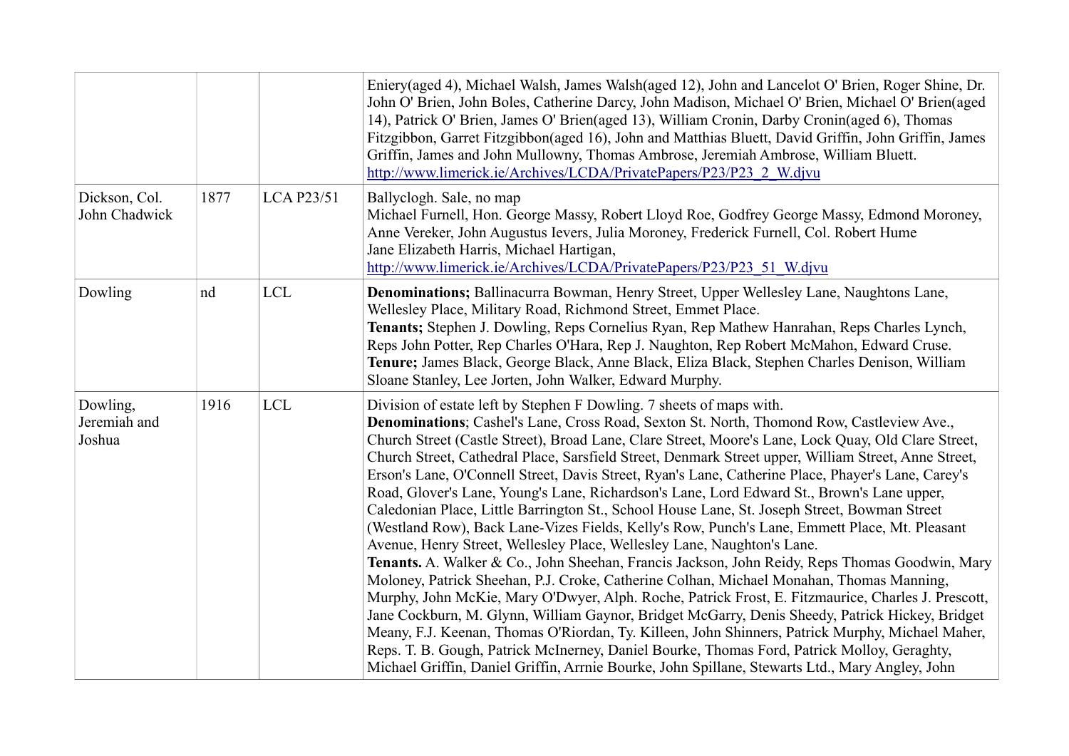| | | | |
|---|---|---|---|
| | | | Eniery(aged 4), Michael Walsh, James Walsh(aged 12), John and Lancelot O' Brien, Roger Shine, Dr. John O' Brien, John Boles, Catherine Darcy, John Madison, Michael O' Brien, Michael O' Brien(aged 14), Patrick O' Brien, James O' Brien(aged 13), William Cronin, Darby Cronin(aged 6), Thomas Fitzgibbon, Garret Fitzgibbon(aged 16), John and Matthias Bluett, David Griffin, John Griffin, James Griffin, James and John Mullowny, Thomas Ambrose, Jeremiah Ambrose, William Bluett. http://www.limerick.ie/Archives/LCDA/PrivatePapers/P23/P23_2_W.djvu |
| Dickson, Col. John Chadwick | 1877 | LCA P23/51 | Ballyclogh. Sale, no map<br>Michael Furnell, Hon. George Massy, Robert Lloyd Roe, Godfrey George Massy, Edmond Moroney, Anne Vereker, John Augustus Ievers, Julia Moroney, Frederick Furnell, Col. Robert Hume<br>Jane Elizabeth Harris, Michael Hartigan,<br>http://www.limerick.ie/Archives/LCDA/PrivatePapers/P23/P23_51_W.djvu |
| Dowling | nd | LCL | **Denominations;** Ballinacurra Bowman, Henry Street, Upper Wellesley Lane, Naughtons Lane, Wellesley Place, Military Road, Richmond Street, Emmet Place.<br>**Tenants;** Stephen J. Dowling, Reps Cornelius Ryan, Rep Mathew Hanrahan, Reps Charles Lynch, Reps John Potter, Rep Charles O'Hara, Rep J. Naughton, Rep Robert McMahon, Edward Cruse.<br>**Tenure;** James Black, George Black, Anne Black, Eliza Black, Stephen Charles Denison, William Sloane Stanley, Lee Jorten, John Walker, Edward Murphy. |
| Dowling, Jeremiah and Joshua | 1916 | LCL | Division of estate left by Stephen F Dowling. 7 sheets of maps with.<br>**Denominations**; Cashel's Lane, Cross Road, Sexton St. North, Thomond Row, Castleview Ave., Church Street (Castle Street), Broad Lane, Clare Street, Moore's Lane, Lock Quay, Old Clare Street, Church Street, Cathedral Place, Sarsfield Street, Denmark Street upper, William Street, Anne Street, Erson's Lane, O'Connell Street, Davis Street, Ryan's Lane, Catherine Place, Phayer's Lane, Carey's Road, Glover's Lane, Young's Lane, Richardson's Lane, Lord Edward St., Brown's Lane upper, Caledonian Place, Little Barrington St., School House Lane, St. Joseph Street, Bowman Street (Westland Row), Back Lane-Vizes Fields, Kelly's Row, Punch's Lane, Emmett Place, Mt. Pleasant Avenue, Henry Street, Wellesley Place, Wellesley Lane, Naughton's Lane.<br>**Tenants.** A. Walker & Co., John Sheehan, Francis Jackson, John Reidy, Reps Thomas Goodwin, Mary Moloney, Patrick Sheehan, P.J. Croke, Catherine Colhan, Michael Monahan, Thomas Manning, Murphy, John McKie, Mary O'Dwyer, Alph. Roche, Patrick Frost, E. Fitzmaurice, Charles J. Prescott, Jane Cockburn, M. Glynn, William Gaynor, Bridget McGarry, Denis Sheedy, Patrick Hickey, Bridget Meany, F.J. Keenan, Thomas O'Riordan, Ty. Killeen, John Shinners, Patrick Murphy, Michael Maher, Reps. T. B. Gough, Patrick McInerney, Daniel Bourke, Thomas Ford, Patrick Molloy, Geraghty, Michael Griffin, Daniel Griffin, Arrnie Bourke, John Spillane, Stewarts Ltd., Mary Angley, John |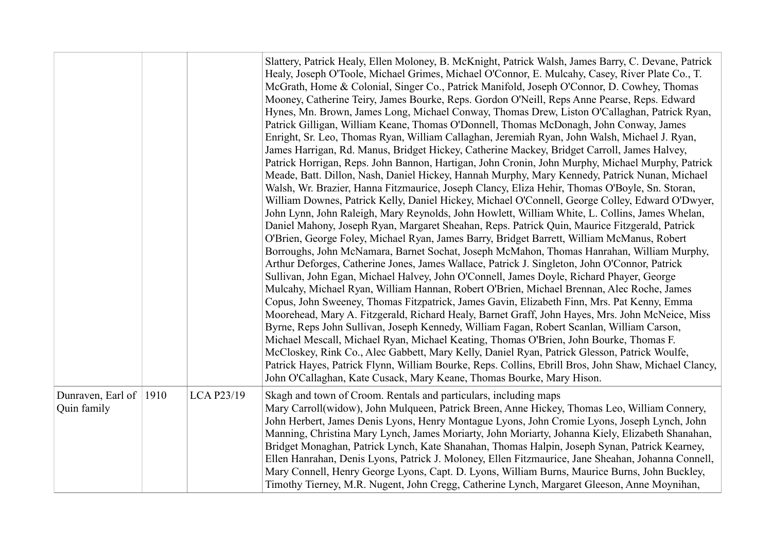| | | | |
|---|---|---|---|
| | | | Slattery, Patrick Healy, Ellen Moloney, B. McKnight, Patrick Walsh, James Barry, C. Devane, Patrick Healy, Joseph O'Toole, Michael Grimes, Michael O'Connor, E. Mulcahy, Casey, River Plate Co., T. McGrath, Home & Colonial, Singer Co., Patrick Manifold, Joseph O'Connor, D. Cowhey, Thomas Mooney, Catherine Teiry, James Bourke, Reps. Gordon O'Neill, Reps Anne Pearse, Reps. Edward Hynes, Mn. Brown, James Long, Michael Conway, Thomas Drew, Liston O'Callaghan, Patrick Ryan, Patrick Gilligan, William Keane, Thomas O'Donnell, Thomas McDonagh, John Conway, James Enright, Sr. Leo, Thomas Ryan, William Callaghan, Jeremiah Ryan, John Walsh, Michael J. Ryan, James Harrigan, Rd. Manus, Bridget Hickey, Catherine Mackey, Bridget Carroll, James Halvey, Patrick Horrigan, Reps. John Bannon, Hartigan, John Cronin, John Murphy, Michael Murphy, Patrick Meade, Batt. Dillon, Nash, Daniel Hickey, Hannah Murphy, Mary Kennedy, Patrick Nunan, Michael Walsh, Wr. Brazier, Hanna Fitzmaurice, Joseph Clancy, Eliza Hehir, Thomas O'Boyle, Sn. Storan, William Downes, Patrick Kelly, Daniel Hickey, Michael O'Connell, George Colley, Edward O'Dwyer, John Lynn, John Raleigh, Mary Reynolds, John Howlett, William White, L. Collins, James Whelan, Daniel Mahony, Joseph Ryan, Margaret Sheahan, Reps. Patrick Quin, Maurice Fitzgerald, Patrick O'Brien, George Foley, Michael Ryan, James Barry, Bridget Barrett, William McManus, Robert Borroughs, John McNamara, Barnet Sochat, Joseph McMahon, Thomas Hanrahan, William Murphy, Arthur Deforges, Catherine Jones, James Wallace, Patrick J. Singleton, John O'Connor, Patrick Sullivan, John Egan, Michael Halvey, John O'Connell, James Doyle, Richard Phayer, George Mulcahy, Michael Ryan, William Hannan, Robert O'Brien, Michael Brennan, Alec Roche, James Copus, John Sweeney, Thomas Fitzpatrick, James Gavin, Elizabeth Finn, Mrs. Pat Kenny, Emma Moorehead, Mary A. Fitzgerald, Richard Healy, Barnet Graff, John Hayes, Mrs. John McNeice, Miss Byrne, Reps John Sullivan, Joseph Kennedy, William Fagan, Robert Scanlan, William Carson, Michael Mescall, Michael Ryan, Michael Keating, Thomas O'Brien, John Bourke, Thomas F. McCloskey, Rink Co., Alec Gabbett, Mary Kelly, Daniel Ryan, Patrick Glesson, Patrick Woulfe, Patrick Hayes, Patrick Flynn, William Bourke, Reps. Collins, Ebrill Bros, John Shaw, Michael Clancy, John O'Callaghan, Kate Cusack, Mary Keane, Thomas Bourke, Mary Hison. |
| Dunraven, Earl of Quin family | 1910 | LCA P23/19 | Skagh and town of Croom. Rentals and particulars, including maps<br>Mary Carroll(widow), John Mulqueen, Patrick Breen, Anne Hickey, Thomas Leo, William Connery, John Herbert, James Denis Lyons, Henry Montague Lyons, John Cromie Lyons, Joseph Lynch, John Manning, Christina Mary Lynch, James Moriarty, John Moriarty, Johanna Kiely, Elizabeth Shanahan, Bridget Monaghan, Patrick Lynch, Kate Shanahan, Thomas Halpin, Joseph Synan, Patrick Kearney, Ellen Hanrahan, Denis Lyons, Patrick J. Moloney, Ellen Fitzmaurice, Jane Sheahan, Johanna Connell, Mary Connell, Henry George Lyons, Capt. D. Lyons, William Burns, Maurice Burns, John Buckley, Timothy Tierney, M.R. Nugent, John Cregg, Catherine Lynch, Margaret Gleeson, Anne Moynihan, |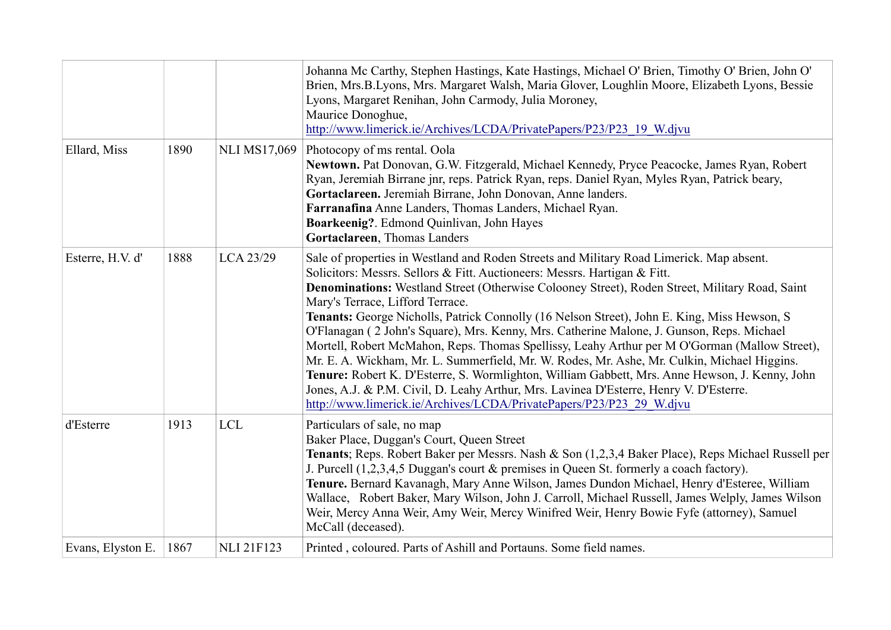| | | | |
|---|---|---|---|
| | | | Johanna Mc Carthy, Stephen Hastings, Kate Hastings, Michael O' Brien, Timothy O' Brien, John O' Brien, Mrs.B.Lyons, Mrs. Margaret Walsh, Maria Glover, Loughlin Moore, Elizabeth Lyons, Bessie Lyons, Margaret Renihan, John Carmody, Julia Moroney,<br>Maurice Donoghue,<br>http://www.limerick.ie/Archives/LCDA/PrivatePapers/P23/P23_19_W.djvu |
| Ellard, Miss | 1890 | NLI MS17,069 | Photocopy of ms rental. Oola<br>**Newtown.** Pat Donovan, G.W. Fitzgerald, Michael Kennedy, Pryce Peacocke, James Ryan, Robert Ryan, Jeremiah Birrane jnr, reps. Patrick Ryan, reps. Daniel Ryan, Myles Ryan, Patrick beary,<br>**Gortaclareen.** Jeremiah Birrane, John Donovan, Anne landers.<br>**Farranafina** Anne Landers, Thomas Landers, Michael Ryan.<br>**Boarkeenig?**. Edmond Quinlivan, John Hayes<br>**Gortaclareen**, Thomas Landers |
| Esterre, H.V. d' | 1888 | LCA 23/29 | Sale of properties in Westland and Roden Streets and Military Road Limerick. Map absent. Solicitors: Messrs. Sellors & Fitt. Auctioneers: Messrs. Hartigan & Fitt.<br>**Denominations:** Westland Street (Otherwise Colooney Street), Roden Street, Military Road, Saint Mary's Terrace, Lifford Terrace.<br>**Tenants:** George Nicholls, Patrick Connolly (16 Nelson Street), John E. King, Miss Hewson, S O'Flanagan ( 2 John's Square), Mrs. Kenny, Mrs. Catherine Malone, J. Gunson, Reps. Michael Mortell, Robert McMahon, Reps. Thomas Spellissy, Leahy Arthur per M O'Gorman (Mallow Street), Mr. E. A. Wickham, Mr. L. Summerfield, Mr. W. Rodes, Mr. Ashe, Mr. Culkin, Michael Higgins.<br>**Tenure:** Robert K. D'Esterre, S. Wormlighton, William Gabbett, Mrs. Anne Hewson, J. Kenny, John Jones, A.J. & P.M. Civil, D. Leahy Arthur, Mrs. Lavinea D'Esterre, Henry V. D'Esterre.<br>http://www.limerick.ie/Archives/LCDA/PrivatePapers/P23/P23_29_W.djvu |
| d'Esterre | 1913 | LCL | Particulars of sale, no map<br>Baker Place, Duggan's Court, Queen Street<br>**Tenants**; Reps. Robert Baker per Messrs. Nash & Son (1,2,3,4 Baker Place), Reps Michael Russell per J. Purcell (1,2,3,4,5 Duggan's court & premises in Queen St. formerly a coach factory).<br>**Tenure.** Bernard Kavanagh, Mary Anne Wilson, James Dundon Michael, Henry d'Esteree, William Wallace, Robert Baker, Mary Wilson, John J. Carroll, Michael Russell, James Welply, James Wilson Weir, Mercy Anna Weir, Amy Weir, Mercy Winifred Weir, Henry Bowie Fyfe (attorney), Samuel McCall (deceased). |
| Evans, Elyston E. | 1867 | NLI 21F123 | Printed , coloured. Parts of Ashill and Portauns. Some field names. |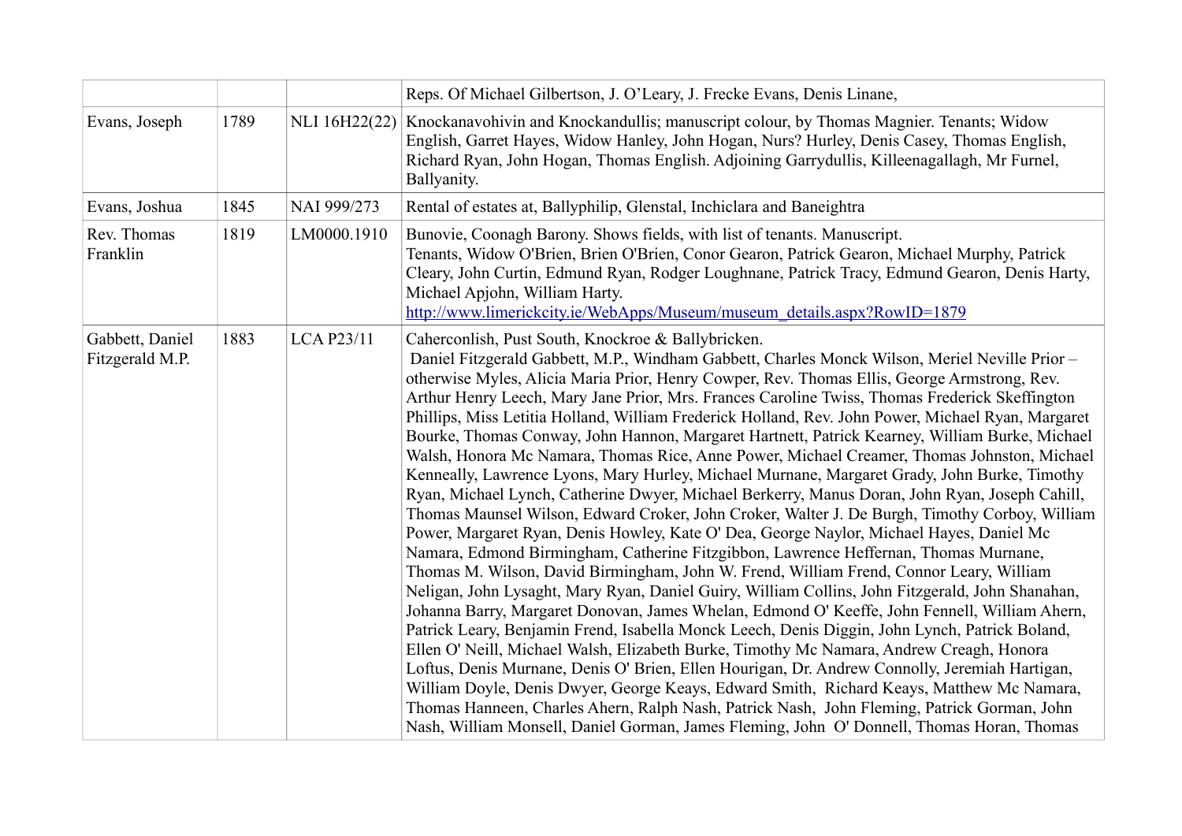| | | | |
|---|---|---|---|
| | | | Reps. Of Michael Gilbertson, J. O'Leary, J. Frecke Evans, Denis Linane, |
| Evans, Joseph | 1789 | NLI 16H22(22) | Knockanavohivin and Knockandullis; manuscript colour, by Thomas Magnier. Tenants; Widow English, Garret Hayes, Widow Hanley, John Hogan, Nurs? Hurley, Denis Casey, Thomas English, Richard Ryan, John Hogan, Thomas English. Adjoining Garrydullis, Killeenagallagh, Mr Furnel, Ballyanity. |
| Evans, Joshua | 1845 | NAI 999/273 | Rental of estates at, Ballyphilip, Glenstal, Inchiclara and Baneightra |
| Rev. Thomas Franklin | 1819 | LM0000.1910 | Bunovie, Coonagh Barony. Shows fields, with list of tenants. Manuscript.<br>Tenants, Widow O'Brien, Brien O'Brien, Conor Gearon, Patrick Gearon, Michael Murphy, Patrick Cleary, John Curtin, Edmund Ryan, Rodger Loughnane, Patrick Tracy, Edmund Gearon, Denis Harty, Michael Apjohn, William Harty.<br>http://www.limerickcity.ie/WebApps/Museum/museum_details.aspx?RowID=1879 |
| Gabbett, Daniel Fitzgerald M.P. | 1883 | LCA P23/11 | Caherconlish, Pust South, Knockroe & Ballybricken.<br>Daniel Fitzgerald Gabbett, M.P., Windham Gabbett, Charles Monck Wilson, Meriel Neville Prior – otherwise Myles, Alicia Maria Prior, Henry Cowper, Rev. Thomas Ellis, George Armstrong, Rev. Arthur Henry Leech, Mary Jane Prior, Mrs. Frances Caroline Twiss, Thomas Frederick Skeffington Phillips, Miss Letitia Holland, William Frederick Holland, Rev. John Power, Michael Ryan, Margaret Bourke, Thomas Conway, John Hannon, Margaret Hartnett, Patrick Kearney, William Burke, Michael Walsh, Honora Mc Namara, Thomas Rice, Anne Power, Michael Creamer, Thomas Johnston, Michael Kenneally, Lawrence Lyons, Mary Hurley, Michael Murnane, Margaret Grady, John Burke, Timothy Ryan, Michael Lynch, Catherine Dwyer, Michael Berkerry, Manus Doran, John Ryan, Joseph Cahill, Thomas Maunsel Wilson, Edward Croker, John Croker, Walter J. De Burgh, Timothy Corboy, William Power, Margaret Ryan, Denis Howley, Kate O' Dea, George Naylor, Michael Hayes, Daniel Mc Namara, Edmond Birmingham, Catherine Fitzgibbon, Lawrence Heffernan, Thomas Murnane, Thomas M. Wilson, David Birmingham, John W. Frend, William Frend, Connor Leary, William Neligan, John Lysaght, Mary Ryan, Daniel Guiry, William Collins, John Fitzgerald, John Shanahan, Johanna Barry, Margaret Donovan, James Whelan, Edmond O' Keeffe, John Fennell, William Ahern, Patrick Leary, Benjamin Frend, Isabella Monck Leech, Denis Diggin, John Lynch, Patrick Boland, Ellen O' Neill, Michael Walsh, Elizabeth Burke, Timothy Mc Namara, Andrew Creagh, Honora Loftus, Denis Murnane, Denis O' Brien, Ellen Hourigan, Dr. Andrew Connolly, Jeremiah Hartigan, William Doyle, Denis Dwyer, George Keays, Edward Smith, Richard Keays, Matthew Mc Namara, Thomas Hanneen, Charles Ahern, Ralph Nash, Patrick Nash, John Fleming, Patrick Gorman, John Nash, William Monsell, Daniel Gorman, James Fleming, John O' Donnell, Thomas Horan, Thomas |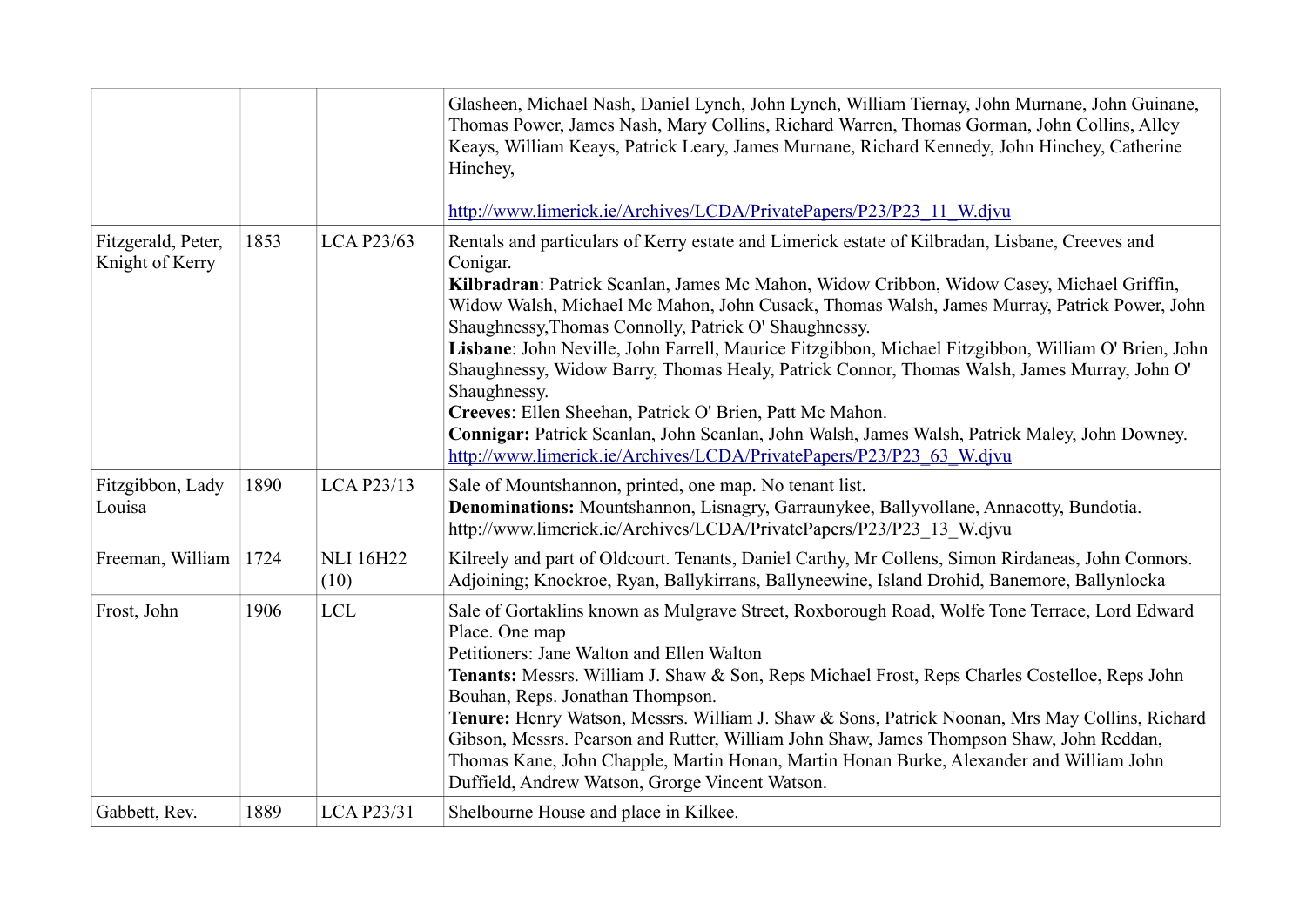| | | | |
|---|---|---|---|
| | | | Glasheen, Michael Nash, Daniel Lynch, John Lynch, William Tiernay, John Murnane, John Guinane, Thomas Power, James Nash, Mary Collins, Richard Warren, Thomas Gorman, John Collins, Alley Keays, William Keays, Patrick Leary, James Murnane, Richard Kennedy, John Hinchey, Catherine Hinchey,<br><br>http://www.limerick.ie/Archives/LCDA/PrivatePapers/P23/P23_11_W.djvu |
| Fitzgerald, Peter, Knight of Kerry | 1853 | LCA P23/63 | Rentals and particulars of Kerry estate and Limerick estate of Kilbradan, Lisbane, Creeves and Conigar.<br>**Kilbradran**: Patrick Scanlan, James Mc Mahon, Widow Cribbon, Widow Casey, Michael Griffin, Widow Walsh, Michael Mc Mahon, John Cusack, Thomas Walsh, James Murray, Patrick Power, John Shaughnessy,Thomas Connolly, Patrick O' Shaughnessy.<br>**Lisbane**: John Neville, John Farrell, Maurice Fitzgibbon, Michael Fitzgibbon, William O' Brien, John Shaughnessy, Widow Barry, Thomas Healy, Patrick Connor, Thomas Walsh, James Murray, John O' Shaughnessy.<br>**Creeves**: Ellen Sheehan, Patrick O' Brien, Patt Mc Mahon.<br>**Connigar:** Patrick Scanlan, John Scanlan, John Walsh, James Walsh, Patrick Maley, John Downey.<br>http://www.limerick.ie/Archives/LCDA/PrivatePapers/P23/P23_63_W.djvu |
| Fitzgibbon, Lady Louisa | 1890 | LCA P23/13 | Sale of Mountshannon, printed, one map. No tenant list.<br>**Denominations:** Mountshannon, Lisnagry, Garraunykee, Ballyvollane, Annacotty, Bundotia.<br>http://www.limerick.ie/Archives/LCDA/PrivatePapers/P23/P23_13_W.djvu |
| Freeman, William | 1724 | NLI 16H22 (10) | Kilreely and part of Oldcourt. Tenants, Daniel Carthy, Mr Collens, Simon Rirdaneas, John Connors. Adjoining; Knockroe, Ryan, Ballykirrans, Ballyneewine, Island Drohid, Banemore, Ballynlocka |
| Frost, John | 1906 | LCL | Sale of Gortaklins known as Mulgrave Street, Roxborough Road, Wolfe Tone Terrace, Lord Edward Place. One map<br>Petitioners: Jane Walton and Ellen Walton<br>**Tenants:** Messrs. William J. Shaw & Son, Reps Michael Frost, Reps Charles Costelloe, Reps John Bouhan, Reps. Jonathan Thompson.<br>**Tenure:** Henry Watson, Messrs. William J. Shaw & Sons, Patrick Noonan, Mrs May Collins, Richard Gibson, Messrs. Pearson and Rutter, William John Shaw, James Thompson Shaw, John Reddan, Thomas Kane, John Chapple, Martin Honan, Martin Honan Burke, Alexander and William John Duffield, Andrew Watson, Grorge Vincent Watson. |
| Gabbett, Rev. | 1889 | LCA P23/31 | Shelbourne House and place in Kilkee. |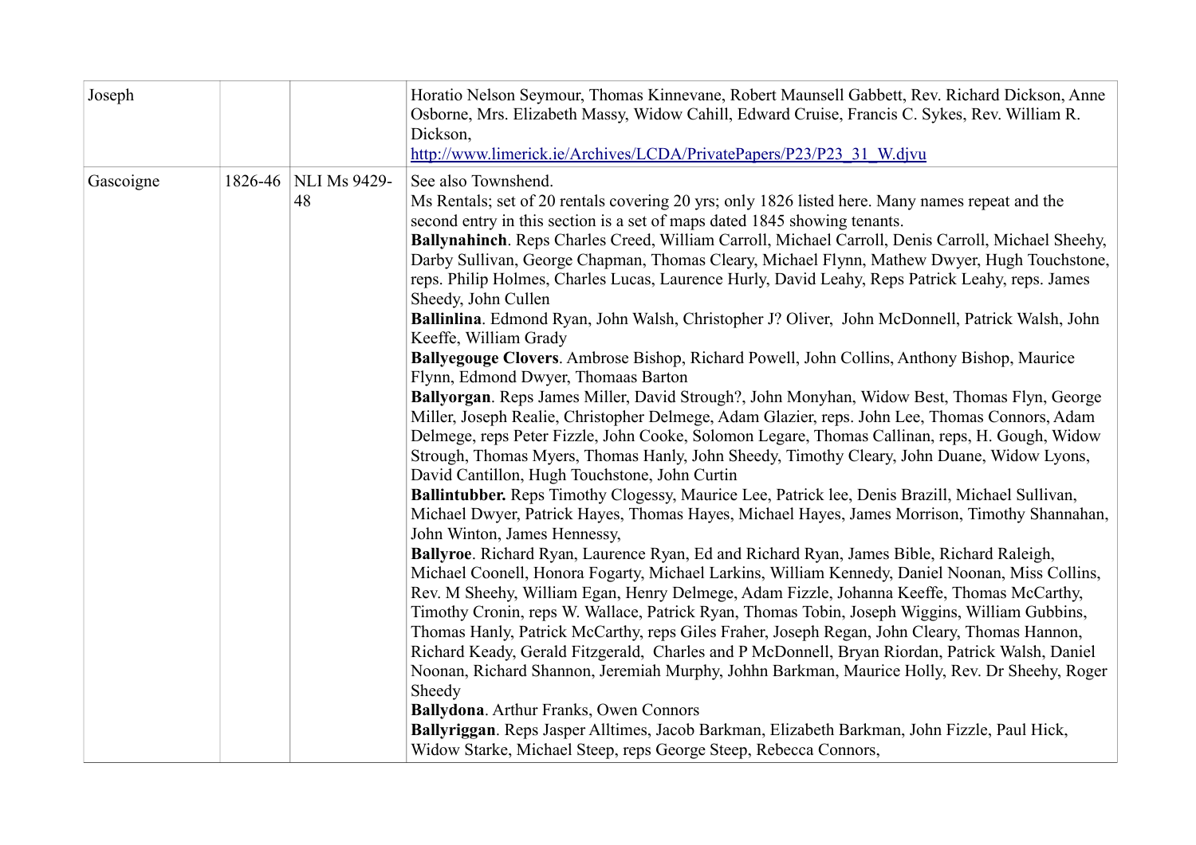| | | | |
|---|---|---|---|
| Joseph | | | Horatio Nelson Seymour, Thomas Kinnevane, Robert Maunsell Gabbett, Rev. Richard Dickson, Anne Osborne, Mrs. Elizabeth Massy, Widow Cahill, Edward Cruise, Francis C. Sykes, Rev. William R. Dickson, http://www.limerick.ie/Archives/LCDA/PrivatePapers/P23/P23_31_W.djvu |
| Gascoigne | 1826-46 | NLI Ms 9429-48 | See also Townshend. Ms Rentals; set of 20 rentals covering 20 yrs; only 1826 listed here. Many names repeat and the second entry in this section is a set of maps dated 1845 showing tenants. **Ballynahinch**. Reps Charles Creed, William Carroll, Michael Carroll, Denis Carroll, Michael Sheehy, Darby Sullivan, George Chapman, Thomas Cleary, Michael Flynn, Mathew Dwyer, Hugh Touchstone, reps. Philip Holmes, Charles Lucas, Laurence Hurly, David Leahy, Reps Patrick Leahy, reps. James Sheedy, John Cullen **Ballinlina**. Edmond Ryan, John Walsh, Christopher J? Oliver, John McDonnell, Patrick Walsh, John Keeffe, William Grady **Ballyegouge Clovers**. Ambrose Bishop, Richard Powell, John Collins, Anthony Bishop, Maurice Flynn, Edmond Dwyer, Thomaas Barton **Ballyorgan**. Reps James Miller, David Strough?, John Monyhan, Widow Best, Thomas Flyn, George Miller, Joseph Realie, Christopher Delmege, Adam Glazier, reps. John Lee, Thomas Connors, Adam Delmege, reps Peter Fizzle, John Cooke, Solomon Legare, Thomas Callinan, reps, H. Gough, Widow Strough, Thomas Myers, Thomas Hanly, John Sheedy, Timothy Cleary, John Duane, Widow Lyons, David Cantillon, Hugh Touchstone, John Curtin **Ballintubber.** Reps Timothy Clogessy, Maurice Lee, Patrick lee, Denis Brazill, Michael Sullivan, Michael Dwyer, Patrick Hayes, Thomas Hayes, Michael Hayes, James Morrison, Timothy Shannahan, John Winton, James Hennessy, **Ballyroe**. Richard Ryan, Laurence Ryan, Ed and Richard Ryan, James Bible, Richard Raleigh, Michael Coonell, Honora Fogarty, Michael Larkins, William Kennedy, Daniel Noonan, Miss Collins, Rev. M Sheehy, William Egan, Henry Delmege, Adam Fizzle, Johanna Keeffe, Thomas McCarthy, Timothy Cronin, reps W. Wallace, Patrick Ryan, Thomas Tobin, Joseph Wiggins, William Gubbins, Thomas Hanly, Patrick McCarthy, reps Giles Fraher, Joseph Regan, John Cleary, Thomas Hannon, Richard Keady, Gerald Fitzgerald, Charles and P McDonnell, Bryan Riordan, Patrick Walsh, Daniel Noonan, Richard Shannon, Jeremiah Murphy, Johhn Barkman, Maurice Holly, Rev. Dr Sheehy, Roger Sheedy **Ballydona**. Arthur Franks, Owen Connors **Ballyriggan**. Reps Jasper Alltimes, Jacob Barkman, Elizabeth Barkman, John Fizzle, Paul Hick, Widow Starke, Michael Steep, reps George Steep, Rebecca Connors, |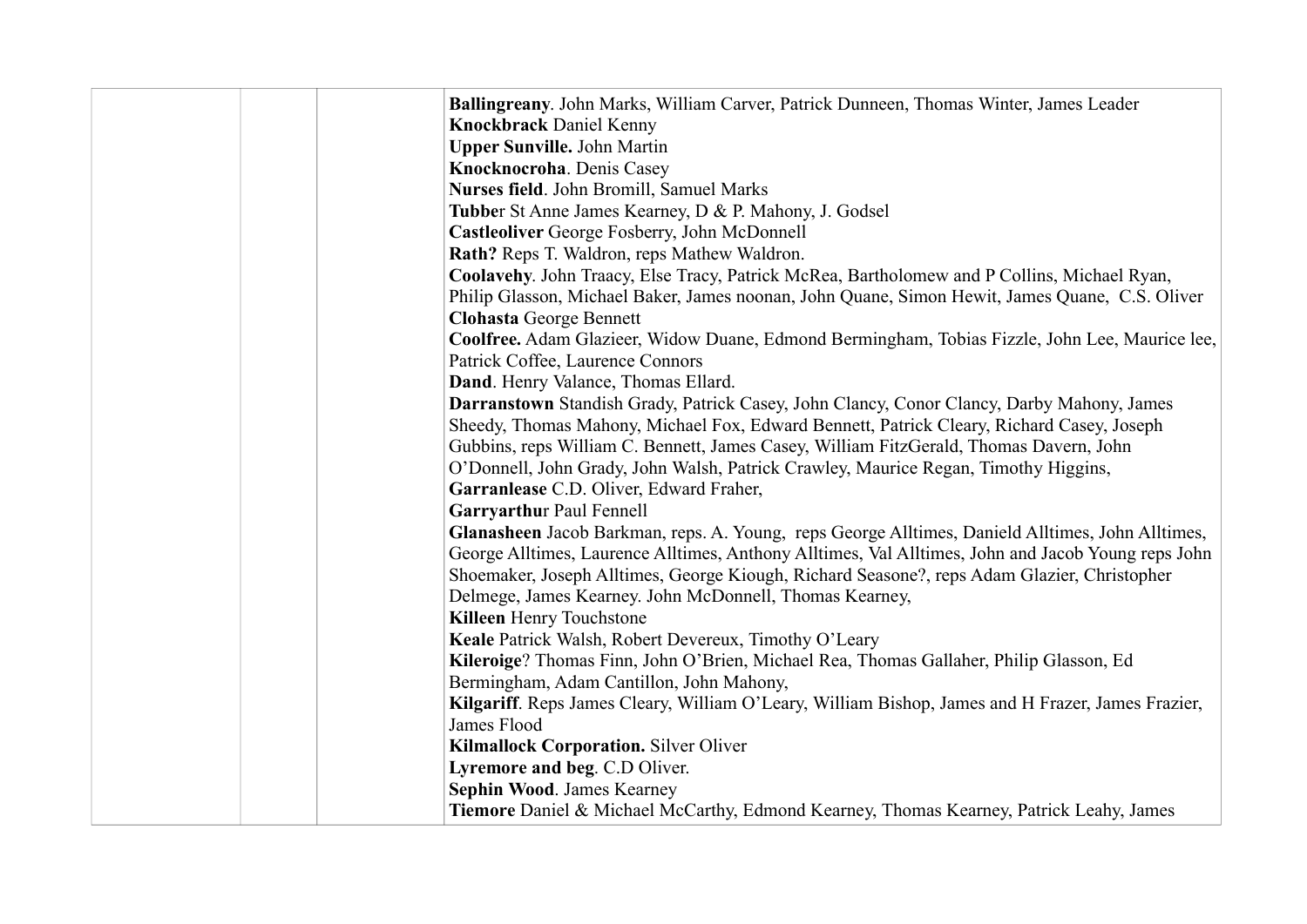| | | | |
|---|---|---|---|
| | | | **Ballingreany**. John Marks, William Carver, Patrick Dunneen, Thomas Winter, James Leader<br>**Knockbrack** Daniel Kenny<br>**Upper Sunville.** John Martin<br>**Knocknocroha**. Denis Casey<br>**Nurses field**. John Bromill, Samuel Marks<br>**Tubbe**r St Anne James Kearney, D & P. Mahony, J. Godsel<br>**Castleoliver** George Fosberry, John McDonnell<br>**Rath?** Reps T. Waldron, reps Mathew Waldron.<br>**Coolavehy**. John Traacy, Else Tracy, Patrick McRea, Bartholomew and P Collins, Michael Ryan, Philip Glasson, Michael Baker, James noonan, John Quane, Simon Hewit, James Quane, C.S. Oliver<br>**Clohasta** George Bennett<br>**Coolfree.** Adam Glazieer, Widow Duane, Edmond Bermingham, Tobias Fizzle, John Lee, Maurice lee, Patrick Coffee, Laurence Connors<br>**Dand**. Henry Valance, Thomas Ellard.<br>**Darranstown** Standish Grady, Patrick Casey, John Clancy, Conor Clancy, Darby Mahony, James Sheedy, Thomas Mahony, Michael Fox, Edward Bennett, Patrick Cleary, Richard Casey, Joseph Gubbins, reps William C. Bennett, James Casey, William FitzGerald, Thomas Davern, John O'Donnell, John Grady, John Walsh, Patrick Crawley, Maurice Regan, Timothy Higgins,<br>**Garranlease** C.D. Oliver, Edward Fraher,<br>**Garryarthu**r Paul Fennell<br>**Glanasheen** Jacob Barkman, reps. A. Young, reps George Alltimes, Danield Alltimes, John Alltimes, George Alltimes, Laurence Alltimes, Anthony Alltimes, Val Alltimes, John and Jacob Young reps John Shoemaker, Joseph Alltimes, George Kiough, Richard Seasone?, reps Adam Glazier, Christopher Delmege, James Kearney. John McDonnell, Thomas Kearney,<br>**Killeen** Henry Touchstone<br>**Keale** Patrick Walsh, Robert Devereux, Timothy O'Leary<br>**Kileroige**? Thomas Finn, John O'Brien, Michael Rea, Thomas Gallaher, Philip Glasson, Ed Bermingham, Adam Cantillon, John Mahony,<br>**Kilgariff**. Reps James Cleary, William O'Leary, William Bishop, James and H Frazer, James Frazier, James Flood<br>**Kilmallock Corporation.** Silver Oliver<br>**Lyremore and beg**. C.D Oliver.<br>**Sephin Wood**. James Kearney<br>**Tiemore** Daniel & Michael McCarthy, Edmond Kearney, Thomas Kearney, Patrick Leahy, James |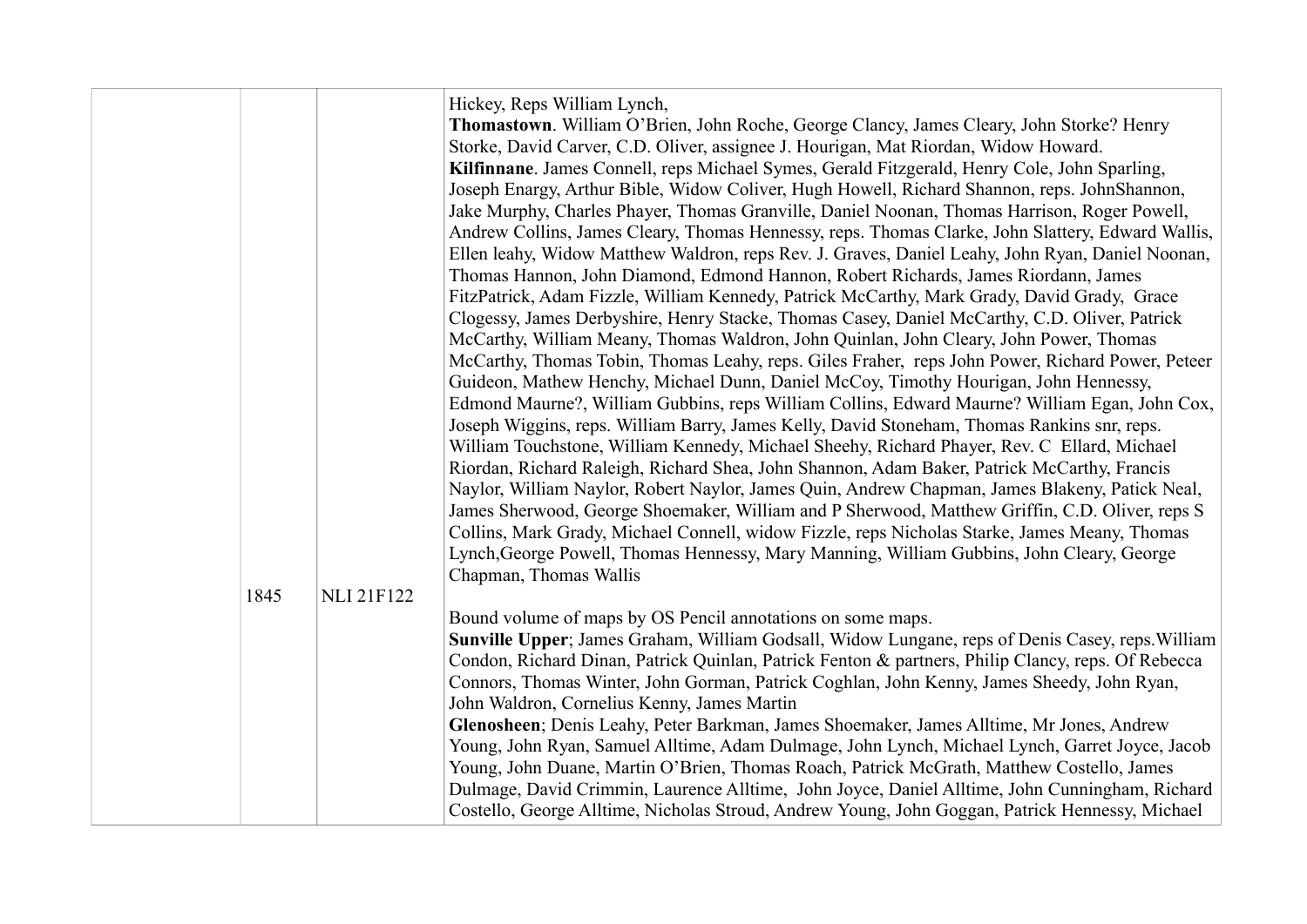| | | | |
|---|---|---|---|
| | 1845 | NLI 21F122 | Hickey, Reps William Lynch,<br>**Thomastown**. William O'Brien, John Roche, George Clancy, James Cleary, John Storke? Henry Storke, David Carver, C.D. Oliver, assignee J. Hourigan, Mat Riordan, Widow Howard.<br>**Kilfinnane**. James Connell, reps Michael Symes, Gerald Fitzgerald, Henry Cole, John Sparling, Joseph Enargy, Arthur Bible, Widow Coliver, Hugh Howell, Richard Shannon, reps. JohnShannon, Jake Murphy, Charles Phayer, Thomas Granville, Daniel Noonan, Thomas Harrison, Roger Powell, Andrew Collins, James Cleary, Thomas Hennessy, reps. Thomas Clarke, John Slattery, Edward Wallis, Ellen leahy, Widow Matthew Waldron, reps Rev. J. Graves, Daniel Leahy, John Ryan, Daniel Noonan, Thomas Hannon, John Diamond, Edmond Hannon, Robert Richards, James Riordann, James FitzPatrick, Adam Fizzle, William Kennedy, Patrick McCarthy, Mark Grady, David Grady, Grace Clogessy, James Derbyshire, Henry Stacke, Thomas Casey, Daniel McCarthy, C.D. Oliver, Patrick McCarthy, William Meany, Thomas Waldron, John Quinlan, John Cleary, John Power, Thomas McCarthy, Thomas Tobin, Thomas Leahy, reps. Giles Fraher, reps John Power, Richard Power, Peteer Guideon, Mathew Henchy, Michael Dunn, Daniel McCoy, Timothy Hourigan, John Hennessy, Edmond Maurne?, William Gubbins, reps William Collins, Edward Maurne? William Egan, John Cox, Joseph Wiggins, reps. William Barry, James Kelly, David Stoneham, Thomas Rankins snr, reps. William Touchstone, William Kennedy, Michael Sheehy, Richard Phayer, Rev. C Ellard, Michael Riordan, Richard Raleigh, Richard Shea, John Shannon, Adam Baker, Patrick McCarthy, Francis Naylor, William Naylor, Robert Naylor, James Quin, Andrew Chapman, James Blakeny, Patick Neal, James Sherwood, George Shoemaker, William and P Sherwood, Matthew Griffin, C.D. Oliver, reps S Collins, Mark Grady, Michael Connell, widow Fizzle, reps Nicholas Starke, James Meany, Thomas Lynch,George Powell, Thomas Hennessy, Mary Manning, William Gubbins, John Cleary, George Chapman, Thomas Wallis<br><br>Bound volume of maps by OS Pencil annotations on some maps.<br>**Sunville Upper**; James Graham, William Godsall, Widow Lungane, reps of Denis Casey, reps.William Condon, Richard Dinan, Patrick Quinlan, Patrick Fenton & partners, Philip Clancy, reps. Of Rebecca Connors, Thomas Winter, John Gorman, Patrick Coghlan, John Kenny, James Sheedy, John Ryan, John Waldron, Cornelius Kenny, James Martin<br>**Glenosheen**; Denis Leahy, Peter Barkman, James Shoemaker, James Alltime, Mr Jones, Andrew Young, John Ryan, Samuel Alltime, Adam Dulmage, John Lynch, Michael Lynch, Garret Joyce, Jacob Young, John Duane, Martin O'Brien, Thomas Roach, Patrick McGrath, Matthew Costello, James Dulmage, David Crimmin, Laurence Alltime, John Joyce, Daniel Alltime, John Cunningham, Richard Costello, George Alltime, Nicholas Stroud, Andrew Young, John Goggan, Patrick Hennessy, Michael |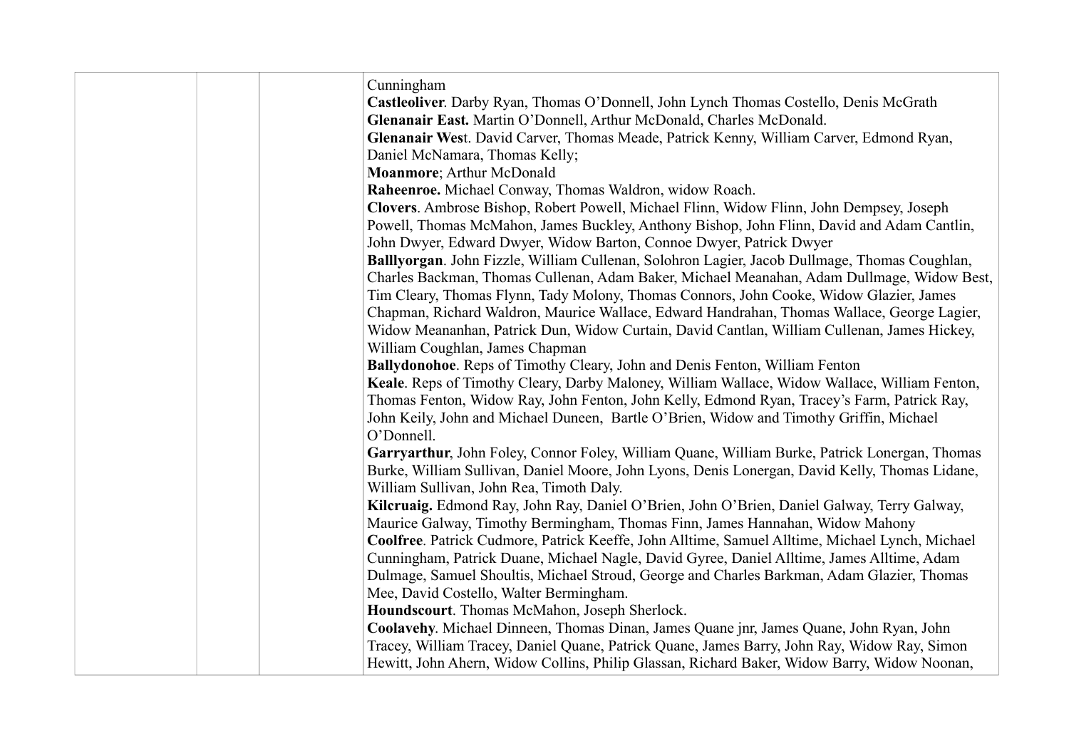| | | | Cunningham<br>**Castleoliver**. Darby Ryan, Thomas O'Donnell, John Lynch Thomas Costello, Denis McGrath<br>**Glenanair East.** Martin O'Donnell, Arthur McDonald, Charles McDonald.<br>**Glenanair Wes**t. David Carver, Thomas Meade, Patrick Kenny, William Carver, Edmond Ryan, Daniel McNamara, Thomas Kelly;<br>**Moanmore**; Arthur McDonald<br>**Raheenroe.** Michael Conway, Thomas Waldron, widow Roach.<br>**Clovers**. Ambrose Bishop, Robert Powell, Michael Flinn, Widow Flinn, John Dempsey, Joseph Powell, Thomas McMahon, James Buckley, Anthony Bishop, John Flinn, David and Adam Cantlin, John Dwyer, Edward Dwyer, Widow Barton, Connoe Dwyer, Patrick Dwyer<br>**Balllyorgan**. John Fizzle, William Cullenan, Solohron Lagier, Jacob Dullmage, Thomas Coughlan, Charles Backman, Thomas Cullenan, Adam Baker, Michael Meanahan, Adam Dullmage, Widow Best, Tim Cleary, Thomas Flynn, Tady Molony, Thomas Connors, John Cooke, Widow Glazier, James Chapman, Richard Waldron, Maurice Wallace, Edward Handrahan, Thomas Wallace, George Lagier, Widow Meananhan, Patrick Dun, Widow Curtain, David Cantlan, William Cullenan, James Hickey, William Coughlan, James Chapman<br>**Ballydonohoe**. Reps of Timothy Cleary, John and Denis Fenton, William Fenton<br>**Keale**. Reps of Timothy Cleary, Darby Maloney, William Wallace, Widow Wallace, William Fenton, Thomas Fenton, Widow Ray, John Fenton, John Kelly, Edmond Ryan, Tracey's Farm, Patrick Ray, John Keily, John and Michael Duneen, Bartle O'Brien, Widow and Timothy Griffin, Michael O'Donnell.<br>**Garryarthur**, John Foley, Connor Foley, William Quane, William Burke, Patrick Lonergan, Thomas Burke, William Sullivan, Daniel Moore, John Lyons, Denis Lonergan, David Kelly, Thomas Lidane, William Sullivan, John Rea, Timoth Daly.<br>**Kilcruaig.** Edmond Ray, John Ray, Daniel O'Brien, John O'Brien, Daniel Galway, Terry Galway, Maurice Galway, Timothy Bermingham, Thomas Finn, James Hannahan, Widow Mahony<br>**Coolfree**. Patrick Cudmore, Patrick Keeffe, John Alltime, Samuel Alltime, Michael Lynch, Michael Cunningham, Patrick Duane, Michael Nagle, David Gyree, Daniel Alltime, James Alltime, Adam Dulmage, Samuel Shoultis, Michael Stroud, George and Charles Barkman, Adam Glazier, Thomas Mee, David Costello, Walter Bermingham.<br>**Houndscourt**. Thomas McMahon, Joseph Sherlock.<br>**Coolavehy**. Michael Dinneen, Thomas Dinan, James Quane jnr, James Quane, John Ryan, John Tracey, William Tracey, Daniel Quane, Patrick Quane, James Barry, John Ray, Widow Ray, Simon Hewitt, John Ahern, Widow Collins, Philip Glassan, Richard Baker, Widow Barry, Widow Noonan, |
|---|---|---|---|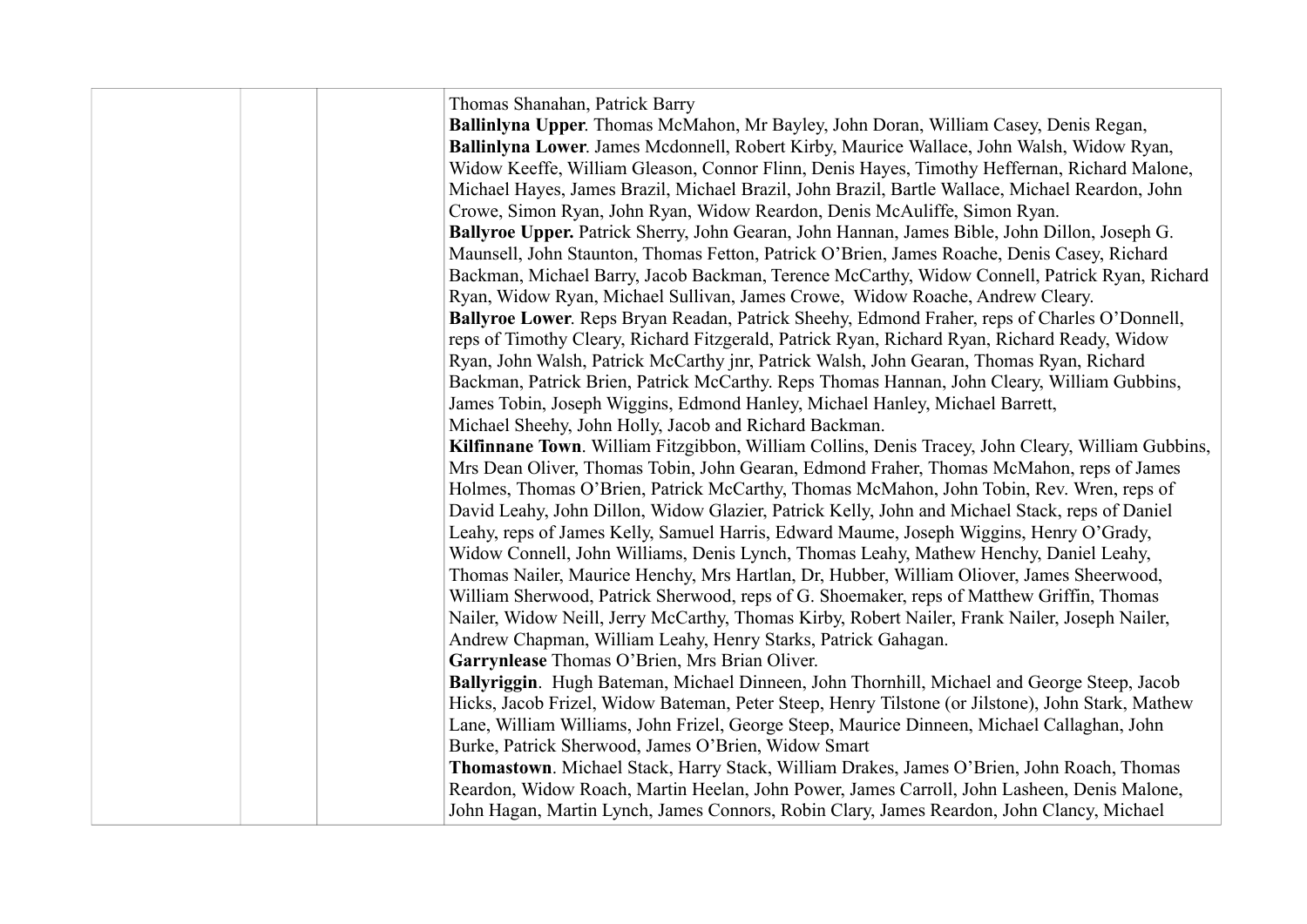| | | | |
|---|---|---|---|
| | | | Thomas Shanahan, Patrick Barry<br>**Ballinlyna Upper**. Thomas McMahon, Mr Bayley, John Doran, William Casey, Denis Regan,<br>**Ballinlyna Lower**. James Mcdonnell, Robert Kirby, Maurice Wallace, John Walsh, Widow Ryan, Widow Keeffe, William Gleason, Connor Flinn, Denis Hayes, Timothy Heffernan, Richard Malone, Michael Hayes, James Brazil, Michael Brazil, John Brazil, Bartle Wallace, Michael Reardon, John Crowe, Simon Ryan, John Ryan, Widow Reardon, Denis McAuliffe, Simon Ryan.<br>**Ballyroe Upper.** Patrick Sherry, John Gearan, John Hannan, James Bible, John Dillon, Joseph G. Maunsell, John Staunton, Thomas Fetton, Patrick O'Brien, James Roache, Denis Casey, Richard Backman, Michael Barry, Jacob Backman, Terence McCarthy, Widow Connell, Patrick Ryan, Richard Ryan, Widow Ryan, Michael Sullivan, James Crowe, Widow Roache, Andrew Cleary.<br>**Ballyroe Lower**. Reps Bryan Readan, Patrick Sheehy, Edmond Fraher, reps of Charles O'Donnell, reps of Timothy Cleary, Richard Fitzgerald, Patrick Ryan, Richard Ryan, Richard Ready, Widow Ryan, John Walsh, Patrick McCarthy jnr, Patrick Walsh, John Gearan, Thomas Ryan, Richard Backman, Patrick Brien, Patrick McCarthy. Reps Thomas Hannan, John Cleary, William Gubbins, James Tobin, Joseph Wiggins, Edmond Hanley, Michael Hanley, Michael Barrett, Michael Sheehy, John Holly, Jacob and Richard Backman.<br>**Kilfinnane Town**. William Fitzgibbon, William Collins, Denis Tracey, John Cleary, William Gubbins, Mrs Dean Oliver, Thomas Tobin, John Gearan, Edmond Fraher, Thomas McMahon, reps of James Holmes, Thomas O'Brien, Patrick McCarthy, Thomas McMahon, John Tobin, Rev. Wren, reps of David Leahy, John Dillon, Widow Glazier, Patrick Kelly, John and Michael Stack, reps of Daniel Leahy, reps of James Kelly, Samuel Harris, Edward Maume, Joseph Wiggins, Henry O'Grady, Widow Connell, John Williams, Denis Lynch, Thomas Leahy, Mathew Henchy, Daniel Leahy, Thomas Nailer, Maurice Henchy, Mrs Hartlan, Dr, Hubber, William Oliover, James Sheerwood, William Sherwood, Patrick Sherwood, reps of G. Shoemaker, reps of Matthew Griffin, Thomas Nailer, Widow Neill, Jerry McCarthy, Thomas Kirby, Robert Nailer, Frank Nailer, Joseph Nailer, Andrew Chapman, William Leahy, Henry Starks, Patrick Gahagan.<br>**Garrynlease** Thomas O'Brien, Mrs Brian Oliver.<br>**Ballyriggin**. Hugh Bateman, Michael Dinneen, John Thornhill, Michael and George Steep, Jacob Hicks, Jacob Frizel, Widow Bateman, Peter Steep, Henry Tilstone (or Jilstone), John Stark, Mathew Lane, William Williams, John Frizel, George Steep, Maurice Dinneen, Michael Callaghan, John Burke, Patrick Sherwood, James O'Brien, Widow Smart<br>**Thomastown**. Michael Stack, Harry Stack, William Drakes, James O'Brien, John Roach, Thomas Reardon, Widow Roach, Martin Heelan, John Power, James Carroll, John Lasheen, Denis Malone, John Hagan, Martin Lynch, James Connors, Robin Clary, James Reardon, John Clancy, Michael |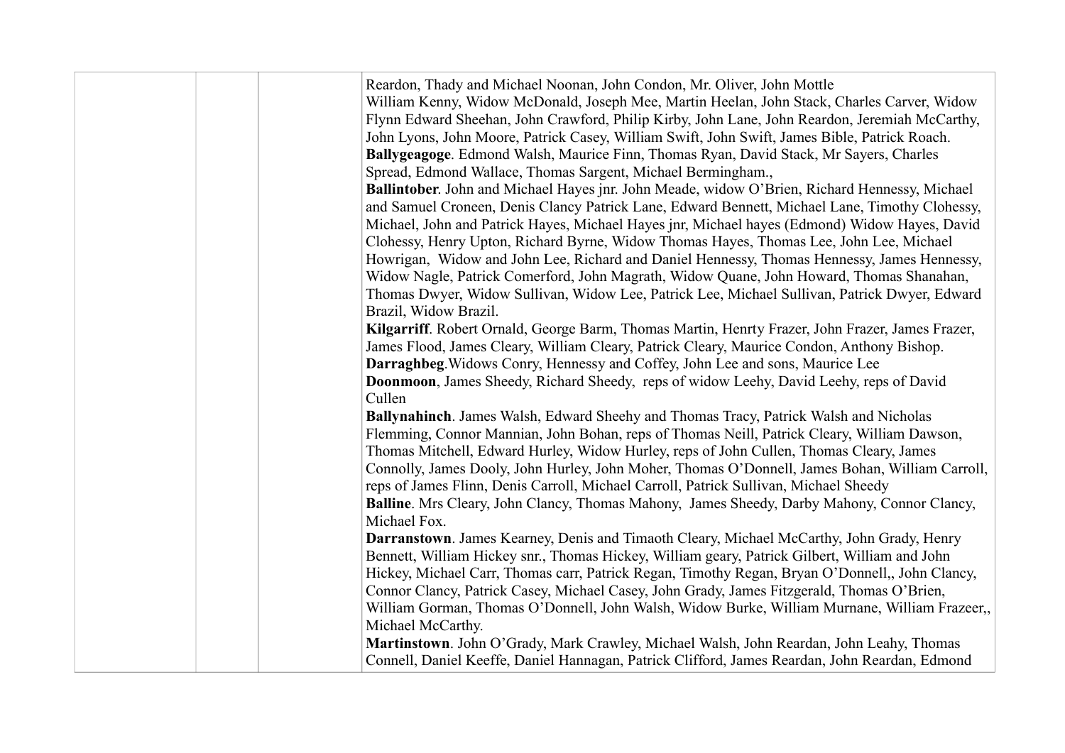|  |  |  | Reardon, Thady and Michael Noonan, John Condon, Mr. Oliver, John Mottle<br>William Kenny, Widow McDonald, Joseph Mee, Martin Heelan, John Stack, Charles Carver, Widow Flynn Edward Sheehan, John Crawford, Philip Kirby, John Lane, John Reardon, Jeremiah McCarthy, John Lyons, John Moore, Patrick Casey, William Swift, John Swift, James Bible, Patrick Roach.<br>**Ballygeagoge**. Edmond Walsh, Maurice Finn, Thomas Ryan, David Stack, Mr Sayers, Charles Spread, Edmond Wallace, Thomas Sargent, Michael Bermingham.,<br>**Ballintober**. John and Michael Hayes jnr. John Meade, widow O'Brien, Richard Hennessy, Michael and Samuel Croneen, Denis Clancy Patrick Lane, Edward Bennett, Michael Lane, Timothy Clohessy, Michael, John and Patrick Hayes, Michael Hayes jnr, Michael hayes (Edmond) Widow Hayes, David Clohessy, Henry Upton, Richard Byrne, Widow Thomas Hayes, Thomas Lee, John Lee, Michael Howrigan, Widow and John Lee, Richard and Daniel Hennessy, Thomas Hennessy, James Hennessy, Widow Nagle, Patrick Comerford, John Magrath, Widow Quane, John Howard, Thomas Shanahan, Thomas Dwyer, Widow Sullivan, Widow Lee, Patrick Lee, Michael Sullivan, Patrick Dwyer, Edward Brazil, Widow Brazil.<br>**Kilgarriff**. Robert Ornald, George Barm, Thomas Martin, Henrty Frazer, John Frazer, James Frazer, James Flood, James Cleary, William Cleary, Patrick Cleary, Maurice Condon, Anthony Bishop.<br>**Darraghbeg**.Widows Conry, Hennessy and Coffey, John Lee and sons, Maurice Lee<br>**Doonmoon**, James Sheedy, Richard Sheedy, reps of widow Leehy, David Leehy, reps of David Cullen<br>**Ballynahinch**. James Walsh, Edward Sheehy and Thomas Tracy, Patrick Walsh and Nicholas Flemming, Connor Mannian, John Bohan, reps of Thomas Neill, Patrick Cleary, William Dawson, Thomas Mitchell, Edward Hurley, Widow Hurley, reps of John Cullen, Thomas Cleary, James Connolly, James Dooly, John Hurley, John Moher, Thomas O'Donnell, James Bohan, William Carroll, reps of James Flinn, Denis Carroll, Michael Carroll, Patrick Sullivan, Michael Sheedy<br>**Balline**. Mrs Cleary, John Clancy, Thomas Mahony, James Sheedy, Darby Mahony, Connor Clancy, Michael Fox.<br>**Darranstown**. James Kearney, Denis and Timaoth Cleary, Michael McCarthy, John Grady, Henry Bennett, William Hickey snr., Thomas Hickey, William geary, Patrick Gilbert, William and John Hickey, Michael Carr, Thomas carr, Patrick Regan, Timothy Regan, Bryan O'Donnell,, John Clancy, Connor Clancy, Patrick Casey, Michael Casey, John Grady, James Fitzgerald, Thomas O'Brien, William Gorman, Thomas O'Donnell, John Walsh, Widow Burke, William Murnane, William Frazeer,, Michael McCarthy.<br>**Martinstown**. John O'Grady, Mark Crawley, Michael Walsh, John Reardan, John Leahy, Thomas Connell, Daniel Keeffe, Daniel Hannagan, Patrick Clifford, James Reardan, John Reardan, Edmond |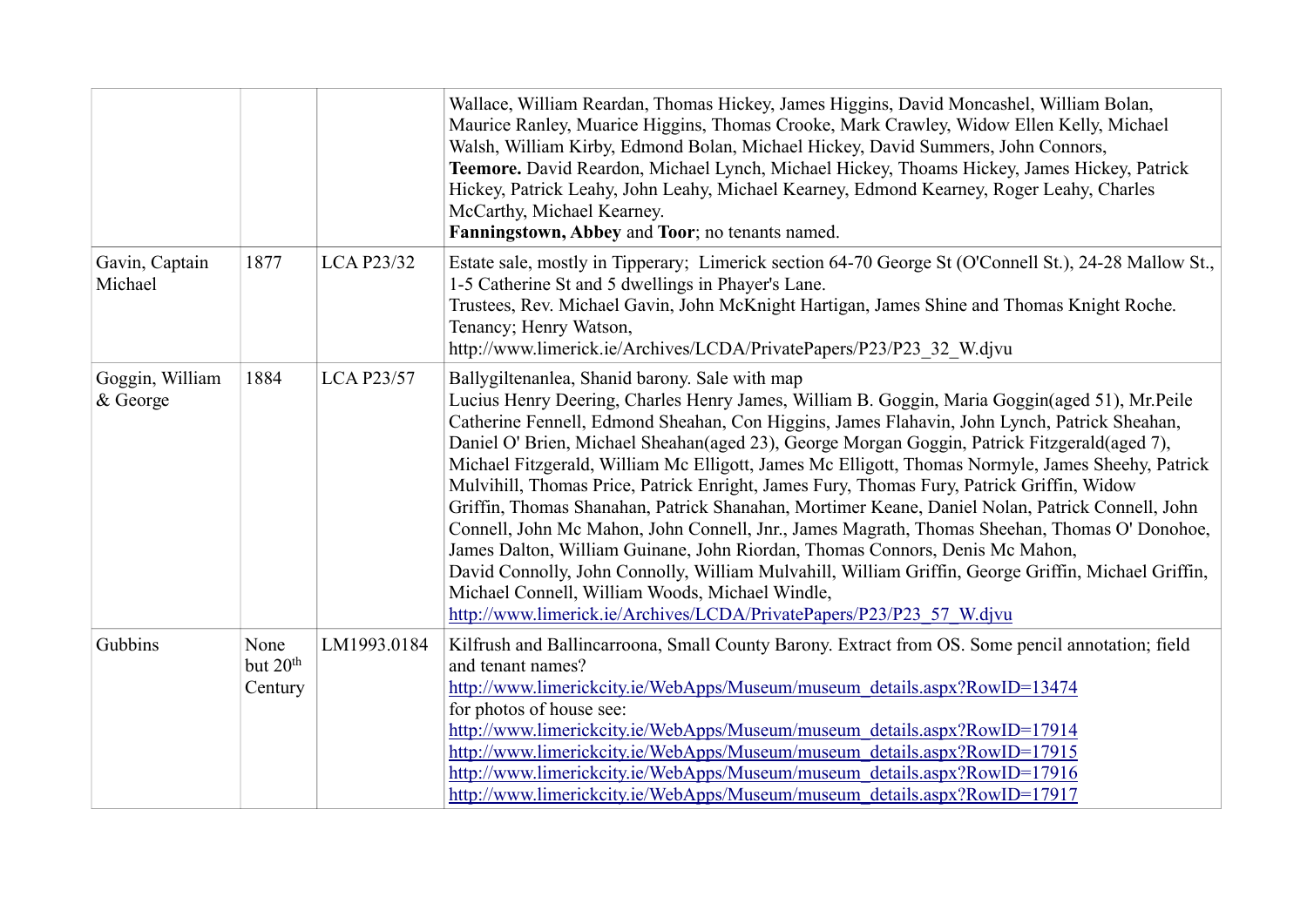| | | | |
|---|---|---|---|
| | | | Wallace, William Reardan, Thomas Hickey, James Higgins, David Moncashel, William Bolan, Maurice Ranley, Muarice Higgins, Thomas Crooke, Mark Crawley, Widow Ellen Kelly, Michael Walsh, William Kirby, Edmond Bolan, Michael Hickey, David Summers, John Connors, **Teemore.** David Reardon, Michael Lynch, Michael Hickey, Thoams Hickey, James Hickey, Patrick Hickey, Patrick Leahy, John Leahy, Michael Kearney, Edmond Kearney, Roger Leahy, Charles McCarthy, Michael Kearney. **Fanningstown, Abbey** and **Toor**; no tenants named. |
| Gavin, Captain Michael | 1877 | LCA P23/32 | Estate sale, mostly in Tipperary; Limerick section 64-70 George St (O'Connell St.), 24-28 Mallow St., 1-5 Catherine St and 5 dwellings in Phayer's Lane. Trustees, Rev. Michael Gavin, John McKnight Hartigan, James Shine and Thomas Knight Roche. Tenancy; Henry Watson, http://www.limerick.ie/Archives/LCDA/PrivatePapers/P23/P23_32_W.djvu |
| Goggin, William & George | 1884 | LCA P23/57 | Ballygiltenanlea, Shanid barony. Sale with map Lucius Henry Deering, Charles Henry James, William B. Goggin, Maria Goggin(aged 51), Mr.Peile Catherine Fennell, Edmond Sheahan, Con Higgins, James Flahavin, John Lynch, Patrick Sheahan, Daniel O' Brien, Michael Sheahan(aged 23), George Morgan Goggin, Patrick Fitzgerald(aged 7), Michael Fitzgerald, William Mc Elligott, James Mc Elligott, Thomas Normyle, James Sheehy, Patrick Mulvihill, Thomas Price, Patrick Enright, James Fury, Thomas Fury, Patrick Griffin, Widow Griffin, Thomas Shanahan, Patrick Shanahan, Mortimer Keane, Daniel Nolan, Patrick Connell, John Connell, John Mc Mahon, John Connell, Jnr., James Magrath, Thomas Sheehan, Thomas O' Donohoe, James Dalton, William Guinane, John Riordan, Thomas Connors, Denis Mc Mahon, David Connolly, John Connolly, William Mulvahill, William Griffin, George Griffin, Michael Griffin, Michael Connell, William Woods, Michael Windle, http://www.limerick.ie/Archives/LCDA/PrivatePapers/P23/P23_57_W.djvu |
| Gubbins | None but 20th Century | LM1993.0184 | Kilfrush and Ballincarroona, Small County Barony. Extract from OS. Some pencil annotation; field and tenant names? http://www.limerickcity.ie/WebApps/Museum/museum_details.aspx?RowID=13474 for photos of house see: http://www.limerickcity.ie/WebApps/Museum/museum_details.aspx?RowID=17914 http://www.limerickcity.ie/WebApps/Museum/museum_details.aspx?RowID=17915 http://www.limerickcity.ie/WebApps/Museum/museum_details.aspx?RowID=17916 http://www.limerickcity.ie/WebApps/Museum/museum_details.aspx?RowID=17917 |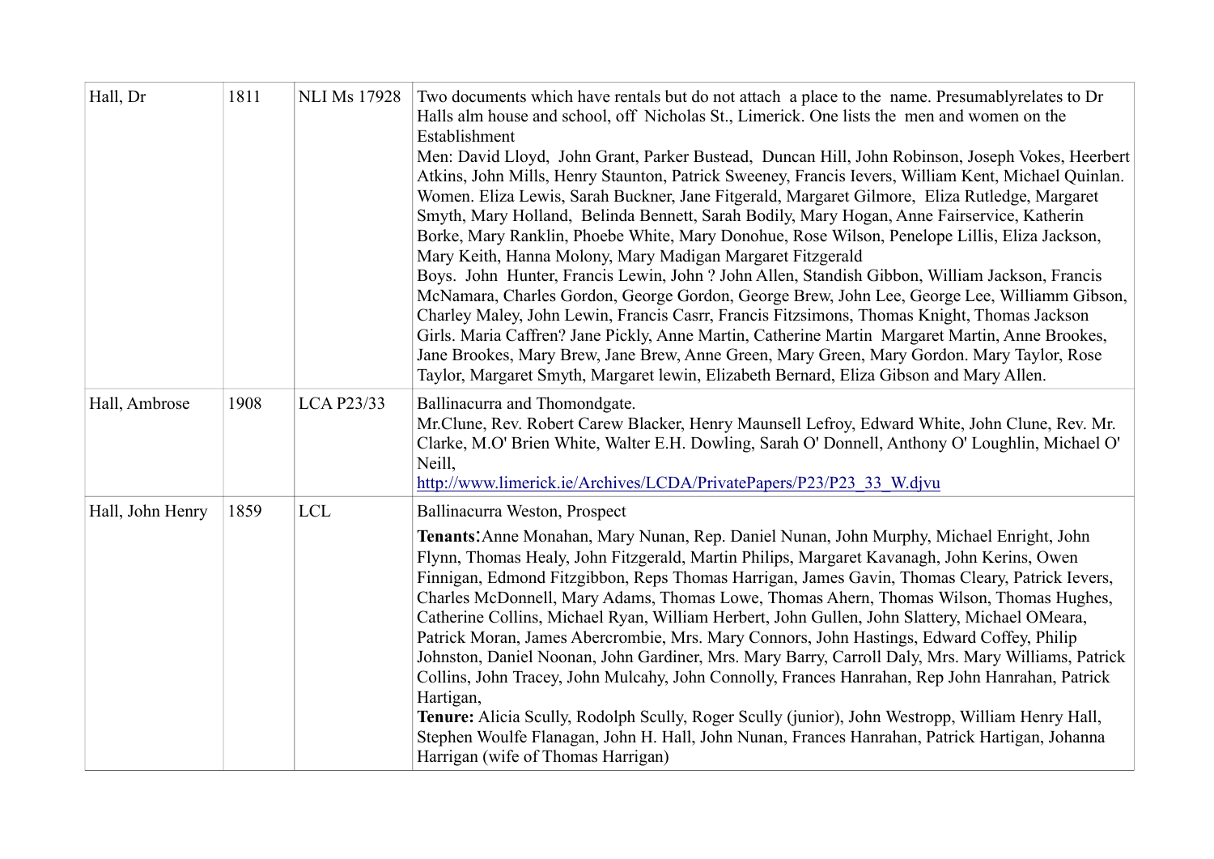| | | | |
|---|---|---|---|
| Hall, Dr | 1811 | NLI Ms 17928 | Two documents which have rentals but do not attach a place to the name. Presumablyrelates to Dr Halls alm house and school, off Nicholas St., Limerick. One lists the men and women on the Establishment<br>Men: David Lloyd, John Grant, Parker Bustead, Duncan Hill, John Robinson, Joseph Vokes, Heerbert Atkins, John Mills, Henry Staunton, Patrick Sweeney, Francis Ievers, William Kent, Michael Quinlan.<br>Women. Eliza Lewis, Sarah Buckner, Jane Fitgerald, Margaret Gilmore, Eliza Rutledge, Margaret Smyth, Mary Holland, Belinda Bennett, Sarah Bodily, Mary Hogan, Anne Fairservice, Katherin Borke, Mary Ranklin, Phoebe White, Mary Donohue, Rose Wilson, Penelope Lillis, Eliza Jackson, Mary Keith, Hanna Molony, Mary Madigan Margaret Fitzgerald<br>Boys. John Hunter, Francis Lewin, John ? John Allen, Standish Gibbon, William Jackson, Francis McNamara, Charles Gordon, George Gordon, George Brew, John Lee, George Lee, Williamm Gibson, Charley Maley, John Lewin, Francis Casrr, Francis Fitzsimons, Thomas Knight, Thomas Jackson<br>Girls. Maria Caffren? Jane Pickly, Anne Martin, Catherine Martin Margaret Martin, Anne Brookes, Jane Brookes, Mary Brew, Jane Brew, Anne Green, Mary Green, Mary Gordon. Mary Taylor, Rose Taylor, Margaret Smyth, Margaret lewin, Elizabeth Bernard, Eliza Gibson and Mary Allen. |
| Hall, Ambrose | 1908 | LCA P23/33 | Ballinacurra and Thomondgate.<br>Mr.Clune, Rev. Robert Carew Blacker, Henry Maunsell Lefroy, Edward White, John Clune, Rev. Mr. Clarke, M.O' Brien White, Walter E.H. Dowling, Sarah O' Donnell, Anthony O' Loughlin, Michael O' Neill,<br>http://www.limerick.ie/Archives/LCDA/PrivatePapers/P23/P23_33_W.djvu |
| Hall, John Henry | 1859 | LCL | Ballinacurra Weston, Prospect<br>**Tenants**:Anne Monahan, Mary Nunan, Rep. Daniel Nunan, John Murphy, Michael Enright, John Flynn, Thomas Healy, John Fitzgerald, Martin Philips, Margaret Kavanagh, John Kerins, Owen Finnigan, Edmond Fitzgibbon, Reps Thomas Harrigan, James Gavin, Thomas Cleary, Patrick Ievers, Charles McDonnell, Mary Adams, Thomas Lowe, Thomas Ahern, Thomas Wilson, Thomas Hughes, Catherine Collins, Michael Ryan, William Herbert, John Gullen, John Slattery, Michael OMeara, Patrick Moran, James Abercrombie, Mrs. Mary Connors, John Hastings, Edward Coffey, Philip Johnston, Daniel Noonan, John Gardiner, Mrs. Mary Barry, Carroll Daly, Mrs. Mary Williams, Patrick Collins, John Tracey, John Mulcahy, John Connolly, Frances Hanrahan, Rep John Hanrahan, Patrick Hartigan,<br>**Tenure:** Alicia Scully, Rodolph Scully, Roger Scully (junior), John Westropp, William Henry Hall, Stephen Woulfe Flanagan, John H. Hall, John Nunan, Frances Hanrahan, Patrick Hartigan, Johanna Harrigan (wife of Thomas Harrigan) |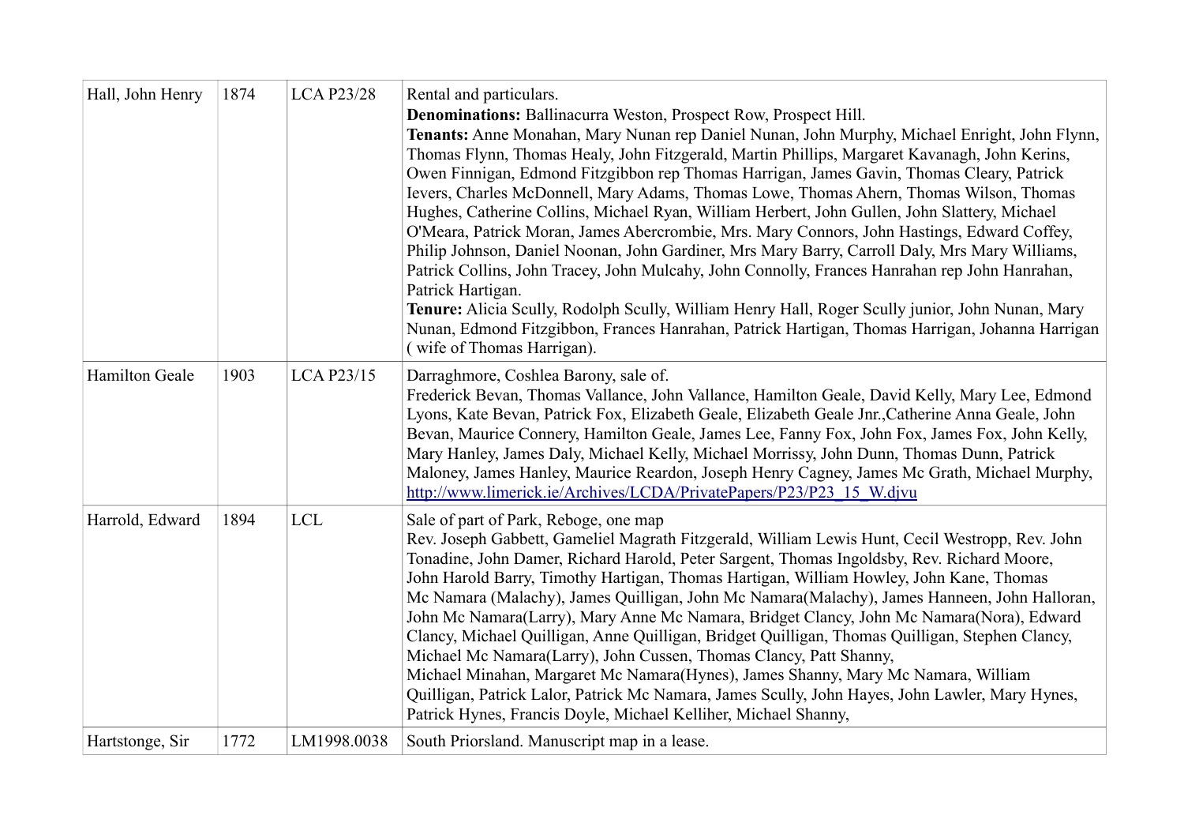| | | | |
|---|---|---|---|
| Hall, John Henry | 1874 | LCA P23/28 | Rental and particulars.<br>**Denominations:** Ballinacurra Weston, Prospect Row, Prospect Hill.<br>**Tenants:** Anne Monahan, Mary Nunan rep Daniel Nunan, John Murphy, Michael Enright, John Flynn, Thomas Flynn, Thomas Healy, John Fitzgerald, Martin Phillips, Margaret Kavanagh, John Kerins, Owen Finnigan, Edmond Fitzgibbon rep Thomas Harrigan, James Gavin, Thomas Cleary, Patrick Ievers, Charles McDonnell, Mary Adams, Thomas Lowe, Thomas Ahern, Thomas Wilson, Thomas Hughes, Catherine Collins, Michael Ryan, William Herbert, John Gullen, John Slattery, Michael O'Meara, Patrick Moran, James Abercrombie, Mrs. Mary Connors, John Hastings, Edward Coffey, Philip Johnson, Daniel Noonan, John Gardiner, Mrs Mary Barry, Carroll Daly, Mrs Mary Williams, Patrick Collins, John Tracey, John Mulcahy, John Connolly, Frances Hanrahan rep John Hanrahan, Patrick Hartigan.<br>**Tenure:** Alicia Scully, Rodolph Scully, William Henry Hall, Roger Scully junior, John Nunan, Mary Nunan, Edmond Fitzgibbon, Frances Hanrahan, Patrick Hartigan, Thomas Harrigan, Johanna Harrigan ( wife of Thomas Harrigan). |
| Hamilton Geale | 1903 | LCA P23/15 | Darraghmore, Coshlea Barony, sale of.<br>Frederick Bevan, Thomas Vallance, John Vallance, Hamilton Geale, David Kelly, Mary Lee, Edmond Lyons, Kate Bevan, Patrick Fox, Elizabeth Geale, Elizabeth Geale Jnr.,Catherine Anna Geale, John Bevan, Maurice Connery, Hamilton Geale, James Lee, Fanny Fox, John Fox, James Fox, John Kelly, Mary Hanley, James Daly, Michael Kelly, Michael Morrissy, John Dunn, Thomas Dunn, Patrick Maloney, James Hanley, Maurice Reardon, Joseph Henry Cagney, James Mc Grath, Michael Murphy, http://www.limerick.ie/Archives/LCDA/PrivatePapers/P23/P23_15_W.djvu |
| Harrold, Edward | 1894 | LCL | Sale of part of Park, Reboge, one map<br>Rev. Joseph Gabbett, Gameliel Magrath Fitzgerald, William Lewis Hunt, Cecil Westropp, Rev. John Tonadine, John Damer, Richard Harold, Peter Sargent, Thomas Ingoldsby, Rev. Richard Moore, John Harold Barry, Timothy Hartigan, Thomas Hartigan, William Howley, John Kane, Thomas Mc Namara (Malachy), James Quilligan, John Mc Namara(Malachy), James Hanneen, John Halloran, John Mc Namara(Larry), Mary Anne Mc Namara, Bridget Clancy, John Mc Namara(Nora), Edward Clancy, Michael Quilligan, Anne Quilligan, Bridget Quilligan, Thomas Quilligan, Stephen Clancy, Michael Mc Namara(Larry), John Cussen, Thomas Clancy, Patt Shanny, Michael Minahan, Margaret Mc Namara(Hynes), James Shanny, Mary Mc Namara, William Quilligan, Patrick Lalor, Patrick Mc Namara, James Scully, John Hayes, John Lawler, Mary Hynes, Patrick Hynes, Francis Doyle, Michael Kelliher, Michael Shanny, |
| Hartstonge, Sir | 1772 | LM1998.0038 | South Priorsland. Manuscript map in a lease. |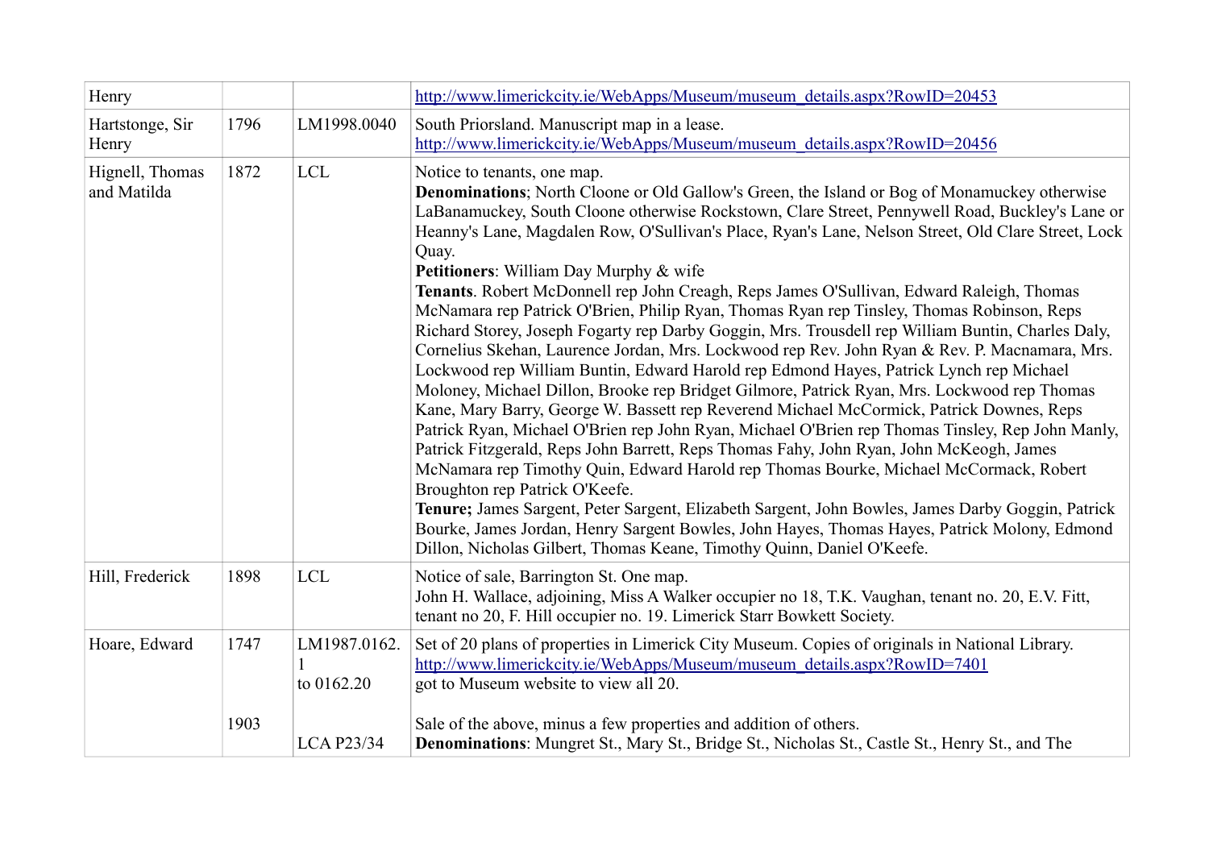| | | | |
|---|---|---|---|
| Henry | | | http://www.limerickcity.ie/WebApps/Museum/museum_details.aspx?RowID=20453 |
| Hartstonge, Sir Henry | 1796 | LM1998.0040 | South Priorsland. Manuscript map in a lease. http://www.limerickcity.ie/WebApps/Museum/museum_details.aspx?RowID=20456 |
| Hignell, Thomas and Matilda | 1872 | LCL | Notice to tenants, one map.<br>**Denominations**; North Cloone or Old Gallow's Green, the Island or Bog of Monamuckey otherwise LaBanamuckey, South Cloone otherwise Rockstown, Clare Street, Pennywell Road, Buckley's Lane or Heanny's Lane, Magdalen Row, O'Sullivan's Place, Ryan's Lane, Nelson Street, Old Clare Street, Lock Quay.<br>**Petitioners**: William Day Murphy & wife<br>**Tenants**. Robert McDonnell rep John Creagh, Reps James O'Sullivan, Edward Raleigh, Thomas McNamara rep Patrick O'Brien, Philip Ryan, Thomas Ryan rep Tinsley, Thomas Robinson, Reps Richard Storey, Joseph Fogarty rep Darby Goggin, Mrs. Trousdell rep William Buntin, Charles Daly, Cornelius Skehan, Laurence Jordan, Mrs. Lockwood rep Rev. John Ryan & Rev. P. Macnamara, Mrs. Lockwood rep William Buntin, Edward Harold rep Edmond Hayes, Patrick Lynch rep Michael Moloney, Michael Dillon, Brooke rep Bridget Gilmore, Patrick Ryan, Mrs. Lockwood rep Thomas Kane, Mary Barry, George W. Bassett rep Reverend Michael McCormick, Patrick Downes, Reps Patrick Ryan, Michael O'Brien rep John Ryan, Michael O'Brien rep Thomas Tinsley, Rep John Manly, Patrick Fitzgerald, Reps John Barrett, Reps Thomas Fahy, John Ryan, John McKeogh, James McNamara rep Timothy Quin, Edward Harold rep Thomas Bourke, Michael McCormack, Robert Broughton rep Patrick O'Keefe.<br>**Tenure;** James Sargent, Peter Sargent, Elizabeth Sargent, John Bowles, James Darby Goggin, Patrick Bourke, James Jordan, Henry Sargent Bowles, John Hayes, Thomas Hayes, Patrick Molony, Edmond Dillon, Nicholas Gilbert, Thomas Keane, Timothy Quinn, Daniel O'Keefe. |
| Hill, Frederick | 1898 | LCL | Notice of sale, Barrington St. One map.<br>John H. Wallace, adjoining, Miss A Walker occupier no 18, T.K. Vaughan, tenant no. 20, E.V. Fitt, tenant no 20, F. Hill occupier no. 19. Limerick Starr Bowkett Society. |
| Hoare, Edward | 1747<br><br><br><br>1903 | LM1987.0162.1 to 0162.20<br><br><br>LCA P23/34 | Set of 20 plans of properties in Limerick City Museum. Copies of originals in National Library. http://www.limerickcity.ie/WebApps/Museum/museum_details.aspx?RowID=7401 got to Museum website to view all 20.<br><br>Sale of the above, minus a few properties and addition of others.<br>**Denominations**: Mungret St., Mary St., Bridge St., Nicholas St., Castle St., Henry St., and The |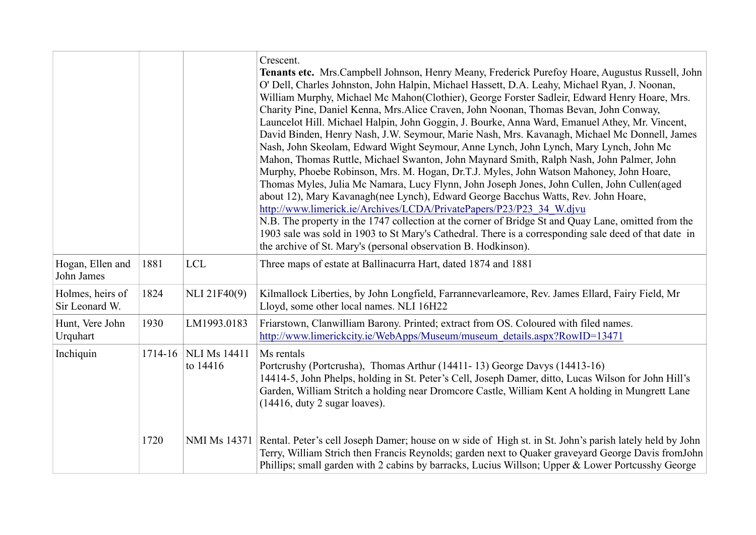| | | | |
|---|---|---|---|
| | | | Crescent.<br>**Tenants etc.** Mrs.Campbell Johnson, Henry Meany, Frederick Purefoy Hoare, Augustus Russell, John O' Dell, Charles Johnston, John Halpin, Michael Hassett, D.A. Leahy, Michael Ryan, J. Noonan, William Murphy, Michael Mc Mahon(Clothier), George Forster Sadleir, Edward Henry Hoare, Mrs. Charity Pine, Daniel Kenna, Mrs.Alice Craven, John Noonan, Thomas Bevan, John Conway, Launcelot Hill. Michael Halpin, John Goggin, J. Bourke, Anna Ward, Emanuel Athey, Mr. Vincent, David Binden, Henry Nash, J.W. Seymour, Marie Nash, Mrs. Kavanagh, Michael Mc Donnell, James Nash, John Skeolam, Edward Wight Seymour, Anne Lynch, John Lynch, Mary Lynch, John Mc Mahon, Thomas Ruttle, Michael Swanton, John Maynard Smith, Ralph Nash, John Palmer, John Murphy, Phoebe Robinson, Mrs. M. Hogan, Dr.T.J. Myles, John Watson Mahoney, John Hoare, Thomas Myles, Julia Mc Namara, Lucy Flynn, John Joseph Jones, John Cullen, John Cullen(aged about 12), Mary Kavanagh(nee Lynch), Edward George Bacchus Watts, Rev. John Hoare, http://www.limerick.ie/Archives/LCDA/PrivatePapers/P23/P23_34_W.djvu<br>N.B. The property in the 1747 collection at the corner of Bridge St and Quay Lane, omitted from the 1903 sale was sold in 1903 to St Mary's Cathedral. There is a corresponding sale deed of that date in the archive of St. Mary's (personal observation B. Hodkinson). |
| Hogan, Ellen and John James | 1881 | LCL | Three maps of estate at Ballinacurra Hart, dated 1874 and 1881 |
| Holmes, heirs of Sir Leonard W. | 1824 | NLI 21F40(9) | Kilmallock Liberties, by John Longfield, Farrannevarleamore, Rev. James Ellard, Fairy Field, Mr Lloyd, some other local names. NLI 16H22 |
| Hunt, Vere John Urquhart | 1930 | LM1993.0183 | Friarstown, Clanwilliam Barony. Printed; extract from OS. Coloured with filed names. http://www.limerickcity.ie/WebApps/Museum/museum_details.aspx?RowID=13471 |
| Inchiquin | 1714-16 | NLI Ms 14411 to 14416 | Ms rentals<br>Portcrushy (Portcrusha), Thomas Arthur (14411- 13) George Davys (14413-16)<br>14414-5, John Phelps, holding in St. Peter's Cell, Joseph Damer, ditto, Lucas Wilson for John Hill's Garden, William Stritch a holding near Dromcore Castle, William Kent A holding in Mungrett Lane (14416, duty 2 sugar loaves). |
| | 1720 | NMI Ms 14371 | Rental. Peter's cell Joseph Damer; house on w side of High st. in St. John's parish lately held by John Terry, William Strich then Francis Reynolds; garden next to Quaker graveyard George Davis fromJohn Phillips; small garden with 2 cabins by barracks, Lucius Willson; Upper & Lower Portcusshy George |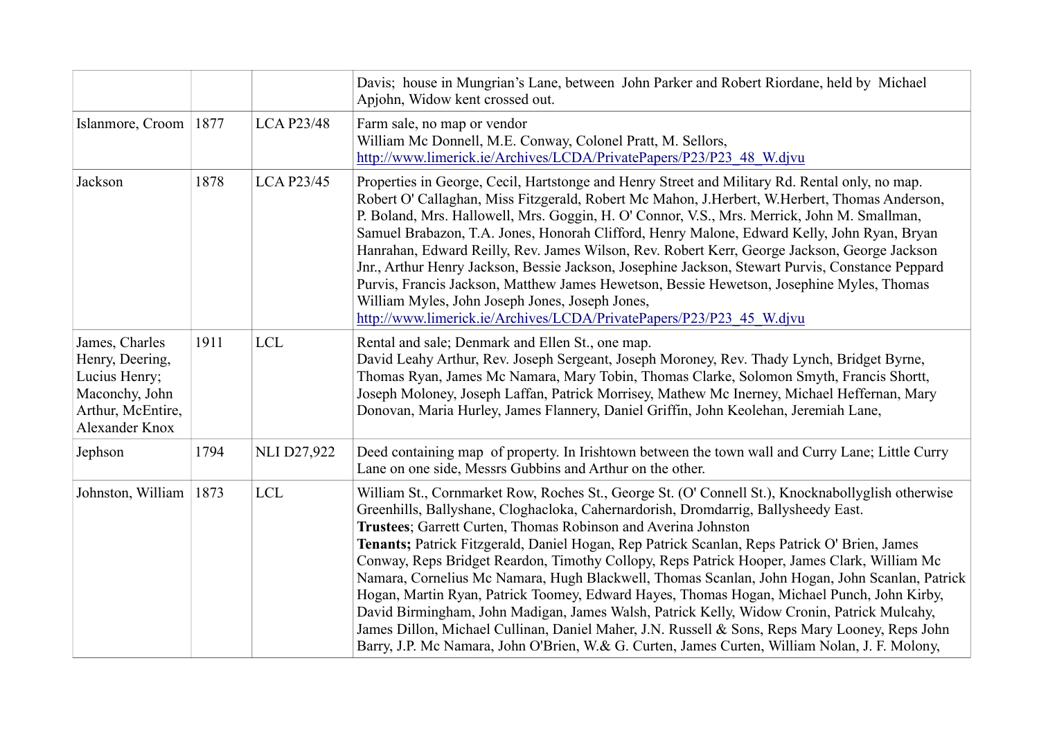| | | | |
|---|---|---|---|
| | | | Davis; house in Mungrian's Lane, between John Parker and Robert Riordane, held by Michael Apjohn, Widow kent crossed out. |
| Islanmore, Croom | 1877 | LCA P23/48 | Farm sale, no map or vendor<br>William Mc Donnell, M.E. Conway, Colonel Pratt, M. Sellors,<br>http://www.limerick.ie/Archives/LCDA/PrivatePapers/P23/P23_48_W.djvu |
| Jackson | 1878 | LCA P23/45 | Properties in George, Cecil, Hartstonge and Henry Street and Military Rd. Rental only, no map.<br>Robert O' Callaghan, Miss Fitzgerald, Robert Mc Mahon, J.Herbert, W.Herbert, Thomas Anderson, P. Boland, Mrs. Hallowell, Mrs. Goggin, H. O' Connor, V.S., Mrs. Merrick, John M. Smallman, Samuel Brabazon, T.A. Jones, Honorah Clifford, Henry Malone, Edward Kelly, John Ryan, Bryan Hanrahan, Edward Reilly, Rev. James Wilson, Rev. Robert Kerr, George Jackson, George Jackson Jnr., Arthur Henry Jackson, Bessie Jackson, Josephine Jackson, Stewart Purvis, Constance Peppard Purvis, Francis Jackson, Matthew James Hewetson, Bessie Hewetson, Josephine Myles, Thomas William Myles, John Joseph Jones, Joseph Jones,<br>http://www.limerick.ie/Archives/LCDA/PrivatePapers/P23/P23_45_W.djvu |
| James, Charles Henry, Deering, Lucius Henry; Maconchy, John Arthur, McEntire, Alexander Knox | 1911 | LCL | Rental and sale; Denmark and Ellen St., one map.<br>David Leahy Arthur, Rev. Joseph Sergeant, Joseph Moroney, Rev. Thady Lynch, Bridget Byrne, Thomas Ryan, James Mc Namara, Mary Tobin, Thomas Clarke, Solomon Smyth, Francis Shortt, Joseph Moloney, Joseph Laffan, Patrick Morrisey, Mathew Mc Inerney, Michael Heffernan, Mary Donovan, Maria Hurley, James Flannery, Daniel Griffin, John Keolehan, Jeremiah Lane, |
| Jephson | 1794 | NLI D27,922 | Deed containing map of property. In Irishtown between the town wall and Curry Lane; Little Curry Lane on one side, Messrs Gubbins and Arthur on the other. |
| Johnston, William | 1873 | LCL | William St., Cornmarket Row, Roches St., George St. (O' Connell St.), Knocknabollyglish otherwise Greenhills, Ballyshane, Cloghacloka, Cahernardorish, Dromdarrig, Ballysheedy East.<br>**Trustees**; Garrett Curten, Thomas Robinson and Averina Johnston<br>**Tenants;** Patrick Fitzgerald, Daniel Hogan, Rep Patrick Scanlan, Reps Patrick O' Brien, James Conway, Reps Bridget Reardon, Timothy Collopy, Reps Patrick Hooper, James Clark, William Mc Namara, Cornelius Mc Namara, Hugh Blackwell, Thomas Scanlan, John Hogan, John Scanlan, Patrick Hogan, Martin Ryan, Patrick Toomey, Edward Hayes, Thomas Hogan, Michael Punch, John Kirby, David Birmingham, John Madigan, James Walsh, Patrick Kelly, Widow Cronin, Patrick Mulcahy, James Dillon, Michael Cullinan, Daniel Maher, J.N. Russell & Sons, Reps Mary Looney, Reps John Barry, J.P. Mc Namara, John O'Brien, W.& G. Curten, James Curten, William Nolan, J. F. Molony, |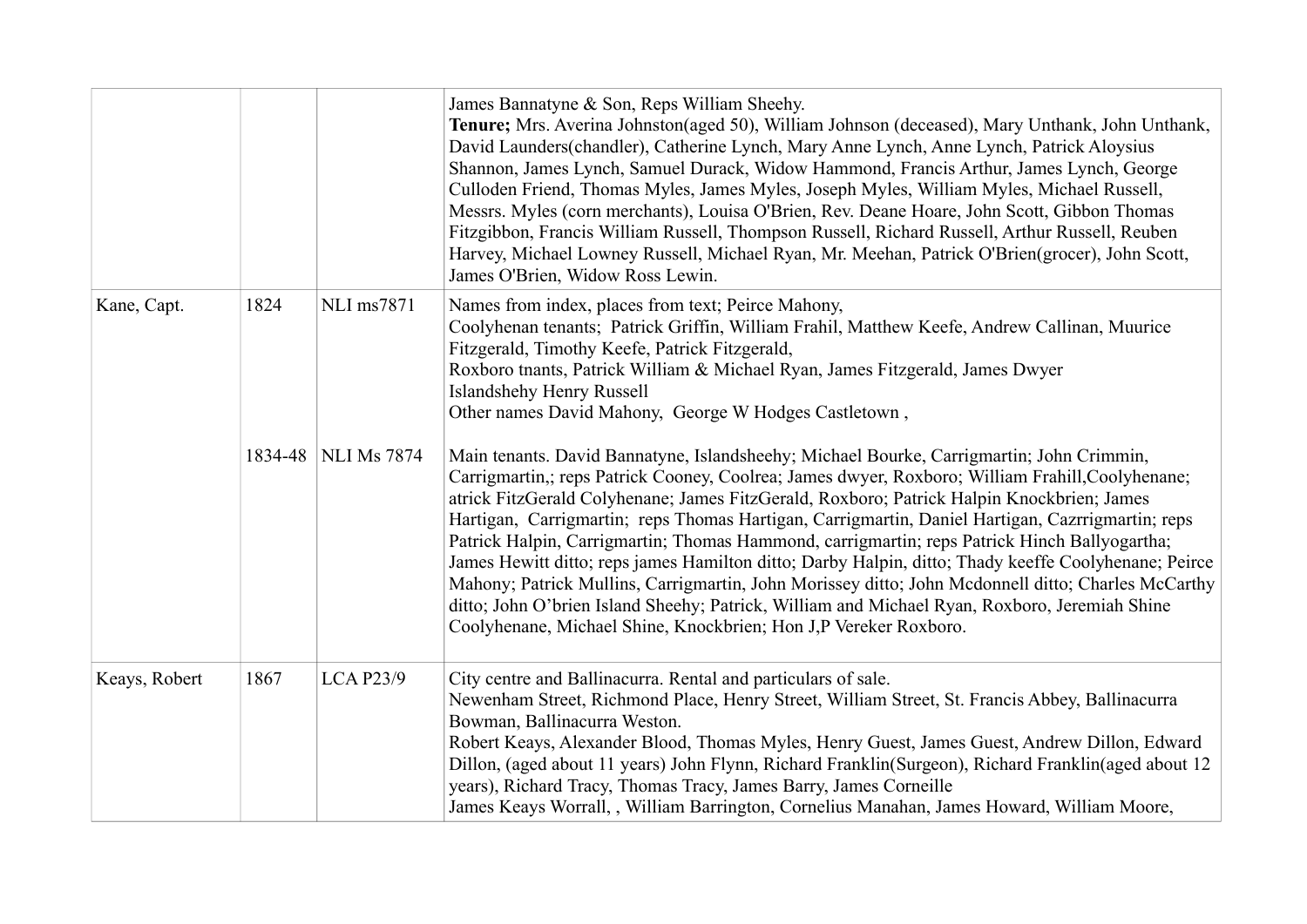| | | | |
|---|---|---|---|
| | | | James Bannatyne & Son, Reps William Sheehy.<br>**Tenure;** Mrs. Averina Johnston(aged 50), William Johnson (deceased), Mary Unthank, John Unthank, David Launders(chandler), Catherine Lynch, Mary Anne Lynch, Anne Lynch, Patrick Aloysius Shannon, James Lynch, Samuel Durack, Widow Hammond, Francis Arthur, James Lynch, George Culloden Friend, Thomas Myles, James Myles, Joseph Myles, William Myles, Michael Russell, Messrs. Myles (corn merchants), Louisa O'Brien, Rev. Deane Hoare, John Scott, Gibbon Thomas Fitzgibbon, Francis William Russell, Thompson Russell, Richard Russell, Arthur Russell, Reuben Harvey, Michael Lowney Russell, Michael Ryan, Mr. Meehan, Patrick O'Brien(grocer), John Scott, James O'Brien, Widow Ross Lewin. |
| Kane, Capt. | 1824 | NLI ms7871 | Names from index, places from text; Peirce Mahony,<br>Coolyhenan tenants; Patrick Griffin, William Frahil, Matthew Keefe, Andrew Callinan, Muurice Fitzgerald, Timothy Keefe, Patrick Fitzgerald,<br>Roxboro tnants, Patrick William & Michael Ryan, James Fitzgerald, James Dwyer<br>Islandshehy Henry Russell<br>Other names David Mahony, George W Hodges Castletown , |
| | 1834-48 | NLI Ms 7874 | Main tenants. David Bannatyne, Islandsheehy; Michael Bourke, Carrigmartin; John Crimmin, Carrigmartin,; reps Patrick Cooney, Coolrea; James dwyer, Roxboro; William Frahill,Coolyhenane; atrick FitzGerald Colyhenane; James FitzGerald, Roxboro; Patrick Halpin Knockbrien; James Hartigan, Carrigmartin; reps Thomas Hartigan, Carrigmartin, Daniel Hartigan, Cazrrigmartin; reps Patrick Halpin, Carrigmartin; Thomas Hammond, carrigmartin; reps Patrick Hinch Ballyogartha; James Hewitt ditto; reps james Hamilton ditto; Darby Halpin, ditto; Thady keeffe Coolyhenane; Peirce Mahony; Patrick Mullins, Carrigmartin, John Morissey ditto; John Mcdonnell ditto; Charles McCarthy ditto; John O'brien Island Sheehy; Patrick, William and Michael Ryan, Roxboro, Jeremiah Shine Coolyhenane, Michael Shine, Knockbrien; Hon J,P Vereker Roxboro. |
| Keays, Robert | 1867 | LCA P23/9 | City centre and Ballinacurra. Rental and particulars of sale.<br>Newenham Street, Richmond Place, Henry Street, William Street, St. Francis Abbey, Ballinacurra Bowman, Ballinacurra Weston.<br>Robert Keays, Alexander Blood, Thomas Myles, Henry Guest, James Guest, Andrew Dillon, Edward Dillon, (aged about 11 years) John Flynn, Richard Franklin(Surgeon), Richard Franklin(aged about 12 years), Richard Tracy, Thomas Tracy, James Barry, James Corneille<br>James Keays Worrall, , William Barrington, Cornelius Manahan, James Howard, William Moore, |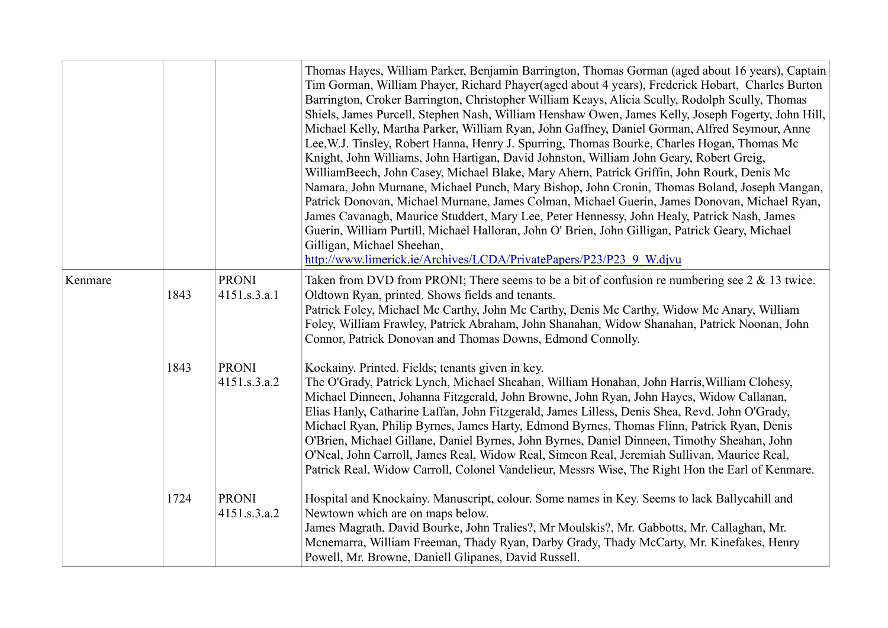| | | | |
|---|---|---|---|
| | | | Thomas Hayes, William Parker, Benjamin Barrington, Thomas Gorman (aged about 16 years), Captain Tim Gorman, William Phayer, Richard Phayer(aged about 4 years), Frederick Hobart, Charles Burton Barrington, Croker Barrington, Christopher William Keays, Alicia Scully, Rodolph Scully, Thomas Shiels, James Purcell, Stephen Nash, William Henshaw Owen, James Kelly, Joseph Fogerty, John Hill, Michael Kelly, Martha Parker, William Ryan, John Gaffney, Daniel Gorman, Alfred Seymour, Anne Lee,W.J. Tinsley, Robert Hanna, Henry J. Spurring, Thomas Bourke, Charles Hogan, Thomas Mc Knight, John Williams, John Hartigan, David Johnston, William John Geary, Robert Greig, WilliamBeech, John Casey, Michael Blake, Mary Ahern, Patrick Griffin, John Rourk, Denis Mc Namara, John Murnane, Michael Punch, Mary Bishop, John Cronin, Thomas Boland, Joseph Mangan, Patrick Donovan, Michael Murnane, James Colman, Michael Guerin, James Donovan, Michael Ryan, James Cavanagh, Maurice Studdert, Mary Lee, Peter Hennessy, John Healy, Patrick Nash, James Guerin, William Purtill, Michael Halloran, John O' Brien, John Gilligan, Patrick Geary, Michael Gilligan, Michael Sheehan, http://www.limerick.ie/Archives/LCDA/PrivatePapers/P23/P23_9_W.djvu |
| Kenmare | 1843 | PRONI 4151.s.3.a.1 | Taken from DVD from PRONI; There seems to be a bit of confusion re numbering see 2 & 13 twice. Oldtown Ryan, printed. Shows fields and tenants. Patrick Foley, Michael Mc Carthy, John Mc Carthy, Denis Mc Carthy, Widow Mc Anary, William Foley, William Frawley, Patrick Abraham, John Shanahan, Widow Shanahan, Patrick Noonan, John Connor, Patrick Donovan and Thomas Downs, Edmond Connolly. |
| | 1843 | PRONI 4151.s.3.a.2 | Kockainy. Printed. Fields; tenants given in key. The O'Grady, Patrick Lynch, Michael Sheahan, William Honahan, John Harris,William Clohesy, Michael Dinneen, Johanna Fitzgerald, John Browne, John Ryan, John Hayes, Widow Callanan, Elias Hanly, Catharine Laffan, John Fitzgerald, James Lilless, Denis Shea, Revd. John O'Grady, Michael Ryan, Philip Byrnes, James Harty, Edmond Byrnes, Thomas Flinn, Patrick Ryan, Denis O'Brien, Michael Gillane, Daniel Byrnes, John Byrnes, Daniel Dinneen, Timothy Sheahan, John O'Neal, John Carroll, James Real, Widow Real, Simeon Real, Jeremiah Sullivan, Maurice Real, Patrick Real, Widow Carroll, Colonel Vandelieur, Messrs Wise, The Right Hon the Earl of Kenmare. |
| | 1724 | PRONI 4151.s.3.a.2 | Hospital and Knockainy. Manuscript, colour. Some names in Key. Seems to lack Ballycahill and Newtown which are on maps below. James Magrath, David Bourke, John Tralies?, Mr Moulskis?, Mr. Gabbotts, Mr. Callaghan, Mr. Mcnemarra, William Freeman, Thady Ryan, Darby Grady, Thady McCarty, Mr. Kinefakes, Henry Powell, Mr. Browne, Daniell Glipanes, David Russell. |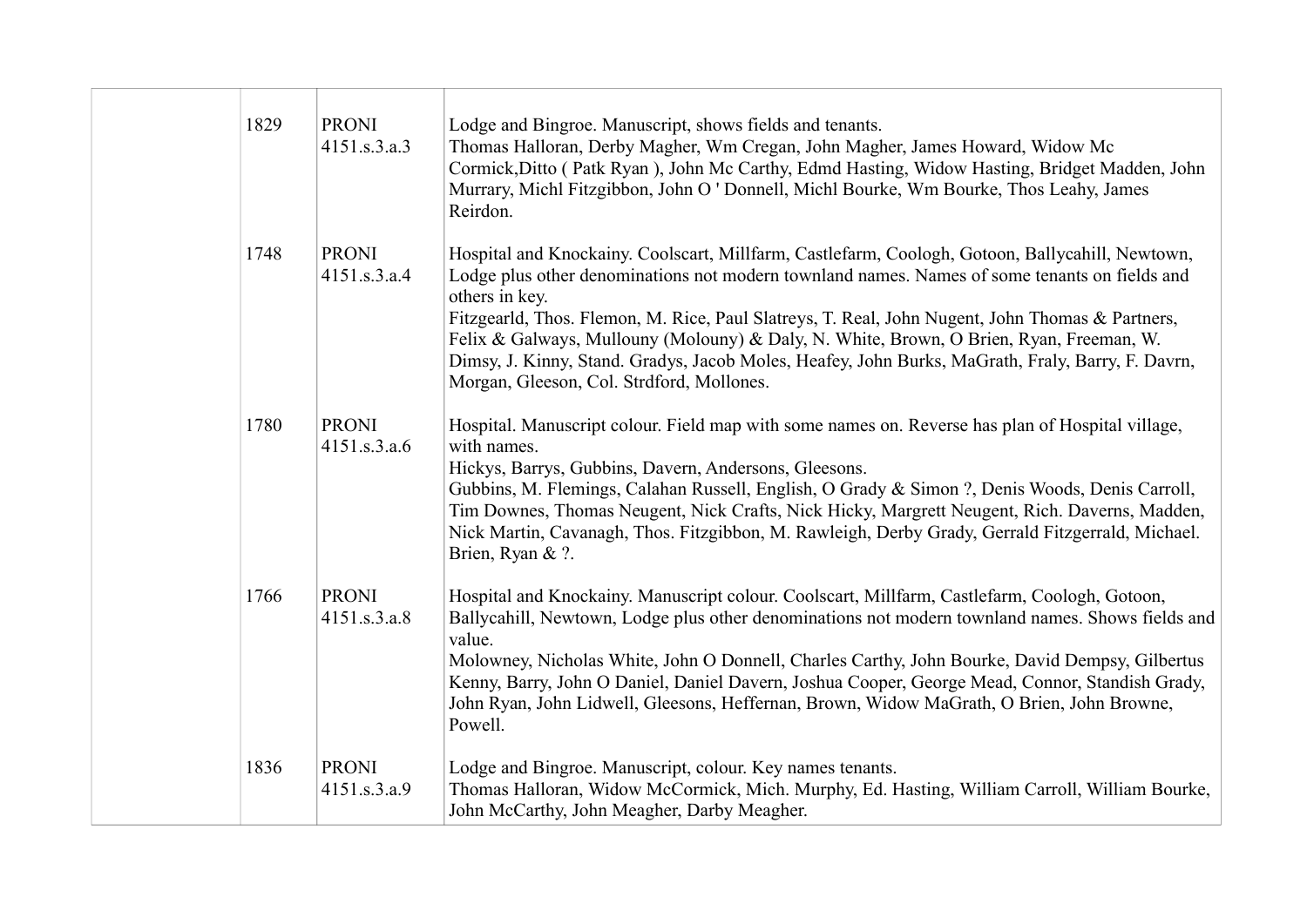| | | | |
|---|---|---|---|
| | 1829 | PRONI 4151.s.3.a.3 | Lodge and Bingroe. Manuscript, shows fields and tenants. Thomas Halloran, Derby Magher, Wm Cregan, John Magher, James Howard, Widow Mc Cormick,Ditto ( Patk Ryan ), John Mc Carthy, Edmd Hasting, Widow Hasting, Bridget Madden, John Murrary, Michl Fitzgibbon, John O ' Donnell, Michl Bourke, Wm Bourke, Thos Leahy, James Reirdon. |
| | 1748 | PRONI 4151.s.3.a.4 | Hospital and Knockainy. Coolscart, Millfarm, Castlefarm, Coologh, Gotoon, Ballycahill, Newtown, Lodge plus other denominations not modern townland names. Names of some tenants on fields and others in key. Fitzgearld, Thos. Flemon, M. Rice, Paul Slatreys, T. Real, John Nugent, John Thomas & Partners, Felix & Galways, Mullouny (Molouny) & Daly, N. White, Brown, O Brien, Ryan, Freeman, W. Dimsy, J. Kinny, Stand. Gradys, Jacob Moles, Heafey, John Burks, MaGrath, Fraly, Barry, F. Davrn, Morgan, Gleeson, Col. Strdford, Mollones. |
| | 1780 | PRONI 4151.s.3.a.6 | Hospital. Manuscript colour. Field map with some names on. Reverse has plan of Hospital village, with names. Hickys, Barrys, Gubbins, Davern, Andersons, Gleesons. Gubbins, M. Flemings, Calahan Russell, English, O Grady & Simon ?, Denis Woods, Denis Carroll, Tim Downes, Thomas Neugent, Nick Crafts, Nick Hicky, Margrett Neugent, Rich. Daverns, Madden, Nick Martin, Cavanagh, Thos. Fitzgibbon, M. Rawleigh, Derby Grady, Gerrald Fitzgerrald, Michael. Brien, Ryan & ?. |
| | 1766 | PRONI 4151.s.3.a.8 | Hospital and Knockainy. Manuscript colour. Coolscart, Millfarm, Castlefarm, Coologh, Gotoon, Ballycahill, Newtown, Lodge plus other denominations not modern townland names. Shows fields and value. Molowney, Nicholas White, John O Donnell, Charles Carthy, John Bourke, David Dempsy, Gilbertus Kenny, Barry, John O Daniel, Daniel Davern, Joshua Cooper, George Mead, Connor, Standish Grady, John Ryan, John Lidwell, Gleesons, Heffernan, Brown, Widow MaGrath, O Brien, John Browne, Powell. |
| | 1836 | PRONI 4151.s.3.a.9 | Lodge and Bingroe. Manuscript, colour. Key names tenants. Thomas Halloran, Widow McCormick, Mich. Murphy, Ed. Hasting, William Carroll, William Bourke, John McCarthy, John Meagher, Darby Meagher. |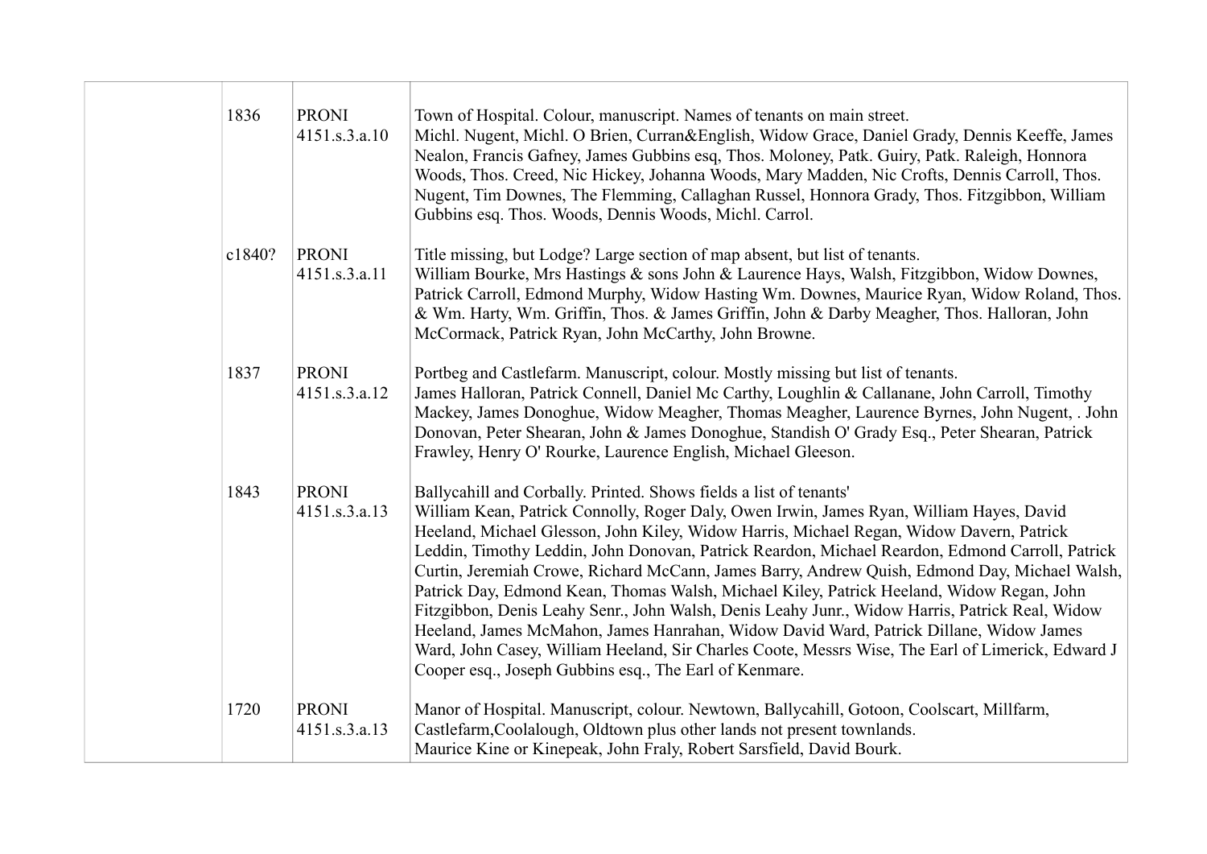| | | | |
|---|---|---|---|
| | 1836 | PRONI 4151.s.3.a.10 | Town of Hospital. Colour, manuscript. Names of tenants on main street.<br>Michl. Nugent, Michl. O Brien, Curran&English, Widow Grace, Daniel Grady, Dennis Keeffe, James Nealon, Francis Gafney, James Gubbins esq, Thos. Moloney, Patk. Guiry, Patk. Raleigh, Honnora Woods, Thos. Creed, Nic Hickey, Johanna Woods, Mary Madden, Nic Crofts, Dennis Carroll, Thos. Nugent, Tim Downes, The Flemming, Callaghan Russel, Honnora Grady, Thos. Fitzgibbon, William Gubbins esq. Thos. Woods, Dennis Woods, Michl. Carrol. |
| | c1840? | PRONI 4151.s.3.a.11 | Title missing, but Lodge? Large section of map absent, but list of tenants.<br>William Bourke, Mrs Hastings & sons John & Laurence Hays, Walsh, Fitzgibbon, Widow Downes, Patrick Carroll, Edmond Murphy, Widow Hasting Wm. Downes, Maurice Ryan, Widow Roland, Thos. & Wm. Harty, Wm. Griffin, Thos. & James Griffin, John & Darby Meagher, Thos. Halloran, John McCormack, Patrick Ryan, John McCarthy, John Browne. |
| | 1837 | PRONI 4151.s.3.a.12 | Portbeg and Castlefarm. Manuscript, colour. Mostly missing but list of tenants.<br>James Halloran, Patrick Connell, Daniel Mc Carthy, Loughlin & Callanane, John Carroll, Timothy Mackey, James Donoghue, Widow Meagher, Thomas Meagher, Laurence Byrnes, John Nugent, . John Donovan, Peter Shearan, John & James Donoghue, Standish O' Grady Esq., Peter Shearan, Patrick Frawley, Henry O' Rourke, Laurence English, Michael Gleeson. |
| | 1843 | PRONI 4151.s.3.a.13 | Ballycahill and Corbally. Printed. Shows fields a list of tenants'<br>William Kean, Patrick Connolly, Roger Daly, Owen Irwin, James Ryan, William Hayes, David Heeland, Michael Glesson, John Kiley, Widow Harris, Michael Regan, Widow Davern, Patrick Leddin, Timothy Leddin, John Donovan, Patrick Reardon, Michael Reardon, Edmond Carroll, Patrick Curtin, Jeremiah Crowe, Richard McCann, James Barry, Andrew Quish, Edmond Day, Michael Walsh, Patrick Day, Edmond Kean, Thomas Walsh, Michael Kiley, Patrick Heeland, Widow Regan, John Fitzgibbon, Denis Leahy Senr., John Walsh, Denis Leahy Junr., Widow Harris, Patrick Real, Widow Heeland, James McMahon, James Hanrahan, Widow David Ward, Patrick Dillane, Widow James Ward, John Casey, William Heeland, Sir Charles Coote, Messrs Wise, The Earl of Limerick, Edward J Cooper esq., Joseph Gubbins esq., The Earl of Kenmare. |
| | 1720 | PRONI 4151.s.3.a.13 | Manor of Hospital. Manuscript, colour. Newtown, Ballycahill, Gotoon, Coolscart, Millfarm, Castlefarm,Coolalough, Oldtown plus other lands not present townlands.<br>Maurice Kine or Kinepeak, John Fraly, Robert Sarsfield, David Bourk. |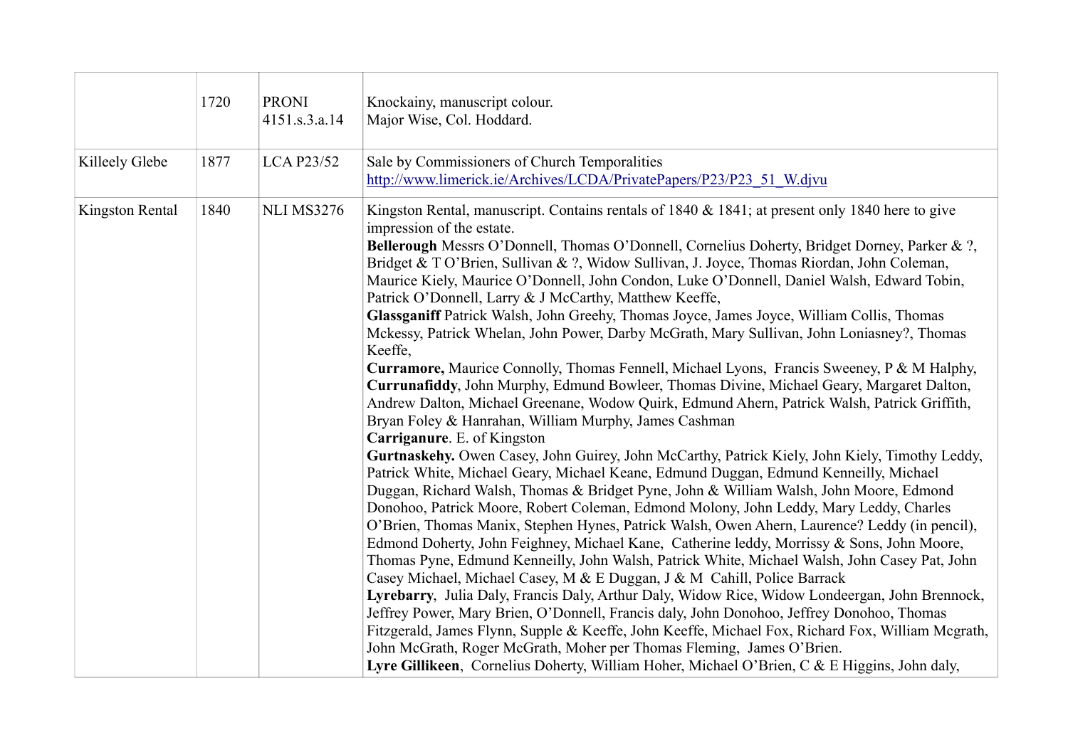| | | | |
|---|---|---|---|
| | 1720 | PRONI 4151.s.3.a.14 | Knockainy, manuscript colour.<br>Major Wise, Col. Hoddard. |
| Killeely Glebe | 1877 | LCA P23/52 | Sale by Commissioners of Church Temporalities<br>http://www.limerick.ie/Archives/LCDA/PrivatePapers/P23/P23_51_W.djvu |
| Kingston Rental | 1840 | NLI MS3276 | Kingston Rental, manuscript. Contains rentals of 1840 & 1841; at present only 1840 here to give impression of the estate.<br>**Bellerough** Messrs O'Donnell, Thomas O'Donnell, Cornelius Doherty, Bridget Dorney, Parker & ?, Bridget & T O'Brien, Sullivan & ?, Widow Sullivan, J. Joyce, Thomas Riordan, John Coleman, Maurice Kiely, Maurice O'Donnell, John Condon, Luke O'Donnell, Daniel Walsh, Edward Tobin, Patrick O'Donnell, Larry & J McCarthy, Matthew Keeffe,<br>**Glassganiff** Patrick Walsh, John Greehy, Thomas Joyce, James Joyce, William Collis, Thomas Mckessy, Patrick Whelan, John Power, Darby McGrath, Mary Sullivan, John Loniasney?, Thomas Keeffe,<br>**Curramore,** Maurice Connolly, Thomas Fennell, Michael Lyons, Francis Sweeney, P & M Halphy,<br>**Currunafiddy**, John Murphy, Edmund Bowleer, Thomas Divine, Michael Geary, Margaret Dalton, Andrew Dalton, Michael Greenane, Wodow Quirk, Edmund Ahern, Patrick Walsh, Patrick Griffith, Bryan Foley & Hanrahan, William Murphy, James Cashman<br>**Carriganure**. E. of Kingston<br>**Gurtnaskehy.** Owen Casey, John Guirey, John McCarthy, Patrick Kiely, John Kiely, Timothy Leddy, Patrick White, Michael Geary, Michael Keane, Edmund Duggan, Edmund Kenneilly, Michael Duggan, Richard Walsh, Thomas & Bridget Pyne, John & William Walsh, John Moore, Edmond Donohoo, Patrick Moore, Robert Coleman, Edmond Molony, John Leddy, Mary Leddy, Charles O'Brien, Thomas Manix, Stephen Hynes, Patrick Walsh, Owen Ahern, Laurence? Leddy (in pencil), Edmond Doherty, John Feighney, Michael Kane, Catherine leddy, Morrissy & Sons, John Moore, Thomas Pyne, Edmund Kenneilly, John Walsh, Patrick White, Michael Walsh, John Casey Pat, John Casey Michael, Michael Casey, M & E Duggan, J & M Cahill, Police Barrack<br>**Lyrebarry**, Julia Daly, Francis Daly, Arthur Daly, Widow Rice, Widow Londeergan, John Brennock, Jeffrey Power, Mary Brien, O'Donnell, Francis daly, John Donohoo, Jeffrey Donohoo, Thomas Fitzgerald, James Flynn, Supple & Keeffe, John Keeffe, Michael Fox, Richard Fox, William Mcgrath, John McGrath, Roger McGrath, Moher per Thomas Fleming, James O'Brien.<br>**Lyre Gillikeen**, Cornelius Doherty, William Hoher, Michael O'Brien, C & E Higgins, John daly, |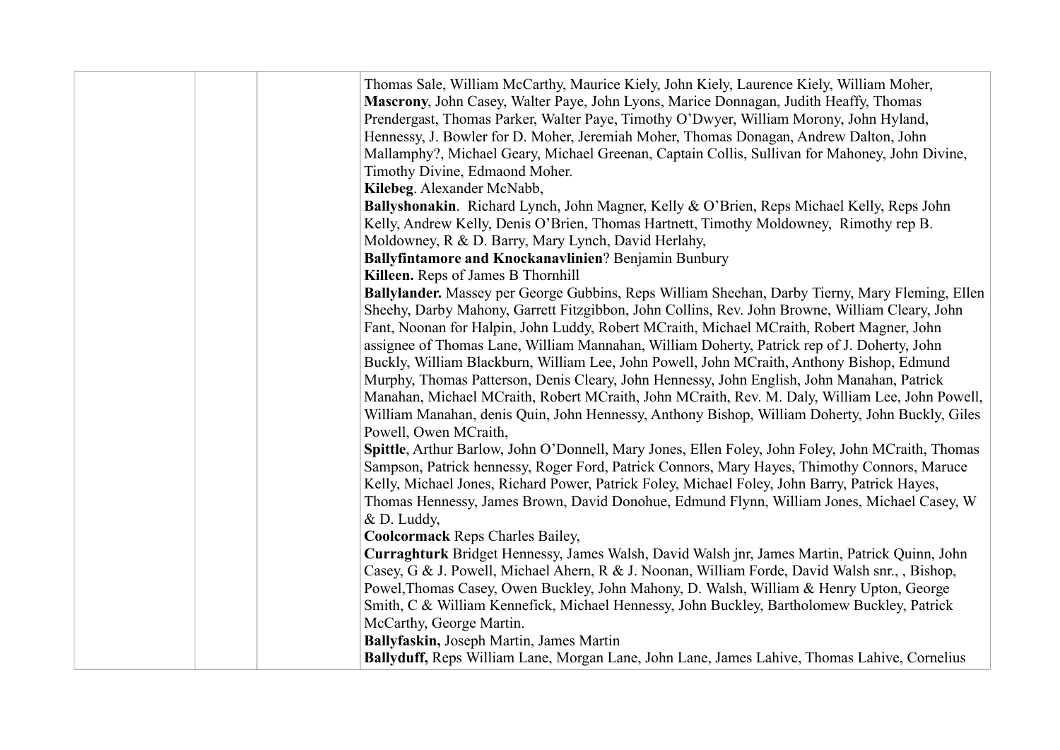| | | | |
|---|---|---|---|
| | | | Thomas Sale, William McCarthy, Maurice Kiely, John Kiely, Laurence Kiely, William Moher, **Mascrony**, John Casey, Walter Paye, John Lyons, Marice Donnagan, Judith Heaffy, Thomas Prendergast, Thomas Parker, Walter Paye, Timothy O'Dwyer, William Morony, John Hyland, Hennessy, J. Bowler for D. Moher, Jeremiah Moher, Thomas Donagan, Andrew Dalton, John Mallamphy?, Michael Geary, Michael Greenan, Captain Collis, Sullivan for Mahoney, John Divine, Timothy Divine, Edmaond Moher.<br>**Kilebeg**. Alexander McNabb,<br>**Ballyshonakin**. Richard Lynch, John Magner, Kelly & O'Brien, Reps Michael Kelly, Reps John Kelly, Andrew Kelly, Denis O'Brien, Thomas Hartnett, Timothy Moldowney, Rimothy rep B. Moldowney, R & D. Barry, Mary Lynch, David Herlahy,<br>**Ballyfintamore and Knockanavlinien**? Benjamin Bunbury<br>**Killeen.** Reps of James B Thornhill<br>**Ballylander.** Massey per George Gubbins, Reps William Sheehan, Darby Tierny, Mary Fleming, Ellen Sheehy, Darby Mahony, Garrett Fitzgibbon, John Collins, Rev. John Browne, William Cleary, John Fant, Noonan for Halpin, John Luddy, Robert MCraith, Michael MCraith, Robert Magner, John assignee of Thomas Lane, William Mannahan, William Doherty, Patrick rep of J. Doherty, John Buckly, William Blackburn, William Lee, John Powell, John MCraith, Anthony Bishop, Edmund Murphy, Thomas Patterson, Denis Cleary, John Hennessy, John English, John Manahan, Patrick Manahan, Michael MCraith, Robert MCraith, John MCraith, Rev. M. Daly, William Lee, John Powell, William Manahan, denis Quin, John Hennessy, Anthony Bishop, William Doherty, John Buckly, Giles Powell, Owen MCraith,<br>**Spittle**, Arthur Barlow, John O'Donnell, Mary Jones, Ellen Foley, John Foley, John MCraith, Thomas Sampson, Patrick hennessy, Roger Ford, Patrick Connors, Mary Hayes, Thimothy Connors, Maruce Kelly, Michael Jones, Richard Power, Patrick Foley, Michael Foley, John Barry, Patrick Hayes, Thomas Hennessy, James Brown, David Donohue, Edmund Flynn, William Jones, Michael Casey, W & D. Luddy,<br>**Coolcormack** Reps Charles Bailey,<br>**Curraghturk** Bridget Hennessy, James Walsh, David Walsh jnr, James Martin, Patrick Quinn, John Casey, G & J. Powell, Michael Ahern, R & J. Noonan, William Forde, David Walsh snr., , Bishop, Powel,Thomas Casey, Owen Buckley, John Mahony, D. Walsh, William & Henry Upton, George Smith, C & William Kennefick, Michael Hennessy, John Buckley, Bartholomew Buckley, Patrick McCarthy, George Martin.<br>**Ballyfaskin,** Joseph Martin, James Martin<br>**Ballyduff,** Reps William Lane, Morgan Lane, John Lane, James Lahive, Thomas Lahive, Cornelius |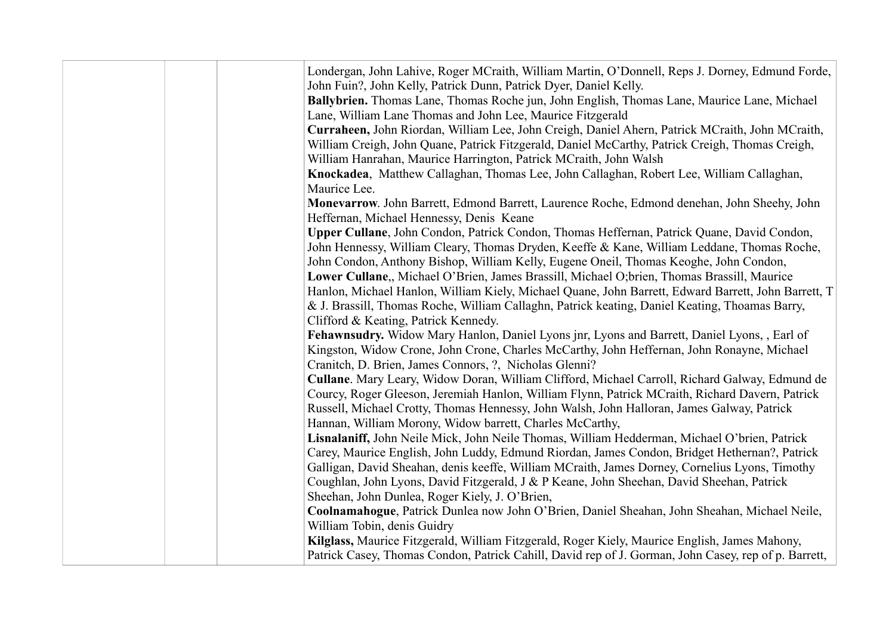| | | | |
|---|---|---|---|
| | | | Londergan, John Lahive, Roger MCraith, William Martin, O'Donnell, Reps J. Dorney, Edmund Forde, John Fuin?, John Kelly, Patrick Dunn, Patrick Dyer, Daniel Kelly.<br>**Ballybrien.** Thomas Lane, Thomas Roche jun, John English, Thomas Lane, Maurice Lane, Michael Lane, William Lane Thomas and John Lee, Maurice Fitzgerald<br>**Curraheen,** John Riordan, William Lee, John Creigh, Daniel Ahern, Patrick MCraith, John MCraith, William Creigh, John Quane, Patrick Fitzgerald, Daniel McCarthy, Patrick Creigh, Thomas Creigh, William Hanrahan, Maurice Harrington, Patrick MCraith, John Walsh<br>**Knockadea**, Matthew Callaghan, Thomas Lee, John Callaghan, Robert Lee, William Callaghan, Maurice Lee.<br>**Monevarrow**. John Barrett, Edmond Barrett, Laurence Roche, Edmond denehan, John Sheehy, John Heffernan, Michael Hennessy, Denis Keane<br>**Upper Cullane**, John Condon, Patrick Condon, Thomas Heffernan, Patrick Quane, David Condon, John Hennessy, William Cleary, Thomas Dryden, Keeffe & Kane, William Leddane, Thomas Roche, John Condon, Anthony Bishop, William Kelly, Eugene Oneil, Thomas Keoghe, John Condon,<br>**Lower Cullane**,, Michael O'Brien, James Brassill, Michael O;brien, Thomas Brassill, Maurice Hanlon, Michael Hanlon, William Kiely, Michael Quane, John Barrett, Edward Barrett, John Barrett, T & J. Brassill, Thomas Roche, William Callaghn, Patrick keating, Daniel Keating, Thoamas Barry, Clifford & Keating, Patrick Kennedy.<br>**Fehawnsudry.** Widow Mary Hanlon, Daniel Lyons jnr, Lyons and Barrett, Daniel Lyons, , Earl of Kingston, Widow Crone, John Crone, Charles McCarthy, John Heffernan, John Ronayne, Michael Cranitch, D. Brien, James Connors, ?, Nicholas Glenni?<br>**Cullane**. Mary Leary, Widow Doran, William Clifford, Michael Carroll, Richard Galway, Edmund de Courcy, Roger Gleeson, Jeremiah Hanlon, William Flynn, Patrick MCraith, Richard Davern, Patrick Russell, Michael Crotty, Thomas Hennessy, John Walsh, John Halloran, James Galway, Patrick Hannan, William Morony, Widow barrett, Charles McCarthy,<br>**Lisnalaniff,** John Neile Mick, John Neile Thomas, William Hedderman, Michael O'brien, Patrick Carey, Maurice English, John Luddy, Edmund Riordan, James Condon, Bridget Hethernan?, Patrick Galligan, David Sheahan, denis keeffe, William MCraith, James Dorney, Cornelius Lyons, Timothy Coughlan, John Lyons, David Fitzgerald, J & P Keane, John Sheehan, David Sheehan, Patrick Sheehan, John Dunlea, Roger Kiely, J. O'Brien,<br>**Coolnamahogue**, Patrick Dunlea now John O'Brien, Daniel Sheahan, John Sheahan, Michael Neile, William Tobin, denis Guidry<br>**Kilglass,** Maurice Fitzgerald, William Fitzgerald, Roger Kiely, Maurice English, James Mahony, Patrick Casey, Thomas Condon, Patrick Cahill, David rep of J. Gorman, John Casey, rep of p. Barrett, |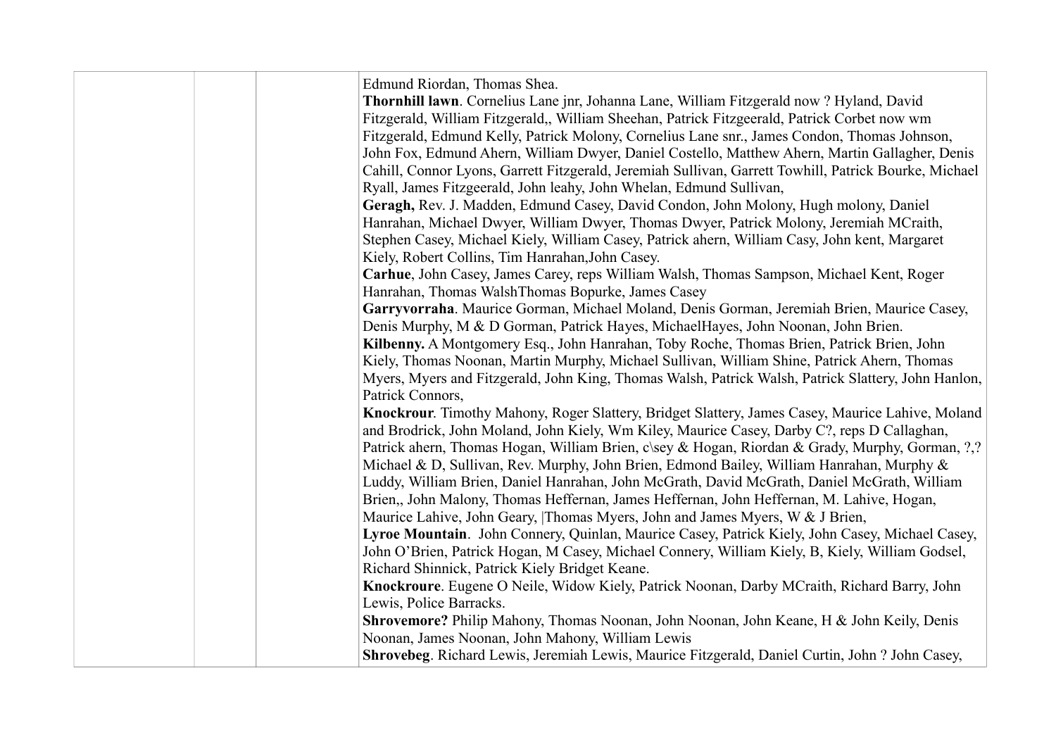| | | | |
|---|---|---|---|
| | | | Edmund Riordan, Thomas Shea.<br>**Thornhill lawn**. Cornelius Lane jnr, Johanna Lane, William Fitzgerald now ? Hyland, David Fitzgerald, William Fitzgerald,, William Sheehan, Patrick Fitzgeerald, Patrick Corbet now wm Fitzgerald, Edmund Kelly, Patrick Molony, Cornelius Lane snr., James Condon, Thomas Johnson, John Fox, Edmund Ahern, William Dwyer, Daniel Costello, Matthew Ahern, Martin Gallagher, Denis Cahill, Connor Lyons, Garrett Fitzgerald, Jeremiah Sullivan, Garrett Towhill, Patrick Bourke, Michael Ryall, James Fitzgeerald, John leahy, John Whelan, Edmund Sullivan,<br>**Geragh,** Rev. J. Madden, Edmund Casey, David Condon, John Molony, Hugh molony, Daniel Hanrahan, Michael Dwyer, William Dwyer, Thomas Dwyer, Patrick Molony, Jeremiah MCraith, Stephen Casey, Michael Kiely, William Casey, Patrick ahern, William Casy, John kent, Margaret Kiely, Robert Collins, Tim Hanrahan,John Casey.<br>**Carhue**, John Casey, James Carey, reps William Walsh, Thomas Sampson, Michael Kent, Roger Hanrahan, Thomas WalshThomas Bopurke, James Casey<br>**Garryvorraha**. Maurice Gorman, Michael Moland, Denis Gorman, Jeremiah Brien, Maurice Casey, Denis Murphy, M & D Gorman, Patrick Hayes, MichaelHayes, John Noonan, John Brien.<br>**Kilbenny.** A Montgomery Esq., John Hanrahan, Toby Roche, Thomas Brien, Patrick Brien, John Kiely, Thomas Noonan, Martin Murphy, Michael Sullivan, William Shine, Patrick Ahern, Thomas Myers, Myers and Fitzgerald, John King, Thomas Walsh, Patrick Walsh, Patrick Slattery, John Hanlon, Patrick Connors,<br>**Knockrour**. Timothy Mahony, Roger Slattery, Bridget Slattery, James Casey, Maurice Lahive, Moland and Brodrick, John Moland, John Kiely, Wm Kiley, Maurice Casey, Darby C?, reps D Callaghan, Patrick ahern, Thomas Hogan, William Brien, c\sey & Hogan, Riordan & Grady, Murphy, Gorman, ?,? Michael & D, Sullivan, Rev. Murphy, John Brien, Edmond Bailey, William Hanrahan, Murphy & Luddy, William Brien, Daniel Hanrahan, John McGrath, David McGrath, Daniel McGrath, William Brien,, John Malony, Thomas Heffernan, James Heffernan, John Heffernan, M. Lahive, Hogan, Maurice Lahive, John Geary, \|Thomas Myers, John and James Myers, W & J Brien,<br>**Lyroe Mountain**. John Connery, Quinlan, Maurice Casey, Patrick Kiely, John Casey, Michael Casey, John O'Brien, Patrick Hogan, M Casey, Michael Connery, William Kiely, B, Kiely, William Godsel, Richard Shinnick, Patrick Kiely Bridget Keane.<br>**Knockroure**. Eugene O Neile, Widow Kiely, Patrick Noonan, Darby MCraith, Richard Barry, John Lewis, Police Barracks.<br>**Shrovemore?** Philip Mahony, Thomas Noonan, John Noonan, John Keane, H & John Keily, Denis Noonan, James Noonan, John Mahony, William Lewis<br>**Shrovebeg**. Richard Lewis, Jeremiah Lewis, Maurice Fitzgerald, Daniel Curtin, John ? John Casey, |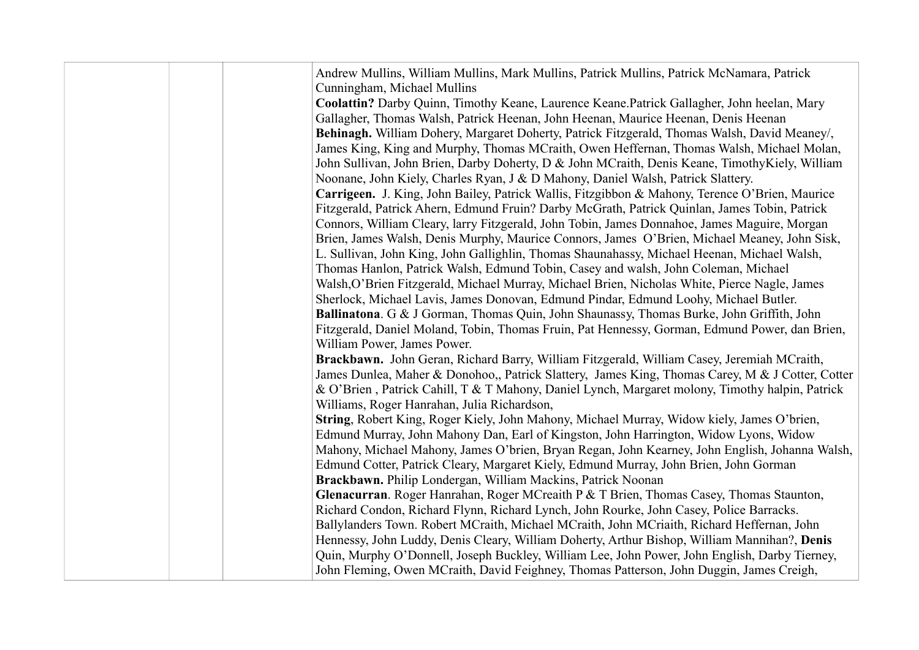| | | | |
|---|---|---|---|
| | | | Andrew Mullins, William Mullins, Mark Mullins, Patrick Mullins, Patrick McNamara, Patrick Cunningham, Michael Mullins<br>**Coolattin?** Darby Quinn, Timothy Keane, Laurence Keane.Patrick Gallagher, John heelan, Mary Gallagher, Thomas Walsh, Patrick Heenan, John Heenan, Maurice Heenan, Denis Heenan<br>**Behinagh.** William Dohery, Margaret Doherty, Patrick Fitzgerald, Thomas Walsh, David Meaney/, James King, King and Murphy, Thomas MCraith, Owen Heffernan, Thomas Walsh, Michael Molan, John Sullivan, John Brien, Darby Doherty, D & John MCraith, Denis Keane, TimothyKiely, William Noonane, John Kiely, Charles Ryan, J & D Mahony, Daniel Walsh, Patrick Slattery.<br>**Carrigeen.** J. King, John Bailey, Patrick Wallis, Fitzgibbon & Mahony, Terence O'Brien, Maurice Fitzgerald, Patrick Ahern, Edmund Fruin? Darby McGrath, Patrick Quinlan, James Tobin, Patrick Connors, William Cleary, larry Fitzgerald, John Tobin, James Donnahoe, James Maguire, Morgan Brien, James Walsh, Denis Murphy, Maurice Connors, James O'Brien, Michael Meaney, John Sisk, L. Sullivan, John King, John Gallighlin, Thomas Shaunahassy, Michael Heenan, Michael Walsh, Thomas Hanlon, Patrick Walsh, Edmund Tobin, Casey and walsh, John Coleman, Michael Walsh,O'Brien Fitzgerald, Michael Murray, Michael Brien, Nicholas White, Pierce Nagle, James Sherlock, Michael Lavis, James Donovan, Edmund Pindar, Edmund Loohy, Michael Butler.<br>**Ballinatona**. G & J Gorman, Thomas Quin, John Shaunassy, Thomas Burke, John Griffith, John Fitzgerald, Daniel Moland, Tobin, Thomas Fruin, Pat Hennessy, Gorman, Edmund Power, dan Brien, William Power, James Power.<br>**Brackbawn.** John Geran, Richard Barry, William Fitzgerald, William Casey, Jeremiah MCraith, James Dunlea, Maher & Donohoo,, Patrick Slattery, James King, Thomas Carey, M & J Cotter, Cotter & O'Brien , Patrick Cahill, T & T Mahony, Daniel Lynch, Margaret molony, Timothy halpin, Patrick Williams, Roger Hanrahan, Julia Richardson,<br>**String**, Robert King, Roger Kiely, John Mahony, Michael Murray, Widow kiely, James O'brien, Edmund Murray, John Mahony Dan, Earl of Kingston, John Harrington, Widow Lyons, Widow Mahony, Michael Mahony, James O'brien, Bryan Regan, John Kearney, John English, Johanna Walsh, Edmund Cotter, Patrick Cleary, Margaret Kiely, Edmund Murray, John Brien, John Gorman<br>**Brackbawn.** Philip Londergan, William Mackins, Patrick Noonan<br>**Glenacurran**. Roger Hanrahan, Roger MCreaith P & T Brien, Thomas Casey, Thomas Staunton, Richard Condon, Richard Flynn, Richard Lynch, John Rourke, John Casey, Police Barracks.<br>Ballylanders Town. Robert MCraith, Michael MCraith, John MCriaith, Richard Heffernan, John Hennessy, John Luddy, Denis Cleary, William Doherty, Arthur Bishop, William Mannihan?, **Denis** Quin, Murphy O'Donnell, Joseph Buckley, William Lee, John Power, John English, Darby Tierney, John Fleming, Owen MCraith, David Feighney, Thomas Patterson, John Duggin, James Creigh, |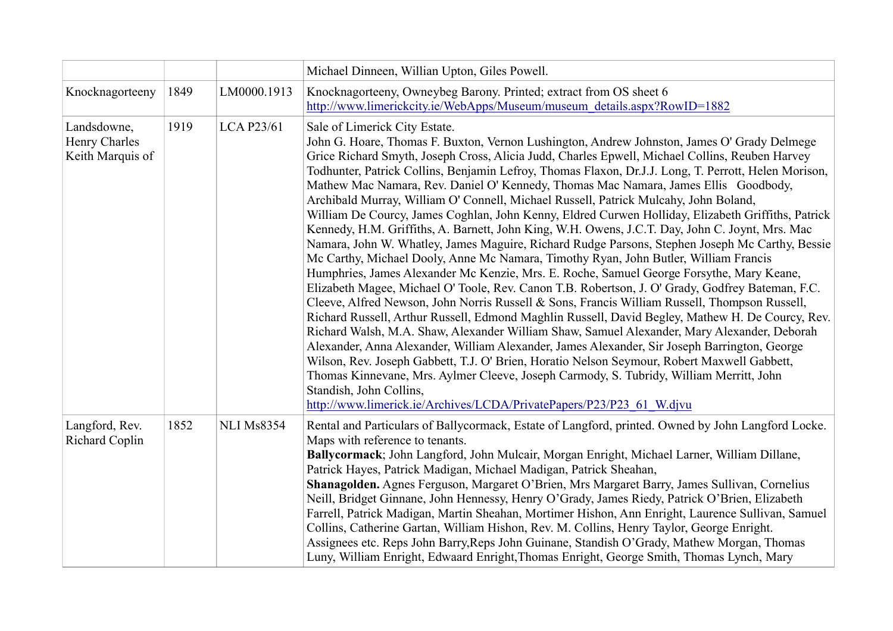| | | | |
|---|---|---|---|
| | | | Michael Dinneen, Willian Upton, Giles Powell. |
| Knocknagorteeny | 1849 | LM0000.1913 | Knocknagorteeny, Owneybeg Barony. Printed; extract from OS sheet 6 http://www.limerickcity.ie/WebApps/Museum/museum_details.aspx?RowID=1882 |
| Landsdowne, Henry Charles Keith Marquis of | 1919 | LCA P23/61 | Sale of Limerick City Estate. John G. Hoare, Thomas F. Buxton, Vernon Lushington, Andrew Johnston, James O' Grady Delmege Grice Richard Smyth, Joseph Cross, Alicia Judd, Charles Epwell, Michael Collins, Reuben Harvey Todhunter, Patrick Collins, Benjamin Lefroy, Thomas Flaxon, Dr.J.J. Long, T. Perrott, Helen Morison, Mathew Mac Namara, Rev. Daniel O' Kennedy, Thomas Mac Namara, James Ellis Goodbody, Archibald Murray, William O' Connell, Michael Russell, Patrick Mulcahy, John Boland, William De Courcy, James Coghlan, John Kenny, Eldred Curwen Holliday, Elizabeth Griffiths, Patrick Kennedy, H.M. Griffiths, A. Barnett, John King, W.H. Owens, J.C.T. Day, John C. Joynt, Mrs. Mac Namara, John W. Whatley, James Maguire, Richard Rudge Parsons, Stephen Joseph Mc Carthy, Bessie Mc Carthy, Michael Dooly, Anne Mc Namara, Timothy Ryan, John Butler, William Francis Humphries, James Alexander Mc Kenzie, Mrs. E. Roche, Samuel George Forsythe, Mary Keane, Elizabeth Magee, Michael O' Toole, Rev. Canon T.B. Robertson, J. O' Grady, Godfrey Bateman, F.C. Cleeve, Alfred Newson, John Norris Russell & Sons, Francis William Russell, Thompson Russell, Richard Russell, Arthur Russell, Edmond Maghlin Russell, David Begley, Mathew H. De Courcy, Rev. Richard Walsh, M.A. Shaw, Alexander William Shaw, Samuel Alexander, Mary Alexander, Deborah Alexander, Anna Alexander, William Alexander, James Alexander, Sir Joseph Barrington, George Wilson, Rev. Joseph Gabbett, T.J. O' Brien, Horatio Nelson Seymour, Robert Maxwell Gabbett, Thomas Kinnevane, Mrs. Aylmer Cleeve, Joseph Carmody, S. Tubridy, William Merritt, John Standish, John Collins, http://www.limerick.ie/Archives/LCDA/PrivatePapers/P23/P23_61_W.djvu |
| Langford, Rev. Richard Coplin | 1852 | NLI Ms8354 | Rental and Particulars of Ballycormack, Estate of Langford, printed. Owned by John Langford Locke. Maps with reference to tenants. **Ballycormack**; John Langford, John Mulcair, Morgan Enright, Michael Larner, William Dillane, Patrick Hayes, Patrick Madigan, Michael Madigan, Patrick Sheahan, **Shanagolden.** Agnes Ferguson, Margaret O'Brien, Mrs Margaret Barry, James Sullivan, Cornelius Neill, Bridget Ginnane, John Hennessy, Henry O'Grady, James Riedy, Patrick O'Brien, Elizabeth Farrell, Patrick Madigan, Martin Sheahan, Mortimer Hishon, Ann Enright, Laurence Sullivan, Samuel Collins, Catherine Gartan, William Hishon, Rev. M. Collins, Henry Taylor, George Enright. Assignees etc. Reps John Barry,Reps John Guinane, Standish O'Grady, Mathew Morgan, Thomas Luny, William Enright, Edwaard Enright,Thomas Enright, George Smith, Thomas Lynch, Mary |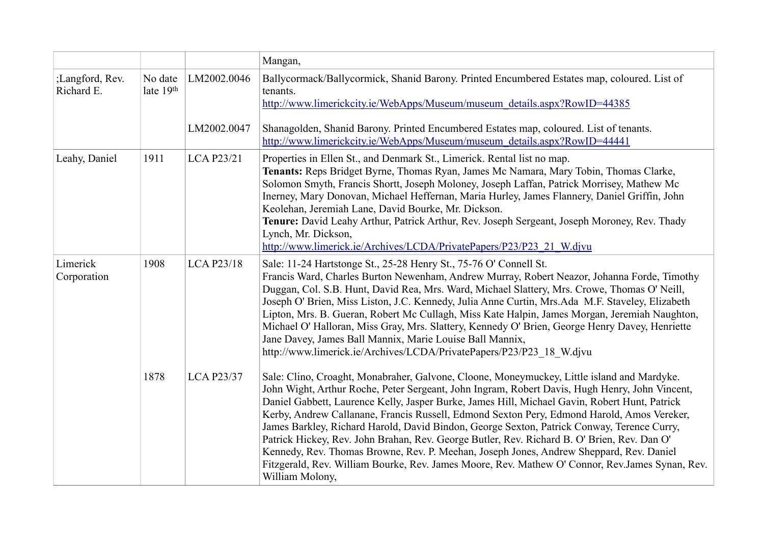| | | | |
|---|---|---|---|
| | | | Mangan, |
| ;Langford, Rev. Richard E. | No date late 19th | LM2002.0046 | Ballycormack/Ballycormick, Shanid Barony. Printed Encumbered Estates map, coloured. List of tenants. http://www.limerickcity.ie/WebApps/Museum/museum_details.aspx?RowID=44385 |
| | | LM2002.0047 | Shanagolden, Shanid Barony. Printed Encumbered Estates map, coloured. List of tenants. http://www.limerickcity.ie/WebApps/Museum/museum_details.aspx?RowID=44441 |
| Leahy, Daniel | 1911 | LCA P23/21 | Properties in Ellen St., and Denmark St., Limerick. Rental list no map. **Tenants:** Reps Bridget Byrne, Thomas Ryan, James Mc Namara, Mary Tobin, Thomas Clarke, Solomon Smyth, Francis Shortt, Joseph Moloney, Joseph Laffan, Patrick Morrisey, Mathew Mc Inerney, Mary Donovan, Michael Heffernan, Maria Hurley, James Flannery, Daniel Griffin, John Keolehan, Jeremiah Lane, David Bourke, Mr. Dickson. **Tenure:** David Leahy Arthur, Patrick Arthur, Rev. Joseph Sergeant, Joseph Moroney, Rev. Thady Lynch, Mr. Dickson, http://www.limerick.ie/Archives/LCDA/PrivatePapers/P23/P23_21_W.djvu |
| Limerick Corporation | 1908 | LCA P23/18 | Sale: 11-24 Hartstonge St., 25-28 Henry St., 75-76 O' Connell St. Francis Ward, Charles Burton Newenham, Andrew Murray, Robert Neazor, Johanna Forde, Timothy Duggan, Col. S.B. Hunt, David Rea, Mrs. Ward, Michael Slattery, Mrs. Crowe, Thomas O' Neill, Joseph O' Brien, Miss Liston, J.C. Kennedy, Julia Anne Curtin, Mrs.Ada M.F. Staveley, Elizabeth Lipton, Mrs. B. Gueran, Robert Mc Cullagh, Miss Kate Halpin, James Morgan, Jeremiah Naughton, Michael O' Halloran, Miss Gray, Mrs. Slattery, Kennedy O' Brien, George Henry Davey, Henriette Jane Davey, James Ball Mannix, Marie Louise Ball Mannix, http://www.limerick.ie/Archives/LCDA/PrivatePapers/P23/P23_18_W.djvu |
| | 1878 | LCA P23/37 | Sale: Clino, Croaght, Monabraher, Galvone, Cloone, Moneymuckey, Little island and Mardyke. John Wight, Arthur Roche, Peter Sergeant, John Ingram, Robert Davis, Hugh Henry, John Vincent, Daniel Gabbett, Laurence Kelly, Jasper Burke, James Hill, Michael Gavin, Robert Hunt, Patrick Kerby, Andrew Callanane, Francis Russell, Edmond Sexton Pery, Edmond Harold, Amos Vereker, James Barkley, Richard Harold, David Bindon, George Sexton, Patrick Conway, Terence Curry, Patrick Hickey, Rev. John Brahan, Rev. George Butler, Rev. Richard B. O' Brien, Rev. Dan O' Kennedy, Rev. Thomas Browne, Rev. P. Meehan, Joseph Jones, Andrew Sheppard, Rev. Daniel Fitzgerald, Rev. William Bourke, Rev. James Moore, Rev. Mathew O' Connor, Rev.James Synan, Rev. William Molony, |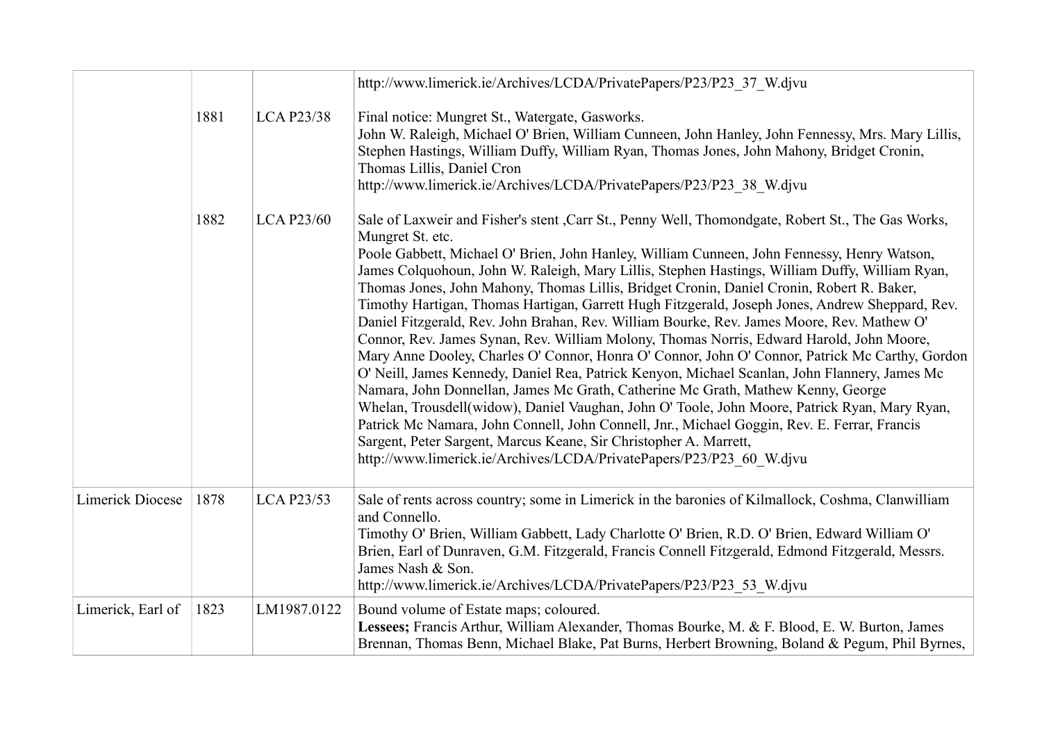| | | | |
|---|---|---|---|
| | | | http://www.limerick.ie/Archives/LCDA/PrivatePapers/P23/P23_37_W.djvu |
| | 1881 | LCA P23/38 | Final notice: Mungret St., Watergate, Gasworks.<br>John W. Raleigh, Michael O' Brien, William Cunneen, John Hanley, John Fennessy, Mrs. Mary Lillis, Stephen Hastings, William Duffy, William Ryan, Thomas Jones, John Mahony, Bridget Cronin, Thomas Lillis, Daniel Cron<br>http://www.limerick.ie/Archives/LCDA/PrivatePapers/P23/P23_38_W.djvu |
| | 1882 | LCA P23/60 | Sale of Laxweir and Fisher's stent ,Carr St., Penny Well, Thomondgate, Robert St., The Gas Works, Mungret St. etc.<br>Poole Gabbett, Michael O' Brien, John Hanley, William Cunneen, John Fennessy, Henry Watson, James Colquohoun, John W. Raleigh, Mary Lillis, Stephen Hastings, William Duffy, William Ryan, Thomas Jones, John Mahony, Thomas Lillis, Bridget Cronin, Daniel Cronin, Robert R. Baker, Timothy Hartigan, Thomas Hartigan, Garrett Hugh Fitzgerald, Joseph Jones, Andrew Sheppard, Rev. Daniel Fitzgerald, Rev. John Brahan, Rev. William Bourke, Rev. James Moore, Rev. Mathew O' Connor, Rev. James Synan, Rev. William Molony, Thomas Norris, Edward Harold, John Moore, Mary Anne Dooley, Charles O' Connor, Honra O' Connor, John O' Connor, Patrick Mc Carthy, Gordon O' Neill, James Kennedy, Daniel Rea, Patrick Kenyon, Michael Scanlan, John Flannery, James Mc Namara, John Donnellan, James Mc Grath, Catherine Mc Grath, Mathew Kenny, George Whelan, Trousdell(widow), Daniel Vaughan, John O' Toole, John Moore, Patrick Ryan, Mary Ryan, Patrick Mc Namara, John Connell, John Connell, Jnr., Michael Goggin, Rev. E. Ferrar, Francis Sargent, Peter Sargent, Marcus Keane, Sir Christopher A. Marrett,<br>http://www.limerick.ie/Archives/LCDA/PrivatePapers/P23/P23_60_W.djvu |
| Limerick Diocese | 1878 | LCA P23/53 | Sale of rents across country; some in Limerick in the baronies of Kilmallock, Coshma, Clanwilliam and Connello.<br>Timothy O' Brien, William Gabbett, Lady Charlotte O' Brien, R.D. O' Brien, Edward William O' Brien, Earl of Dunraven, G.M. Fitzgerald, Francis Connell Fitzgerald, Edmond Fitzgerald, Messrs. James Nash & Son.<br>http://www.limerick.ie/Archives/LCDA/PrivatePapers/P23/P23_53_W.djvu |
| Limerick, Earl of | 1823 | LM1987.0122 | Bound volume of Estate maps; coloured.<br>**Lessees;** Francis Arthur, William Alexander, Thomas Bourke, M. & F. Blood, E. W. Burton, James Brennan, Thomas Benn, Michael Blake, Pat Burns, Herbert Browning, Boland & Pegum, Phil Byrnes, |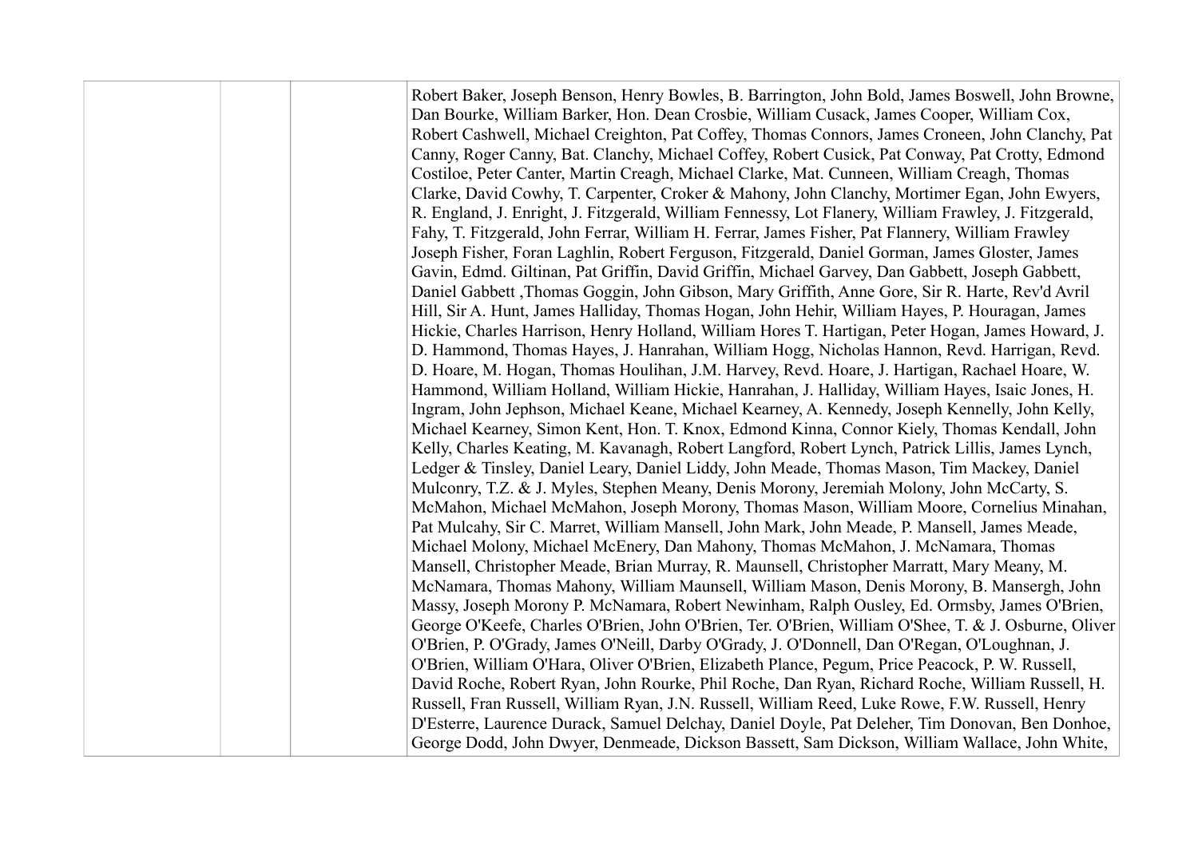| | | | |
|---|---|---|---|
| | | | Robert Baker, Joseph Benson, Henry Bowles, B. Barrington, John Bold, James Boswell, John Browne, Dan Bourke, William Barker, Hon. Dean Crosbie, William Cusack, James Cooper, William Cox, Robert Cashwell, Michael Creighton, Pat Coffey, Thomas Connors, James Croneen, John Clanchy, Pat Canny, Roger Canny, Bat. Clanchy, Michael Coffey, Robert Cusick, Pat Conway, Pat Crotty, Edmond Costiloe, Peter Canter, Martin Creagh, Michael Clarke, Mat. Cunneen, William Creagh, Thomas Clarke, David Cowhy, T. Carpenter, Croker & Mahony, John Clanchy, Mortimer Egan, John Ewyers, R. England, J. Enright, J. Fitzgerald, William Fennessy, Lot Flanery, William Frawley, J. Fitzgerald, Fahy, T. Fitzgerald, John Ferrar, William H. Ferrar, James Fisher, Pat Flannery, William Frawley Joseph Fisher, Foran Laghlin, Robert Ferguson, Fitzgerald, Daniel Gorman, James Gloster, James Gavin, Edmd. Giltinan, Pat Griffin, David Griffin, Michael Garvey, Dan Gabbett, Joseph Gabbett, Daniel Gabbett ,Thomas Goggin, John Gibson, Mary Griffith, Anne Gore, Sir R. Harte, Rev'd Avril Hill, Sir A. Hunt, James Halliday, Thomas Hogan, John Hehir, William Hayes, P. Houragan, James Hickie, Charles Harrison, Henry Holland, William Hores T. Hartigan, Peter Hogan, James Howard, J. D. Hammond, Thomas Hayes, J. Hanrahan, William Hogg, Nicholas Hannon, Revd. Harrigan, Revd. D. Hoare, M. Hogan, Thomas Houlihan, J.M. Harvey, Revd. Hoare, J. Hartigan, Rachael Hoare, W. Hammond, William Holland, William Hickie, Hanrahan, J. Halliday, William Hayes, Isaic Jones, H. Ingram, John Jephson, Michael Keane, Michael Kearney, A. Kennedy, Joseph Kennelly, John Kelly, Michael Kearney, Simon Kent, Hon. T. Knox, Edmond Kinna, Connor Kiely, Thomas Kendall, John Kelly, Charles Keating, M. Kavanagh, Robert Langford, Robert Lynch, Patrick Lillis, James Lynch, Ledger & Tinsley, Daniel Leary, Daniel Liddy, John Meade, Thomas Mason, Tim Mackey, Daniel Mulconry, T.Z. & J. Myles, Stephen Meany, Denis Morony, Jeremiah Molony, John McCarty, S. McMahon, Michael McMahon, Joseph Morony, Thomas Mason, William Moore, Cornelius Minahan, Pat Mulcahy, Sir C. Marret, William Mansell, John Mark, John Meade, P. Mansell, James Meade, Michael Molony, Michael McEnery, Dan Mahony, Thomas McMahon, J. McNamara, Thomas Mansell, Christopher Meade, Brian Murray, R. Maunsell, Christopher Marratt, Mary Meany, M. McNamara, Thomas Mahony, William Maunsell, William Mason, Denis Morony, B. Mansergh, John Massy, Joseph Morony P. McNamara, Robert Newinham, Ralph Ousley, Ed. Ormsby, James O'Brien, George O'Keefe, Charles O'Brien, John O'Brien, Ter. O'Brien, William O'Shee, T. & J. Osburne, Oliver O'Brien, P. O'Grady, James O'Neill, Darby O'Grady, J. O'Donnell, Dan O'Regan, O'Loughnan, J. O'Brien, William O'Hara, Oliver O'Brien, Elizabeth Plance, Pegum, Price Peacock, P. W. Russell, David Roche, Robert Ryan, John Rourke, Phil Roche, Dan Ryan, Richard Roche, William Russell, H. Russell, Fran Russell, William Ryan, J.N. Russell, William Reed, Luke Rowe, F.W. Russell, Henry D'Esterre, Laurence Durack, Samuel Delchay, Daniel Doyle, Pat Deleher, Tim Donovan, Ben Donhoe, George Dodd, John Dwyer, Denmeade, Dickson Bassett, Sam Dickson, William Wallace, John White, |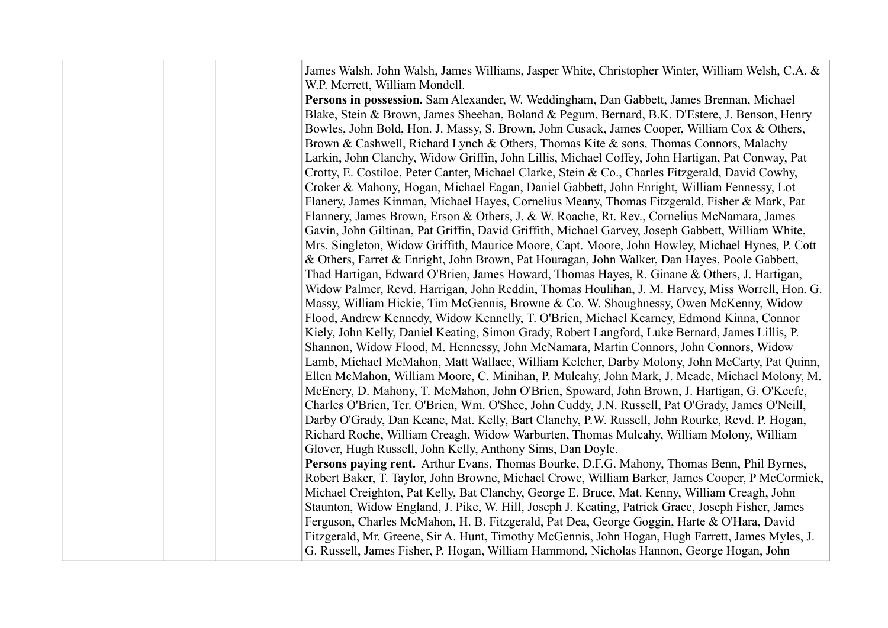| | | | |
|---|---|---|---|
| | | | James Walsh, John Walsh, James Williams, Jasper White, Christopher Winter, William Welsh, C.A. & W.P. Merrett, William Mondell.<br>**Persons in possession.** Sam Alexander, W. Weddingham, Dan Gabbett, James Brennan, Michael Blake, Stein & Brown, James Sheehan, Boland & Pegum, Bernard, B.K. D'Estere, J. Benson, Henry Bowles, John Bold, Hon. J. Massy, S. Brown, John Cusack, James Cooper, William Cox & Others, Brown & Cashwell, Richard Lynch & Others, Thomas Kite & sons, Thomas Connors, Malachy Larkin, John Clanchy, Widow Griffin, John Lillis, Michael Coffey, John Hartigan, Pat Conway, Pat Crotty, E. Costiloe, Peter Canter, Michael Clarke, Stein & Co., Charles Fitzgerald, David Cowhy, Croker & Mahony, Hogan, Michael Eagan, Daniel Gabbett, John Enright, William Fennessy, Lot Flanery, James Kinman, Michael Hayes, Cornelius Meany, Thomas Fitzgerald, Fisher & Mark, Pat Flannery, James Brown, Erson & Others, J. & W. Roache, Rt. Rev., Cornelius McNamara, James Gavin, John Giltinan, Pat Griffin, David Griffith, Michael Garvey, Joseph Gabbett, William White, Mrs. Singleton, Widow Griffith, Maurice Moore, Capt. Moore, John Howley, Michael Hynes, P. Cott & Others, Farret & Enright, John Brown, Pat Houragan, John Walker, Dan Hayes, Poole Gabbett, Thad Hartigan, Edward O'Brien, James Howard, Thomas Hayes, R. Ginane & Others, J. Hartigan, Widow Palmer, Revd. Harrigan, John Reddin, Thomas Houlihan, J. M. Harvey, Miss Worrell, Hon. G. Massy, William Hickie, Tim McGennis, Browne & Co. W. Shoughnessy, Owen McKenny, Widow Flood, Andrew Kennedy, Widow Kennelly, T. O'Brien, Michael Kearney, Edmond Kinna, Connor Kiely, John Kelly, Daniel Keating, Simon Grady, Robert Langford, Luke Bernard, James Lillis, P. Shannon, Widow Flood, M. Hennessy, John McNamara, Martin Connors, John Connors, Widow Lamb, Michael McMahon, Matt Wallace, William Kelcher, Darby Molony, John McCarty, Pat Quinn, Ellen McMahon, William Moore, C. Minihan, P. Mulcahy, John Mark, J. Meade, Michael Molony, M. McEnery, D. Mahony, T. McMahon, John O'Brien, Spoward, John Brown, J. Hartigan, G. O'Keefe, Charles O'Brien, Ter. O'Brien, Wm. O'Shee, John Cuddy, J.N. Russell, Pat O'Grady, James O'Neill, Darby O'Grady, Dan Keane, Mat. Kelly, Bart Clanchy, P.W. Russell, John Rourke, Revd. P. Hogan, Richard Roche, William Creagh, Widow Warburten, Thomas Mulcahy, William Molony, William Glover, Hugh Russell, John Kelly, Anthony Sims, Dan Doyle.<br>**Persons paying rent.** Arthur Evans, Thomas Bourke, D.F.G. Mahony, Thomas Benn, Phil Byrnes, Robert Baker, T. Taylor, John Browne, Michael Crowe, William Barker, James Cooper, P McCormick, Michael Creighton, Pat Kelly, Bat Clanchy, George E. Bruce, Mat. Kenny, William Creagh, John Staunton, Widow England, J. Pike, W. Hill, Joseph J. Keating, Patrick Grace, Joseph Fisher, James Ferguson, Charles McMahon, H. B. Fitzgerald, Pat Dea, George Goggin, Harte & O'Hara, David Fitzgerald, Mr. Greene, Sir A. Hunt, Timothy McGennis, John Hogan, Hugh Farrett, James Myles, J. G. Russell, James Fisher, P. Hogan, William Hammond, Nicholas Hannon, George Hogan, John |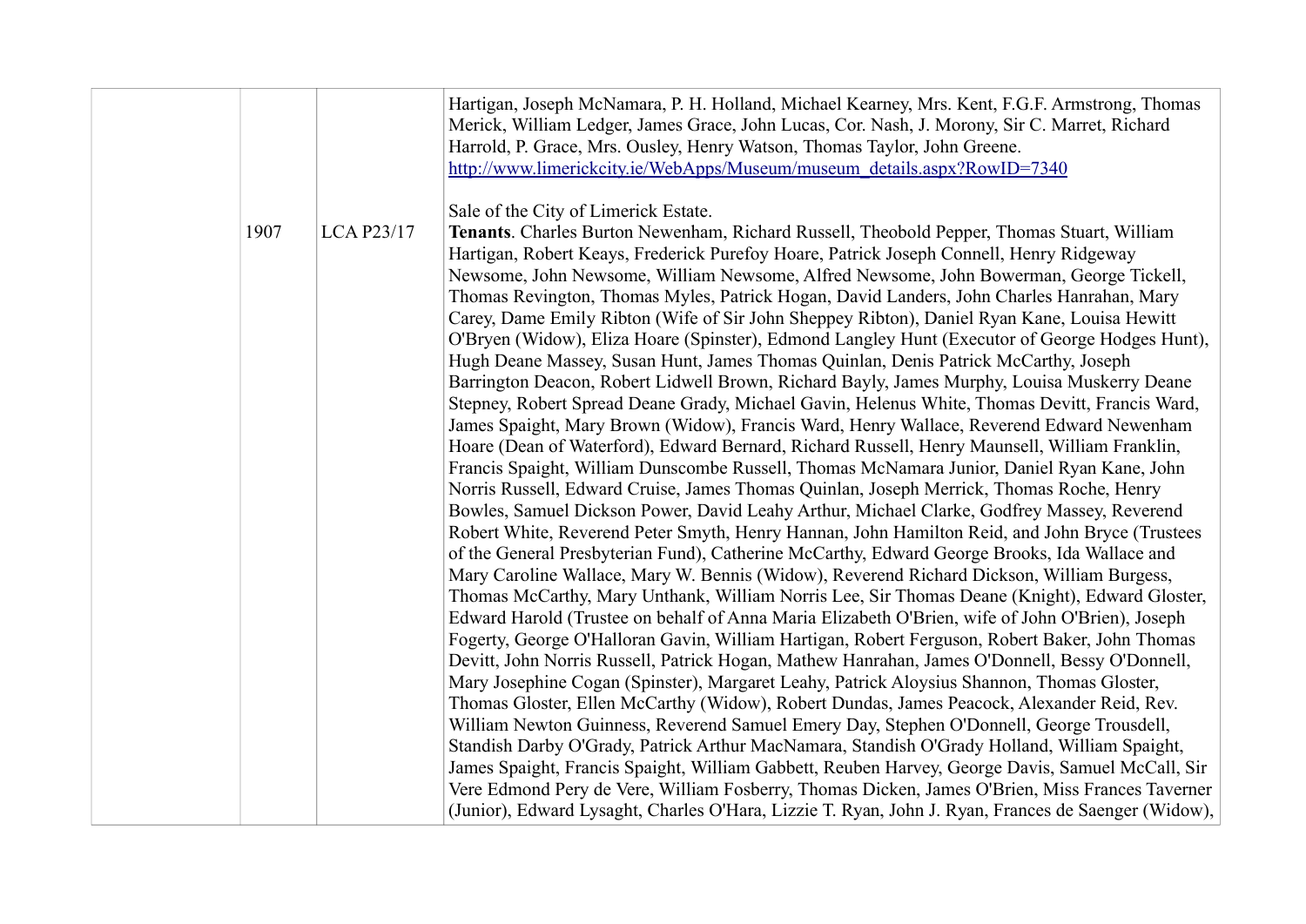| | | | |
|---|---|---|---|
| | | | Hartigan, Joseph McNamara, P. H. Holland, Michael Kearney, Mrs. Kent, F.G.F. Armstrong, Thomas Merick, William Ledger, James Grace, John Lucas, Cor. Nash, J. Morony, Sir C. Marret, Richard Harrold, P. Grace, Mrs. Ousley, Henry Watson, Thomas Taylor, John Greene. http://www.limerickcity.ie/WebApps/Museum/museum_details.aspx?RowID=7340 |
| | 1907 | LCA P23/17 | Sale of the City of Limerick Estate. **Tenants**. Charles Burton Newenham, Richard Russell, Theobold Pepper, Thomas Stuart, William Hartigan, Robert Keays, Frederick Purefoy Hoare, Patrick Joseph Connell, Henry Ridgeway Newsome, John Newsome, William Newsome, Alfred Newsome, John Bowerman, George Tickell, Thomas Revington, Thomas Myles, Patrick Hogan, David Landers, John Charles Hanrahan, Mary Carey, Dame Emily Ribton (Wife of Sir John Sheppey Ribton), Daniel Ryan Kane, Louisa Hewitt O'Bryen (Widow), Eliza Hoare (Spinster), Edmond Langley Hunt (Executor of George Hodges Hunt), Hugh Deane Massey, Susan Hunt, James Thomas Quinlan, Denis Patrick McCarthy, Joseph Barrington Deacon, Robert Lidwell Brown, Richard Bayly, James Murphy, Louisa Muskerry Deane Stepney, Robert Spread Deane Grady, Michael Gavin, Helenus White, Thomas Devitt, Francis Ward, James Spaight, Mary Brown (Widow), Francis Ward, Henry Wallace, Reverend Edward Newenham Hoare (Dean of Waterford), Edward Bernard, Richard Russell, Henry Maunsell, William Franklin, Francis Spaight, William Dunscombe Russell, Thomas McNamara Junior, Daniel Ryan Kane, John Norris Russell, Edward Cruise, James Thomas Quinlan, Joseph Merrick, Thomas Roche, Henry Bowles, Samuel Dickson Power, David Leahy Arthur, Michael Clarke, Godfrey Massey, Reverend Robert White, Reverend Peter Smyth, Henry Hannan, John Hamilton Reid, and John Bryce (Trustees of the General Presbyterian Fund), Catherine McCarthy, Edward George Brooks, Ida Wallace and Mary Caroline Wallace, Mary W. Bennis (Widow), Reverend Richard Dickson, William Burgess, Thomas McCarthy, Mary Unthank, William Norris Lee, Sir Thomas Deane (Knight), Edward Gloster, Edward Harold (Trustee on behalf of Anna Maria Elizabeth O'Brien, wife of John O'Brien), Joseph Fogerty, George O'Halloran Gavin, William Hartigan, Robert Ferguson, Robert Baker, John Thomas Devitt, John Norris Russell, Patrick Hogan, Mathew Hanrahan, James O'Donnell, Bessy O'Donnell, Mary Josephine Cogan (Spinster), Margaret Leahy, Patrick Aloysius Shannon, Thomas Gloster, Thomas Gloster, Ellen McCarthy (Widow), Robert Dundas, James Peacock, Alexander Reid, Rev. William Newton Guinness, Reverend Samuel Emery Day, Stephen O'Donnell, George Trousdell, Standish Darby O'Grady, Patrick Arthur MacNamara, Standish O'Grady Holland, William Spaight, James Spaight, Francis Spaight, William Gabbett, Reuben Harvey, George Davis, Samuel McCall, Sir Vere Edmond Pery de Vere, William Fosberry, Thomas Dicken, James O'Brien, Miss Frances Taverner (Junior), Edward Lysaght, Charles O'Hara, Lizzie T. Ryan, John J. Ryan, Frances de Saenger (Widow), |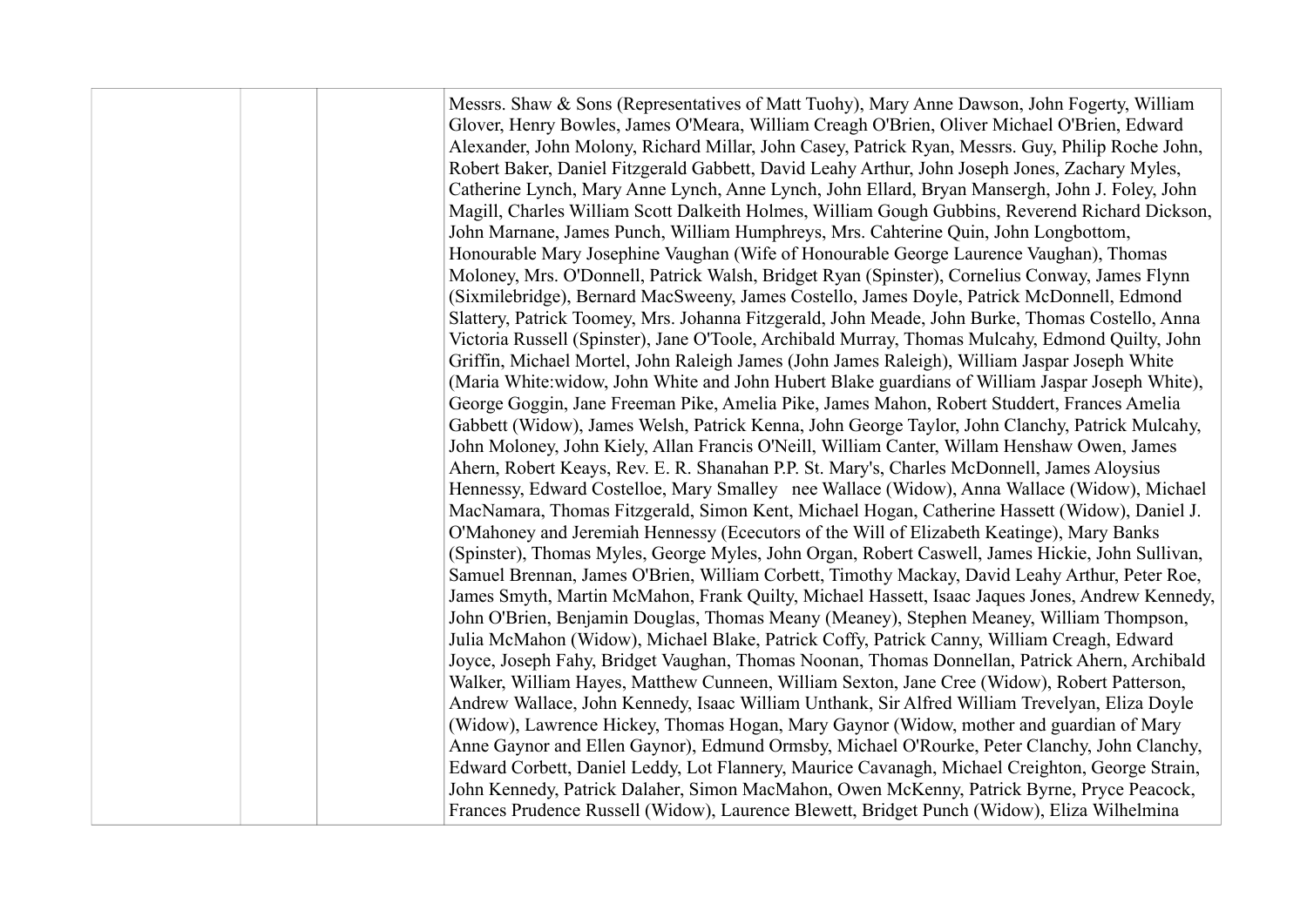| | | | |
|---|---|---|---|
| | | | Messrs. Shaw & Sons (Representatives of Matt Tuohy), Mary Anne Dawson, John Fogerty, William Glover, Henry Bowles, James O'Meara, William Creagh O'Brien, Oliver Michael O'Brien, Edward Alexander, John Molony, Richard Millar, John Casey, Patrick Ryan, Messrs. Guy, Philip Roche John, Robert Baker, Daniel Fitzgerald Gabbett, David Leahy Arthur, John Joseph Jones, Zachary Myles, Catherine Lynch, Mary Anne Lynch, Anne Lynch, John Ellard, Bryan Mansergh, John J. Foley, John Magill, Charles William Scott Dalkeith Holmes, William Gough Gubbins, Reverend Richard Dickson, John Marnane, James Punch, William Humphreys, Mrs. Cahterine Quin, John Longbottom, Honourable Mary Josephine Vaughan (Wife of Honourable George Laurence Vaughan), Thomas Moloney, Mrs. O'Donnell, Patrick Walsh, Bridget Ryan (Spinster), Cornelius Conway, James Flynn (Sixmilebridge), Bernard MacSweeny, James Costello, James Doyle, Patrick McDonnell, Edmond Slattery, Patrick Toomey, Mrs. Johanna Fitzgerald, John Meade, John Burke, Thomas Costello, Anna Victoria Russell (Spinster), Jane O'Toole, Archibald Murray, Thomas Mulcahy, Edmond Quilty, John Griffin, Michael Mortel, John Raleigh James (John James Raleigh), William Jaspar Joseph White (Maria White:widow, John White and John Hubert Blake guardians of William Jaspar Joseph White), George Goggin, Jane Freeman Pike, Amelia Pike, James Mahon, Robert Studdert, Frances Amelia Gabbett (Widow), James Welsh, Patrick Kenna, John George Taylor, John Clanchy, Patrick Mulcahy, John Moloney, John Kiely, Allan Francis O'Neill, William Canter, Willam Henshaw Owen, James Ahern, Robert Keays, Rev. E. R. Shanahan P.P. St. Mary's, Charles McDonnell, James Aloysius Hennessy, Edward Costelloe, Mary Smalley nee Wallace (Widow), Anna Wallace (Widow), Michael MacNamara, Thomas Fitzgerald, Simon Kent, Michael Hogan, Catherine Hassett (Widow), Daniel J. O'Mahoney and Jeremiah Hennessy (Ececutors of the Will of Elizabeth Keatinge), Mary Banks (Spinster), Thomas Myles, George Myles, John Organ, Robert Caswell, James Hickie, John Sullivan, Samuel Brennan, James O'Brien, William Corbett, Timothy Mackay, David Leahy Arthur, Peter Roe, James Smyth, Martin McMahon, Frank Quilty, Michael Hassett, Isaac Jaques Jones, Andrew Kennedy, John O'Brien, Benjamin Douglas, Thomas Meany (Meaney), Stephen Meaney, William Thompson, Julia McMahon (Widow), Michael Blake, Patrick Coffy, Patrick Canny, William Creagh, Edward Joyce, Joseph Fahy, Bridget Vaughan, Thomas Noonan, Thomas Donnellan, Patrick Ahern, Archibald Walker, William Hayes, Matthew Cunneen, William Sexton, Jane Cree (Widow), Robert Patterson, Andrew Wallace, John Kennedy, Isaac William Unthank, Sir Alfred William Trevelyan, Eliza Doyle (Widow), Lawrence Hickey, Thomas Hogan, Mary Gaynor (Widow, mother and guardian of Mary Anne Gaynor and Ellen Gaynor), Edmund Ormsby, Michael O'Rourke, Peter Clanchy, John Clanchy, Edward Corbett, Daniel Leddy, Lot Flannery, Maurice Cavanagh, Michael Creighton, George Strain, John Kennedy, Patrick Dalaher, Simon MacMahon, Owen McKenny, Patrick Byrne, Pryce Peacock, Frances Prudence Russell (Widow), Laurence Blewett, Bridget Punch (Widow), Eliza Wilhelmina |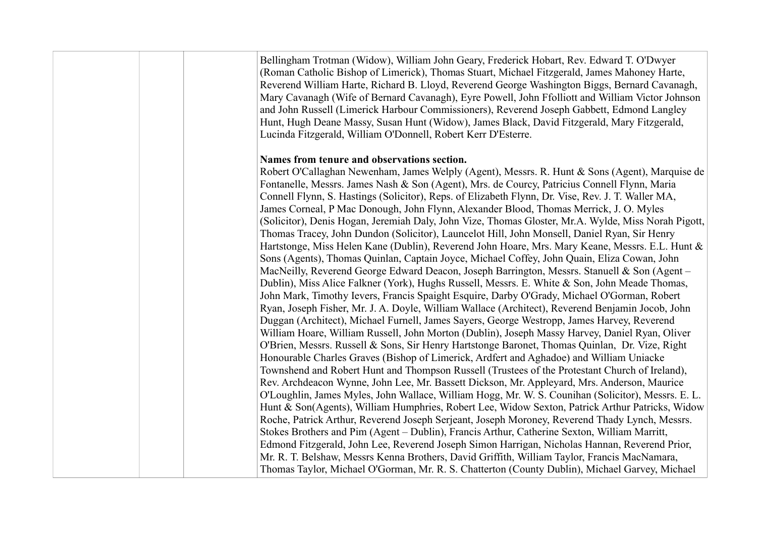| | | | |
|---|---|---|---|
| | | | Bellingham Trotman (Widow), William John Geary, Frederick Hobart, Rev. Edward T. O'Dwyer (Roman Catholic Bishop of Limerick), Thomas Stuart, Michael Fitzgerald, James Mahoney Harte, Reverend William Harte, Richard B. Lloyd, Reverend George Washington Biggs, Bernard Cavanagh, Mary Cavanagh (Wife of Bernard Cavanagh), Eyre Powell, John Ffolliott and William Victor Johnson and John Russell (Limerick Harbour Commissioners), Reverend Joseph Gabbett, Edmond Langley Hunt, Hugh Deane Massy, Susan Hunt (Widow), James Black, David Fitzgerald, Mary Fitzgerald, Lucinda Fitzgerald, William O'Donnell, Robert Kerr D'Esterre.<br><br>**Names from tenure and observations section.**<br>Robert O'Callaghan Newenham, James Welply (Agent), Messrs. R. Hunt & Sons (Agent), Marquise de Fontanelle, Messrs. James Nash & Son (Agent), Mrs. de Courcy, Patricius Connell Flynn, Maria Connell Flynn, S. Hastings (Solicitor), Reps. of Elizabeth Flynn, Dr. Vise, Rev. J. T. Waller MA, James Corneal, P Mac Donough, John Flynn, Alexander Blood, Thomas Merrick, J. O. Myles (Solicitor), Denis Hogan, Jeremiah Daly, John Vize, Thomas Gloster, Mr.A. Wylde, Miss Norah Pigott, Thomas Tracey, John Dundon (Solicitor), Launcelot Hill, John Monsell, Daniel Ryan, Sir Henry Hartstonge, Miss Helen Kane (Dublin), Reverend John Hoare, Mrs. Mary Keane, Messrs. E.L. Hunt & Sons (Agents), Thomas Quinlan, Captain Joyce, Michael Coffey, John Quain, Eliza Cowan, John MacNeilly, Reverend George Edward Deacon, Joseph Barrington, Messrs. Stanuell & Son (Agent – Dublin), Miss Alice Falkner (York), Hughs Russell, Messrs. E. White & Son, John Meade Thomas, John Mark, Timothy Ievers, Francis Spaight Esquire, Darby O'Grady, Michael O'Gorman, Robert Ryan, Joseph Fisher, Mr. J. A. Doyle, William Wallace (Architect), Reverend Benjamin Jocob, John Duggan (Architect), Michael Furnell, James Sayers, George Westropp, James Harvey, Reverend William Hoare, William Russell, John Morton (Dublin), Joseph Massy Harvey, Daniel Ryan, Oliver O'Brien, Messrs. Russell & Sons, Sir Henry Hartstonge Baronet, Thomas Quinlan, Dr. Vize, Right Honourable Charles Graves (Bishop of Limerick, Ardfert and Aghadoe) and William Uniacke Townshend and Robert Hunt and Thompson Russell (Trustees of the Protestant Church of Ireland), Rev. Archdeacon Wynne, John Lee, Mr. Bassett Dickson, Mr. Appleyard, Mrs. Anderson, Maurice O'Loughlin, James Myles, John Wallace, William Hogg, Mr. W. S. Counihan (Solicitor), Messrs. E. L. Hunt & Son(Agents), William Humphries, Robert Lee, Widow Sexton, Patrick Arthur Patricks, Widow Roche, Patrick Arthur, Reverend Joseph Serjeant, Joseph Moroney, Reverend Thady Lynch, Messrs. Stokes Brothers and Pim (Agent – Dublin), Francis Arthur, Catherine Sexton, William Marritt, Edmond Fitzgerald, John Lee, Reverend Joseph Simon Harrigan, Nicholas Hannan, Reverend Prior, Mr. R. T. Belshaw, Messrs Kenna Brothers, David Griffith, William Taylor, Francis MacNamara, Thomas Taylor, Michael O'Gorman, Mr. R. S. Chatterton (County Dublin), Michael Garvey, Michael |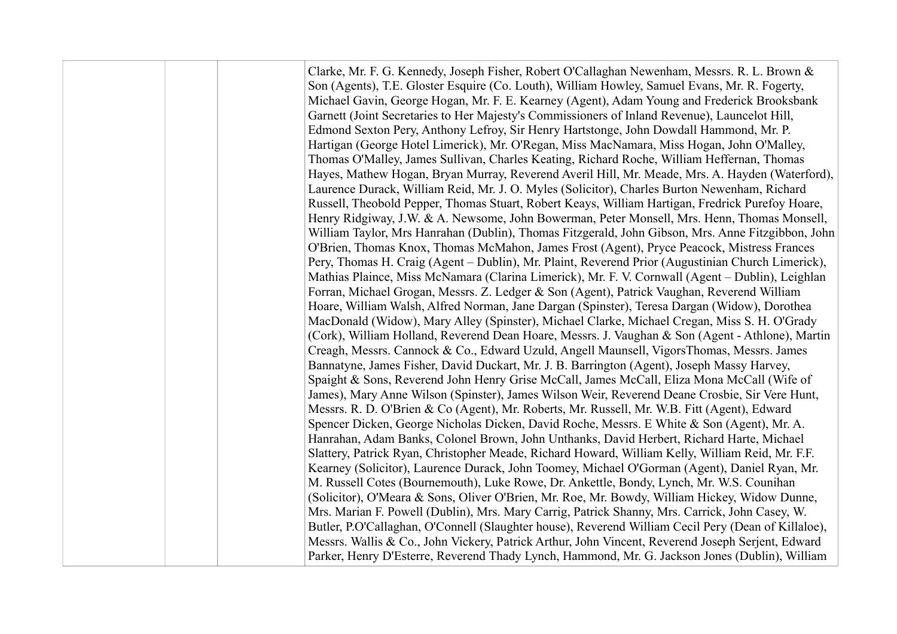| | | | |
|---|---|---|---|
| | | | Clarke, Mr. F. G. Kennedy, Joseph Fisher, Robert O'Callaghan Newenham, Messrs. R. L. Brown & Son (Agents), T.E. Gloster Esquire (Co. Louth), William Howley, Samuel Evans, Mr. R. Fogerty, Michael Gavin, George Hogan, Mr. F. E. Kearney (Agent), Adam Young and Frederick Brooksbank Garnett (Joint Secretaries to Her Majesty's Commissioners of Inland Revenue), Launcelot Hill, Edmond Sexton Pery, Anthony Lefroy, Sir Henry Hartstonge, John Dowdall Hammond, Mr. P. Hartigan (George Hotel Limerick), Mr. O'Regan, Miss MacNamara, Miss Hogan, John O'Malley, Thomas O'Malley, James Sullivan, Charles Keating, Richard Roche, William Heffernan, Thomas Hayes, Mathew Hogan, Bryan Murray, Reverend Averil Hill, Mr. Meade, Mrs. A. Hayden (Waterford), Laurence Durack, William Reid, Mr. J. O. Myles (Solicitor), Charles Burton Newenham, Richard Russell, Theobold Pepper, Thomas Stuart, Robert Keays, William Hartigan, Fredrick Purefoy Hoare, Henry Ridgiway, J.W. & A. Newsome, John Bowerman, Peter Monsell, Mrs. Henn, Thomas Monsell, William Taylor, Mrs Hanrahan (Dublin), Thomas Fitzgerald, John Gibson, Mrs. Anne Fitzgibbon, John O'Brien, Thomas Knox, Thomas McMahon, James Frost (Agent), Pryce Peacock, Mistress Frances Pery, Thomas H. Craig (Agent – Dublin), Mr. Plaint, Reverend Prior (Augustinian Church Limerick), Mathias Plaince, Miss McNamara (Clarina Limerick), Mr. F. V. Cornwall (Agent – Dublin), Leighlan Forran, Michael Grogan, Messrs. Z. Ledger & Son (Agent), Patrick Vaughan, Reverend William Hoare, William Walsh, Alfred Norman, Jane Dargan (Spinster), Teresa Dargan (Widow), Dorothea MacDonald (Widow), Mary Alley (Spinster), Michael Clarke, Michael Cregan, Miss S. H. O'Grady (Cork), William Holland, Reverend Dean Hoare, Messrs. J. Vaughan & Son (Agent - Athlone), Martin Creagh, Messrs. Cannock & Co., Edward Uzuld, Angell Maunsell, VigorsThomas, Messrs. James Bannatyne, James Fisher, David Duckart, Mr. J. B. Barrington (Agent), Joseph Massy Harvey, Spaight & Sons, Reverend John Henry Grise McCall, James McCall, Eliza Mona McCall (Wife of James), Mary Anne Wilson (Spinster), James Wilson Weir, Reverend Deane Crosbie, Sir Vere Hunt, Messrs. R. D. O'Brien & Co (Agent), Mr. Roberts, Mr. Russell, Mr. W.B. Fitt (Agent), Edward Spencer Dicken, George Nicholas Dicken, David Roche, Messrs. E White & Son (Agent), Mr. A. Hanrahan, Adam Banks, Colonel Brown, John Unthanks, David Herbert, Richard Harte, Michael Slattery, Patrick Ryan, Christopher Meade, Richard Howard, William Kelly, William Reid, Mr. F.F. Kearney (Solicitor), Laurence Durack, John Toomey, Michael O'Gorman (Agent), Daniel Ryan, Mr. M. Russell Cotes (Bournemouth), Luke Rowe, Dr. Ankettle, Bondy, Lynch, Mr. W.S. Counihan (Solicitor), O'Meara & Sons, Oliver O'Brien, Mr. Roe, Mr. Bowdy, William Hickey, Widow Dunne, Mrs. Marian F. Powell (Dublin), Mrs. Mary Carrig, Patrick Shanny, Mrs. Carrick, John Casey, W. Butler, P.O'Callaghan, O'Connell (Slaughter house), Reverend William Cecil Pery (Dean of Killaloe), Messrs. Wallis & Co., John Vickery, Patrick Arthur, John Vincent, Reverend Joseph Serjent, Edward Parker, Henry D'Esterre, Reverend Thady Lynch, Hammond, Mr. G. Jackson Jones (Dublin), William |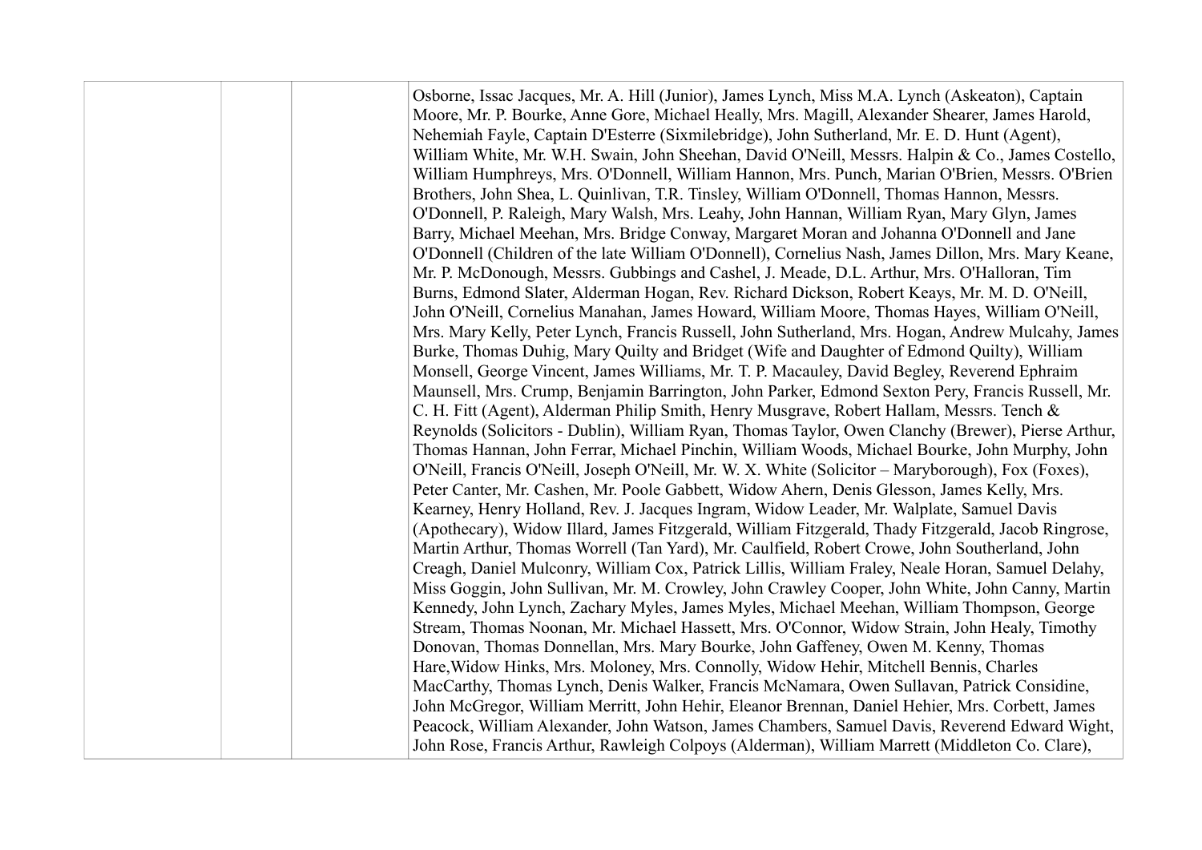|  |  |  | Osborne, Issac Jacques, Mr. A. Hill (Junior), James Lynch, Miss M.A. Lynch (Askeaton), Captain Moore, Mr. P. Bourke, Anne Gore, Michael Heally, Mrs. Magill, Alexander Shearer, James Harold, Nehemiah Fayle, Captain D'Esterre (Sixmilebridge), John Sutherland, Mr. E. D. Hunt (Agent), William White, Mr. W.H. Swain, John Sheehan, David O'Neill, Messrs. Halpin & Co., James Costello, William Humphreys, Mrs. O'Donnell, William Hannon, Mrs. Punch, Marian O'Brien, Messrs. O'Brien Brothers, John Shea, L. Quinlivan, T.R. Tinsley, William O'Donnell, Thomas Hannon, Messrs. O'Donnell, P. Raleigh, Mary Walsh, Mrs. Leahy, John Hannan, William Ryan, Mary Glyn, James Barry, Michael Meehan, Mrs. Bridge Conway, Margaret Moran and Johanna O'Donnell and Jane O'Donnell (Children of the late William O'Donnell), Cornelius Nash, James Dillon, Mrs. Mary Keane, Mr. P. McDonough, Messrs. Gubbings and Cashel, J. Meade, D.L. Arthur, Mrs. O'Halloran, Tim Burns, Edmond Slater, Alderman Hogan, Rev. Richard Dickson, Robert Keays, Mr. M. D. O'Neill, John O'Neill, Cornelius Manahan, James Howard, William Moore, Thomas Hayes, William O'Neill, Mrs. Mary Kelly, Peter Lynch, Francis Russell, John Sutherland, Mrs. Hogan, Andrew Mulcahy, James Burke, Thomas Duhig, Mary Quilty and Bridget (Wife and Daughter of Edmond Quilty), William Monsell, George Vincent, James Williams, Mr. T. P. Macauley, David Begley, Reverend Ephraim Maunsell, Mrs. Crump, Benjamin Barrington, John Parker, Edmond Sexton Pery, Francis Russell, Mr. C. H. Fitt (Agent), Alderman Philip Smith, Henry Musgrave, Robert Hallam, Messrs. Tench & Reynolds (Solicitors - Dublin), William Ryan, Thomas Taylor, Owen Clanchy (Brewer), Pierse Arthur, Thomas Hannan, John Ferrar, Michael Pinchin, William Woods, Michael Bourke, John Murphy, John O'Neill, Francis O'Neill, Joseph O'Neill, Mr. W. X. White (Solicitor – Maryborough), Fox (Foxes), Peter Canter, Mr. Cashen, Mr. Poole Gabbett, Widow Ahern, Denis Glesson, James Kelly, Mrs. Kearney, Henry Holland, Rev. J. Jacques Ingram, Widow Leader, Mr. Walplate, Samuel Davis (Apothecary), Widow Illard, James Fitzgerald, William Fitzgerald, Thady Fitzgerald, Jacob Ringrose, Martin Arthur, Thomas Worrell (Tan Yard), Mr. Caulfield, Robert Crowe, John Southerland, John Creagh, Daniel Mulconry, William Cox, Patrick Lillis, William Fraley, Neale Horan, Samuel Delahy, Miss Goggin, John Sullivan, Mr. M. Crowley, John Crawley Cooper, John White, John Canny, Martin Kennedy, John Lynch, Zachary Myles, James Myles, Michael Meehan, William Thompson, George Stream, Thomas Noonan, Mr. Michael Hassett, Mrs. O'Connor, Widow Strain, John Healy, Timothy Donovan, Thomas Donnellan, Mrs. Mary Bourke, John Gaffeney, Owen M. Kenny, Thomas Hare,Widow Hinks, Mrs. Moloney, Mrs. Connolly, Widow Hehir, Mitchell Bennis, Charles MacCarthy, Thomas Lynch, Denis Walker, Francis McNamara, Owen Sullavan, Patrick Considine, John McGregor, William Merritt, John Hehir, Eleanor Brennan, Daniel Hehier, Mrs. Corbett, James Peacock, William Alexander, John Watson, James Chambers, Samuel Davis, Reverend Edward Wight, John Rose, Francis Arthur, Rawleigh Colpoys (Alderman), William Marrett (Middleton Co. Clare), |
|---|---|---|---|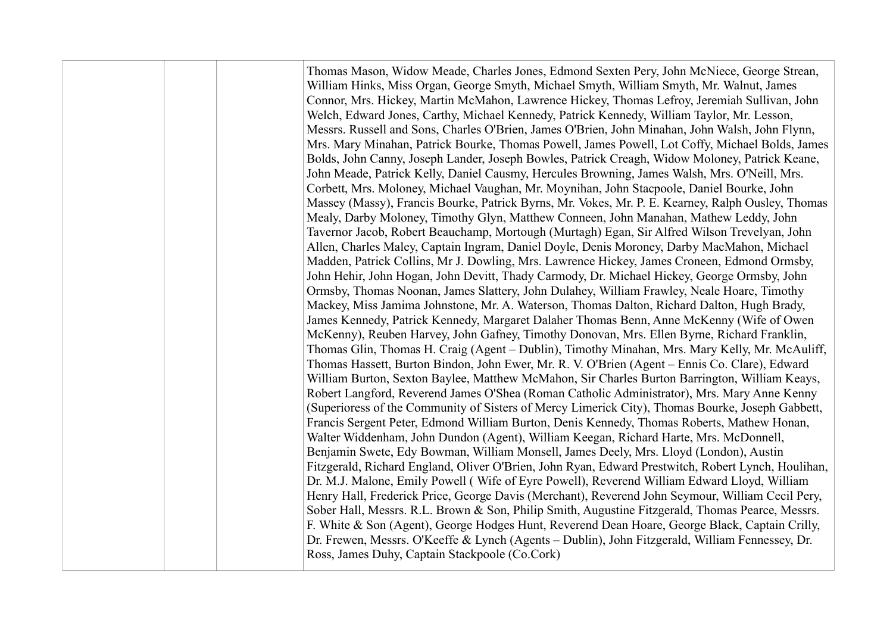| | | | |
|---|---|---|---|
| | | | Thomas Mason, Widow Meade, Charles Jones, Edmond Sexten Pery, John McNiece, George Strean, William Hinks, Miss Organ, George Smyth, Michael Smyth, William Smyth, Mr. Walnut, James Connor, Mrs. Hickey, Martin McMahon, Lawrence Hickey, Thomas Lefroy, Jeremiah Sullivan, John Welch, Edward Jones, Carthy, Michael Kennedy, Patrick Kennedy, William Taylor, Mr. Lesson, Messrs. Russell and Sons, Charles O'Brien, James O'Brien, John Minahan, John Walsh, John Flynn, Mrs. Mary Minahan, Patrick Bourke, Thomas Powell, James Powell, Lot Coffy, Michael Bolds, James Bolds, John Canny, Joseph Lander, Joseph Bowles, Patrick Creagh, Widow Moloney, Patrick Keane, John Meade, Patrick Kelly, Daniel Causmy, Hercules Browning, James Walsh, Mrs. O'Neill, Mrs. Corbett, Mrs. Moloney, Michael Vaughan, Mr. Moynihan, John Stacpoole, Daniel Bourke, John Massey (Massy), Francis Bourke, Patrick Byrns, Mr. Vokes, Mr. P. E. Kearney, Ralph Ousley, Thomas Mealy, Darby Moloney, Timothy Glyn, Matthew Conneen, John Manahan, Mathew Leddy, John Tavernor Jacob, Robert Beauchamp, Mortough (Murtagh) Egan, Sir Alfred Wilson Trevelyan, John Allen, Charles Maley, Captain Ingram, Daniel Doyle, Denis Moroney, Darby MacMahon, Michael Madden, Patrick Collins, Mr J. Dowling, Mrs. Lawrence Hickey, James Croneen, Edmond Ormsby, John Hehir, John Hogan, John Devitt, Thady Carmody, Dr. Michael Hickey, George Ormsby, John Ormsby, Thomas Noonan, James Slattery, John Dulahey, William Frawley, Neale Hoare, Timothy Mackey, Miss Jamima Johnstone, Mr. A. Waterson, Thomas Dalton, Richard Dalton, Hugh Brady, James Kennedy, Patrick Kennedy, Margaret Dalaher Thomas Benn, Anne McKenny (Wife of Owen McKenny), Reuben Harvey, John Gafney, Timothy Donovan, Mrs. Ellen Byrne, Richard Franklin, Thomas Glin, Thomas H. Craig (Agent – Dublin), Timothy Minahan, Mrs. Mary Kelly, Mr. McAuliff, Thomas Hassett, Burton Bindon, John Ewer, Mr. R. V. O'Brien (Agent – Ennis Co. Clare), Edward William Burton, Sexton Baylee, Matthew McMahon, Sir Charles Burton Barrington, William Keays, Robert Langford, Reverend James O'Shea (Roman Catholic Administrator), Mrs. Mary Anne Kenny (Superioress of the Community of Sisters of Mercy Limerick City), Thomas Bourke, Joseph Gabbett, Francis Sergent Peter, Edmond William Burton, Denis Kennedy, Thomas Roberts, Mathew Honan, Walter Widdenham, John Dundon (Agent), William Keegan, Richard Harte, Mrs. McDonnell, Benjamin Swete, Edy Bowman, William Monsell, James Deely, Mrs. Lloyd (London), Austin Fitzgerald, Richard England, Oliver O'Brien, John Ryan, Edward Prestwitch, Robert Lynch, Houlihan, Dr. M.J. Malone, Emily Powell ( Wife of Eyre Powell), Reverend William Edward Lloyd, William Henry Hall, Frederick Price, George Davis (Merchant), Reverend John Seymour, William Cecil Pery, Sober Hall, Messrs. R.L. Brown & Son, Philip Smith, Augustine Fitzgerald, Thomas Pearce, Messrs. F. White & Son (Agent), George Hodges Hunt, Reverend Dean Hoare, George Black, Captain Crilly, Dr. Frewen, Messrs. O'Keeffe & Lynch (Agents – Dublin), John Fitzgerald, William Fennessey, Dr. Ross, James Duhy, Captain Stackpoole (Co.Cork) |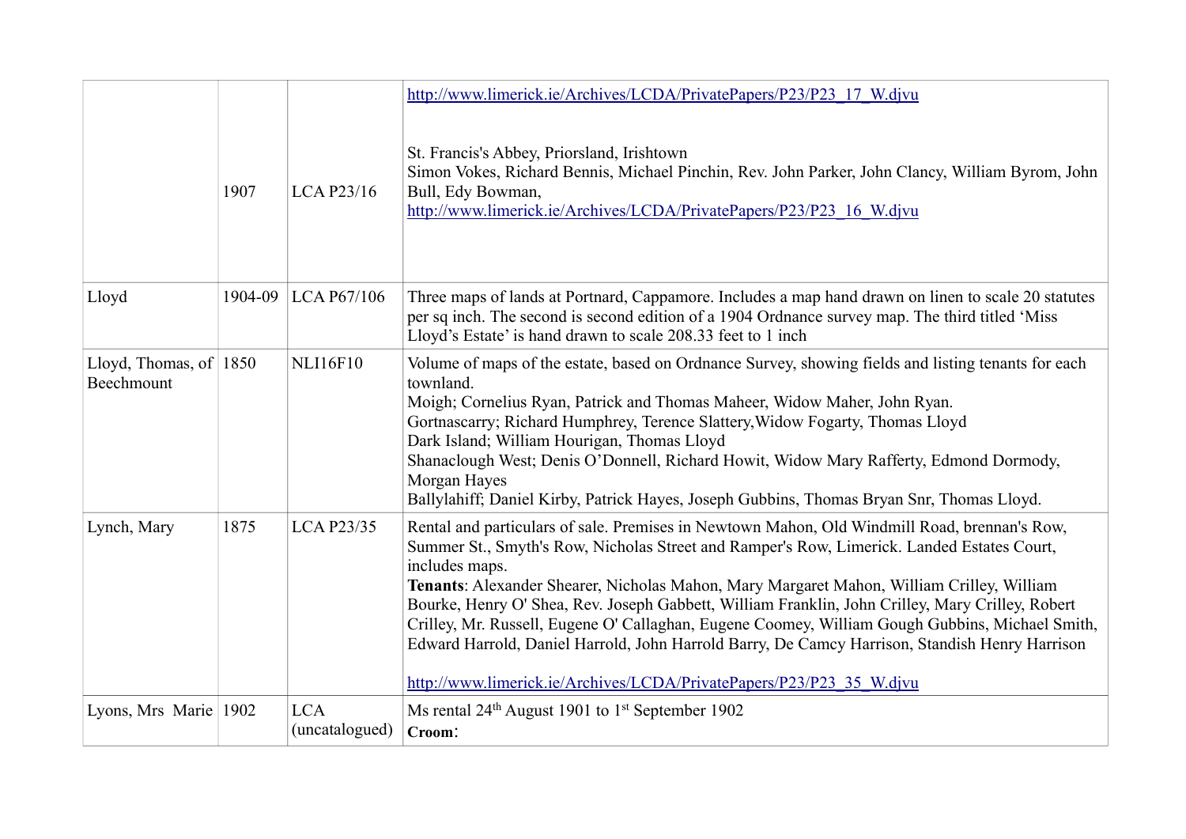| | | | |
|---|---|---|---|
| | | | http://www.limerick.ie/Archives/LCDA/PrivatePapers/P23/P23_17_W.djvu |
| | 1907 | LCA P23/16 | St. Francis's Abbey, Priorsland, Irishtown<br>Simon Vokes, Richard Bennis, Michael Pinchin, Rev. John Parker, John Clancy, William Byrom, John Bull, Edy Bowman,<br>http://www.limerick.ie/Archives/LCDA/PrivatePapers/P23/P23_16_W.djvu |
| Lloyd | 1904-09 | LCA P67/106 | Three maps of lands at Portnard, Cappamore. Includes a map hand drawn on linen to scale 20 statutes per sq inch. The second is second edition of a 1904 Ordnance survey map. The third titled 'Miss Lloyd's Estate' is hand drawn to scale 208.33 feet to 1 inch |
| Lloyd, Thomas, of Beechmount | 1850 | NLI16F10 | Volume of maps of the estate, based on Ordnance Survey, showing fields and listing tenants for each townland.<br>Moigh; Cornelius Ryan, Patrick and Thomas Maheer, Widow Maher, John Ryan.<br>Gortnascarry; Richard Humphrey, Terence Slattery,Widow Fogarty, Thomas Lloyd<br>Dark Island; William Hourigan, Thomas Lloyd<br>Shanaclough West; Denis O'Donnell, Richard Howit, Widow Mary Rafferty, Edmond Dormody, Morgan Hayes<br>Ballylahiff; Daniel Kirby, Patrick Hayes, Joseph Gubbins, Thomas Bryan Snr, Thomas Lloyd. |
| Lynch, Mary | 1875 | LCA P23/35 | Rental and particulars of sale. Premises in Newtown Mahon, Old Windmill Road, brennan's Row, Summer St., Smyth's Row, Nicholas Street and Ramper's Row, Limerick. Landed Estates Court, includes maps.<br>**Tenants**: Alexander Shearer, Nicholas Mahon, Mary Margaret Mahon, William Crilley, William Bourke, Henry O' Shea, Rev. Joseph Gabbett, William Franklin, John Crilley, Mary Crilley, Robert Crilley, Mr. Russell, Eugene O' Callaghan, Eugene Coomey, William Gough Gubbins, Michael Smith, Edward Harrold, Daniel Harrold, John Harrold Barry, De Camcy Harrison, Standish Henry Harrison<br><br>http://www.limerick.ie/Archives/LCDA/PrivatePapers/P23/P23_35_W.djvu |
| Lyons, Mrs Marie | 1902 | LCA (uncatalogued) | Ms rental 24th August 1901 to 1st September 1902<br>**Croom**: |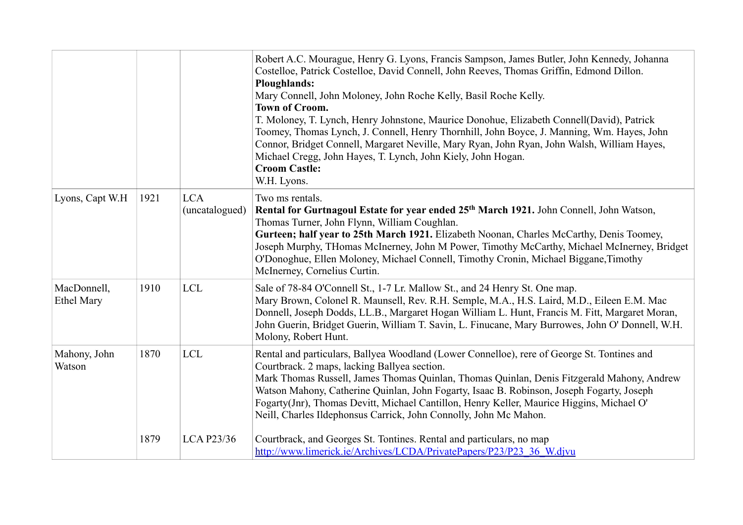| | | | |
|---|---|---|---|
| | | | Robert A.C. Mouragule, Henry G. Lyons, Francis Sampson, James Butler, John Kennedy, Johanna Costelloe, Patrick Costelloe, David Connell, John Reeves, Thomas Griffin, Edmond Dillon.<br>**Ploughlands:**<br>Mary Connell, John Moloney, John Roche Kelly, Basil Roche Kelly.<br>**Town of Croom.**<br>T. Moloney, T. Lynch, Henry Johnstone, Maurice Donohue, Elizabeth Connell(David), Patrick Toomey, Thomas Lynch, J. Connell, Henry Thornhill, John Boyce, J. Manning, Wm. Hayes, John Connor, Bridget Connell, Margaret Neville, Mary Ryan, John Ryan, John Walsh, William Hayes, Michael Cregg, John Hayes, T. Lynch, John Kiely, John Hogan.<br>**Croom Castle:**<br>W.H. Lyons. |
| Lyons, Capt W.H | 1921 | LCA (uncatalogued) | Two ms rentals.<br>**Rental for Gurtnagoul Estate for year ended 25th March 1921.** John Connell, John Watson, Thomas Turner, John Flynn, William Coughlan.<br>**Gurteen; half year to 25th March 1921.** Elizabeth Noonan, Charles McCarthy, Denis Toomey, Joseph Murphy, THomas McInerney, John M Power, Timothy McCarthy, Michael McInerney, Bridget O'Donoghue, Ellen Moloney, Michael Connell, Timothy Cronin, Michael Biggane,Timothy McInerney, Cornelius Curtin. |
| MacDonnell, Ethel Mary | 1910 | LCL | Sale of 78-84 O'Connell St., 1-7 Lr. Mallow St., and 24 Henry St. One map.<br>Mary Brown, Colonel R. Maunsell, Rev. R.H. Semple, M.A., H.S. Laird, M.D., Eileen E.M. Mac Donnell, Joseph Dodds, LL.B., Margaret Hogan William L. Hunt, Francis M. Fitt, Margaret Moran, John Guerin, Bridget Guerin, William T. Savin, L. Finucane, Mary Burrowes, John O' Donnell, W.H. Molony, Robert Hunt. |
| Mahony, John Watson | 1870 | LCL | Rental and particulars, Ballyea Woodland (Lower Connelloe), rere of George St. Tontines and Courtbrack. 2 maps, lacking Ballyea section.<br>Mark Thomas Russell, James Thomas Quinlan, Thomas Quinlan, Denis Fitzgerald Mahony, Andrew Watson Mahony, Catherine Quinlan, John Fogarty, Isaac B. Robinson, Joseph Fogarty, Joseph Fogarty(Jnr), Thomas Devitt, Michael Cantillon, Henry Keller, Maurice Higgins, Michael O' Neill, Charles Ildephonsus Carrick, John Connolly, John Mc Mahon. |
| | 1879 | LCA P23/36 | Courtbrack, and Georges St. Tontines. Rental and particulars, no map<br>http://www.limerick.ie/Archives/LCDA/PrivatePapers/P23/P23_36_W.djvu |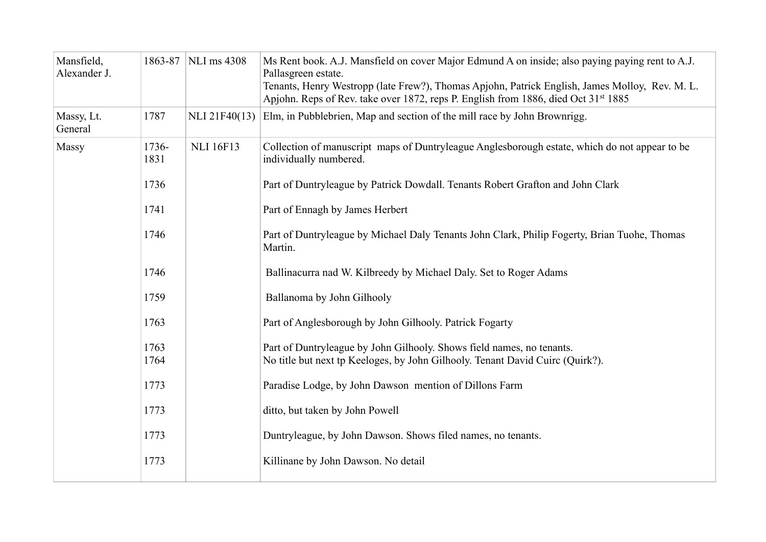| | | | |
|---|---|---|---|
| Mansfield, Alexander J. | 1863-87 | NLI ms 4308 | Ms Rent book. A.J. Mansfield on cover Major Edmund A on inside; also paying paying rent to A.J. Pallasgreen estate.<br>Tenants, Henry Westropp (late Frew?), Thomas Apjohn, Patrick English, James Molloy, Rev. M. L. Apjohn. Reps of Rev. take over 1872, reps P. English from 1886, died Oct 31st 1885 |
| Massy, Lt. General | 1787 | NLI 21F40(13) | Elm, in Pubblebrien, Map and section of the mill race by John Brownrigg. |
| Massy | 1736-1831 | NLI 16F13 | Collection of manuscript maps of Duntryleague Anglesborough estate, which do not appear to be individually numbered. |
| | 1736 | | Part of Duntryleague by Patrick Dowdall. Tenants Robert Grafton and John Clark |
| | 1741 | | Part of Ennagh by James Herbert |
| | 1746 | | Part of Duntryleague by Michael Daly Tenants John Clark, Philip Fogerty, Brian Tuohe, Thomas Martin. |
| | 1746 | | Ballinacurra nad W. Kilbreedy by Michael Daly. Set to Roger Adams |
| | 1759 | | Ballanoma by John Gilhooly |
| | 1763 | | Part of Anglesborough by John Gilhooly. Patrick Fogarty |
| | 1763<br>1764 | | Part of Duntryleague by John Gilhooly. Shows field names, no tenants.<br>No title but next tp Keeloges, by John Gilhooly. Tenant David Cuirc (Quirk?). |
| | 1773 | | Paradise Lodge, by John Dawson mention of Dillons Farm |
| | 1773 | | ditto, but taken by John Powell |
| | 1773 | | Duntryleague, by John Dawson. Shows filed names, no tenants. |
| | 1773 | | Killinane by John Dawson. No detail |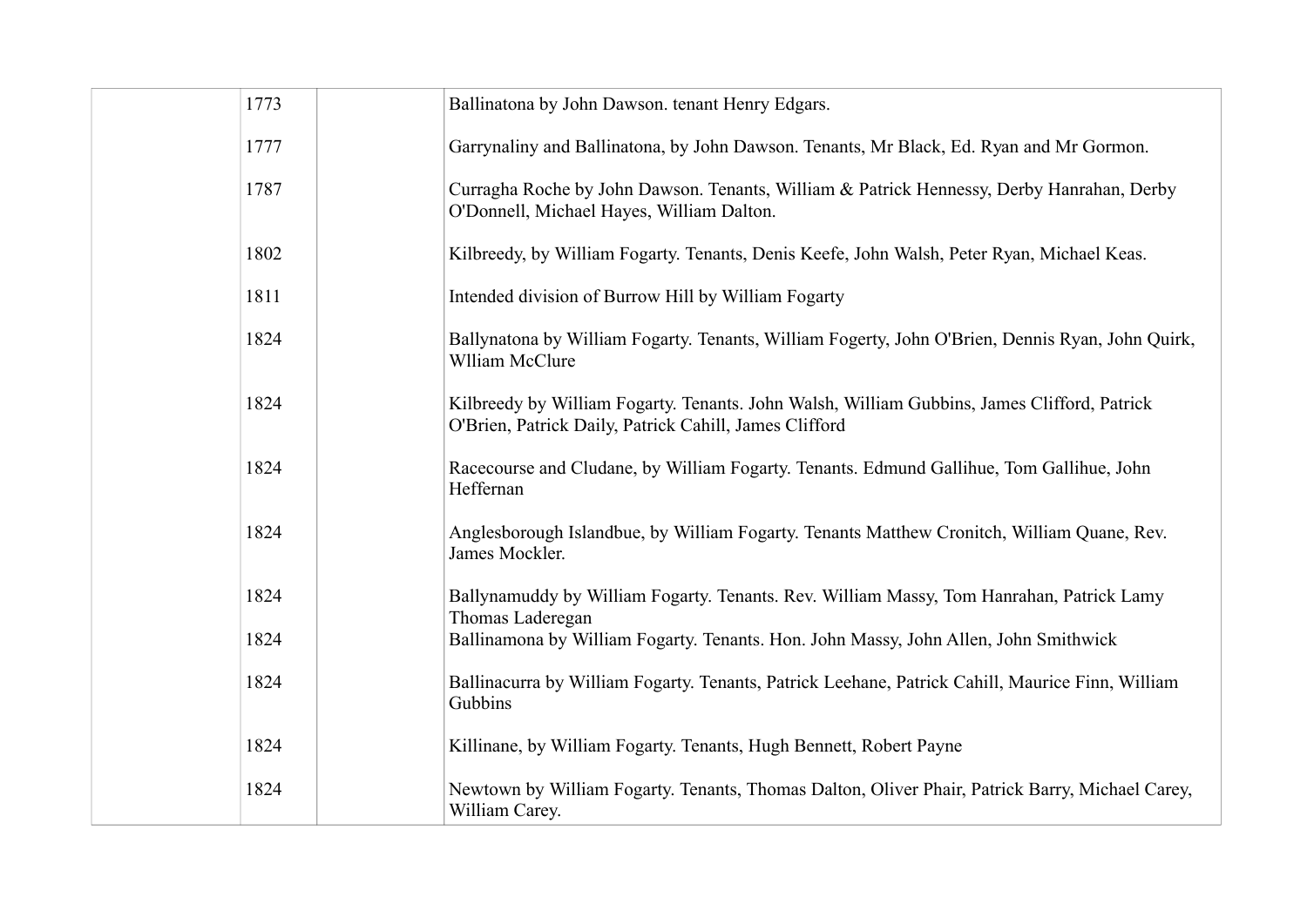| | | | |
|---|---|---|---|
| | 1773 | | Ballinatona by John Dawson. tenant Henry Edgars. |
| | 1777 | | Garrynaliny and Ballinatona, by John Dawson. Tenants, Mr Black, Ed. Ryan and Mr Gormon. |
| | 1787 | | Curragha Roche by John Dawson. Tenants, William & Patrick Hennessy, Derby Hanrahan, Derby O'Donnell, Michael Hayes, William Dalton. |
| | 1802 | | Kilbreedy, by William Fogarty. Tenants, Denis Keefe, John Walsh, Peter Ryan, Michael Keas. |
| | 1811 | | Intended division of Burrow Hill by William Fogarty |
| | 1824 | | Ballynatona by William Fogarty. Tenants, William Fogerty, John O'Brien, Dennis Ryan, John Quirk, Wlliam McClure |
| | 1824 | | Kilbreedy by William Fogarty. Tenants. John Walsh, William Gubbins, James Clifford, Patrick O'Brien, Patrick Daily, Patrick Cahill, James Clifford |
| | 1824 | | Racecourse and Cludane, by William Fogarty. Tenants. Edmund Gallihue, Tom Gallihue, John Heffernan |
| | 1824 | | Anglesborough Islandbue, by William Fogarty. Tenants Matthew Cronitch, William Quane, Rev. James Mockler. |
| | 1824 | | Ballynamuddy by William Fogarty. Tenants. Rev. William Massy, Tom Hanrahan, Patrick Lamy Thomas Laderegan |
| | 1824 | | Ballinamona by William Fogarty. Tenants. Hon. John Massy, John Allen, John Smithwick |
| | 1824 | | Ballinacurra by William Fogarty. Tenants, Patrick Leehane, Patrick Cahill, Maurice Finn, William Gubbins |
| | 1824 | | Killinane, by William Fogarty. Tenants, Hugh Bennett, Robert Payne |
| | 1824 | | Newtown by William Fogarty. Tenants, Thomas Dalton, Oliver Phair, Patrick Barry, Michael Carey, William Carey. |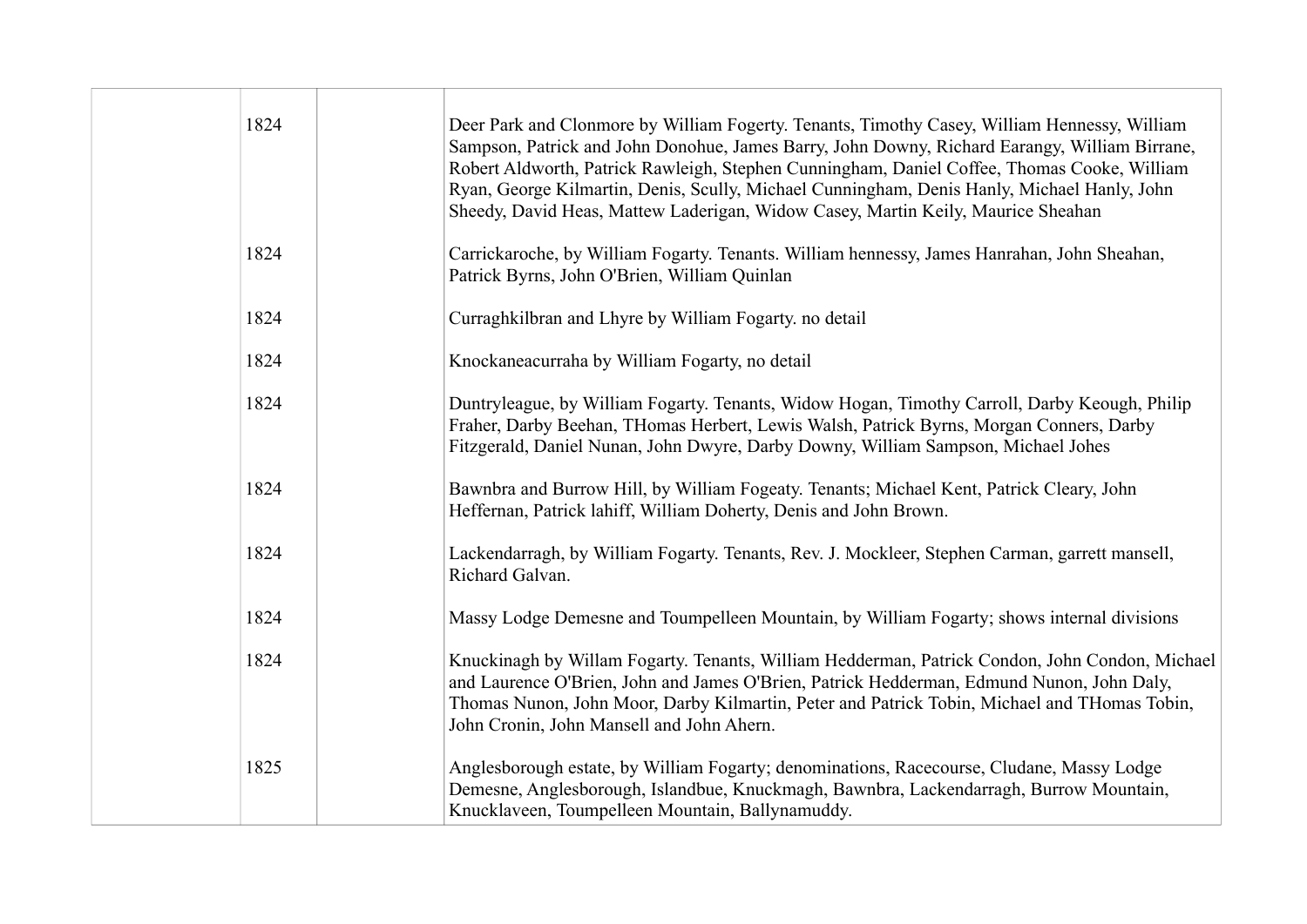| | | | |
|---|---|---|---|
| | 1824 | | Deer Park and Clonmore by William Fogerty. Tenants, Timothy Casey, William Hennessy, William Sampson, Patrick and John Donohue, James Barry, John Downy, Richard Earangy, William Birrane, Robert Aldworth, Patrick Rawleigh, Stephen Cunningham, Daniel Coffee, Thomas Cooke, William Ryan, George Kilmartin, Denis, Scully, Michael Cunningham, Denis Hanly, Michael Hanly, John Sheedy, David Heas, Mattew Laderigan, Widow Casey, Martin Keily, Maurice Sheahan |
| | 1824 | | Carrickaroche, by William Fogarty. Tenants. William hennessy, James Hanrahan, John Sheahan, Patrick Byrns, John O'Brien, William Quinlan |
| | 1824 | | Curraghkilbran and Lhyre by William Fogarty. no detail |
| | 1824 | | Knockaneacurraha by William Fogarty, no detail |
| | 1824 | | Duntryleague, by William Fogarty. Tenants, Widow Hogan, Timothy Carroll, Darby Keough, Philip Fraher, Darby Beehan, THomas Herbert, Lewis Walsh, Patrick Byrns, Morgan Conners, Darby Fitzgerald, Daniel Nunan, John Dwyre, Darby Downy, William Sampson, Michael Johes |
| | 1824 | | Bawnbra and Burrow Hill, by William Fogeaty. Tenants; Michael Kent, Patrick Cleary, John Heffernan, Patrick lahiff, William Doherty, Denis and John Brown. |
| | 1824 | | Lackendarragh, by William Fogarty. Tenants, Rev. J. Mockleer, Stephen Carman, garrett mansell, Richard Galvan. |
| | 1824 | | Massy Lodge Demesne and Toumpelleen Mountain, by William Fogarty; shows internal divisions |
| | 1824 | | Knuckinagh by Willam Fogarty. Tenants, William Hedderman, Patrick Condon, John Condon, Michael and Laurence O'Brien, John and James O'Brien, Patrick Hedderman, Edmund Nunon, John Daly, Thomas Nunon, John Moor, Darby Kilmartin, Peter and Patrick Tobin, Michael and THomas Tobin, John Cronin, John Mansell and John Ahern. |
| | 1825 | | Anglesborough estate, by William Fogarty; denominations, Racecourse, Cludane, Massy Lodge Demesne, Anglesborough, Islandbue, Knuckmagh, Bawnbra, Lackendarragh, Burrow Mountain, Knucklaveen, Toumpelleen Mountain, Ballynamuddy. |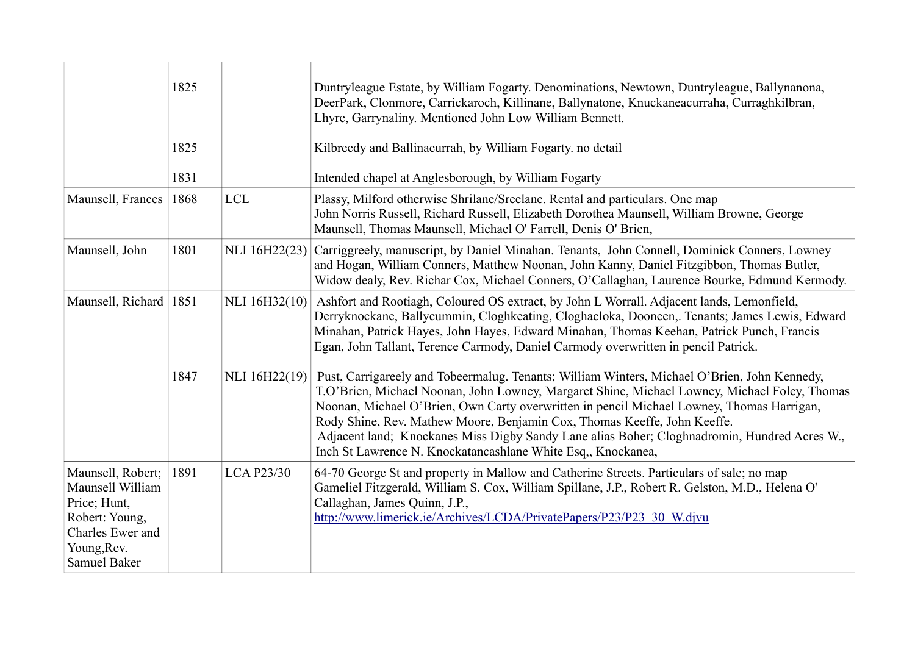| | | | |
|---|---|---|---|
| | 1825 | | Duntryleague Estate, by William Fogarty. Denominations, Newtown, Duntryleague, Ballynanona, DeerPark, Clonmore, Carrickaroch, Killinane, Ballynatone, Knuckaneacurraha, Curraghkilbran, Lhyre, Garrynaliny. Mentioned John Low William Bennett. |
| | 1825 | | Kilbreedy and Ballinacurrah, by William Fogarty. no detail |
| | 1831 | | Intended chapel at Anglesborough, by William Fogarty |
| Maunsell, Frances | 1868 | LCL | Plassy, Milford otherwise Shrilane/Sreelane. Rental and particulars. One map John Norris Russell, Richard Russell, Elizabeth Dorothea Maunsell, William Browne, George Maunsell, Thomas Maunsell, Michael O' Farrell, Denis O' Brien, |
| Maunsell, John | 1801 | NLI 16H22(23) | Carriggreely, manuscript, by Daniel Minahan. Tenants, John Connell, Dominick Conners, Lowney and Hogan, William Conners, Matthew Noonan, John Kanny, Daniel Fitzgibbon, Thomas Butler, Widow dealy, Rev. Richar Cox, Michael Conners, O'Callaghan, Laurence Bourke, Edmund Kermody. |
| Maunsell, Richard | 1851 | NLI 16H32(10) | Ashfort and Rootiagh, Coloured OS extract, by John L Worrall. Adjacent lands, Lemonfield, Derryknockane, Ballycummin, Cloghkeating, Cloghacloka, Dooneen,. Tenants; James Lewis, Edward Minahan, Patrick Hayes, John Hayes, Edward Minahan, Thomas Keehan, Patrick Punch, Francis Egan, John Tallant, Terence Carmody, Daniel Carmody overwritten in pencil Patrick. |
| | 1847 | NLI 16H22(19) | Pust, Carrigareely and Tobeermalug. Tenants; William Winters, Michael O'Brien, John Kennedy, T.O'Brien, Michael Noonan, John Lowney, Margaret Shine, Michael Lowney, Michael Foley, Thomas Noonan, Michael O'Brien, Own Carty overwritten in pencil Michael Lowney, Thomas Harrigan, Rody Shine, Rev. Mathew Moore, Benjamin Cox, Thomas Keeffe, John Keeffe. Adjacent land; Knockanes Miss Digby Sandy Lane alias Boher; Cloghnadromin, Hundred Acres W., Inch St Lawrence N. Knockatancashlane White Esq,, Knockanea, |
| Maunsell, Robert; Maunsell William Price; Hunt, Robert: Young, Charles Ewer and Young,Rev. Samuel Baker | 1891 | LCA P23/30 | 64-70 George St and property in Mallow and Catherine Streets. Particulars of sale; no map Gameliel Fitzgerald, William S. Cox, William Spillane, J.P., Robert R. Gelston, M.D., Helena O' Callaghan, James Quinn, J.P., http://www.limerick.ie/Archives/LCDA/PrivatePapers/P23/P23_30_W.djvu |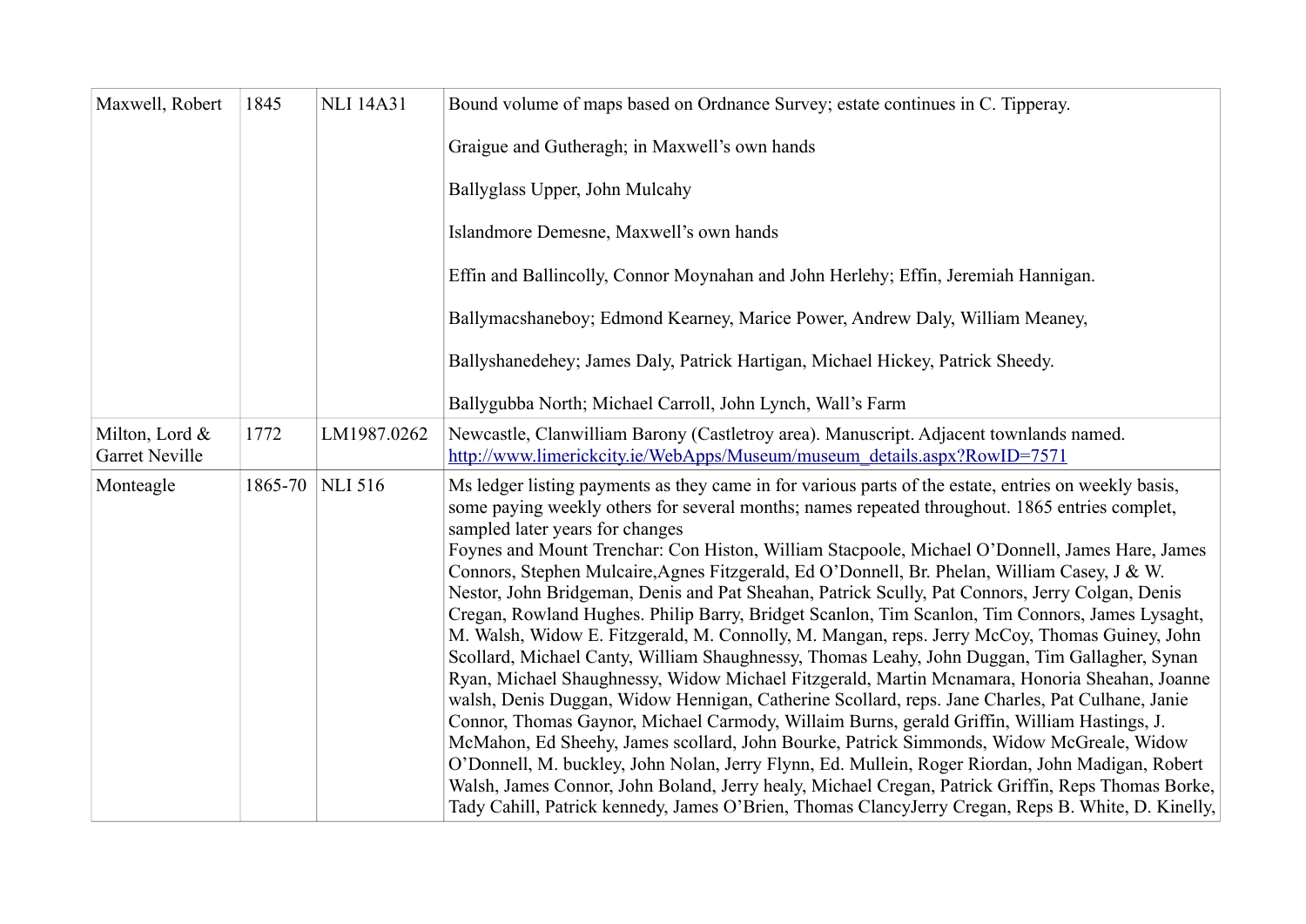| | | | |
|---|---|---|---|
| Maxwell, Robert | 1845 | NLI 14A31 | Bound volume of maps based on Ordnance Survey; estate continues in C. Tipperay.<br><br>Graigue and Gutheragh; in Maxwell's own hands<br><br>Ballyglass Upper, John Mulcahy<br><br>Islandmore Demesne, Maxwell's own hands<br><br>Effin and Ballincolly, Connor Moynahan and John Herlehy; Effin, Jeremiah Hannigan.<br><br>Ballymacshaneboy; Edmond Kearney, Marice Power, Andrew Daly, William Meaney,<br><br>Ballyshanedehey; James Daly, Patrick Hartigan, Michael Hickey, Patrick Sheedy.<br><br>Ballygubba North; Michael Carroll, John Lynch, Wall's Farm |
| Milton, Lord & Garret Neville | 1772 | LM1987.0262 | Newcastle, Clanwilliam Barony (Castletroy area). Manuscript. Adjacent townlands named. http://www.limerickcity.ie/WebApps/Museum/museum_details.aspx?RowID=7571 |
| Monteagle | 1865-70 | NLI 516 | Ms ledger listing payments as they came in for various parts of the estate, entries on weekly basis, some paying weekly others for several months; names repeated throughout. 1865 entries complet, sampled later years for changes<br>Foynes and Mount Trenchar: Con Histon, William Stacpoole, Michael O'Donnell, James Hare, James Connors, Stephen Mulcaire,Agnes Fitzgerald, Ed O'Donnell, Br. Phelan, William Casey, J & W. Nestor, John Bridgeman, Denis and Pat Sheahan, Patrick Scully, Pat Connors, Jerry Colgan, Denis Cregan, Rowland Hughes. Philip Barry, Bridget Scanlon, Tim Scanlon, Tim Connors, James Lysaght, M. Walsh, Widow E. Fitzgerald, M. Connolly, M. Mangan, reps. Jerry McCoy, Thomas Guiney, John Scollard, Michael Canty, William Shaughnessy, Thomas Leahy, John Duggan, Tim Gallagher, Synan Ryan, Michael Shaughnessy, Widow Michael Fitzgerald, Martin Mcnamara, Honoria Sheahan, Joanne walsh, Denis Duggan, Widow Hennigan, Catherine Scollard, reps. Jane Charles, Pat Culhane, Janie Connor, Thomas Gaynor, Michael Carmody, Willaim Burns, gerald Griffin, William Hastings, J. McMahon, Ed Sheehy, James scollard, John Bourke, Patrick Simmonds, Widow McGreale, Widow O'Donnell, M. buckley, John Nolan, Jerry Flynn, Ed. Mullein, Roger Riordan, John Madigan, Robert Walsh, James Connor, John Boland, Jerry healy, Michael Cregan, Patrick Griffin, Reps Thomas Borke, Tady Cahill, Patrick kennedy, James O'Brien, Thomas ClancyJerry Cregan, Reps B. White, D. Kinelly, |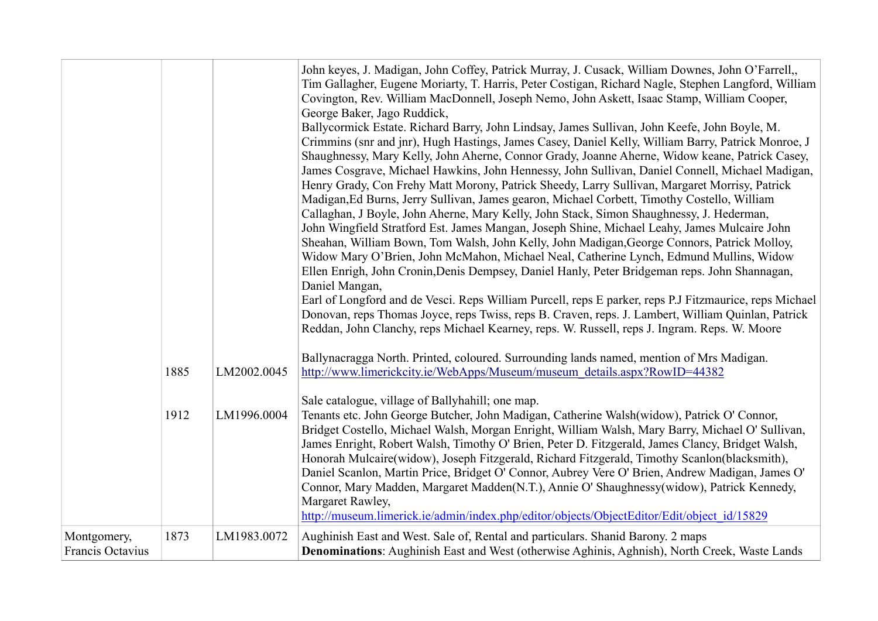| | | | |
|---|---|---|---|
| | | | John keyes, J. Madigan, John Coffey, Patrick Murray, J. Cusack, William Downes, John O'Farrell,, Tim Gallagher, Eugene Moriarty, T. Harris, Peter Costigan, Richard Nagle, Stephen Langford, William Covington, Rev. William MacDonnell, Joseph Nemo, John Askett, Isaac Stamp, William Cooper, George Baker, Jago Ruddick,<br>Ballycormick Estate. Richard Barry, John Lindsay, James Sullivan, John Keefe, John Boyle, M. Crimmins (snr and jnr), Hugh Hastings, James Casey, Daniel Kelly, William Barry, Patrick Monroe, J Shaughnessy, Mary Kelly, John Aherne, Connor Grady, Joanne Aherne, Widow keane, Patrick Casey, James Cosgrave, Michael Hawkins, John Hennessy, John Sullivan, Daniel Connell, Michael Madigan, Henry Grady, Con Frehy Matt Morony, Patrick Sheedy, Larry Sullivan, Margaret Morrisy, Patrick Madigan,Ed Burns, Jerry Sullivan, James gearon, Michael Corbett, Timothy Costello, William Callaghan, J Boyle, John Aherne, Mary Kelly, John Stack, Simon Shaughnessy, J. Hederman,<br>John Wingfield Stratford Est. James Mangan, Joseph Shine, Michael Leahy, James Mulcaire John Sheahan, William Bown, Tom Walsh, John Kelly, John Madigan,George Connors, Patrick Molloy, Widow Mary O'Brien, John McMahon, Michael Neal, Catherine Lynch, Edmund Mullins, Widow Ellen Enrigh, John Cronin,Denis Dempsey, Daniel Hanly, Peter Bridgeman reps. John Shannagan, Daniel Mangan,<br>Earl of Longford and de Vesci. Reps William Purcell, reps E parker, reps P.J Fitzmaurice, reps Michael Donovan, reps Thomas Joyce, reps Twiss, reps B. Craven, reps. J. Lambert, William Quinlan, Patrick Reddan, John Clanchy, reps Michael Kearney, reps. W. Russell, reps J. Ingram. Reps. W. Moore |
| | 1885 | LM2002.0045 | Ballynacragga North. Printed, coloured. Surrounding lands named, mention of Mrs Madigan.<br>http://www.limerickcity.ie/WebApps/Museum/museum_details.aspx?RowID=44382 |
| | 1912 | LM1996.0004 | Sale catalogue, village of Ballyhahill; one map.<br>Tenants etc. John George Butcher, John Madigan, Catherine Walsh(widow), Patrick O' Connor, Bridget Costello, Michael Walsh, Morgan Enright, William Walsh, Mary Barry, Michael O' Sullivan, James Enright, Robert Walsh, Timothy O' Brien, Peter D. Fitzgerald, James Clancy, Bridget Walsh, Honorah Mulcaire(widow), Joseph Fitzgerald, Richard Fitzgerald, Timothy Scanlon(blacksmith), Daniel Scanlon, Martin Price, Bridget O' Connor, Aubrey Vere O' Brien, Andrew Madigan, James O' Connor, Mary Madden, Margaret Madden(N.T.), Annie O' Shaughnessy(widow), Patrick Kennedy, Margaret Rawley,<br>http://museum.limerick.ie/admin/index.php/editor/objects/ObjectEditor/Edit/object_id/15829 |
| Montgomery, Francis Octavius | 1873 | LM1983.0072 | Aughinish East and West. Sale of, Rental and particulars. Shanid Barony. 2 maps<br>**Denominations**: Aughinish East and West (otherwise Aghinis, Aghnish), North Creek, Waste Lands |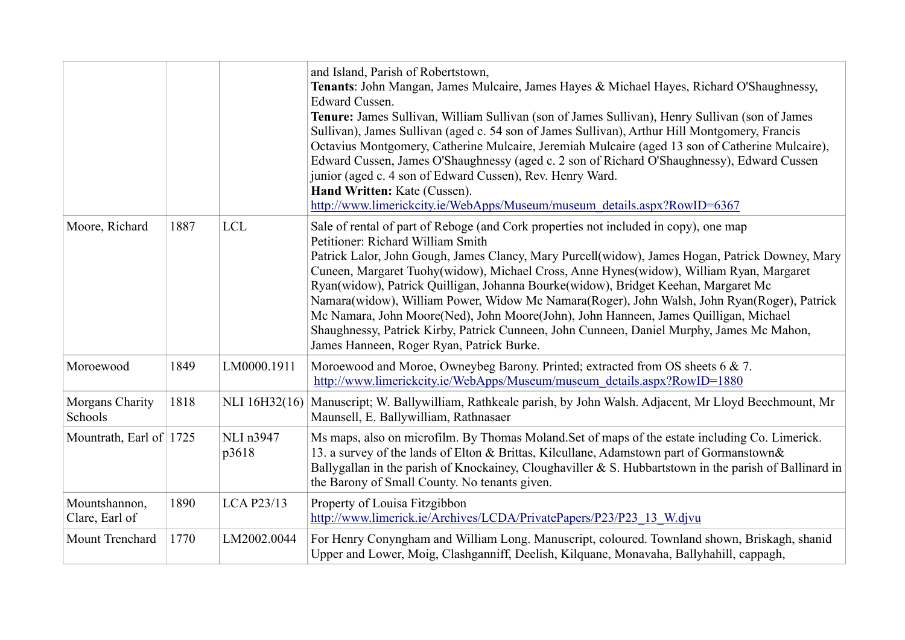| | | | |
|---|---|---|---|
| | | | and Island, Parish of Robertstown, **Tenants**: John Mangan, James Mulcaire, James Hayes & Michael Hayes, Richard O'Shaughnessy, Edward Cussen. **Tenure:** James Sullivan, William Sullivan (son of James Sullivan), Henry Sullivan (son of James Sullivan), James Sullivan (aged c. 54 son of James Sullivan), Arthur Hill Montgomery, Francis Octavius Montgomery, Catherine Mulcaire, Jeremiah Mulcaire (aged 13 son of Catherine Mulcaire), Edward Cussen, James O'Shaughnessy (aged c. 2 son of Richard O'Shaughnessy), Edward Cussen junior (aged c. 4 son of Edward Cussen), Rev. Henry Ward. **Hand Written:** Kate (Cussen). http://www.limerickcity.ie/WebApps/Museum/museum_details.aspx?RowID=6367 |
| Moore, Richard | 1887 | LCL | Sale of rental of part of Reboge (and Cork properties not included in copy), one map Petitioner: Richard William Smith Patrick Lalor, John Gough, James Clancy, Mary Purcell(widow), James Hogan, Patrick Downey, Mary Cuneen, Margaret Tuohy(widow), Michael Cross, Anne Hynes(widow), William Ryan, Margaret Ryan(widow), Patrick Quilligan, Johanna Bourke(widow), Bridget Keehan, Margaret Mc Namara(widow), William Power, Widow Mc Namara(Roger), John Walsh, John Ryan(Roger), Patrick Mc Namara, John Moore(Ned), John Moore(John), John Hanneen, James Quilligan, Michael Shaughnessy, Patrick Kirby, Patrick Cunneen, John Cunneen, Daniel Murphy, James Mc Mahon, James Hanneen, Roger Ryan, Patrick Burke. |
| Moroewood | 1849 | LM0000.1911 | Moroewood and Moroe, Owneybeg Barony. Printed; extracted from OS sheets 6 & 7. http://www.limerickcity.ie/WebApps/Museum/museum_details.aspx?RowID=1880 |
| Morgans Charity Schools | 1818 | NLI 16H32(16) | Manuscript; W. Ballywilliam, Rathkeale parish, by John Walsh. Adjacent, Mr Lloyd Beechmount, Mr Maunsell, E. Ballywilliam, Rathnasaer |
| Mountrath, Earl of | 1725 | NLI n3947 p3618 | Ms maps, also on microfilm. By Thomas Moland.Set of maps of the estate including Co. Limerick. 13. a survey of the lands of Elton & Brittas, Kilcullane, Adamstown part of Gormanstown& Ballygallan in the parish of Knockainey, Cloughaviller & S. Hubbartstown in the parish of Ballinard in the Barony of Small County. No tenants given. |
| Mountshannon, Clare, Earl of | 1890 | LCA P23/13 | Property of Louisa Fitzgibbon http://www.limerick.ie/Archives/LCDA/PrivatePapers/P23/P23_13_W.djvu |
| Mount Trenchard | 1770 | LM2002.0044 | For Henry Conyngham and William Long. Manuscript, coloured. Townland shown, Briskagh, shanid Upper and Lower, Moig, Clashganniff, Deelish, Kilquane, Monavaha, Ballyhahill, cappagh, |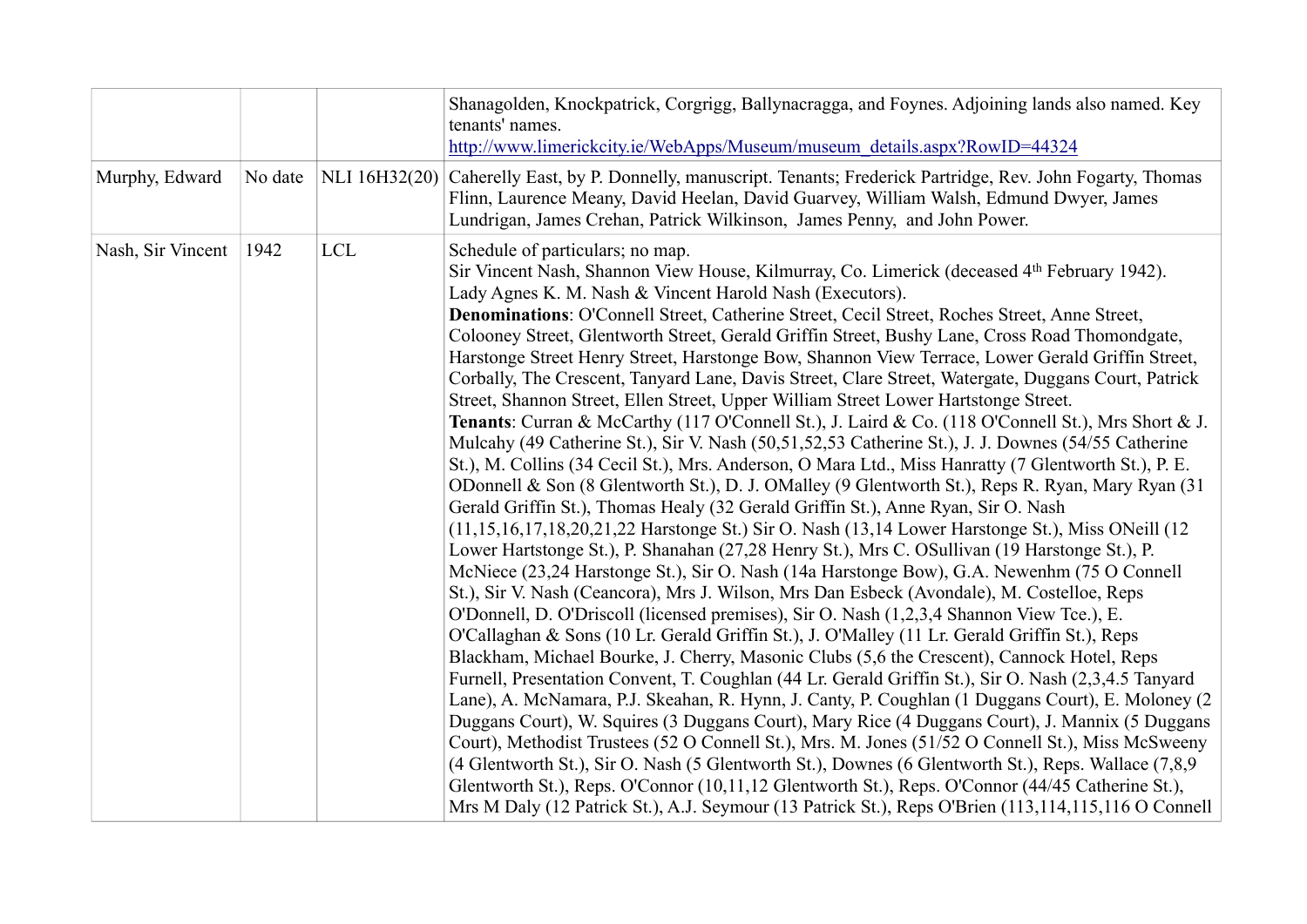| | | | |
|---|---|---|---|
| | | | Shanagolden, Knockpatrick, Corgrigg, Ballynacragga, and Foynes. Adjoining lands also named. Key tenants' names. http://www.limerickcity.ie/WebApps/Museum/museum_details.aspx?RowID=44324 |
| Murphy, Edward | No date | NLI 16H32(20) | Caherelly East, by P. Donnelly, manuscript. Tenants; Frederick Partridge, Rev. John Fogarty, Thomas Flinn, Laurence Meany, David Heelan, David Guarvey, William Walsh, Edmund Dwyer, James Lundrigan, James Crehan, Patrick Wilkinson, James Penny, and John Power. |
| Nash, Sir Vincent | 1942 | LCL | Schedule of particulars; no map.<br>Sir Vincent Nash, Shannon View House, Kilmurray, Co. Limerick (deceased 4th February 1942). Lady Agnes K. M. Nash & Vincent Harold Nash (Executors).<br>**Denominations**: O'Connell Street, Catherine Street, Cecil Street, Roches Street, Anne Street, Colooney Street, Glentworth Street, Gerald Griffin Street, Bushy Lane, Cross Road Thomondgate, Harstonge Street Henry Street, Harstonge Bow, Shannon View Terrace, Lower Gerald Griffin Street, Corbally, The Crescent, Tanyard Lane, Davis Street, Clare Street, Watergate, Duggans Court, Patrick Street, Shannon Street, Ellen Street, Upper William Street Lower Hartstonge Street.<br>**Tenants**: Curran & McCarthy (117 O'Connell St.), J. Laird & Co. (118 O'Connell St.), Mrs Short & J. Mulcahy (49 Catherine St.), Sir V. Nash (50,51,52,53 Catherine St.), J. J. Downes (54/55 Catherine St.), M. Collins (34 Cecil St.), Mrs. Anderson, O Mara Ltd., Miss Hanratty (7 Glentworth St.), P. E. ODonnell & Son (8 Glentworth St.), D. J. OMalley (9 Glentworth St.), Reps R. Ryan, Mary Ryan (31 Gerald Griffin St.), Thomas Healy (32 Gerald Griffin St.), Anne Ryan, Sir O. Nash (11,15,16,17,18,20,21,22 Harstonge St.) Sir O. Nash (13,14 Lower Harstonge St.), Miss ONeill (12 Lower Hartstonge St.), P. Shanahan (27,28 Henry St.), Mrs C. OSullivan (19 Harstonge St.), P. McNiece (23,24 Harstonge St.), Sir O. Nash (14a Harstonge Bow), G.A. Newenhm (75 O Connell St.), Sir V. Nash (Ceancora), Mrs J. Wilson, Mrs Dan Esbeck (Avondale), M. Costelloe, Reps O'Donnell, D. O'Driscoll (licensed premises), Sir O. Nash (1,2,3,4 Shannon View Tce.), E. O'Callaghan & Sons (10 Lr. Gerald Griffin St.), J. O'Malley (11 Lr. Gerald Griffin St.), Reps Blackham, Michael Bourke, J. Cherry, Masonic Clubs (5,6 the Crescent), Cannock Hotel, Reps Furnell, Presentation Convent, T. Coughlan (44 Lr. Gerald Griffin St.), Sir O. Nash (2,3,4.5 Tanyard Lane), A. McNamara, P.J. Skeahan, R. Hynn, J. Canty, P. Coughlan (1 Duggans Court), E. Moloney (2 Duggans Court), W. Squires (3 Duggans Court), Mary Rice (4 Duggans Court), J. Mannix (5 Duggans Court), Methodist Trustees (52 O Connell St.), Mrs. M. Jones (51/52 O Connell St.), Miss McSweeny (4 Glentworth St.), Sir O. Nash (5 Glentworth St.), Downes (6 Glentworth St.), Reps. Wallace (7,8,9 Glentworth St.), Reps. O'Connor (10,11,12 Glentworth St.), Reps. O'Connor (44/45 Catherine St.), Mrs M Daly (12 Patrick St.), A.J. Seymour (13 Patrick St.), Reps O'Brien (113,114,115,116 O Connell |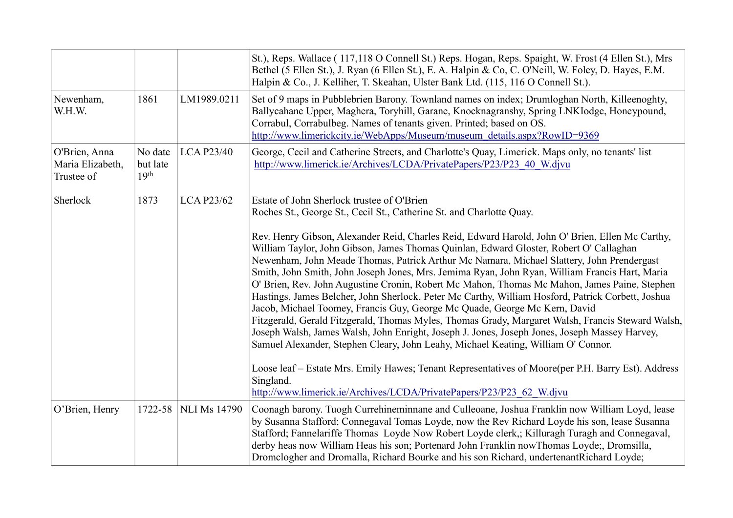| | | | |
|---|---|---|---|
| | | | St.), Reps. Wallace ( 117,118 O Connell St.) Reps. Hogan, Reps. Spaight, W. Frost (4 Ellen St.), Mrs Bethel (5 Ellen St.), J. Ryan (6 Ellen St.), E. A. Halpin & Co, C. O'Neill, W. Foley, D. Hayes, E.M. Halpin & Co., J. Kelliher, T. Skeahan, Ulster Bank Ltd. (115, 116 O Connell St.). |
| Newenham, W.H.W. | 1861 | LM1989.0211 | Set of 9 maps in Pubblebrien Barony. Townland names on index; Drumloghan North, Killeenoghty, Ballycahane Upper, Maghera, Toryhill, Garane, Knocknagranshy, Spring LNKIodge, Honeypound, Corrabul, Corrabulbeg. Names of tenants given. Printed; based on OS. http://www.limerickcity.ie/WebApps/Museum/museum_details.aspx?RowID=9369 |
| O'Brien, Anna Maria Elizabeth, Trustee of<br><br>Sherlock | No date but late 19th<br><br>1873 | LCA P23/40<br><br>LCA P23/62 | George, Cecil and Catherine Streets, and Charlotte's Quay, Limerick. Maps only, no tenants' list http://www.limerick.ie/Archives/LCDA/PrivatePapers/P23/P23_40_W.djvu<br><br>Estate of John Sherlock trustee of O'Brien<br>Roches St., George St., Cecil St., Catherine St. and Charlotte Quay.<br><br>Rev. Henry Gibson, Alexander Reid, Charles Reid, Edward Harold, John O' Brien, Ellen Mc Carthy, William Taylor, John Gibson, James Thomas Quinlan, Edward Gloster, Robert O' Callaghan Newenham, John Meade Thomas, Patrick Arthur Mc Namara, Michael Slattery, John Prendergast Smith, John Smith, John Joseph Jones, Mrs. Jemima Ryan, John Ryan, William Francis Hart, Maria O' Brien, Rev. John Augustine Cronin, Robert Mc Mahon, Thomas Mc Mahon, James Paine, Stephen Hastings, James Belcher, John Sherlock, Peter Mc Carthy, William Hosford, Patrick Corbett, Joshua Jacob, Michael Toomey, Francis Guy, George Mc Quade, George Mc Kern, David Fitzgerald, Gerald Fitzgerald, Thomas Myles, Thomas Grady, Margaret Walsh, Francis Steward Walsh, Joseph Walsh, James Walsh, John Enright, Joseph J. Jones, Joseph Jones, Joseph Massey Harvey, Samuel Alexander, Stephen Cleary, John Leahy, Michael Keating, William O' Connor.<br><br>Loose leaf – Estate Mrs. Emily Hawes; Tenant Representatives of Moore(per P.H. Barry Est). Address Singland.<br>http://www.limerick.ie/Archives/LCDA/PrivatePapers/P23/P23_62_W.djvu |
| O'Brien, Henry | 1722-58 | NLI Ms 14790 | Coonagh barony. Tuogh Currehineminnane and Culleoane, Joshua Franklin now William Loyd, lease by Susanna Stafford; Connegaval Tomas Loyde, now the Rev Richard Loyde his son, lease Susanna Stafford; Fannelariffe Thomas Loyde Now Robert Loyde clerk,; Killuragh Turagh and Connegaval, derby heas now William Heas his son; Portenard John Franklin nowThomas Loyde;, Dromsilla, Dromclogher and Dromalla, Richard Bourke and his son Richard, undertenantRichard Loyde; |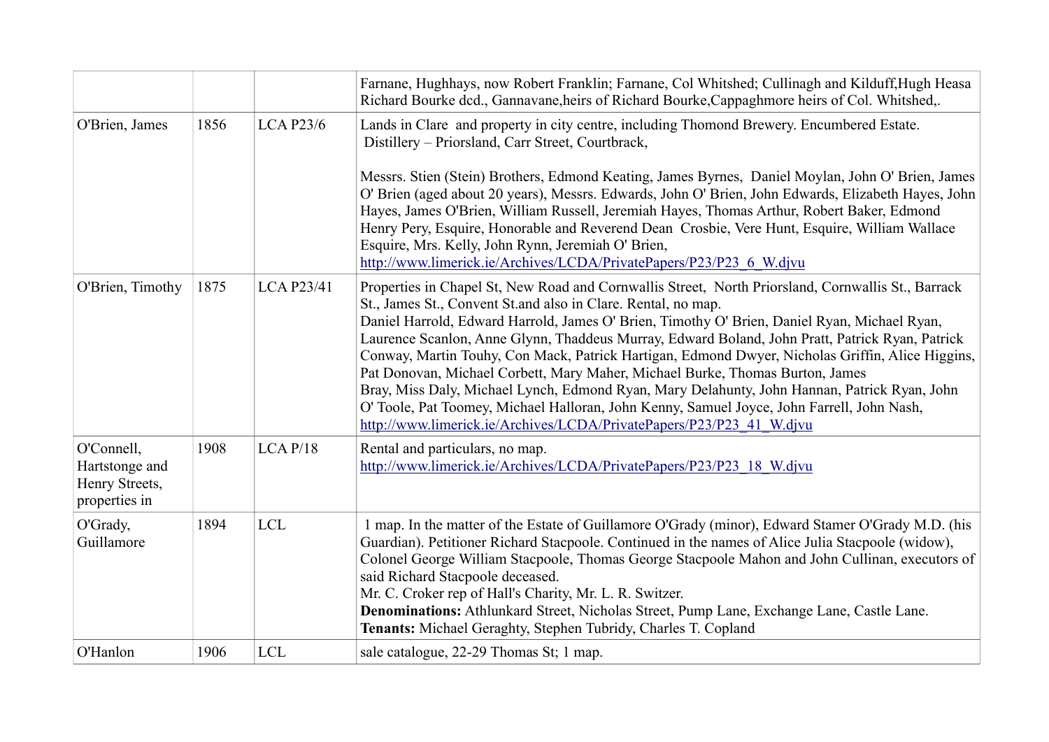| | | | |
|---|---|---|---|
| | | | Farnane, Hughhays, now Robert Franklin; Farnane, Col Whitshed; Cullinagh and Kilduff,Hugh Heasa Richard Bourke dcd., Gannavane,heirs of Richard Bourke,Cappaghmore heirs of Col. Whitshed,. |
| O'Brien, James | 1856 | LCA P23/6 | Lands in Clare and property in city centre, including Thomond Brewery. Encumbered Estate. Distillery – Priorsland, Carr Street, Courtbrack,<br><br>Messrs. Stien (Stein) Brothers, Edmond Keating, James Byrnes, Daniel Moylan, John O' Brien, James O' Brien (aged about 20 years), Messrs. Edwards, John O' Brien, John Edwards, Elizabeth Hayes, John Hayes, James O'Brien, William Russell, Jeremiah Hayes, Thomas Arthur, Robert Baker, Edmond Henry Pery, Esquire, Honorable and Reverend Dean Crosbie, Vere Hunt, Esquire, William Wallace Esquire, Mrs. Kelly, John Rynn, Jeremiah O' Brien,<br>http://www.limerick.ie/Archives/LCDA/PrivatePapers/P23/P23_6_W.djvu |
| O'Brien, Timothy | 1875 | LCA P23/41 | Properties in Chapel St, New Road and Cornwallis Street, North Priorsland, Cornwallis St., Barrack St., James St., Convent St.and also in Clare. Rental, no map.<br>Daniel Harrold, Edward Harrold, James O' Brien, Timothy O' Brien, Daniel Ryan, Michael Ryan, Laurence Scanlon, Anne Glynn, Thaddeus Murray, Edward Boland, John Pratt, Patrick Ryan, Patrick Conway, Martin Touhy, Con Mack, Patrick Hartigan, Edmond Dwyer, Nicholas Griffin, Alice Higgins, Pat Donovan, Michael Corbett, Mary Maher, Michael Burke, Thomas Burton, James Bray, Miss Daly, Michael Lynch, Edmond Ryan, Mary Delahunty, John Hannan, Patrick Ryan, John O' Toole, Pat Toomey, Michael Halloran, John Kenny, Samuel Joyce, John Farrell, John Nash,<br>http://www.limerick.ie/Archives/LCDA/PrivatePapers/P23/P23_41_W.djvu |
| O'Connell, Hartstonge and Henry Streets, properties in | 1908 | LCA P/18 | Rental and particulars, no map.<br>http://www.limerick.ie/Archives/LCDA/PrivatePapers/P23/P23_18_W.djvu |
| O'Grady, Guillamore | 1894 | LCL | 1 map. In the matter of the Estate of Guillamore O'Grady (minor), Edward Stamer O'Grady M.D. (his Guardian). Petitioner Richard Stacpoole. Continued in the names of Alice Julia Stacpoole (widow), Colonel George William Stacpoole, Thomas George Stacpoole Mahon and John Cullinan, executors of said Richard Stacpoole deceased.<br>Mr. C. Croker rep of Hall's Charity, Mr. L. R. Switzer.<br>**Denominations:** Athlunkard Street, Nicholas Street, Pump Lane, Exchange Lane, Castle Lane.<br>**Tenants:** Michael Geraghty, Stephen Tubridy, Charles T. Copland |
| O'Hanlon | 1906 | LCL | sale catalogue, 22-29 Thomas St; 1 map. |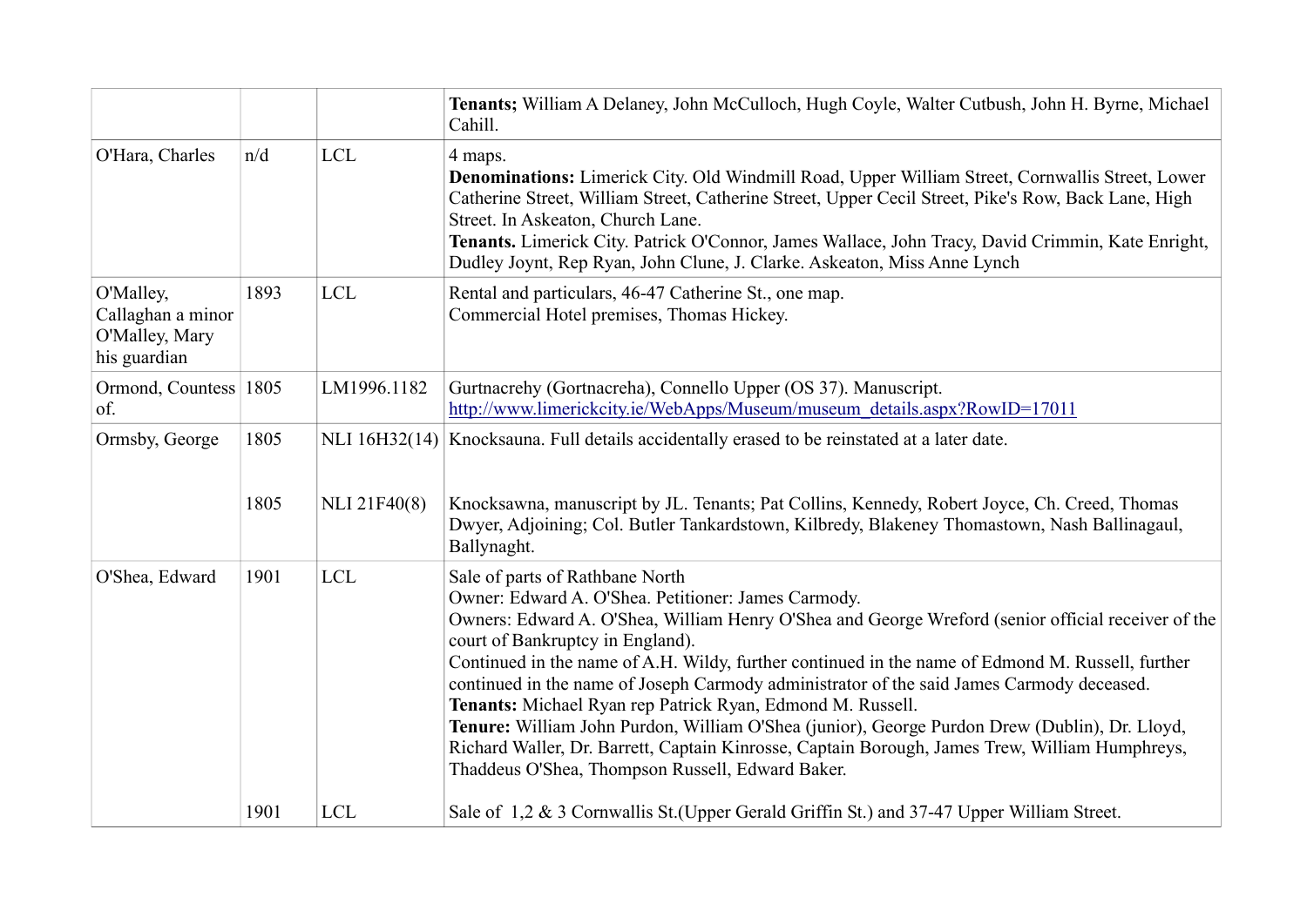| | | | |
|---|---|---|---|
| | | | **Tenants;** William A Delaney, John McCulloch, Hugh Coyle, Walter Cutbush, John H. Byrne, Michael Cahill. |
| O'Hara, Charles | n/d | LCL | 4 maps.<br>**Denominations:** Limerick City. Old Windmill Road, Upper William Street, Cornwallis Street, Lower Catherine Street, William Street, Catherine Street, Upper Cecil Street, Pike's Row, Back Lane, High Street. In Askeaton, Church Lane.<br>**Tenants.** Limerick City. Patrick O'Connor, James Wallace, John Tracy, David Crimmin, Kate Enright, Dudley Joynt, Rep Ryan, John Clune, J. Clarke. Askeaton, Miss Anne Lynch |
| O'Malley, Callaghan a minor O'Malley, Mary his guardian | 1893 | LCL | Rental and particulars, 46-47 Catherine St., one map.<br>Commercial Hotel premises, Thomas Hickey. |
| Ormond, Countess of. | 1805 | LM1996.1182 | Gurtnacrehy (Gortnacreha), Connello Upper (OS 37). Manuscript.<br>http://www.limerickcity.ie/WebApps/Museum/museum_details.aspx?RowID=17011 |
| Ormsby, George | 1805<br><br>1805 | NLI 16H32(14)<br><br>NLI 21F40(8) | Knocksauna. Full details accidentally erased to be reinstated at a later date.<br><br>Knocksawna, manuscript by JL. Tenants; Pat Collins, Kennedy, Robert Joyce, Ch. Creed, Thomas Dwyer, Adjoining; Col. Butler Tankardstown, Kilbredy, Blakeney Thomastown, Nash Ballinagaul, Ballynaght. |
| O'Shea, Edward | 1901<br><br><br><br><br><br><br><br><br><br><br>1901 | LCL<br><br><br><br><br><br><br><br><br><br><br>LCL | Sale of parts of Rathbane North<br>Owner: Edward A. O'Shea. Petitioner: James Carmody.<br>Owners: Edward A. O'Shea, William Henry O'Shea and George Wreford (senior official receiver of the court of Bankruptcy in England).<br>Continued in the name of A.H. Wildy, further continued in the name of Edmond M. Russell, further continued in the name of Joseph Carmody administrator of the said James Carmody deceased.<br>**Tenants:** Michael Ryan rep Patrick Ryan, Edmond M. Russell.<br>**Tenure:** William John Purdon, William O'Shea (junior), George Purdon Drew (Dublin), Dr. Lloyd, Richard Waller, Dr. Barrett, Captain Kinrosse, Captain Borough, James Trew, William Humphreys, Thaddeus O'Shea, Thompson Russell, Edward Baker.<br><br>Sale of 1,2 & 3 Cornwallis St.(Upper Gerald Griffin St.) and 37-47 Upper William Street. |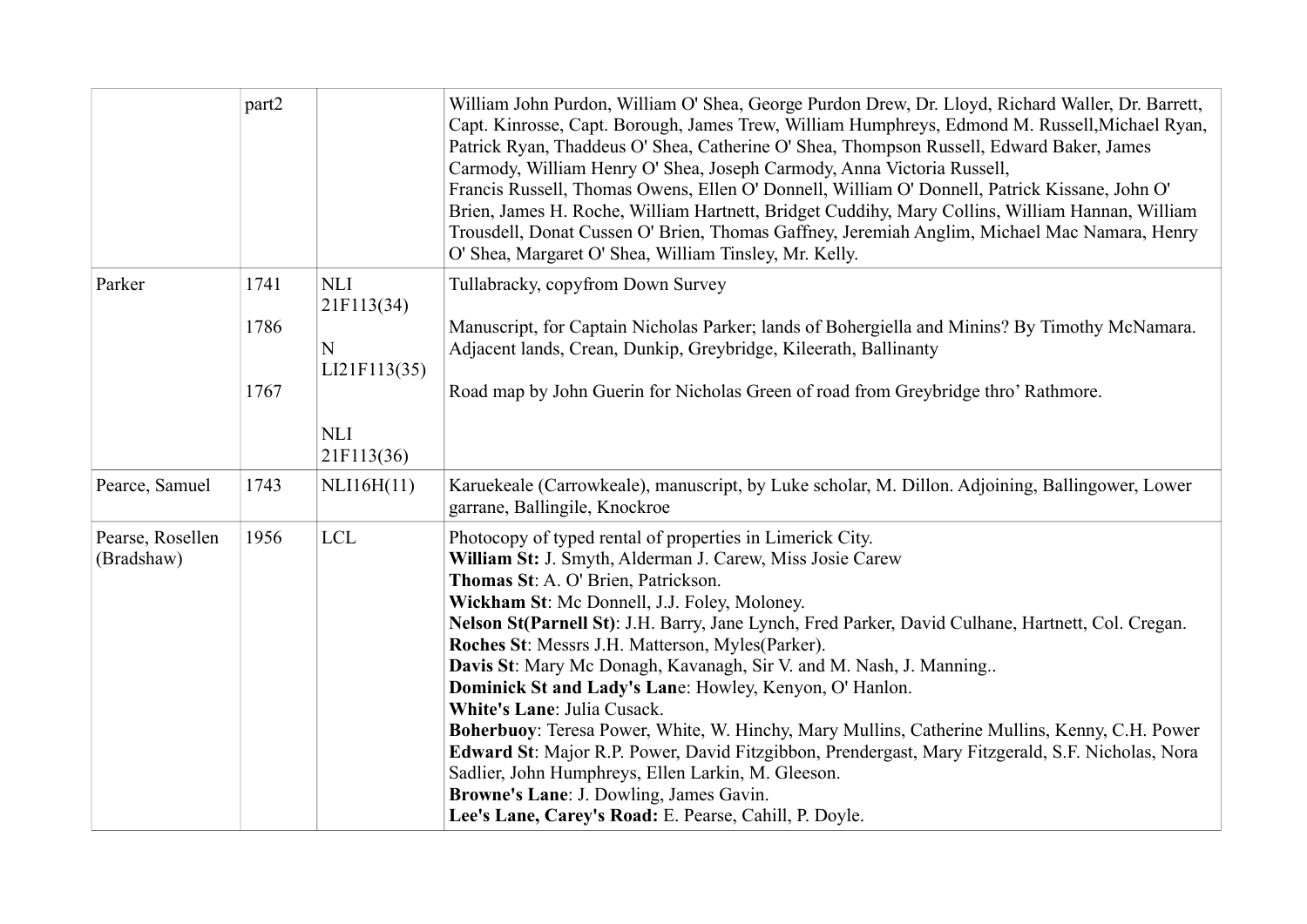| | | | |
|---|---|---|---|
| | part2 | | William John Purdon, William O' Shea, George Purdon Drew, Dr. Lloyd, Richard Waller, Dr. Barrett, Capt. Kinrosse, Capt. Borough, James Trew, William Humphreys, Edmond M. Russell,Michael Ryan, Patrick Ryan, Thaddeus O' Shea, Catherine O' Shea, Thompson Russell, Edward Baker, James Carmody, William Henry O' Shea, Joseph Carmody, Anna Victoria Russell,<br>Francis Russell, Thomas Owens, Ellen O' Donnell, William O' Donnell, Patrick Kissane, John O' Brien, James H. Roche, William Hartnett, Bridget Cuddihy, Mary Collins, William Hannan, William Trousdell, Donat Cussen O' Brien, Thomas Gaffney, Jeremiah Anglim, Michael Mac Namara, Henry O' Shea, Margaret O' Shea, William Tinsley, Mr. Kelly. |
| Parker | 1741<br><br>1786<br><br>1767 | NLI 21F113(34)<br><br>N LI21F113(35)<br><br>NLI 21F113(36) | Tullabracky, copyfrom Down Survey<br><br>Manuscript, for Captain Nicholas Parker; lands of Bohergiella and Minins? By Timothy McNamara. Adjacent lands, Crean, Dunkip, Greybridge, Kileerath, Ballinanty<br><br>Road map by John Guerin for Nicholas Green of road from Greybridge thro' Rathmore. |
| Pearce, Samuel | 1743 | NLI16H(11) | Karuekeale (Carrowkeale), manuscript, by Luke scholar, M. Dillon. Adjoining, Ballingower, Lower garrane, Ballingile, Knockroe |
| Pearse, Rosellen (Bradshaw) | 1956 | LCL | Photocopy of typed rental of properties in Limerick City.<br>**William St:** J. Smyth, Alderman J. Carew, Miss Josie Carew<br>**Thomas St**: A. O' Brien, Patrickson.<br>**Wickham St**: Mc Donnell, J.J. Foley, Moloney.<br>**Nelson St(Parnell St)**: J.H. Barry, Jane Lynch, Fred Parker, David Culhane, Hartnett, Col. Cregan.<br>**Roches St**: Messrs J.H. Matterson, Myles(Parker).<br>**Davis St**: Mary Mc Donagh, Kavanagh, Sir V. and M. Nash, J. Manning..<br>**Dominick St and Lady's Lan**e: Howley, Kenyon, O' Hanlon.<br>**White's Lane**: Julia Cusack.<br>**Boherbuoy**: Teresa Power, White, W. Hinchy, Mary Mullins, Catherine Mullins, Kenny, C.H. Power<br>**Edward St**: Major R.P. Power, David Fitzgibbon, Prendergast, Mary Fitzgerald, S.F. Nicholas, Nora Sadlier, John Humphreys, Ellen Larkin, M. Gleeson.<br>**Browne's Lane**: J. Dowling, James Gavin.<br>**Lee's Lane, Carey's Road:** E. Pearse, Cahill, P. Doyle. |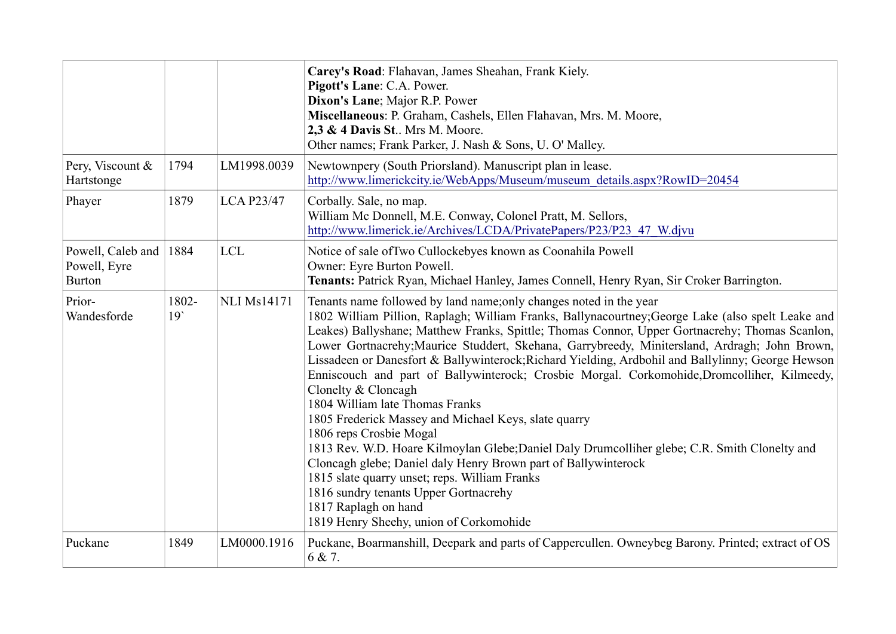| | | | |
|---|---|---|---|
| | | | **Carey's Road**: Flahavan, James Sheahan, Frank Kiely.<br>**Pigott's Lane**: C.A. Power.<br>**Dixon's Lane**; Major R.P. Power<br>**Miscellaneous**: P. Graham, Cashels, Ellen Flahavan, Mrs. M. Moore,<br>**2,3 & 4 Davis St**.. Mrs M. Moore.<br>Other names; Frank Parker, J. Nash & Sons, U. O' Malley. |
| Pery, Viscount & Hartstonge | 1794 | LM1998.0039 | Newtownpery (South Priorsland). Manuscript plan in lease.<br>http://www.limerickcity.ie/WebApps/Museum/museum_details.aspx?RowID=20454 |
| Phayer | 1879 | LCA P23/47 | Corbally. Sale, no map.<br>William Mc Donnell, M.E. Conway, Colonel Pratt, M. Sellors,<br>http://www.limerick.ie/Archives/LCDA/PrivatePapers/P23/P23_47_W.djvu |
| Powell, Caleb and Powell, Eyre Burton | 1884 | LCL | Notice of sale ofTwo Cullockebyes known as Coonahila Powell<br>Owner: Eyre Burton Powell.<br>**Tenants:** Patrick Ryan, Michael Hanley, James Connell, Henry Ryan, Sir Croker Barrington. |
| Prior-Wandesforde | 1802-19` | NLI Ms14171 | Tenants name followed by land name;only changes noted in the year<br>1802 William Pillion, Raplagh; William Franks, Ballynacourtney;George Lake (also spelt Leake and Leakes) Ballyshane; Matthew Franks, Spittle; Thomas Connor, Upper Gortnacrehy; Thomas Scanlon, Lower Gortnacrehy;Maurice Studdert, Skehana, Garrybreedy, Minitersland, Ardragh; John Brown, Lissadeen or Danesfort & Ballywinterock;Richard Yielding, Ardbohil and Ballylinny; George Hewson Enniscouch and part of Ballywinterock; Crosbie Morgal. Corkomohide,Dromcolliher, Kilmeedy, Clonelty & Cloncagh<br>1804 William late Thomas Franks<br>1805 Frederick Massey and Michael Keys, slate quarry<br>1806 reps Crosbie Mogal<br>1813 Rev. W.D. Hoare Kilmoylan Glebe;Daniel Daly Drumcolliher glebe; C.R. Smith Clonelty and Cloncagh glebe; Daniel daly Henry Brown part of Ballywinterock<br>1815 slate quarry unset; reps. William Franks<br>1816 sundry tenants Upper Gortnacrehy<br>1817 Raplagh on hand<br>1819 Henry Sheehy, union of Corkomohide |
| Puckane | 1849 | LM0000.1916 | Puckane, Boarmanshill, Deepark and parts of Cappercullen. Owneybeg Barony. Printed; extract of OS 6 & 7. |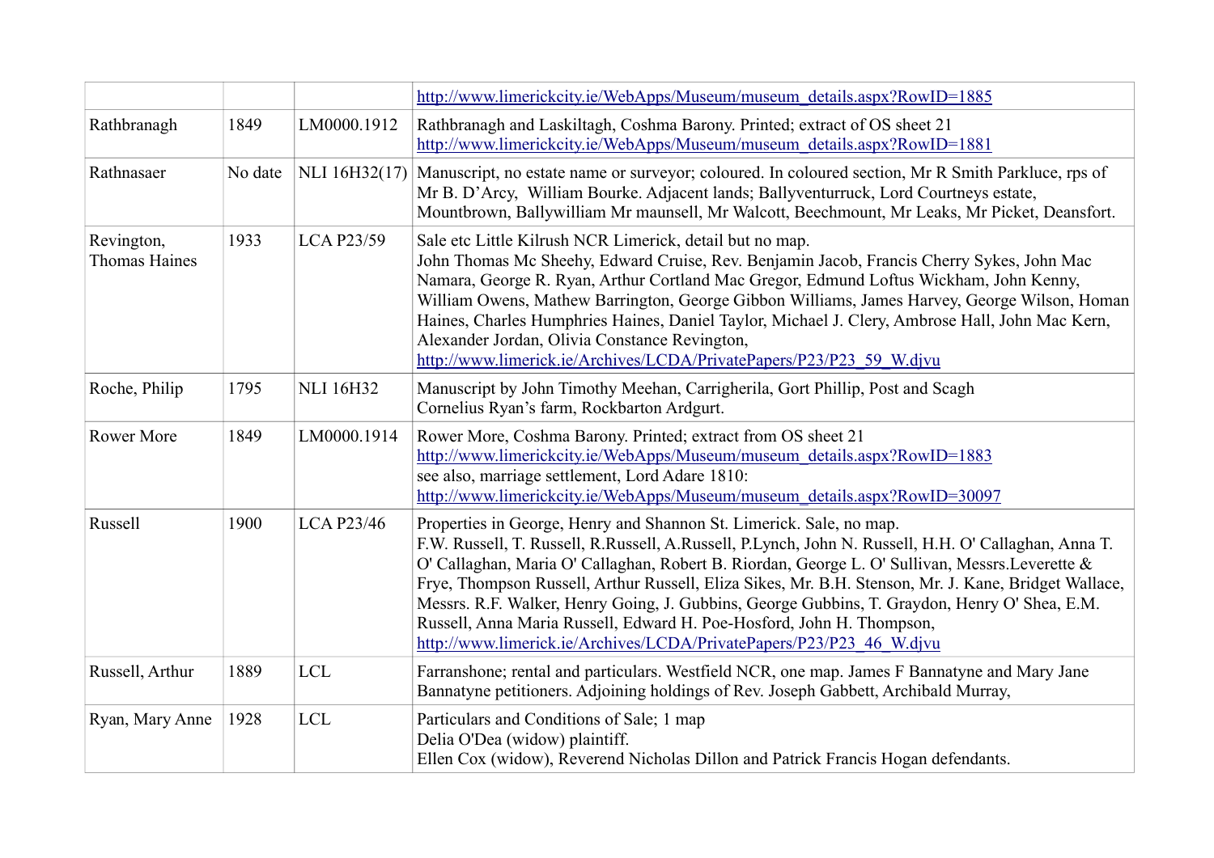| | | | |
|---|---|---|---|
| | | | http://www.limerickcity.ie/WebApps/Museum/museum_details.aspx?RowID=1885 |
| Rathbranagh | 1849 | LM0000.1912 | Rathbranagh and Laskiltagh, Coshma Barony. Printed; extract of OS sheet 21 http://www.limerickcity.ie/WebApps/Museum/museum_details.aspx?RowID=1881 |
| Rathnasaer | No date | NLI 16H32(17) | Manuscript, no estate name or surveyor; coloured. In coloured section, Mr R Smith Parkluce, rps of Mr B. D'Arcy, William Bourke. Adjacent lands; Ballyventurruck, Lord Courtneys estate, Mountbrown, Ballywilliam Mr maunsell, Mr Walcott, Beechmount, Mr Leaks, Mr Picket, Deansfort. |
| Revington, Thomas Haines | 1933 | LCA P23/59 | Sale etc Little Kilrush NCR Limerick, detail but no map. John Thomas Mc Sheehy, Edward Cruise, Rev. Benjamin Jacob, Francis Cherry Sykes, John Mac Namara, George R. Ryan, Arthur Cortland Mac Gregor, Edmund Loftus Wickham, John Kenny, William Owens, Mathew Barrington, George Gibbon Williams, James Harvey, George Wilson, Homan Haines, Charles Humphries Haines, Daniel Taylor, Michael J. Clery, Ambrose Hall, John Mac Kern, Alexander Jordan, Olivia Constance Revington, http://www.limerick.ie/Archives/LCDA/PrivatePapers/P23/P23_59_W.djvu |
| Roche, Philip | 1795 | NLI 16H32 | Manuscript by John Timothy Meehan, Carrigherila, Gort Phillip, Post and Scagh Cornelius Ryan's farm, Rockbarton Ardgurt. |
| Rower More | 1849 | LM0000.1914 | Rower More, Coshma Barony. Printed; extract from OS sheet 21 http://www.limerickcity.ie/WebApps/Museum/museum_details.aspx?RowID=1883 see also, marriage settlement, Lord Adare 1810: http://www.limerickcity.ie/WebApps/Museum/museum_details.aspx?RowID=30097 |
| Russell | 1900 | LCA P23/46 | Properties in George, Henry and Shannon St. Limerick. Sale, no map. F.W. Russell, T. Russell, R.Russell, A.Russell, P.Lynch, John N. Russell, H.H. O' Callaghan, Anna T. O' Callaghan, Maria O' Callaghan, Robert B. Riordan, George L. O' Sullivan, Messrs.Leverette & Frye, Thompson Russell, Arthur Russell, Eliza Sikes, Mr. B.H. Stenson, Mr. J. Kane, Bridget Wallace, Messrs. R.F. Walker, Henry Going, J. Gubbins, George Gubbins, T. Graydon, Henry O' Shea, E.M. Russell, Anna Maria Russell, Edward H. Poe-Hosford, John H. Thompson, http://www.limerick.ie/Archives/LCDA/PrivatePapers/P23/P23_46_W.djvu |
| Russell, Arthur | 1889 | LCL | Farranshone; rental and particulars. Westfield NCR, one map. James F Bannatyne and Mary Jane Bannatyne petitioners. Adjoining holdings of Rev. Joseph Gabbett, Archibald Murray, |
| Ryan, Mary Anne | 1928 | LCL | Particulars and Conditions of Sale; 1 map Delia O'Dea (widow) plaintiff. Ellen Cox (widow), Reverend Nicholas Dillon and Patrick Francis Hogan defendants. |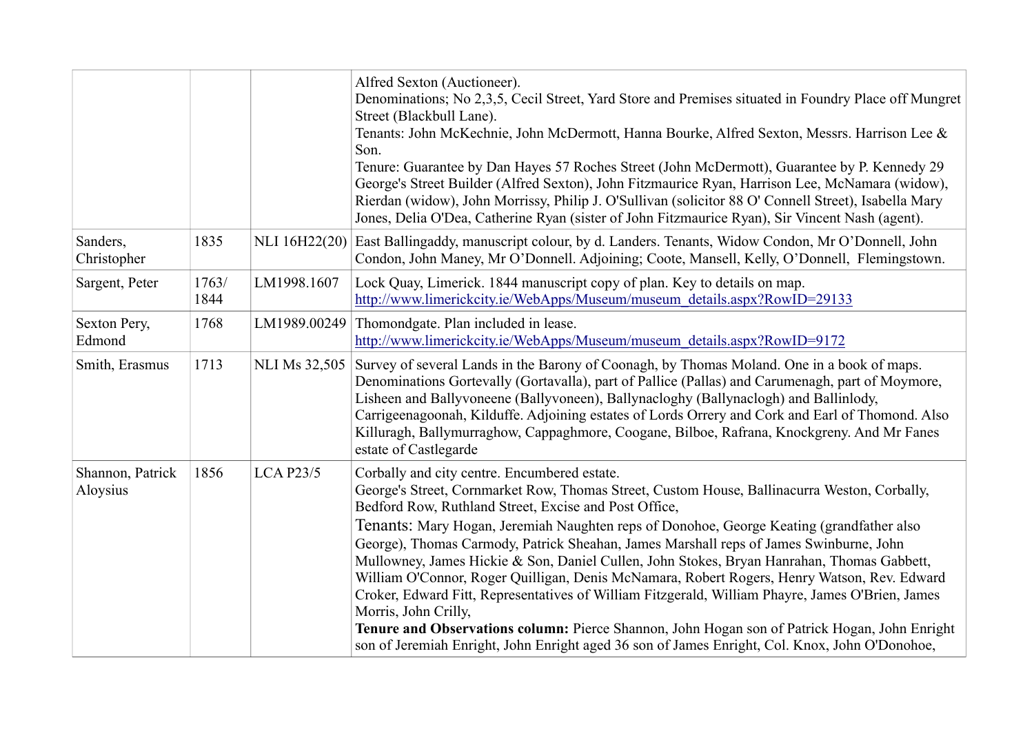| | | | |
|---|---|---|---|
| | | | Alfred Sexton (Auctioneer).<br>Denominations; No 2,3,5, Cecil Street, Yard Store and Premises situated in Foundry Place off Mungret Street (Blackbull Lane).<br>Tenants: John McKechnie, John McDermott, Hanna Bourke, Alfred Sexton, Messrs. Harrison Lee & Son.<br>Tenure: Guarantee by Dan Hayes 57 Roches Street (John McDermott), Guarantee by P. Kennedy 29 George's Street Builder (Alfred Sexton), John Fitzmaurice Ryan, Harrison Lee, McNamara (widow), Rierdan (widow), John Morrissy, Philip J. O'Sullivan (solicitor 88 O' Connell Street), Isabella Mary Jones, Delia O'Dea, Catherine Ryan (sister of John Fitzmaurice Ryan), Sir Vincent Nash (agent). |
| Sanders, Christopher | 1835 | NLI 16H22(20) | East Ballingaddy, manuscript colour, by d. Landers. Tenants, Widow Condon, Mr O'Donnell, John Condon, John Maney, Mr O'Donnell. Adjoining; Coote, Mansell, Kelly, O'Donnell, Flemingstown. |
| Sargent, Peter | 1763/ 1844 | LM1998.1607 | Lock Quay, Limerick. 1844 manuscript copy of plan. Key to details on map.<br>http://www.limerickcity.ie/WebApps/Museum/museum_details.aspx?RowID=29133 |
| Sexton Pery, Edmond | 1768 | LM1989.00249 | Thomondgate. Plan included in lease.<br>http://www.limerickcity.ie/WebApps/Museum/museum_details.aspx?RowID=9172 |
| Smith, Erasmus | 1713 | NLI Ms 32,505 | Survey of several Lands in the Barony of Coonagh, by Thomas Moland. One in a book of maps. Denominations Gortevally (Gortavalla), part of Pallice (Pallas) and Carumenagh, part of Moymore, Lisheen and Ballyvoneene (Ballyvoneen), Ballynacloghy (Ballynaclogh) and Ballinlody, Carrigeenagoonah, Kilduffe. Adjoining estates of Lords Orrery and Cork and Earl of Thomond. Also Killuragh, Ballymurraghow, Cappaghmore, Coogane, Bilboe, Rafrana, Knockgreny. And Mr Fanes estate of Castlegarde |
| Shannon, Patrick Aloysius | 1856 | LCA P23/5 | Corbally and city centre. Encumbered estate.<br>George's Street, Cornmarket Row, Thomas Street, Custom House, Ballinacurra Weston, Corbally, Bedford Row, Ruthland Street, Excise and Post Office,<br>Tenants: Mary Hogan, Jeremiah Naughten reps of Donohoe, George Keating (grandfather also George), Thomas Carmody, Patrick Sheahan, James Marshall reps of James Swinburne, John Mullowney, James Hickie & Son, Daniel Cullen, John Stokes, Bryan Hanrahan, Thomas Gabbett, William O'Connor, Roger Quilligan, Denis McNamara, Robert Rogers, Henry Watson, Rev. Edward Croker, Edward Fitt, Representatives of William Fitzgerald, William Phayre, James O'Brien, James Morris, John Crilly,<br>**Tenure and Observations column:** Pierce Shannon, John Hogan son of Patrick Hogan, John Enright son of Jeremiah Enright, John Enright aged 36 son of James Enright, Col. Knox, John O'Donohoe, |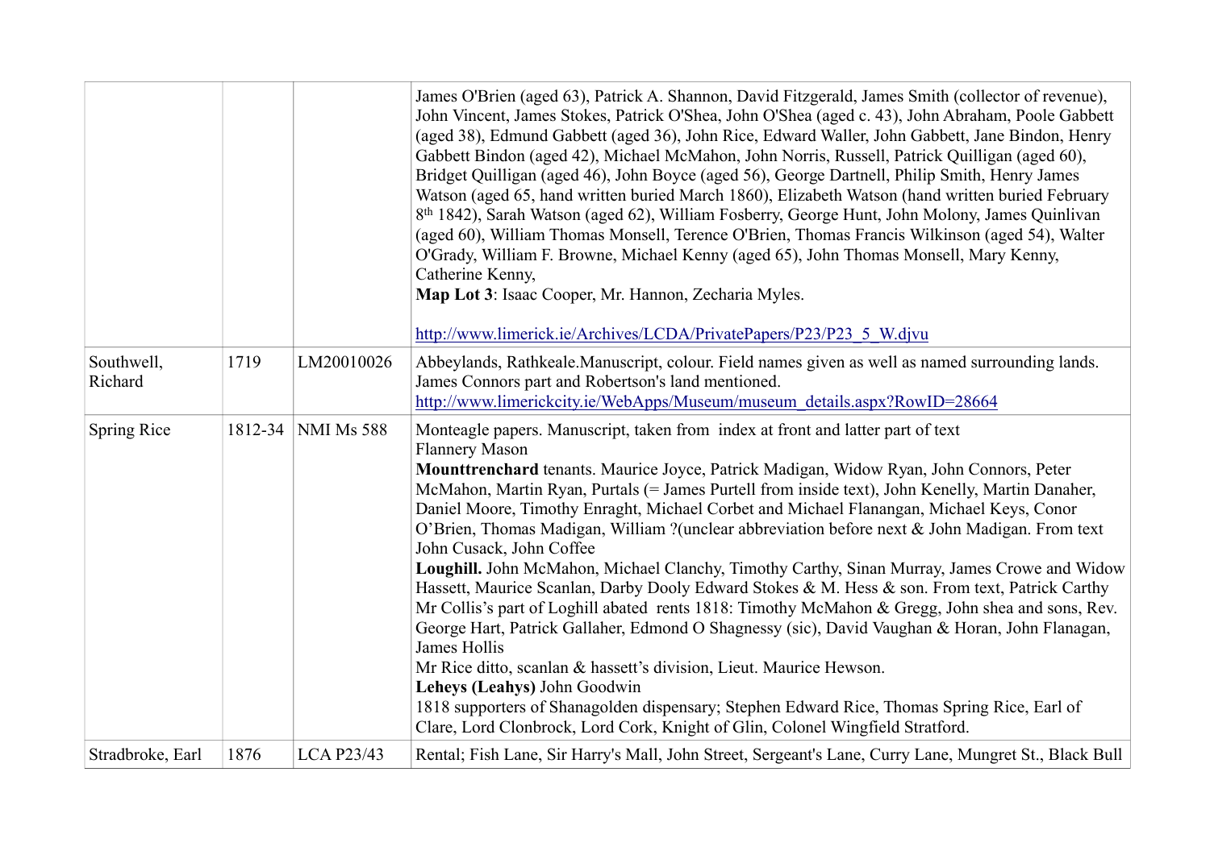| | | | |
|---|---|---|---|
| | | | James O'Brien (aged 63), Patrick A. Shannon, David Fitzgerald, James Smith (collector of revenue), John Vincent, James Stokes, Patrick O'Shea, John O'Shea (aged c. 43), John Abraham, Poole Gabbett (aged 38), Edmund Gabbett (aged 36), John Rice, Edward Waller, John Gabbett, Jane Bindon, Henry Gabbett Bindon (aged 42), Michael McMahon, John Norris, Russell, Patrick Quilligan (aged 60), Bridget Quilligan (aged 46), John Boyce (aged 56), George Dartnell, Philip Smith, Henry James Watson (aged 65, hand written buried March 1860), Elizabeth Watson (hand written buried February 8th 1842), Sarah Watson (aged 62), William Fosberry, George Hunt, John Molony, James Quinlivan (aged 60), William Thomas Monsell, Terence O'Brien, Thomas Francis Wilkinson (aged 54), Walter O'Grady, William F. Browne, Michael Kenny (aged 65), John Thomas Monsell, Mary Kenny, Catherine Kenny,<br>**Map Lot 3**: Isaac Cooper, Mr. Hannon, Zecharia Myles.<br><br>http://www.limerick.ie/Archives/LCDA/PrivatePapers/P23/P23_5_W.djvu |
| Southwell, Richard | 1719 | LM20010026 | Abbeylands, Rathkeale.Manuscript, colour. Field names given as well as named surrounding lands. James Connors part and Robertson's land mentioned.<br>http://www.limerickcity.ie/WebApps/Museum/museum_details.aspx?RowID=28664 |
| Spring Rice | 1812-34 | NMI Ms 588 | Monteagle papers. Manuscript, taken from index at front and latter part of text<br>Flannery Mason<br>**Mounttrenchard** tenants. Maurice Joyce, Patrick Madigan, Widow Ryan, John Connors, Peter McMahon, Martin Ryan, Purtals (= James Purtell from inside text), John Kenelly, Martin Danaher, Daniel Moore, Timothy Enraght, Michael Corbet and Michael Flanangan, Michael Keys, Conor O'Brien, Thomas Madigan, William ?(unclear abbreviation before next & John Madigan. From text John Cusack, John Coffee<br>**Loughill.** John McMahon, Michael Clanchy, Timothy Carthy, Sinan Murray, James Crowe and Widow Hassett, Maurice Scanlan, Darby Dooly Edward Stokes & M. Hess & son. From text, Patrick Carthy<br>Mr Collis's part of Loghill abated rents 1818: Timothy McMahon & Gregg, John shea and sons, Rev. George Hart, Patrick Gallaher, Edmond O Shagnessy (sic), David Vaughan & Horan, John Flanagan, James Hollis<br>Mr Rice ditto, scanlan & hassett's division, Lieut. Maurice Hewson.<br>**Leheys (Leahys)** John Goodwin<br>1818 supporters of Shanagolden dispensary; Stephen Edward Rice, Thomas Spring Rice, Earl of Clare, Lord Clonbrock, Lord Cork, Knight of Glin, Colonel Wingfield Stratford. |
| Stradbroke, Earl | 1876 | LCA P23/43 | Rental; Fish Lane, Sir Harry's Mall, John Street, Sergeant's Lane, Curry Lane, Mungret St., Black Bull |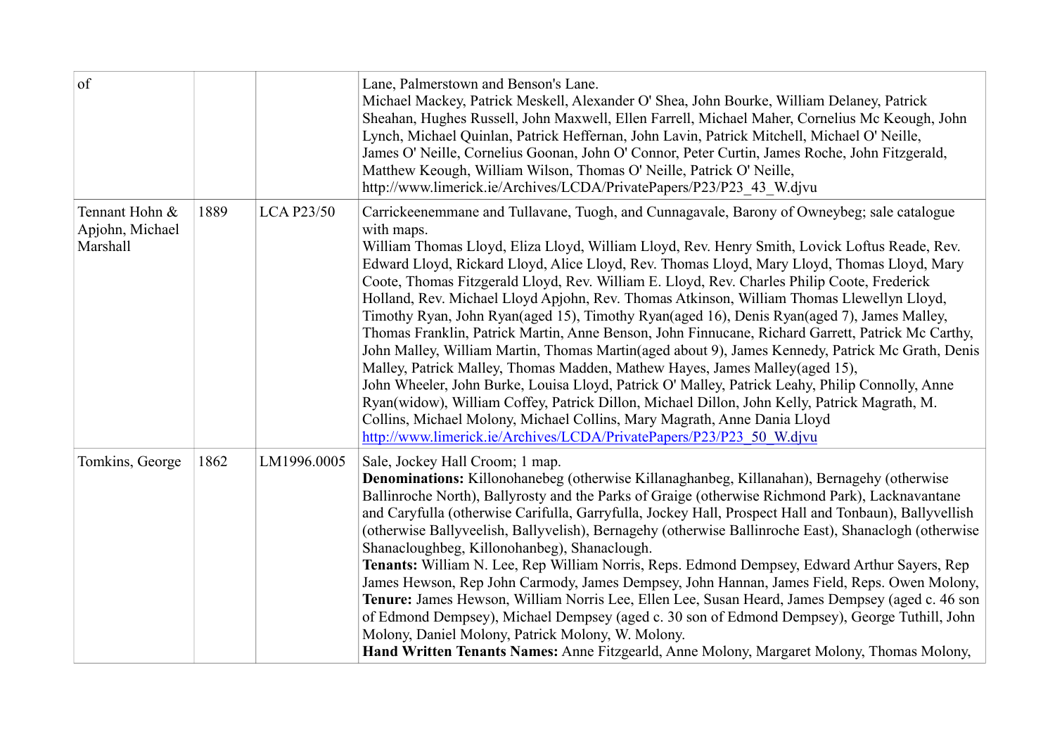| | | | |
|---|---|---|---|
| of | | | Lane, Palmerstown and Benson's Lane.<br>Michael Mackey, Patrick Meskell, Alexander O' Shea, John Bourke, William Delaney, Patrick Sheahan, Hughes Russell, John Maxwell, Ellen Farrell, Michael Maher, Cornelius Mc Keough, John Lynch, Michael Quinlan, Patrick Heffernan, John Lavin, Patrick Mitchell, Michael O' Neille, James O' Neille, Cornelius Goonan, John O' Connor, Peter Curtin, James Roche, John Fitzgerald, Matthew Keough, William Wilson, Thomas O' Neille, Patrick O' Neille,<br>http://www.limerick.ie/Archives/LCDA/PrivatePapers/P23/P23_43_W.djvu |
| Tennant Hohn & Apjohn, Michael Marshall | 1889 | LCA P23/50 | Carrickeenemmane and Tullavane, Tuogh, and Cunnagavale, Barony of Owneybeg; sale catalogue with maps.<br>William Thomas Lloyd, Eliza Lloyd, William Lloyd, Rev. Henry Smith, Lovick Loftus Reade, Rev. Edward Lloyd, Rickard Lloyd, Alice Lloyd, Rev. Thomas Lloyd, Mary Lloyd, Thomas Lloyd, Mary Coote, Thomas Fitzgerald Lloyd, Rev. William E. Lloyd, Rev. Charles Philip Coote, Frederick Holland, Rev. Michael Lloyd Apjohn, Rev. Thomas Atkinson, William Thomas Llewellyn Lloyd, Timothy Ryan, John Ryan(aged 15), Timothy Ryan(aged 16), Denis Ryan(aged 7), James Malley, Thomas Franklin, Patrick Martin, Anne Benson, John Finnucane, Richard Garrett, Patrick Mc Carthy, John Malley, William Martin, Thomas Martin(aged about 9), James Kennedy, Patrick Mc Grath, Denis Malley, Patrick Malley, Thomas Madden, Mathew Hayes, James Malley(aged 15),<br>John Wheeler, John Burke, Louisa Lloyd, Patrick O' Malley, Patrick Leahy, Philip Connolly, Anne Ryan(widow), William Coffey, Patrick Dillon, Michael Dillon, John Kelly, Patrick Magrath, M. Collins, Michael Molony, Michael Collins, Mary Magrath, Anne Dania Lloyd<br>http://www.limerick.ie/Archives/LCDA/PrivatePapers/P23/P23_50_W.djvu |
| Tomkins, George | 1862 | LM1996.0005 | Sale, Jockey Hall Croom; 1 map.<br>**Denominations:** Killonohanebeg (otherwise Killanaghanbeg, Killanahan), Bernagehy (otherwise Ballinroche North), Ballyrosty and the Parks of Graige (otherwise Richmond Park), Lacknavantane and Caryfulla (otherwise Carifulla, Garryfulla, Jockey Hall, Prospect Hall and Tonbaun), Ballyvellish (otherwise Ballyveelish, Ballyvelish), Bernagehy (otherwise Ballinroche East), Shanaclogh (otherwise Shanacloughbeg, Killonohanbeg), Shanaclough.<br>**Tenants:** William N. Lee, Rep William Norris, Reps. Edmond Dempsey, Edward Arthur Sayers, Rep James Hewson, Rep John Carmody, James Dempsey, John Hannan, James Field, Reps. Owen Molony,<br>**Tenure:** James Hewson, William Norris Lee, Ellen Lee, Susan Heard, James Dempsey (aged c. 46 son of Edmond Dempsey), Michael Dempsey (aged c. 30 son of Edmond Dempsey), George Tuthill, John Molony, Daniel Molony, Patrick Molony, W. Molony.<br>**Hand Written Tenants Names:** Anne Fitzgearld, Anne Molony, Margaret Molony, Thomas Molony, |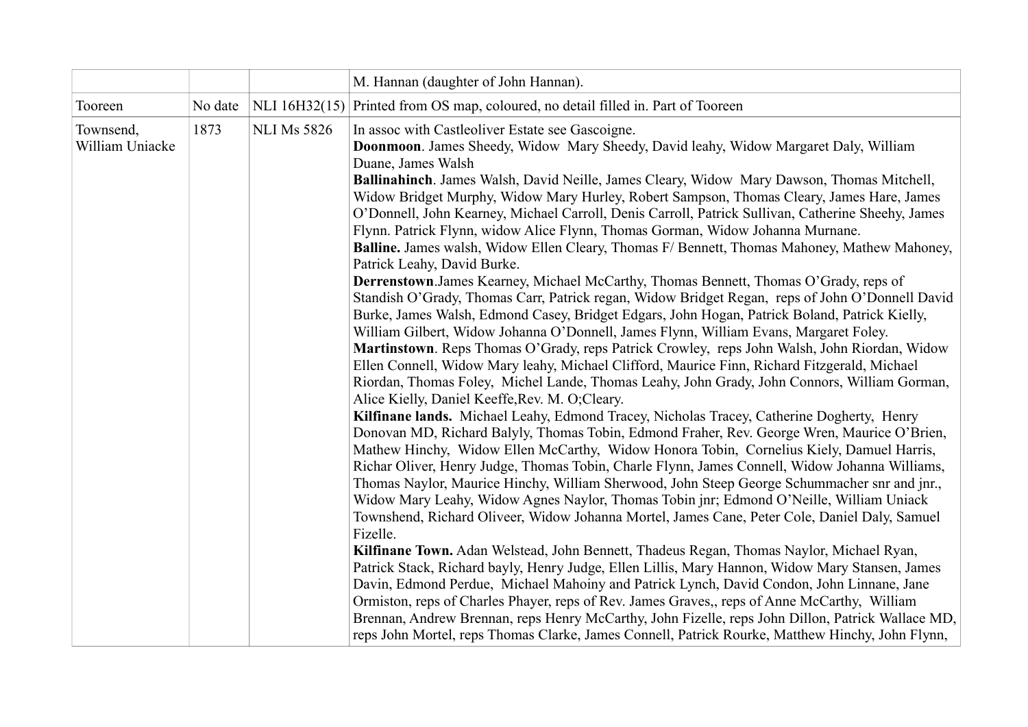| | | | |
|---|---|---|---|
| | | | M. Hannan (daughter of John Hannan). |
| Tooreen | No date | NLI 16H32(15) | Printed from OS map, coloured, no detail filled in. Part of Tooreen |
| Townsend, William Uniacke | 1873 | NLI Ms 5826 | In assoc with Castleoliver Estate see Gascoigne. **Doonmoon**. James Sheedy, Widow Mary Sheedy, David leahy, Widow Margaret Daly, William Duane, James Walsh **Ballinahinch**. James Walsh, David Neille, James Cleary, Widow Mary Dawson, Thomas Mitchell, Widow Bridget Murphy, Widow Mary Hurley, Robert Sampson, Thomas Cleary, James Hare, James O'Donnell, John Kearney, Michael Carroll, Denis Carroll, Patrick Sullivan, Catherine Sheehy, James Flynn. Patrick Flynn, widow Alice Flynn, Thomas Gorman, Widow Johanna Murnane. **Balline.** James walsh, Widow Ellen Cleary, Thomas F/ Bennett, Thomas Mahoney, Mathew Mahoney, Patrick Leahy, David Burke. **Derrenstown**.James Kearney, Michael McCarthy, Thomas Bennett, Thomas O'Grady, reps of Standish O'Grady, Thomas Carr, Patrick regan, Widow Bridget Regan, reps of John O'Donnell David Burke, James Walsh, Edmond Casey, Bridget Edgars, John Hogan, Patrick Boland, Patrick Kielly, William Gilbert, Widow Johanna O'Donnell, James Flynn, William Evans, Margaret Foley. **Martinstown**. Reps Thomas O'Grady, reps Patrick Crowley, reps John Walsh, John Riordan, Widow Ellen Connell, Widow Mary leahy, Michael Clifford, Maurice Finn, Richard Fitzgerald, Michael Riordan, Thomas Foley, Michel Lande, Thomas Leahy, John Grady, John Connors, William Gorman, Alice Kielly, Daniel Keeffe,Rev. M. O;Cleary. **Kilfinane lands.** Michael Leahy, Edmond Tracey, Nicholas Tracey, Catherine Dogherty, Henry Donovan MD, Richard Balyly, Thomas Tobin, Edmond Fraher, Rev. George Wren, Maurice O'Brien, Mathew Hinchy, Widow Ellen McCarthy, Widow Honora Tobin, Cornelius Kiely, Damuel Harris, Richar Oliver, Henry Judge, Thomas Tobin, Charle Flynn, James Connell, Widow Johanna Williams, Thomas Naylor, Maurice Hinchy, William Sherwood, John Steep George Schummacher snr and jnr., Widow Mary Leahy, Widow Agnes Naylor, Thomas Tobin jnr; Edmond O'Neille, William Uniack Townshend, Richard Oliveer, Widow Johanna Mortel, James Cane, Peter Cole, Daniel Daly, Samuel Fizelle. **Kilfinane Town.** Adan Welstead, John Bennett, Thadeus Regan, Thomas Naylor, Michael Ryan, Patrick Stack, Richard bayly, Henry Judge, Ellen Lillis, Mary Hannon, Widow Mary Stansen, James Davin, Edmond Perdue, Michael Mahoiny and Patrick Lynch, David Condon, John Linnane, Jane Ormiston, reps of Charles Phayer, reps of Rev. James Graves,, reps of Anne McCarthy, William Brennan, Andrew Brennan, reps Henry McCarthy, John Fizelle, reps John Dillon, Patrick Wallace MD, reps John Mortel, reps Thomas Clarke, James Connell, Patrick Rourke, Matthew Hinchy, John Flynn, |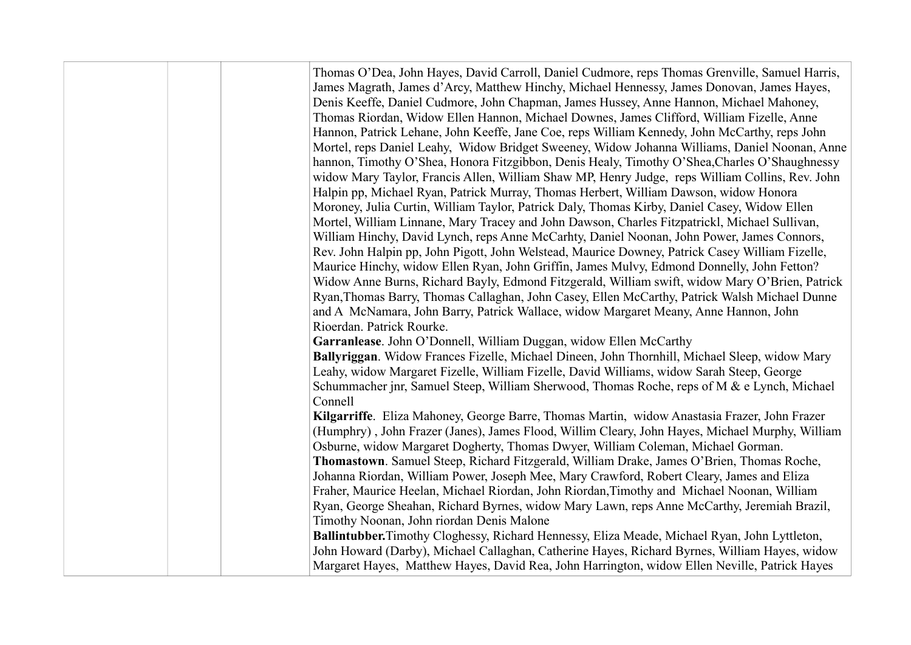| | | | |
|---|---|---|---|
| | | | Thomas O'Dea, John Hayes, David Carroll, Daniel Cudmore, reps Thomas Grenville, Samuel Harris, James Magrath, James d'Arcy, Matthew Hinchy, Michael Hennessy, James Donovan, James Hayes, Denis Keeffe, Daniel Cudmore, John Chapman, James Hussey, Anne Hannon, Michael Mahoney, Thomas Riordan, Widow Ellen Hannon, Michael Downes, James Clifford, William Fizelle, Anne Hannon, Patrick Lehane, John Keeffe, Jane Coe, reps William Kennedy, John McCarthy, reps John Mortel, reps Daniel Leahy, Widow Bridget Sweeney, Widow Johanna Williams, Daniel Noonan, Anne hannon, Timothy O'Shea, Honora Fitzgibbon, Denis Healy, Timothy O'Shea,Charles O'Shaughnessy widow Mary Taylor, Francis Allen, William Shaw MP, Henry Judge, reps William Collins, Rev. John Halpin pp, Michael Ryan, Patrick Murray, Thomas Herbert, William Dawson, widow Honora Moroney, Julia Curtin, William Taylor, Patrick Daly, Thomas Kirby, Daniel Casey, Widow Ellen Mortel, William Linnane, Mary Tracey and John Dawson, Charles Fitzpatrickl, Michael Sullivan, William Hinchy, David Lynch, reps Anne McCarhty, Daniel Noonan, John Power, James Connors, Rev. John Halpin pp, John Pigott, John Welstead, Maurice Downey, Patrick Casey William Fizelle, Maurice Hinchy, widow Ellen Ryan, John Griffin, James Mulvy, Edmond Donnelly, John Fetton? Widow Anne Burns, Richard Bayly, Edmond Fitzgerald, William swift, widow Mary O'Brien, Patrick Ryan,Thomas Barry, Thomas Callaghan, John Casey, Ellen McCarthy, Patrick Walsh Michael Dunne and A McNamara, John Barry, Patrick Wallace, widow Margaret Meany, Anne Hannon, John Rioerdan. Patrick Rourke.<br>**Garranlease**. John O'Donnell, William Duggan, widow Ellen McCarthy<br>**Ballyriggan**. Widow Frances Fizelle, Michael Dineen, John Thornhill, Michael Sleep, widow Mary Leahy, widow Margaret Fizelle, William Fizelle, David Williams, widow Sarah Steep, George Schummacher jnr, Samuel Steep, William Sherwood, Thomas Roche, reps of M & e Lynch, Michael Connell<br>**Kilgarriffe**. Eliza Mahoney, George Barre, Thomas Martin, widow Anastasia Frazer, John Frazer (Humphry) , John Frazer (Janes), James Flood, Willim Cleary, John Hayes, Michael Murphy, William Osburne, widow Margaret Dogherty, Thomas Dwyer, William Coleman, Michael Gorman.<br>**Thomastown**. Samuel Steep, Richard Fitzgerald, William Drake, James O'Brien, Thomas Roche, Johanna Riordan, William Power, Joseph Mee, Mary Crawford, Robert Cleary, James and Eliza Fraher, Maurice Heelan, Michael Riordan, John Riordan,Timothy and Michael Noonan, William Ryan, George Sheahan, Richard Byrnes, widow Mary Lawn, reps Anne McCarthy, Jeremiah Brazil, Timothy Noonan, John riordan Denis Malone<br>**Ballintubber.**Timothy Cloghessy, Richard Hennessy, Eliza Meade, Michael Ryan, John Lyttleton, John Howard (Darby), Michael Callaghan, Catherine Hayes, Richard Byrnes, William Hayes, widow Margaret Hayes, Matthew Hayes, David Rea, John Harrington, widow Ellen Neville, Patrick Hayes |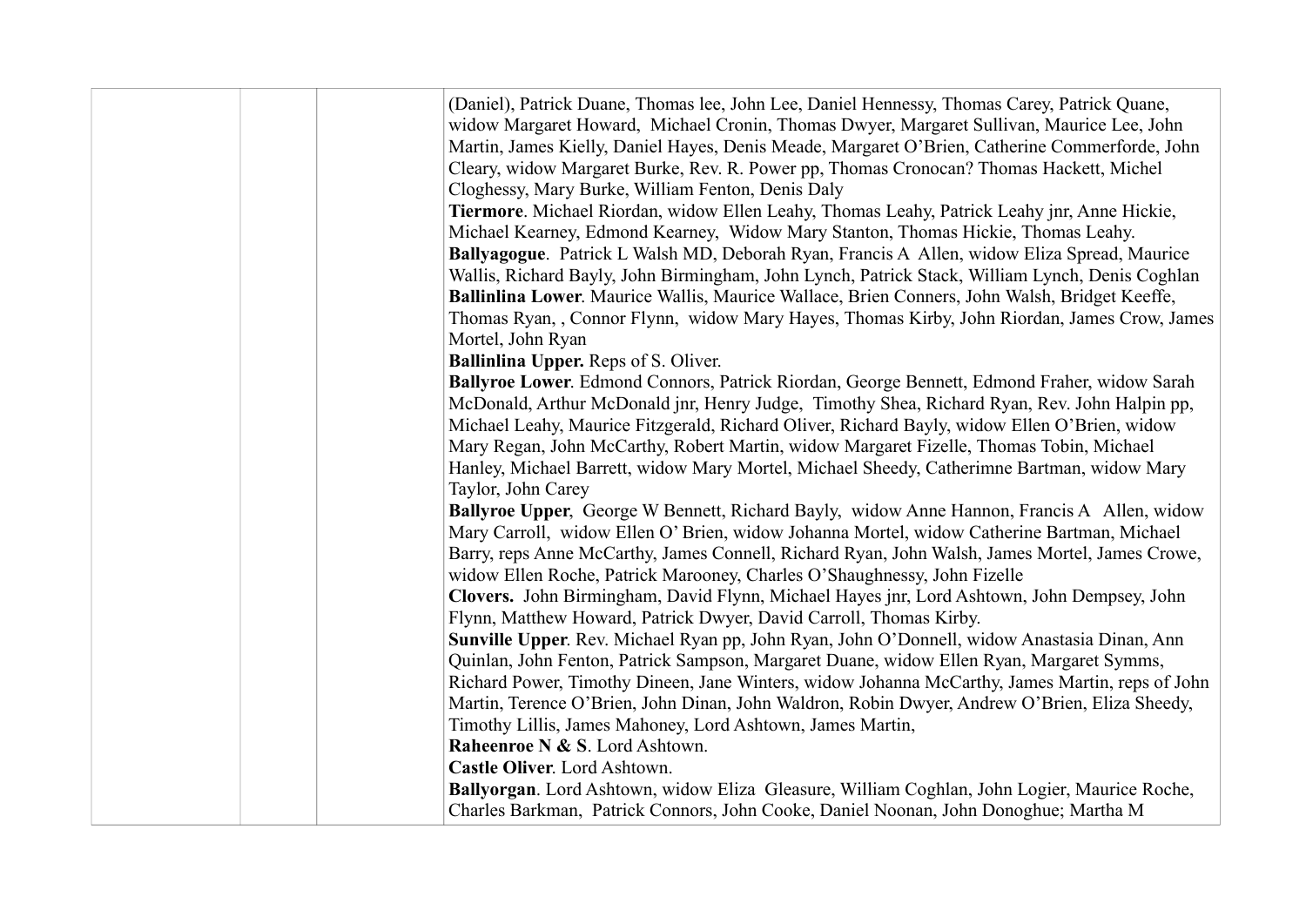| | | | |
|---|---|---|---|
| | | | (Daniel), Patrick Duane, Thomas lee, John Lee, Daniel Hennessy, Thomas Carey, Patrick Quane, widow Margaret Howard, Michael Cronin, Thomas Dwyer, Margaret Sullivan, Maurice Lee, John Martin, James Kielly, Daniel Hayes, Denis Meade, Margaret O'Brien, Catherine Commerforde, John Cleary, widow Margaret Burke, Rev. R. Power pp, Thomas Cronocan? Thomas Hackett, Michel Cloghessy, Mary Burke, William Fenton, Denis Daly<br>**Tiermore**. Michael Riordan, widow Ellen Leahy, Thomas Leahy, Patrick Leahy jnr, Anne Hickie, Michael Kearney, Edmond Kearney, Widow Mary Stanton, Thomas Hickie, Thomas Leahy.<br>**Ballyagogue**. Patrick L Walsh MD, Deborah Ryan, Francis A Allen, widow Eliza Spread, Maurice Wallis, Richard Bayly, John Birmingham, John Lynch, Patrick Stack, William Lynch, Denis Coghlan<br>**Ballinlina Lower**. Maurice Wallis, Maurice Wallace, Brien Conners, John Walsh, Bridget Keeffe, Thomas Ryan, , Connor Flynn, widow Mary Hayes, Thomas Kirby, John Riordan, James Crow, James Mortel, John Ryan<br>**Ballinlina Upper.** Reps of S. Oliver.<br>**Ballyroe Lower**. Edmond Connors, Patrick Riordan, George Bennett, Edmond Fraher, widow Sarah McDonald, Arthur McDonald jnr, Henry Judge, Timothy Shea, Richard Ryan, Rev. John Halpin pp, Michael Leahy, Maurice Fitzgerald, Richard Oliver, Richard Bayly, widow Ellen O'Brien, widow Mary Regan, John McCarthy, Robert Martin, widow Margaret Fizelle, Thomas Tobin, Michael Hanley, Michael Barrett, widow Mary Mortel, Michael Sheedy, Catherimne Bartman, widow Mary Taylor, John Carey<br>**Ballyroe Upper**, George W Bennett, Richard Bayly, widow Anne Hannon, Francis A Allen, widow Mary Carroll, widow Ellen O' Brien, widow Johanna Mortel, widow Catherine Bartman, Michael Barry, reps Anne McCarthy, James Connell, Richard Ryan, John Walsh, James Mortel, James Crowe, widow Ellen Roche, Patrick Marooney, Charles O'Shaughnessy, John Fizelle<br>**Clovers.** John Birmingham, David Flynn, Michael Hayes jnr, Lord Ashtown, John Dempsey, John Flynn, Matthew Howard, Patrick Dwyer, David Carroll, Thomas Kirby.<br>**Sunville Upper**. Rev. Michael Ryan pp, John Ryan, John O'Donnell, widow Anastasia Dinan, Ann Quinlan, John Fenton, Patrick Sampson, Margaret Duane, widow Ellen Ryan, Margaret Symms, Richard Power, Timothy Dineen, Jane Winters, widow Johanna McCarthy, James Martin, reps of John Martin, Terence O'Brien, John Dinan, John Waldron, Robin Dwyer, Andrew O'Brien, Eliza Sheedy, Timothy Lillis, James Mahoney, Lord Ashtown, James Martin,<br>**Raheenroe N & S**. Lord Ashtown.<br>**Castle Oliver**. Lord Ashtown.<br>**Ballyorgan**. Lord Ashtown, widow Eliza Gleasure, William Coghlan, John Logier, Maurice Roche, Charles Barkman, Patrick Connors, John Cooke, Daniel Noonan, John Donoghue; Martha M |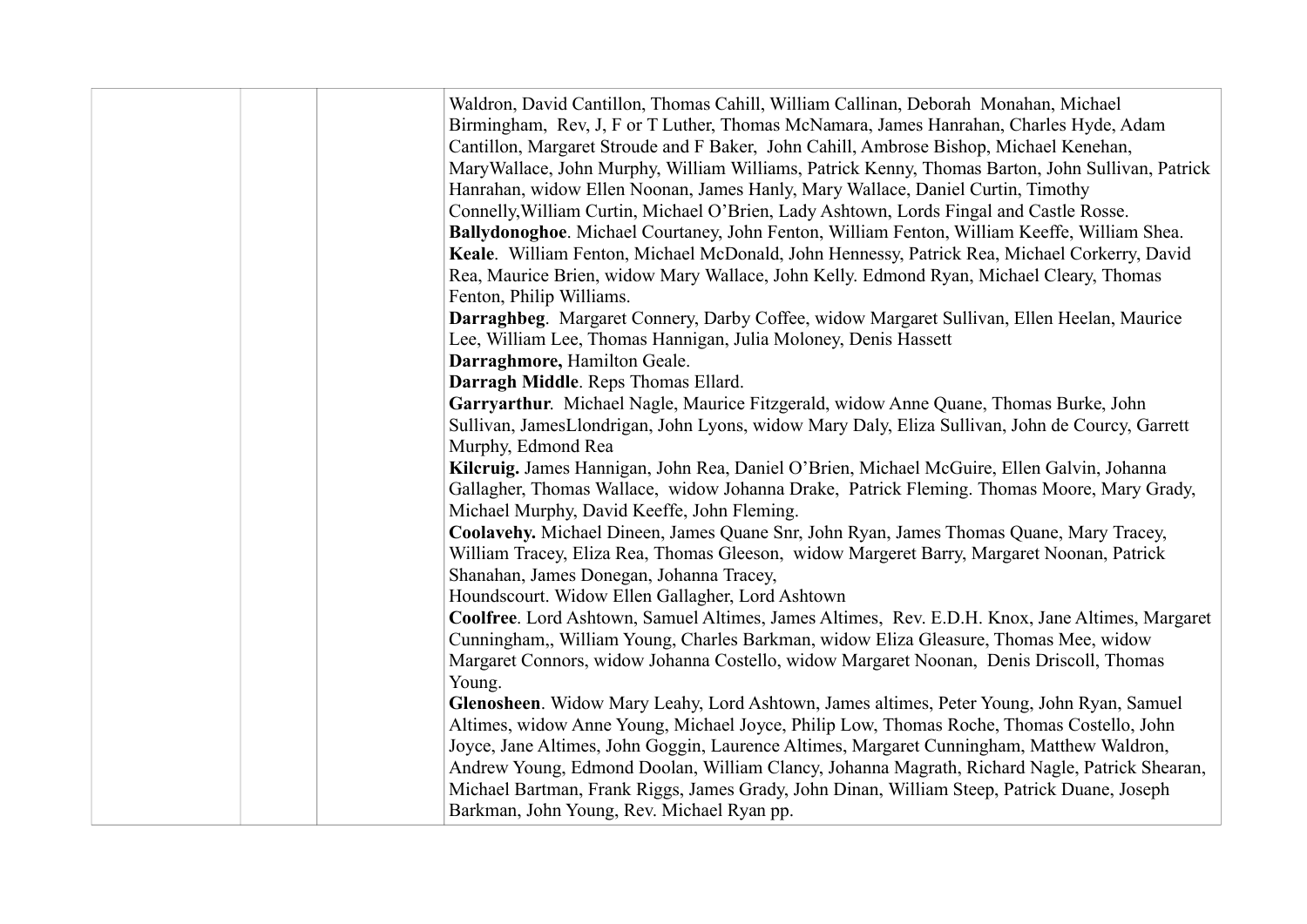| | | | |
|---|---|---|---|
| | | | Waldron, David Cantillon, Thomas Cahill, William Callinan, Deborah Monahan, Michael Birmingham, Rev, J, F or T Luther, Thomas McNamara, James Hanrahan, Charles Hyde, Adam Cantillon, Margaret Stroude and F Baker, John Cahill, Ambrose Bishop, Michael Kenehan, MaryWallace, John Murphy, William Williams, Patrick Kenny, Thomas Barton, John Sullivan, Patrick Hanrahan, widow Ellen Noonan, James Hanly, Mary Wallace, Daniel Curtin, Timothy Connelly,William Curtin, Michael O'Brien, Lady Ashtown, Lords Fingal and Castle Rosse.<br>**Ballydonoghoe**. Michael Courtaney, John Fenton, William Fenton, William Keeffe, William Shea.<br>**Keale**. William Fenton, Michael McDonald, John Hennessy, Patrick Rea, Michael Corkerry, David Rea, Maurice Brien, widow Mary Wallace, John Kelly. Edmond Ryan, Michael Cleary, Thomas Fenton, Philip Williams.<br>**Darraghbeg**. Margaret Connery, Darby Coffee, widow Margaret Sullivan, Ellen Heelan, Maurice Lee, William Lee, Thomas Hannigan, Julia Moloney, Denis Hassett<br>**Darraghmore,** Hamilton Geale.<br>**Darragh Middle**. Reps Thomas Ellard.<br>**Garryarthur**. Michael Nagle, Maurice Fitzgerald, widow Anne Quane, Thomas Burke, John Sullivan, JamesLlondrigan, John Lyons, widow Mary Daly, Eliza Sullivan, John de Courcy, Garrett Murphy, Edmond Rea<br>**Kilcruig.** James Hannigan, John Rea, Daniel O'Brien, Michael McGuire, Ellen Galvin, Johanna Gallagher, Thomas Wallace, widow Johanna Drake, Patrick Fleming. Thomas Moore, Mary Grady, Michael Murphy, David Keeffe, John Fleming.<br>**Coolavehy.** Michael Dineen, James Quane Snr, John Ryan, James Thomas Quane, Mary Tracey, William Tracey, Eliza Rea, Thomas Gleeson, widow Margeret Barry, Margaret Noonan, Patrick Shanahan, James Donegan, Johanna Tracey,<br>Houndscourt. Widow Ellen Gallagher, Lord Ashtown<br>**Coolfree**. Lord Ashtown, Samuel Altimes, James Altimes, Rev. E.D.H. Knox, Jane Altimes, Margaret Cunningham,, William Young, Charles Barkman, widow Eliza Gleasure, Thomas Mee, widow Margaret Connors, widow Johanna Costello, widow Margaret Noonan, Denis Driscoll, Thomas Young.<br>**Glenosheen**. Widow Mary Leahy, Lord Ashtown, James altimes, Peter Young, John Ryan, Samuel Altimes, widow Anne Young, Michael Joyce, Philip Low, Thomas Roche, Thomas Costello, John Joyce, Jane Altimes, John Goggin, Laurence Altimes, Margaret Cunningham, Matthew Waldron, Andrew Young, Edmond Doolan, William Clancy, Johanna Magrath, Richard Nagle, Patrick Shearan, Michael Bartman, Frank Riggs, James Grady, John Dinan, William Steep, Patrick Duane, Joseph Barkman, John Young, Rev. Michael Ryan pp. |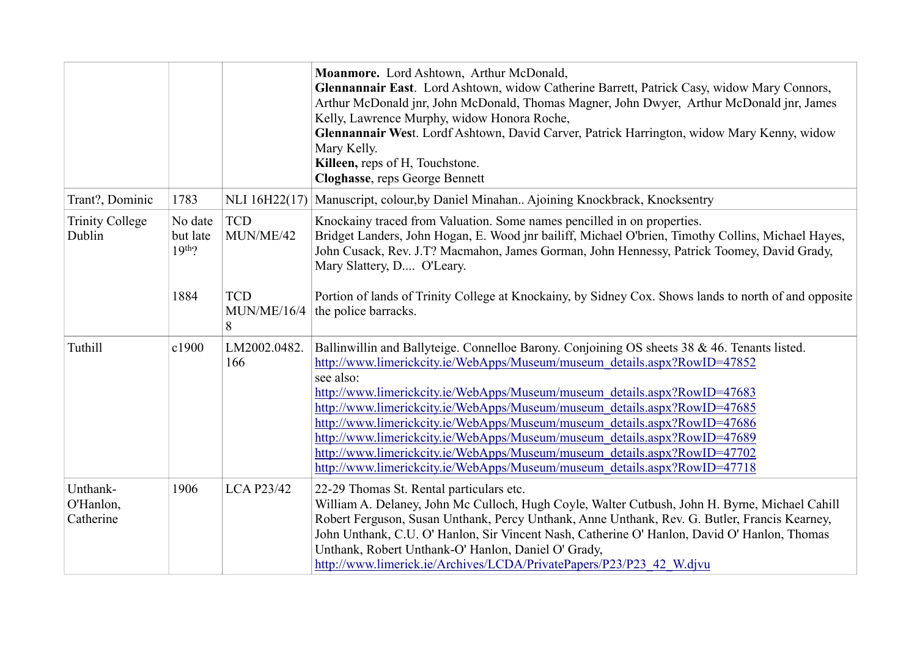| | | | |
|---|---|---|---|
| | | | **Moanmore.** Lord Ashtown, Arthur McDonald,<br>**Glennannair East**. Lord Ashtown, widow Catherine Barrett, Patrick Casy, widow Mary Connors, Arthur McDonald jnr, John McDonald, Thomas Magner, John Dwyer, Arthur McDonald jnr, James Kelly, Lawrence Murphy, widow Honora Roche,<br>**Glennannair Wes**t. Lordf Ashtown, David Carver, Patrick Harrington, widow Mary Kenny, widow Mary Kelly.<br>**Killeen,** reps of H, Touchstone.<br>**Cloghasse**, reps George Bennett |
| Trant?, Dominic | 1783 | NLI 16H22(17) | Manuscript, colour,by Daniel Minahan.. Ajoining Knockbrack, Knocksentry |
| Trinity College Dublin | No date but late 19th? | TCD MUN/ME/42 | Knockainy traced from Valuation. Some names pencilled in on properties.<br>Bridget Landers, John Hogan, E. Wood jnr bailiff, Michael O'brien, Timothy Collins, Michael Hayes, John Cusack, Rev. J.T? Macmahon, James Gorman, John Hennessy, Patrick Toomey, David Grady, Mary Slattery, D.... O'Leary. |
| | 1884 | TCD MUN/ME/16/48 | Portion of lands of Trinity College at Knockainy, by Sidney Cox. Shows lands to north of and opposite the police barracks. |
| Tuthill | c1900 | LM2002.0482.166 | Ballinwillin and Ballyteige. Connelloe Barony. Conjoining OS sheets 38 & 46. Tenants listed.<br>http://www.limerickcity.ie/WebApps/Museum/museum_details.aspx?RowID=47852<br>see also:<br>http://www.limerickcity.ie/WebApps/Museum/museum_details.aspx?RowID=47683<br>http://www.limerickcity.ie/WebApps/Museum/museum_details.aspx?RowID=47685<br>http://www.limerickcity.ie/WebApps/Museum/museum_details.aspx?RowID=47686<br>http://www.limerickcity.ie/WebApps/Museum/museum_details.aspx?RowID=47689<br>http://www.limerickcity.ie/WebApps/Museum/museum_details.aspx?RowID=47702<br>http://www.limerickcity.ie/WebApps/Museum/museum_details.aspx?RowID=47718 |
| Unthank-O'Hanlon, Catherine | 1906 | LCA P23/42 | 22-29 Thomas St. Rental particulars etc.<br>William A. Delaney, John Mc Culloch, Hugh Coyle, Walter Cutbush, John H. Byrne, Michael Cahill Robert Ferguson, Susan Unthank, Percy Unthank, Anne Unthank, Rev. G. Butler, Francis Kearney, John Unthank, C.U. O' Hanlon, Sir Vincent Nash, Catherine O' Hanlon, David O' Hanlon, Thomas Unthank, Robert Unthank-O' Hanlon, Daniel O' Grady,<br>http://www.limerick.ie/Archives/LCDA/PrivatePapers/P23/P23_42_W.djvu |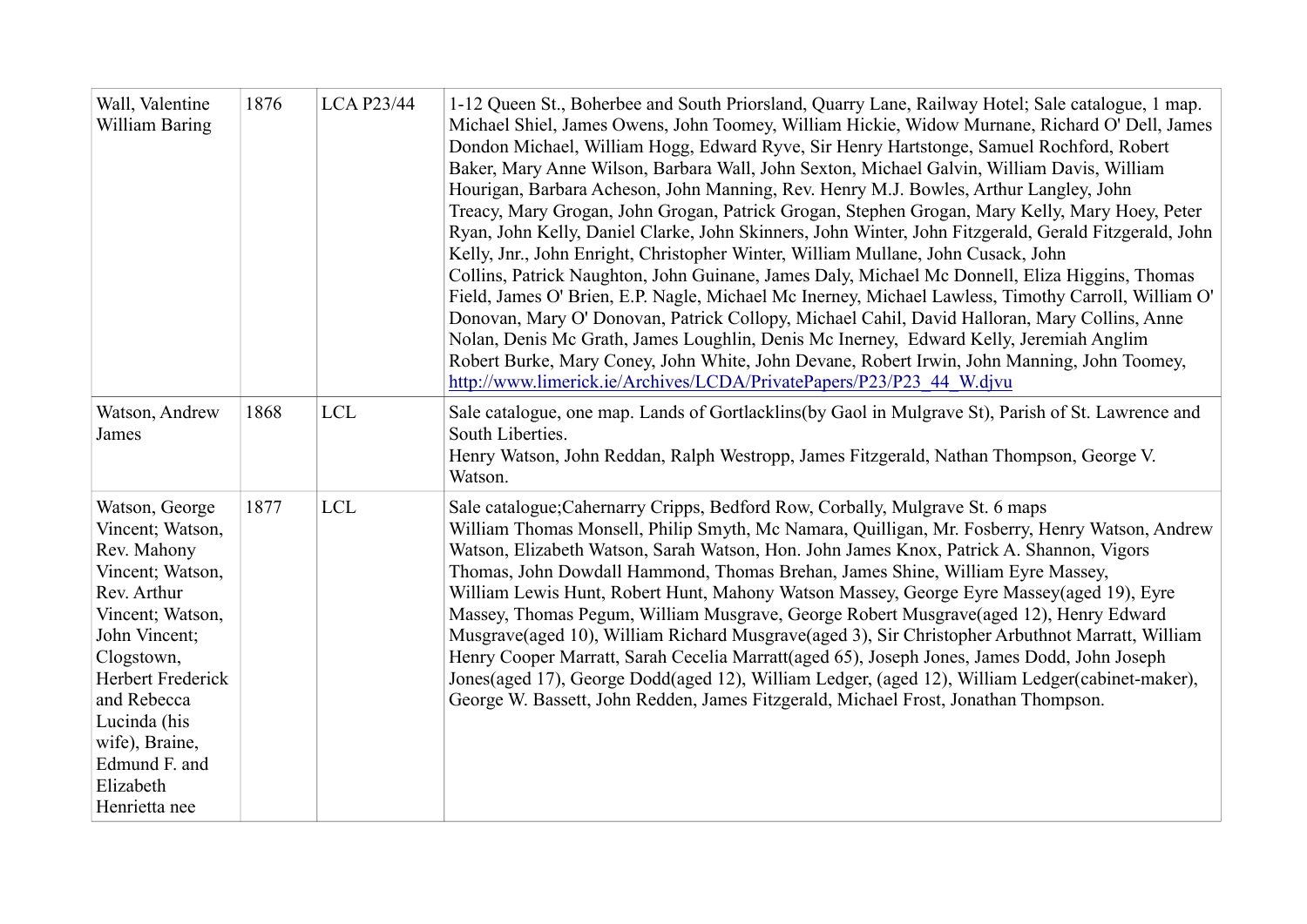| | | | |
|---|---|---|---|
| Wall, Valentine William Baring | 1876 | LCA P23/44 | 1-12 Queen St., Boherbee and South Priorsland, Quarry Lane, Railway Hotel; Sale catalogue, 1 map. Michael Shiel, James Owens, John Toomey, William Hickie, Widow Murnane, Richard O' Dell, James Dondon Michael, William Hogg, Edward Ryve, Sir Henry Hartstonge, Samuel Rochford, Robert Baker, Mary Anne Wilson, Barbara Wall, John Sexton, Michael Galvin, William Davis, William Hourigan, Barbara Acheson, John Manning, Rev. Henry M.J. Bowles, Arthur Langley, John Treacy, Mary Grogan, John Grogan, Patrick Grogan, Stephen Grogan, Mary Kelly, Mary Hoey, Peter Ryan, John Kelly, Daniel Clarke, John Skinners, John Winter, John Fitzgerald, Gerald Fitzgerald, John Kelly, Jnr., John Enright, Christopher Winter, William Mullane, John Cusack, John Collins, Patrick Naughton, John Guinane, James Daly, Michael Mc Donnell, Eliza Higgins, Thomas Field, James O' Brien, E.P. Nagle, Michael Mc Inerney, Michael Lawless, Timothy Carroll, William O' Donovan, Mary O' Donovan, Patrick Collopy, Michael Cahil, David Halloran, Mary Collins, Anne Nolan, Denis Mc Grath, James Loughlin, Denis Mc Inerney, Edward Kelly, Jeremiah Anglim Robert Burke, Mary Coney, John White, John Devane, Robert Irwin, John Manning, John Toomey, http://www.limerick.ie/Archives/LCDA/PrivatePapers/P23/P23_44_W.djvu |
| Watson, Andrew James | 1868 | LCL | Sale catalogue, one map. Lands of Gortlacklins(by Gaol in Mulgrave St), Parish of St. Lawrence and South Liberties. Henry Watson, John Reddan, Ralph Westropp, James Fitzgerald, Nathan Thompson, George V. Watson. |
| Watson, George Vincent; Watson, Rev. Mahony Vincent; Watson, Rev. Arthur Vincent; Watson, John Vincent; Clogstown, Herbert Frederick and Rebecca Lucinda (his wife), Braine, Edmund F. and Elizabeth Henrietta nee | 1877 | LCL | Sale catalogue;Cahernarry Cripps, Bedford Row, Corbally, Mulgrave St. 6 maps William Thomas Monsell, Philip Smyth, Mc Namara, Quilligan, Mr. Fosberry, Henry Watson, Andrew Watson, Elizabeth Watson, Sarah Watson, Hon. John James Knox, Patrick A. Shannon, Vigors Thomas, John Dowdall Hammond, Thomas Brehan, James Shine, William Eyre Massey, William Lewis Hunt, Robert Hunt, Mahony Watson Massey, George Eyre Massey(aged 19), Eyre Massey, Thomas Pegum, William Musgrave, George Robert Musgrave(aged 12), Henry Edward Musgrave(aged 10), William Richard Musgrave(aged 3), Sir Christopher Arbuthnot Marratt, William Henry Cooper Marratt, Sarah Cecelia Marratt(aged 65), Joseph Jones, James Dodd, John Joseph Jones(aged 17), George Dodd(aged 12), William Ledger, (aged 12), William Ledger(cabinet-maker), George W. Bassett, John Redden, James Fitzgerald, Michael Frost, Jonathan Thompson. |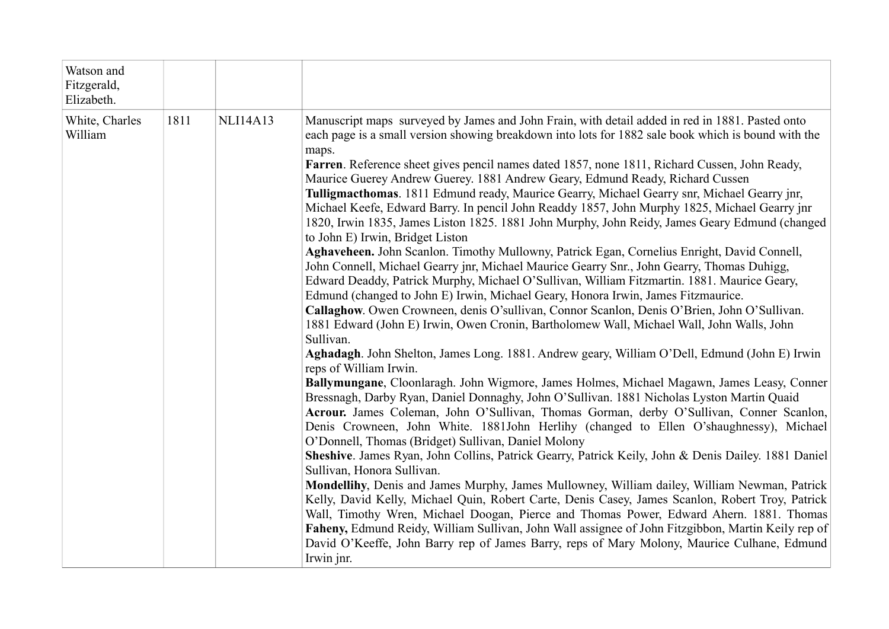| | | | |
|---|---|---|---|
| Watson and Fitzgerald, Elizabeth. | | | |
| White, Charles William | 1811 | NLI14A13 | Manuscript maps surveyed by James and John Frain, with detail added in red in 1881. Pasted onto each page is a small version showing breakdown into lots for 1882 sale book which is bound with the maps.<br>**Farren**. Reference sheet gives pencil names dated 1857, none 1811, Richard Cussen, John Ready, Maurice Guerey Andrew Guerey. 1881 Andrew Geary, Edmund Ready, Richard Cussen<br>**Tulligmacthomas**. 1811 Edmund ready, Maurice Gearry, Michael Gearry snr, Michael Gearry jnr, Michael Keefe, Edward Barry. In pencil John Readdy 1857, John Murphy 1825, Michael Gearry jnr 1820, Irwin 1835, James Liston 1825. 1881 John Murphy, John Reidy, James Geary Edmund (changed to John E) Irwin, Bridget Liston<br>**Aghaveheen.** John Scanlon. Timothy Mullowny, Patrick Egan, Cornelius Enright, David Connell, John Connell, Michael Gearry jnr, Michael Maurice Gearry Snr., John Gearry, Thomas Duhigg, Edward Deaddy, Patrick Murphy, Michael O'Sullivan, William Fitzmartin. 1881. Maurice Geary, Edmund (changed to John E) Irwin, Michael Geary, Honora Irwin, James Fitzmaurice.<br>**Callaghow**. Owen Crowneen, denis O'sullivan, Connor Scanlon, Denis O'Brien, John O'Sullivan. 1881 Edward (John E) Irwin, Owen Cronin, Bartholomew Wall, Michael Wall, John Walls, John Sullivan.<br>**Aghadagh**. John Shelton, James Long. 1881. Andrew geary, William O'Dell, Edmund (John E) Irwin reps of William Irwin.<br>**Ballymungane**, Cloonlaragh. John Wigmore, James Holmes, Michael Magawn, James Leasy, Conner Bressnagh, Darby Ryan, Daniel Donnaghy, John O'Sullivan. 1881 Nicholas Lyston Martin Quaid<br>**Acrour.** James Coleman, John O'Sullivan, Thomas Gorman, derby O'Sullivan, Conner Scanlon, Denis Crowneen, John White. 1881John Herlihy (changed to Ellen O'shaughnessy), Michael O'Donnell, Thomas (Bridget) Sullivan, Daniel Molony<br>**Sheshive**. James Ryan, John Collins, Patrick Gearry, Patrick Keily, John & Denis Dailey. 1881 Daniel Sullivan, Honora Sullivan.<br>**Mondellihy**, Denis and James Murphy, James Mullowney, William dailey, William Newman, Patrick Kelly, David Kelly, Michael Quin, Robert Carte, Denis Casey, James Scanlon, Robert Troy, Patrick Wall, Timothy Wren, Michael Doogan, Pierce and Thomas Power, Edward Ahern. 1881. Thomas **Faheny,** Edmund Reidy, William Sullivan, John Wall assignee of John Fitzgibbon, Martin Keily rep of David O'Keeffe, John Barry rep of James Barry, reps of Mary Molony, Maurice Culhane, Edmund Irwin jnr. |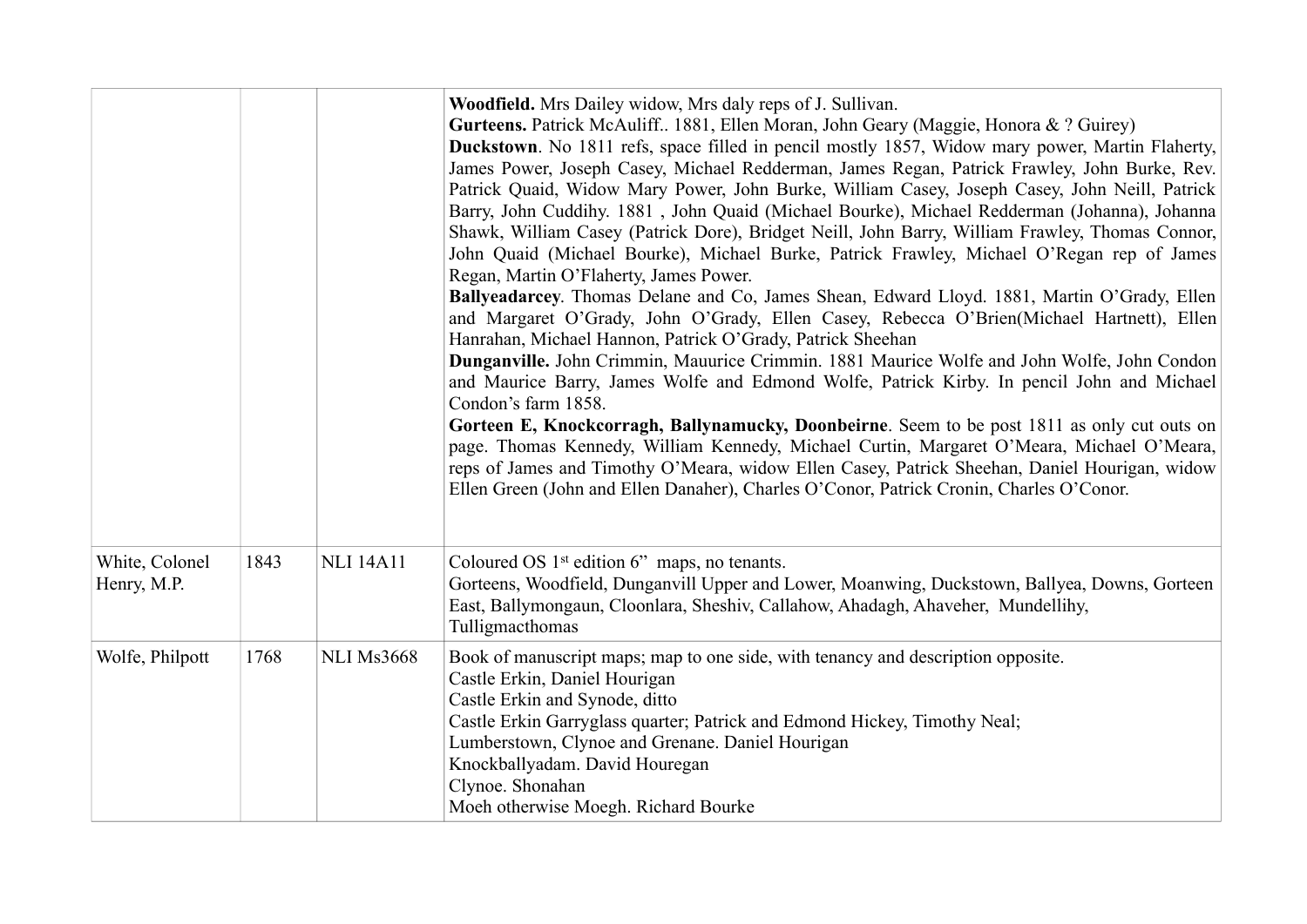| | | | |
|---|---|---|---|
| | | | **Woodfield.** Mrs Dailey widow, Mrs daly reps of J. Sullivan.<br>**Gurteens.** Patrick McAuliff.. 1881, Ellen Moran, John Geary (Maggie, Honora & ? Guirey)<br>**Duckstown**. No 1811 refs, space filled in pencil mostly 1857, Widow mary power, Martin Flaherty, James Power, Joseph Casey, Michael Redderman, James Regan, Patrick Frawley, John Burke, Rev. Patrick Quaid, Widow Mary Power, John Burke, William Casey, Joseph Casey, John Neill, Patrick Barry, John Cuddihy. 1881 , John Quaid (Michael Bourke), Michael Redderman (Johanna), Johanna Shawk, William Casey (Patrick Dore), Bridget Neill, John Barry, William Frawley, Thomas Connor, John Quaid (Michael Bourke), Michael Burke, Patrick Frawley, Michael O'Regan rep of James Regan, Martin O'Flaherty, James Power.<br>**Ballyeadarcey**. Thomas Delane and Co, James Shean, Edward Lloyd. 1881, Martin O'Grady, Ellen and Margaret O'Grady, John O'Grady, Ellen Casey, Rebecca O'Brien(Michael Hartnett), Ellen Hanrahan, Michael Hannon, Patrick O'Grady, Patrick Sheehan<br>**Dunganville.** John Crimmin, Mauurice Crimmin. 1881 Maurice Wolfe and John Wolfe, John Condon and Maurice Barry, James Wolfe and Edmond Wolfe, Patrick Kirby. In pencil John and Michael Condon's farm 1858.<br>**Gorteen E, Knockcorragh, Ballynamucky, Doonbeirne**. Seem to be post 1811 as only cut outs on page. Thomas Kennedy, William Kennedy, Michael Curtin, Margaret O'Meara, Michael O'Meara, reps of James and Timothy O'Meara, widow Ellen Casey, Patrick Sheehan, Daniel Hourigan, widow Ellen Green (John and Ellen Danaher), Charles O'Conor, Patrick Cronin, Charles O'Conor. |
| White, Colonel Henry, M.P. | 1843 | NLI 14A11 | Coloured OS 1st edition 6" maps, no tenants.<br>Gorteens, Woodfield, Dunganvill Upper and Lower, Moanwing, Duckstown, Ballyea, Downs, Gorteen East, Ballymongaun, Cloonlara, Sheshiv, Callahow, Ahadagh, Ahaveher, Mundellihy, Tulligmacthomas |
| Wolfe, Philpott | 1768 | NLI Ms3668 | Book of manuscript maps; map to one side, with tenancy and description opposite.<br>Castle Erkin, Daniel Hourigan<br>Castle Erkin and Synode, ditto<br>Castle Erkin Garryglass quarter; Patrick and Edmond Hickey, Timothy Neal;<br>Lumberstown, Clynoe and Grenane. Daniel Hourigan<br>Knockballyadam. David Houregan<br>Clynoe. Shonahan<br>Moeh otherwise Moegh. Richard Bourke |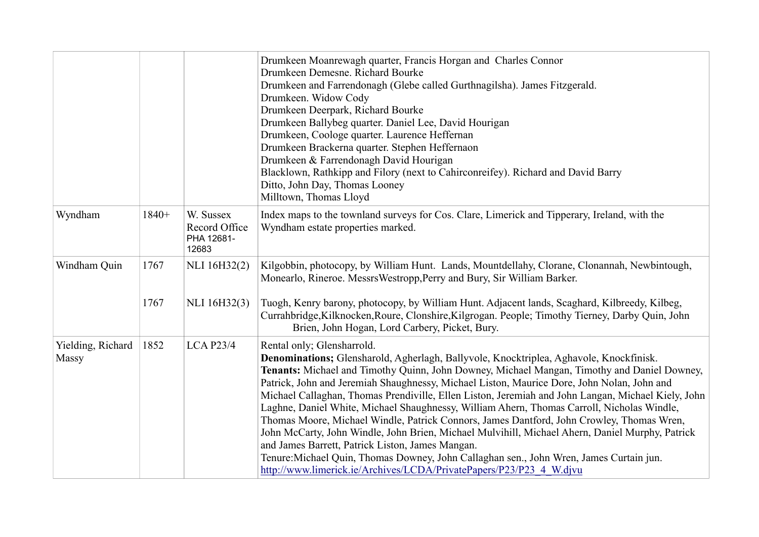| | | | |
|---|---|---|---|
| | | | Drumkeen Moanrewagh quarter, Francis Horgan and Charles Connor<br>Drumkeen Demesne. Richard Bourke<br>Drumkeen and Farrendonagh (Glebe called Gurthnagilsha). James Fitzgerald.<br>Drumkeen. Widow Cody<br>Drumkeen Deerpark, Richard Bourke<br>Drumkeen Ballybeg quarter. Daniel Lee, David Hourigan<br>Drumkeen, Coologe quarter. Laurence Heffernan<br>Drumkeen Brackerna quarter. Stephen Heffernaon<br>Drumkeen & Farrendonagh David Hourigan<br>Blacklown, Rathkipp and Filory (next to Cahirconreifey). Richard and David Barry<br>Ditto, John Day, Thomas Looney<br>Milltown, Thomas Lloyd |
| Wyndham | 1840+ | W. Sussex Record Office PHA 12681-12683 | Index maps to the townland surveys for Cos. Clare, Limerick and Tipperary, Ireland, with the Wyndham estate properties marked. |
| Windham Quin | 1767<br><br>1767 | NLI 16H32(2)<br><br>NLI 16H32(3) | Kilgobbin, photocopy, by William Hunt. Lands, Mountdellahy, Clorane, Clonannah, Newbintough, Monearlo, Rineroe. MessrsWestropp,Perry and Bury, Sir William Barker.<br><br>Tuogh, Kenry barony, photocopy, by William Hunt. Adjacent lands, Scaghard, Kilbreedy, Kilbeg, Currahbridge,Kilknocken,Roure, Clonshire,Kilgrogan. People; Timothy Tierney, Darby Quin, John Brien, John Hogan, Lord Carbery, Picket, Bury. |
| Yielding, Richard Massy | 1852 | LCA P23/4 | Rental only; Glensharrold.<br>**Denominations;** Glensharold, Agherlagh, Ballyvole, Knocktriplea, Aghavole, Knockfinisk.<br>**Tenants:** Michael and Timothy Quinn, John Downey, Michael Mangan, Timothy and Daniel Downey, Patrick, John and Jeremiah Shaughnessy, Michael Liston, Maurice Dore, John Nolan, John and Michael Callaghan, Thomas Prendiville, Ellen Liston, Jeremiah and John Langan, Michael Kiely, John Laghne, Daniel White, Michael Shaughnessy, William Ahern, Thomas Carroll, Nicholas Windle, Thomas Moore, Michael Windle, Patrick Connors, James Dantford, John Crowley, Thomas Wren, John McCarty, John Windle, John Brien, Michael Mulvihill, Michael Ahern, Daniel Murphy, Patrick and James Barrett, Patrick Liston, James Mangan.<br>Tenure:Michael Quin, Thomas Downey, John Callaghan sen., John Wren, James Curtain jun.<br>http://www.limerick.ie/Archives/LCDA/PrivatePapers/P23/P23_4_W.djvu |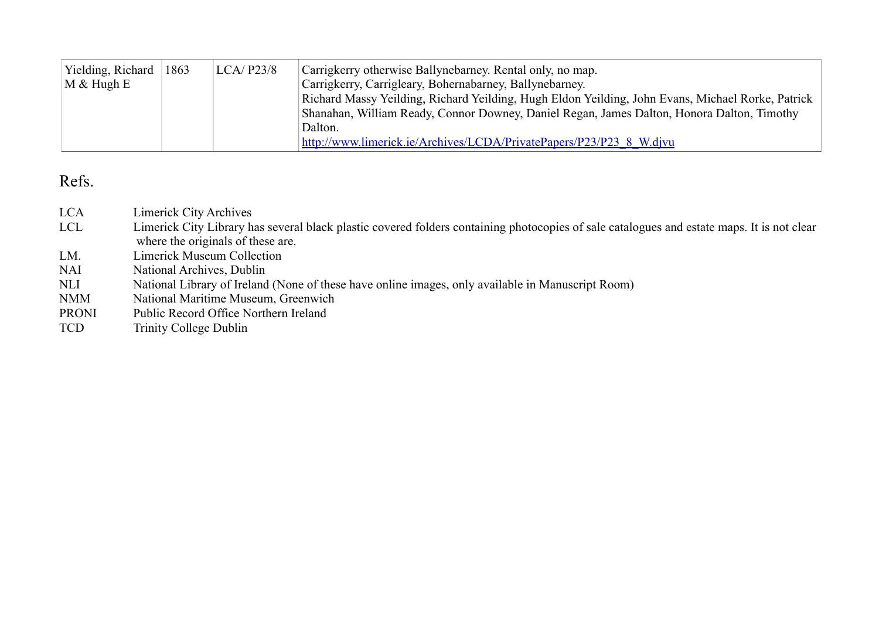| | | | |
|---|---|---|---|
| Yielding, Richard M & Hugh E | 1863 | LCA/ P23/8 | Carrigkerry otherwise Ballynebarney. Rental only, no map.<br>Carrigkerry, Carrigleary, Bohernabarney, Ballynebarney.<br>Richard Massy Yeilding, Richard Yeilding, Hugh Eldon Yeilding, John Evans, Michael Rorke, Patrick Shanahan, William Ready, Connor Downey, Daniel Regan, James Dalton, Honora Dalton, Timothy Dalton.<br>http://www.limerick.ie/Archives/LCDA/PrivatePapers/P23/P23_8_W.djvu |

## Refs.

| | |
|---|---|
| LCA | Limerick City Archives |
| LCL | Limerick City Library has several black plastic covered folders containing photocopies of sale catalogues and estate maps. It is not clear where the originals of these are. |
| LM. | Limerick Museum Collection |
| NAI | National Archives, Dublin |
| NLI | National Library of Ireland (None of these have online images, only available in Manuscript Room) |
| NMM | National Maritime Museum, Greenwich |
| PRONI | Public Record Office Northern Ireland |
| TCD | Trinity College Dublin |